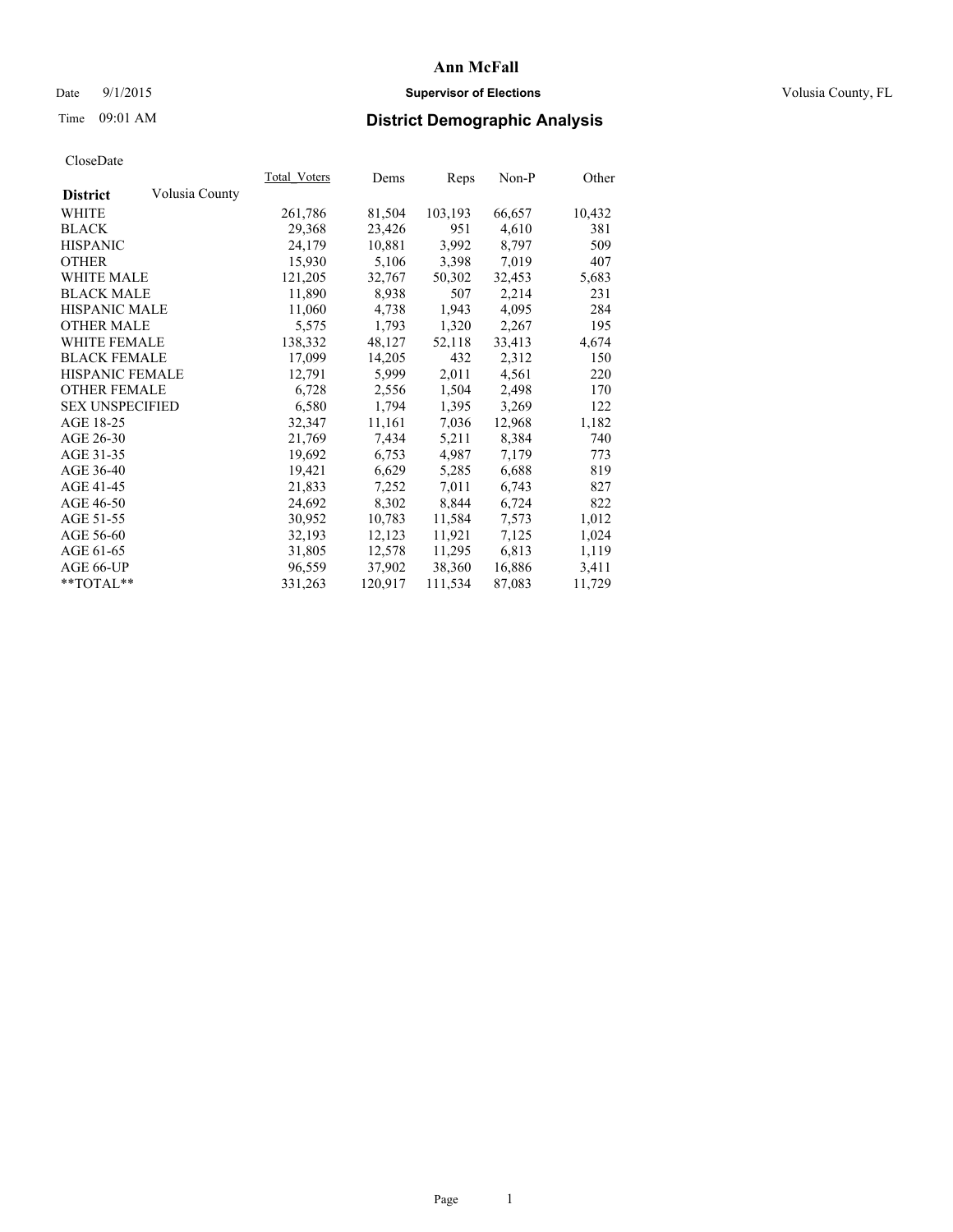# Ann McFall

Date 9/1/2015 **Supervisor of Elections** Volusia County, FL

Time 09:01 AM **District Demographic Analysis**

CloseDate

| **District** Volusia County | Total_Voters | Dems | Reps | Non-P | Other |
|---|---|---|---|---|---|
| WHITE | 261,786 | 81,504 | 103,193 | 66,657 | 10,432 |
| BLACK | 29,368 | 23,426 | 951 | 4,610 | 381 |
| HISPANIC | 24,179 | 10,881 | 3,992 | 8,797 | 509 |
| OTHER | 15,930 | 5,106 | 3,398 | 7,019 | 407 |
| WHITE MALE | 121,205 | 32,767 | 50,302 | 32,453 | 5,683 |
| BLACK MALE | 11,890 | 8,938 | 507 | 2,214 | 231 |
| HISPANIC MALE | 11,060 | 4,738 | 1,943 | 4,095 | 284 |
| OTHER MALE | 5,575 | 1,793 | 1,320 | 2,267 | 195 |
| WHITE FEMALE | 138,332 | 48,127 | 52,118 | 33,413 | 4,674 |
| BLACK FEMALE | 17,099 | 14,205 | 432 | 2,312 | 150 |
| HISPANIC FEMALE | 12,791 | 5,999 | 2,011 | 4,561 | 220 |
| OTHER FEMALE | 6,728 | 2,556 | 1,504 | 2,498 | 170 |
| SEX UNSPECIFIED | 6,580 | 1,794 | 1,395 | 3,269 | 122 |
| AGE 18-25 | 32,347 | 11,161 | 7,036 | 12,968 | 1,182 |
| AGE 26-30 | 21,769 | 7,434 | 5,211 | 8,384 | 740 |
| AGE 31-35 | 19,692 | 6,753 | 4,987 | 7,179 | 773 |
| AGE 36-40 | 19,421 | 6,629 | 5,285 | 6,688 | 819 |
| AGE 41-45 | 21,833 | 7,252 | 7,011 | 6,743 | 827 |
| AGE 46-50 | 24,692 | 8,302 | 8,844 | 6,724 | 822 |
| AGE 51-55 | 30,952 | 10,783 | 11,584 | 7,573 | 1,012 |
| AGE 56-60 | 32,193 | 12,123 | 11,921 | 7,125 | 1,024 |
| AGE 61-65 | 31,805 | 12,578 | 11,295 | 6,813 | 1,119 |
| AGE 66-UP | 96,559 | 37,902 | 38,360 | 16,886 | 3,411 |
| **TOTAL** | 331,263 | 120,917 | 111,534 | 87,083 | 11,729 |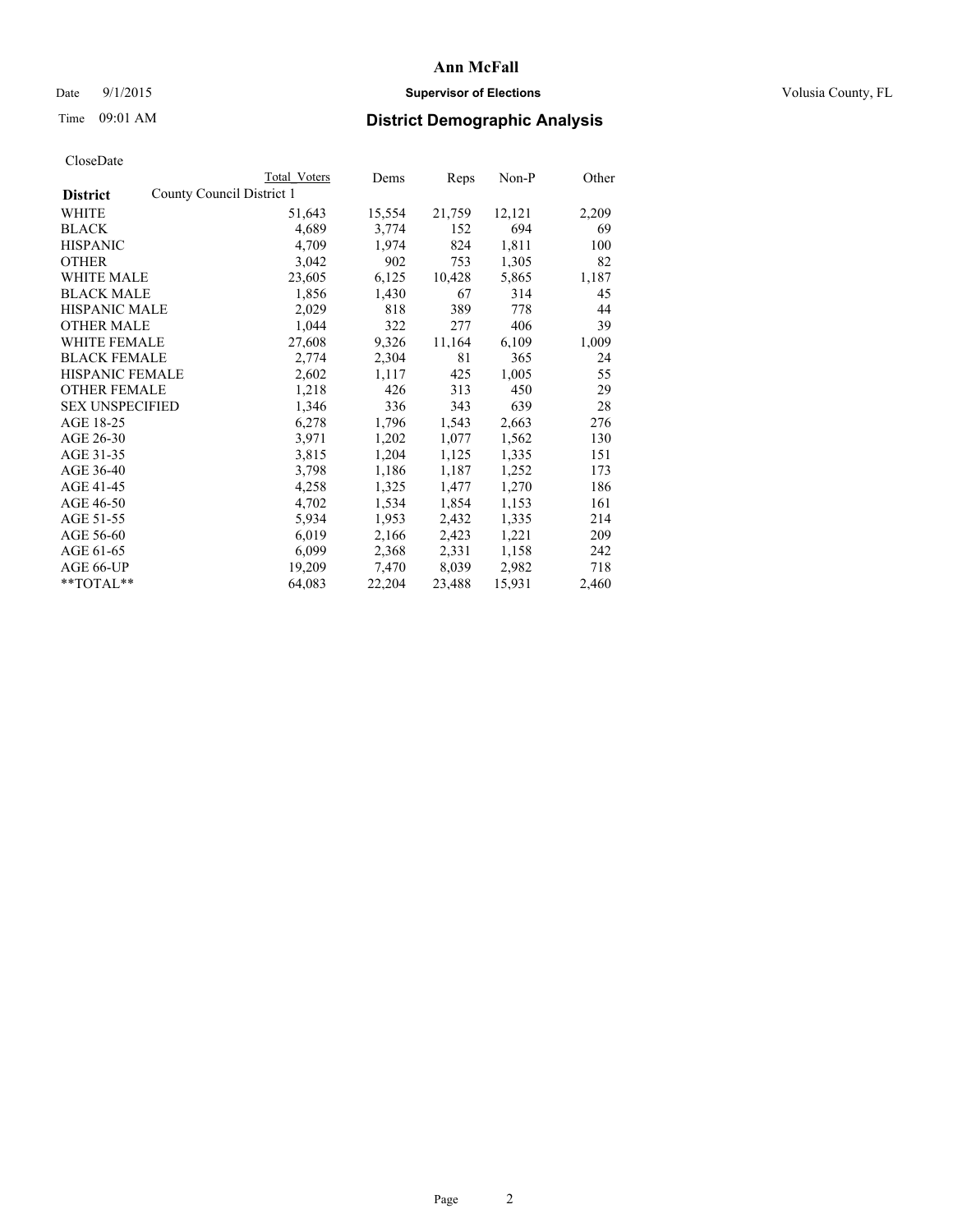**Ann McFall**

Date 9/1/2015 **Supervisor of Elections** Volusia County, FL

Time 09:01 AM **District Demographic Analysis**

CloseDate

| District | County Council District 1 | Total Voters | Dems | Reps | Non-P | Other |
|---|---|---|---|---|---|---|
| WHITE | | 51,643 | 15,554 | 21,759 | 12,121 | 2,209 |
| BLACK | | 4,689 | 3,774 | 152 | 694 | 69 |
| HISPANIC | | 4,709 | 1,974 | 824 | 1,811 | 100 |
| OTHER | | 3,042 | 902 | 753 | 1,305 | 82 |
| WHITE MALE | | 23,605 | 6,125 | 10,428 | 5,865 | 1,187 |
| BLACK MALE | | 1,856 | 1,430 | 67 | 314 | 45 |
| HISPANIC MALE | | 2,029 | 818 | 389 | 778 | 44 |
| OTHER MALE | | 1,044 | 322 | 277 | 406 | 39 |
| WHITE FEMALE | | 27,608 | 9,326 | 11,164 | 6,109 | 1,009 |
| BLACK FEMALE | | 2,774 | 2,304 | 81 | 365 | 24 |
| HISPANIC FEMALE | | 2,602 | 1,117 | 425 | 1,005 | 55 |
| OTHER FEMALE | | 1,218 | 426 | 313 | 450 | 29 |
| SEX UNSPECIFIED | | 1,346 | 336 | 343 | 639 | 28 |
| AGE 18-25 | | 6,278 | 1,796 | 1,543 | 2,663 | 276 |
| AGE 26-30 | | 3,971 | 1,202 | 1,077 | 1,562 | 130 |
| AGE 31-35 | | 3,815 | 1,204 | 1,125 | 1,335 | 151 |
| AGE 36-40 | | 3,798 | 1,186 | 1,187 | 1,252 | 173 |
| AGE 41-45 | | 4,258 | 1,325 | 1,477 | 1,270 | 186 |
| AGE 46-50 | | 4,702 | 1,534 | 1,854 | 1,153 | 161 |
| AGE 51-55 | | 5,934 | 1,953 | 2,432 | 1,335 | 214 |
| AGE 56-60 | | 6,019 | 2,166 | 2,423 | 1,221 | 209 |
| AGE 61-65 | | 6,099 | 2,368 | 2,331 | 1,158 | 242 |
| AGE 66-UP | | 19,209 | 7,470 | 8,039 | 2,982 | 718 |
| **TOTAL** | | 64,083 | 22,204 | 23,488 | 15,931 | 2,460 |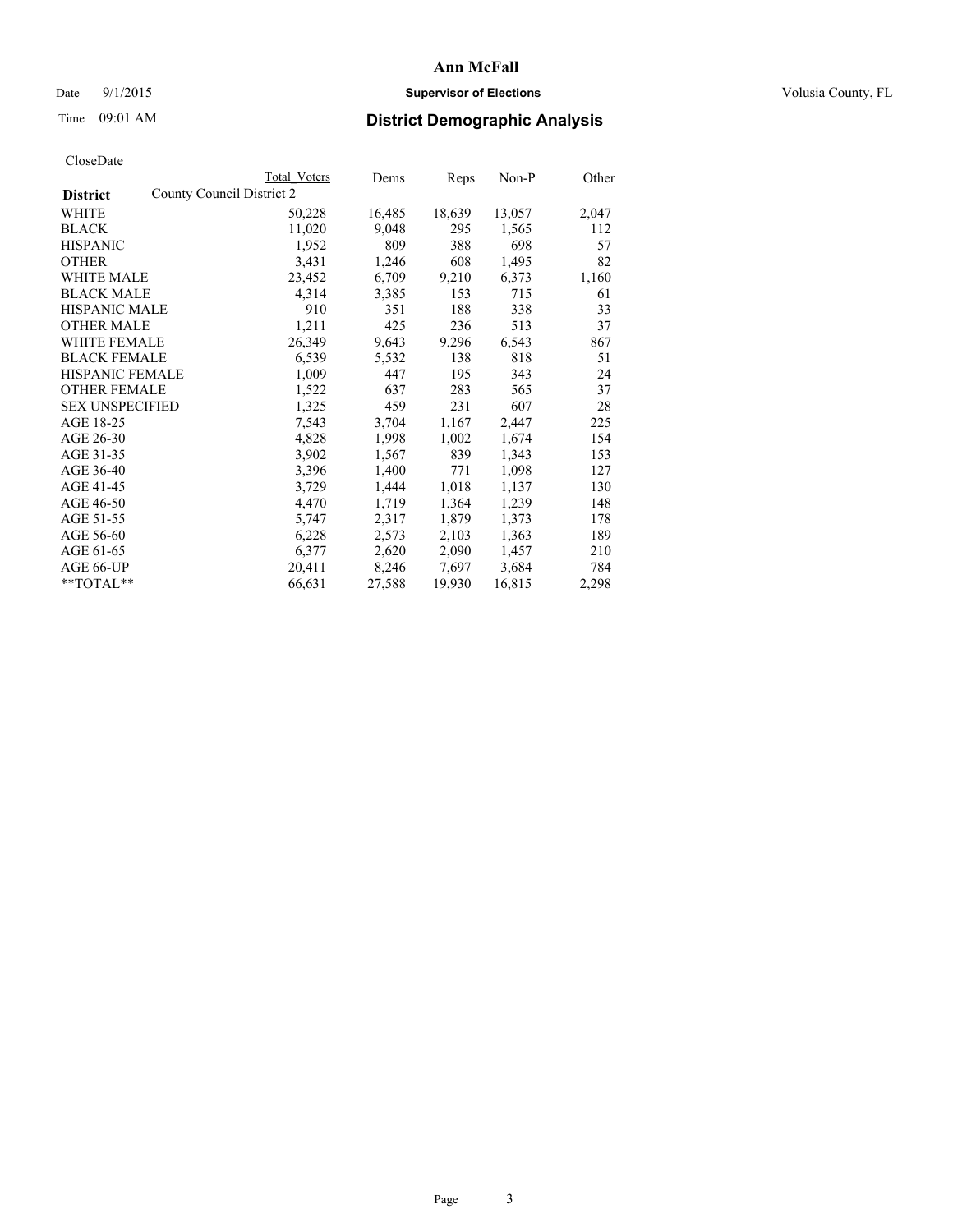# Ann McFall

Date 9/1/2015 **Supervisor of Elections** Volusia County, FL

Time 09:01 AM **District Demographic Analysis**

CloseDate

| | Total Voters | Dems | Reps | Non-P | Other |
|---|---|---|---|---|---|
| **District** County Council District 2 | | | | | |
| WHITE | 50,228 | 16,485 | 18,639 | 13,057 | 2,047 |
| BLACK | 11,020 | 9,048 | 295 | 1,565 | 112 |
| HISPANIC | 1,952 | 809 | 388 | 698 | 57 |
| OTHER | 3,431 | 1,246 | 608 | 1,495 | 82 |
| WHITE MALE | 23,452 | 6,709 | 9,210 | 6,373 | 1,160 |
| BLACK MALE | 4,314 | 3,385 | 153 | 715 | 61 |
| HISPANIC MALE | 910 | 351 | 188 | 338 | 33 |
| OTHER MALE | 1,211 | 425 | 236 | 513 | 37 |
| WHITE FEMALE | 26,349 | 9,643 | 9,296 | 6,543 | 867 |
| BLACK FEMALE | 6,539 | 5,532 | 138 | 818 | 51 |
| HISPANIC FEMALE | 1,009 | 447 | 195 | 343 | 24 |
| OTHER FEMALE | 1,522 | 637 | 283 | 565 | 37 |
| SEX UNSPECIFIED | 1,325 | 459 | 231 | 607 | 28 |
| AGE 18-25 | 7,543 | 3,704 | 1,167 | 2,447 | 225 |
| AGE 26-30 | 4,828 | 1,998 | 1,002 | 1,674 | 154 |
| AGE 31-35 | 3,902 | 1,567 | 839 | 1,343 | 153 |
| AGE 36-40 | 3,396 | 1,400 | 771 | 1,098 | 127 |
| AGE 41-45 | 3,729 | 1,444 | 1,018 | 1,137 | 130 |
| AGE 46-50 | 4,470 | 1,719 | 1,364 | 1,239 | 148 |
| AGE 51-55 | 5,747 | 2,317 | 1,879 | 1,373 | 178 |
| AGE 56-60 | 6,228 | 2,573 | 2,103 | 1,363 | 189 |
| AGE 61-65 | 6,377 | 2,620 | 2,090 | 1,457 | 210 |
| AGE 66-UP | 20,411 | 8,246 | 7,697 | 3,684 | 784 |
| **TOTAL** | 66,631 | 27,588 | 19,930 | 16,815 | 2,298 |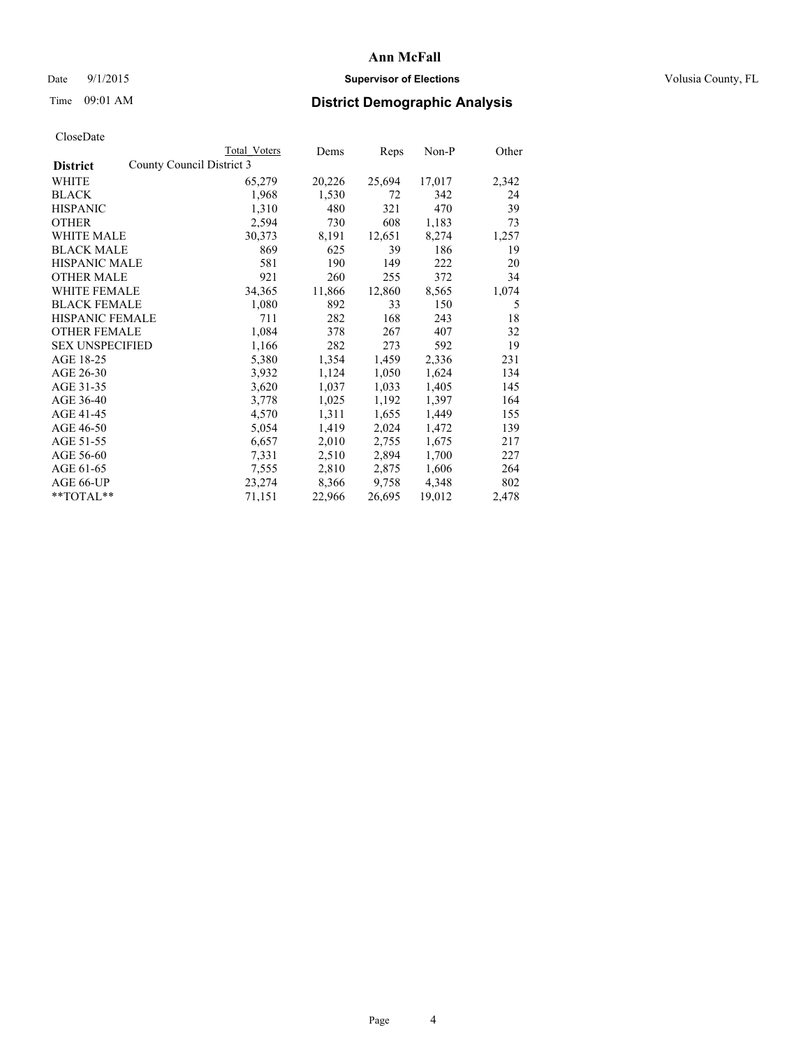# Ann McFall

Date 9/1/2015 **Supervisor of Elections** Volusia County, FL

Time 09:01 AM **District Demographic Analysis**

CloseDate

| **District** | Total Voters | Dems | Reps | Non-P | Other |
|---|---|---|---|---|---|
| County Council District 3 | | | | | |
| WHITE | 65,279 | 20,226 | 25,694 | 17,017 | 2,342 |
| BLACK | 1,968 | 1,530 | 72 | 342 | 24 |
| HISPANIC | 1,310 | 480 | 321 | 470 | 39 |
| OTHER | 2,594 | 730 | 608 | 1,183 | 73 |
| WHITE MALE | 30,373 | 8,191 | 12,651 | 8,274 | 1,257 |
| BLACK MALE | 869 | 625 | 39 | 186 | 19 |
| HISPANIC MALE | 581 | 190 | 149 | 222 | 20 |
| OTHER MALE | 921 | 260 | 255 | 372 | 34 |
| WHITE FEMALE | 34,365 | 11,866 | 12,860 | 8,565 | 1,074 |
| BLACK FEMALE | 1,080 | 892 | 33 | 150 | 5 |
| HISPANIC FEMALE | 711 | 282 | 168 | 243 | 18 |
| OTHER FEMALE | 1,084 | 378 | 267 | 407 | 32 |
| SEX UNSPECIFIED | 1,166 | 282 | 273 | 592 | 19 |
| AGE 18-25 | 5,380 | 1,354 | 1,459 | 2,336 | 231 |
| AGE 26-30 | 3,932 | 1,124 | 1,050 | 1,624 | 134 |
| AGE 31-35 | 3,620 | 1,037 | 1,033 | 1,405 | 145 |
| AGE 36-40 | 3,778 | 1,025 | 1,192 | 1,397 | 164 |
| AGE 41-45 | 4,570 | 1,311 | 1,655 | 1,449 | 155 |
| AGE 46-50 | 5,054 | 1,419 | 2,024 | 1,472 | 139 |
| AGE 51-55 | 6,657 | 2,010 | 2,755 | 1,675 | 217 |
| AGE 56-60 | 7,331 | 2,510 | 2,894 | 1,700 | 227 |
| AGE 61-65 | 7,555 | 2,810 | 2,875 | 1,606 | 264 |
| AGE 66-UP | 23,274 | 8,366 | 9,758 | 4,348 | 802 |
| **TOTAL** | 71,151 | 22,966 | 26,695 | 19,012 | 2,478 |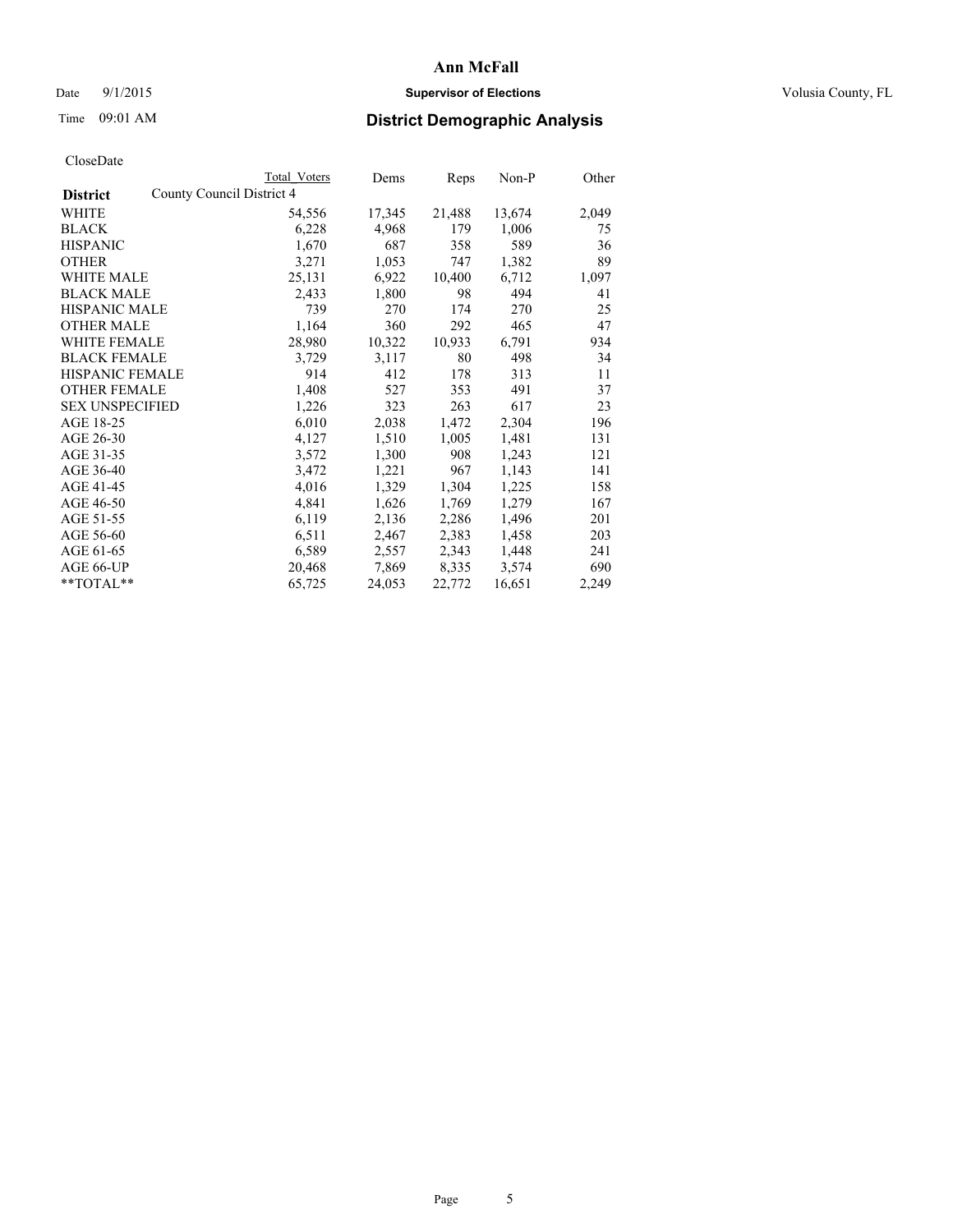Date 9/1/2015

Time 09:01 AM

# Ann McFall

**Supervisor of Elections**

Volusia County, FL

## District Demographic Analysis

CloseDate

| **District** | Total Voters | Dems | Reps | Non-P | Other |
|---|---|---|---|---|---|
| County Council District 4 | | | | | |
| WHITE | 54,556 | 17,345 | 21,488 | 13,674 | 2,049 |
| BLACK | 6,228 | 4,968 | 179 | 1,006 | 75 |
| HISPANIC | 1,670 | 687 | 358 | 589 | 36 |
| OTHER | 3,271 | 1,053 | 747 | 1,382 | 89 |
| WHITE MALE | 25,131 | 6,922 | 10,400 | 6,712 | 1,097 |
| BLACK MALE | 2,433 | 1,800 | 98 | 494 | 41 |
| HISPANIC MALE | 739 | 270 | 174 | 270 | 25 |
| OTHER MALE | 1,164 | 360 | 292 | 465 | 47 |
| WHITE FEMALE | 28,980 | 10,322 | 10,933 | 6,791 | 934 |
| BLACK FEMALE | 3,729 | 3,117 | 80 | 498 | 34 |
| HISPANIC FEMALE | 914 | 412 | 178 | 313 | 11 |
| OTHER FEMALE | 1,408 | 527 | 353 | 491 | 37 |
| SEX UNSPECIFIED | 1,226 | 323 | 263 | 617 | 23 |
| AGE 18-25 | 6,010 | 2,038 | 1,472 | 2,304 | 196 |
| AGE 26-30 | 4,127 | 1,510 | 1,005 | 1,481 | 131 |
| AGE 31-35 | 3,572 | 1,300 | 908 | 1,243 | 121 |
| AGE 36-40 | 3,472 | 1,221 | 967 | 1,143 | 141 |
| AGE 41-45 | 4,016 | 1,329 | 1,304 | 1,225 | 158 |
| AGE 46-50 | 4,841 | 1,626 | 1,769 | 1,279 | 167 |
| AGE 51-55 | 6,119 | 2,136 | 2,286 | 1,496 | 201 |
| AGE 56-60 | 6,511 | 2,467 | 2,383 | 1,458 | 203 |
| AGE 61-65 | 6,589 | 2,557 | 2,343 | 1,448 | 241 |
| AGE 66-UP | 20,468 | 7,869 | 8,335 | 3,574 | 690 |
| **TOTAL** | 65,725 | 24,053 | 22,772 | 16,651 | 2,249 |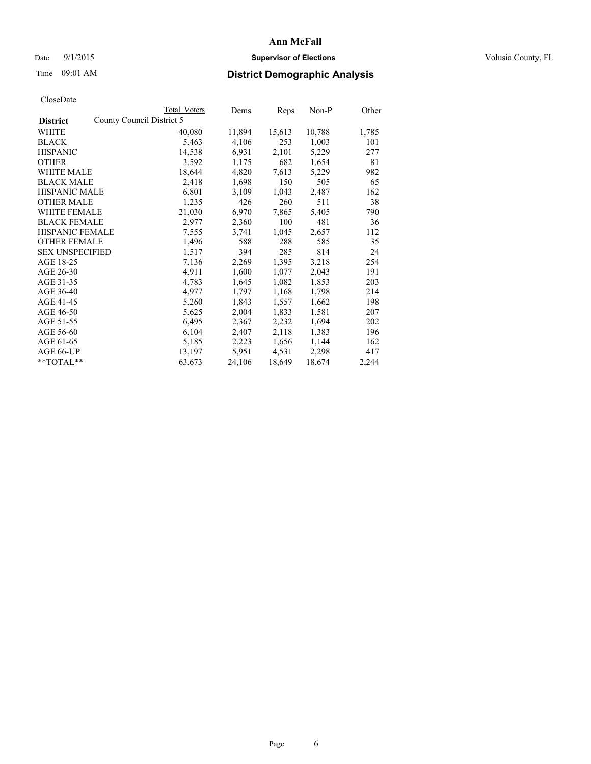# Ann McFall

Date 9/1/2015 **Supervisor of Elections** Volusia County, FL

Time 09:01 AM **District Demographic Analysis**

CloseDate

| | Total Voters | Dems | Reps | Non-P | Other |
|---|---|---|---|---|---|
| **District** County Council District 5 | | | | | |
| WHITE | 40,080 | 11,894 | 15,613 | 10,788 | 1,785 |
| BLACK | 5,463 | 4,106 | 253 | 1,003 | 101 |
| HISPANIC | 14,538 | 6,931 | 2,101 | 5,229 | 277 |
| OTHER | 3,592 | 1,175 | 682 | 1,654 | 81 |
| WHITE MALE | 18,644 | 4,820 | 7,613 | 5,229 | 982 |
| BLACK MALE | 2,418 | 1,698 | 150 | 505 | 65 |
| HISPANIC MALE | 6,801 | 3,109 | 1,043 | 2,487 | 162 |
| OTHER MALE | 1,235 | 426 | 260 | 511 | 38 |
| WHITE FEMALE | 21,030 | 6,970 | 7,865 | 5,405 | 790 |
| BLACK FEMALE | 2,977 | 2,360 | 100 | 481 | 36 |
| HISPANIC FEMALE | 7,555 | 3,741 | 1,045 | 2,657 | 112 |
| OTHER FEMALE | 1,496 | 588 | 288 | 585 | 35 |
| SEX UNSPECIFIED | 1,517 | 394 | 285 | 814 | 24 |
| AGE 18-25 | 7,136 | 2,269 | 1,395 | 3,218 | 254 |
| AGE 26-30 | 4,911 | 1,600 | 1,077 | 2,043 | 191 |
| AGE 31-35 | 4,783 | 1,645 | 1,082 | 1,853 | 203 |
| AGE 36-40 | 4,977 | 1,797 | 1,168 | 1,798 | 214 |
| AGE 41-45 | 5,260 | 1,843 | 1,557 | 1,662 | 198 |
| AGE 46-50 | 5,625 | 2,004 | 1,833 | 1,581 | 207 |
| AGE 51-55 | 6,495 | 2,367 | 2,232 | 1,694 | 202 |
| AGE 56-60 | 6,104 | 2,407 | 2,118 | 1,383 | 196 |
| AGE 61-65 | 5,185 | 2,223 | 1,656 | 1,144 | 162 |
| AGE 66-UP | 13,197 | 5,951 | 4,531 | 2,298 | 417 |
| **TOTAL** | 63,673 | 24,106 | 18,649 | 18,674 | 2,244 |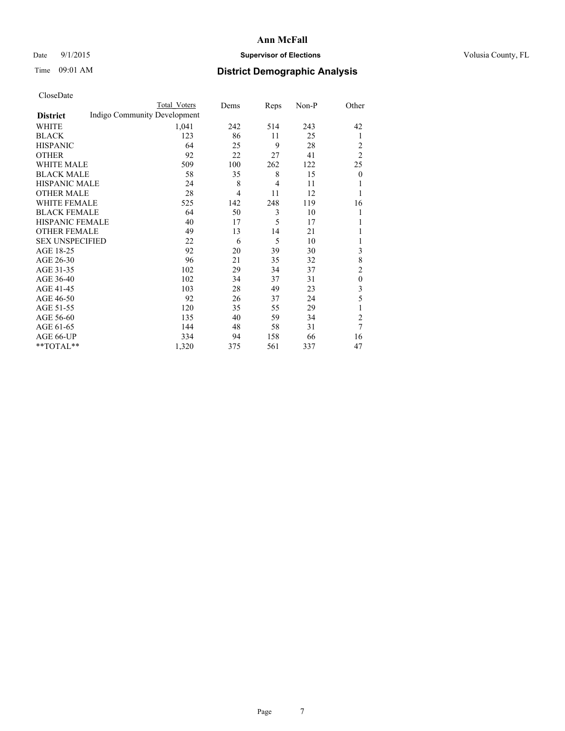# Ann McFall

Date 9/1/2015 **Supervisor of Elections** Volusia County, FL

Time 09:01 AM **District Demographic Analysis**

CloseDate

| District | Total Voters | Dems | Reps | Non-P | Other |
|---|---|---|---|---|---|
| Indigo Community Development | | | | | |
| WHITE | 1,041 | 242 | 514 | 243 | 42 |
| BLACK | 123 | 86 | 11 | 25 | 1 |
| HISPANIC | 64 | 25 | 9 | 28 | 2 |
| OTHER | 92 | 22 | 27 | 41 | 2 |
| WHITE MALE | 509 | 100 | 262 | 122 | 25 |
| BLACK MALE | 58 | 35 | 8 | 15 | 0 |
| HISPANIC MALE | 24 | 8 | 4 | 11 | 1 |
| OTHER MALE | 28 | 4 | 11 | 12 | 1 |
| WHITE FEMALE | 525 | 142 | 248 | 119 | 16 |
| BLACK FEMALE | 64 | 50 | 3 | 10 | 1 |
| HISPANIC FEMALE | 40 | 17 | 5 | 17 | 1 |
| OTHER FEMALE | 49 | 13 | 14 | 21 | 1 |
| SEX UNSPECIFIED | 22 | 6 | 5 | 10 | 1 |
| AGE 18-25 | 92 | 20 | 39 | 30 | 3 |
| AGE 26-30 | 96 | 21 | 35 | 32 | 8 |
| AGE 31-35 | 102 | 29 | 34 | 37 | 2 |
| AGE 36-40 | 102 | 34 | 37 | 31 | 0 |
| AGE 41-45 | 103 | 28 | 49 | 23 | 3 |
| AGE 46-50 | 92 | 26 | 37 | 24 | 5 |
| AGE 51-55 | 120 | 35 | 55 | 29 | 1 |
| AGE 56-60 | 135 | 40 | 59 | 34 | 2 |
| AGE 61-65 | 144 | 48 | 58 | 31 | 7 |
| AGE 66-UP | 334 | 94 | 158 | 66 | 16 |
| **TOTAL** | 1,320 | 375 | 561 | 337 | 47 |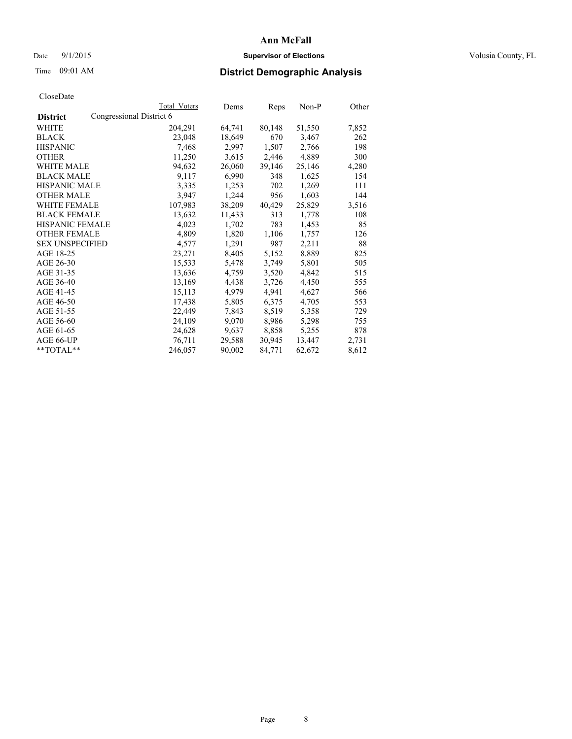# Ann McFall

Date 9/1/2015 **Supervisor of Elections** Volusia County, FL

Time 09:01 AM **District Demographic Analysis**

CloseDate

| **District** | Congressional District 6 | Total Voters | Dems | Reps | Non-P | Other |
|---|---|---|---|---|---|---|
| WHITE | | 204,291 | 64,741 | 80,148 | 51,550 | 7,852 |
| BLACK | | 23,048 | 18,649 | 670 | 3,467 | 262 |
| HISPANIC | | 7,468 | 2,997 | 1,507 | 2,766 | 198 |
| OTHER | | 11,250 | 3,615 | 2,446 | 4,889 | 300 |
| WHITE MALE | | 94,632 | 26,060 | 39,146 | 25,146 | 4,280 |
| BLACK MALE | | 9,117 | 6,990 | 348 | 1,625 | 154 |
| HISPANIC MALE | | 3,335 | 1,253 | 702 | 1,269 | 111 |
| OTHER MALE | | 3,947 | 1,244 | 956 | 1,603 | 144 |
| WHITE FEMALE | | 107,983 | 38,209 | 40,429 | 25,829 | 3,516 |
| BLACK FEMALE | | 13,632 | 11,433 | 313 | 1,778 | 108 |
| HISPANIC FEMALE | | 4,023 | 1,702 | 783 | 1,453 | 85 |
| OTHER FEMALE | | 4,809 | 1,820 | 1,106 | 1,757 | 126 |
| SEX UNSPECIFIED | | 4,577 | 1,291 | 987 | 2,211 | 88 |
| AGE 18-25 | | 23,271 | 8,405 | 5,152 | 8,889 | 825 |
| AGE 26-30 | | 15,533 | 5,478 | 3,749 | 5,801 | 505 |
| AGE 31-35 | | 13,636 | 4,759 | 3,520 | 4,842 | 515 |
| AGE 36-40 | | 13,169 | 4,438 | 3,726 | 4,450 | 555 |
| AGE 41-45 | | 15,113 | 4,979 | 4,941 | 4,627 | 566 |
| AGE 46-50 | | 17,438 | 5,805 | 6,375 | 4,705 | 553 |
| AGE 51-55 | | 22,449 | 7,843 | 8,519 | 5,358 | 729 |
| AGE 56-60 | | 24,109 | 9,070 | 8,986 | 5,298 | 755 |
| AGE 61-65 | | 24,628 | 9,637 | 8,858 | 5,255 | 878 |
| AGE 66-UP | | 76,711 | 29,588 | 30,945 | 13,447 | 2,731 |
| **TOTAL** | | 246,057 | 90,002 | 84,771 | 62,672 | 8,612 |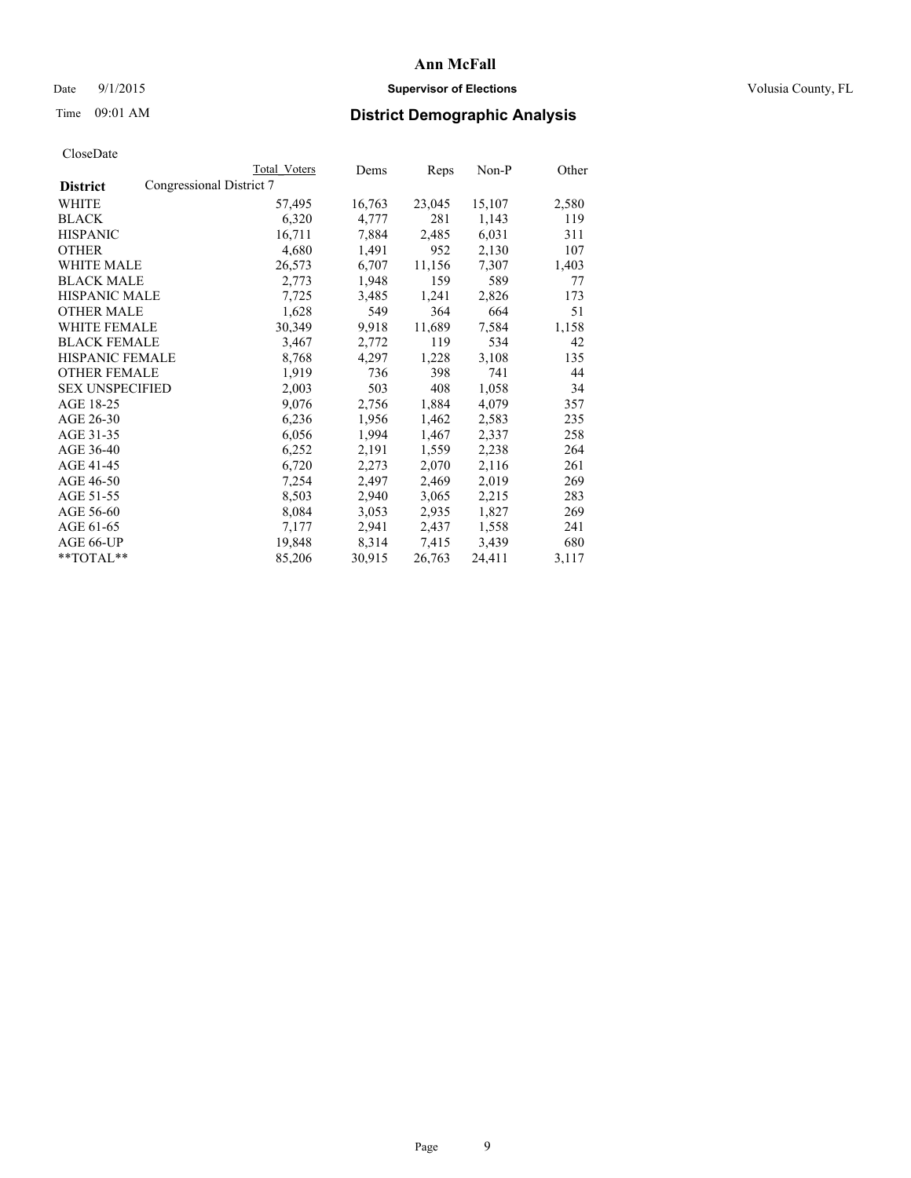# Ann McFall

Date 9/1/2015 **Supervisor of Elections** Volusia County, FL

Time 09:01 AM **District Demographic Analysis**

CloseDate

| **District** | Congressional District 7 Total Voters | Dems | Reps | Non-P | Other |
|---|---|---|---|---|---|
| WHITE | 57,495 | 16,763 | 23,045 | 15,107 | 2,580 |
| BLACK | 6,320 | 4,777 | 281 | 1,143 | 119 |
| HISPANIC | 16,711 | 7,884 | 2,485 | 6,031 | 311 |
| OTHER | 4,680 | 1,491 | 952 | 2,130 | 107 |
| WHITE MALE | 26,573 | 6,707 | 11,156 | 7,307 | 1,403 |
| BLACK MALE | 2,773 | 1,948 | 159 | 589 | 77 |
| HISPANIC MALE | 7,725 | 3,485 | 1,241 | 2,826 | 173 |
| OTHER MALE | 1,628 | 549 | 364 | 664 | 51 |
| WHITE FEMALE | 30,349 | 9,918 | 11,689 | 7,584 | 1,158 |
| BLACK FEMALE | 3,467 | 2,772 | 119 | 534 | 42 |
| HISPANIC FEMALE | 8,768 | 4,297 | 1,228 | 3,108 | 135 |
| OTHER FEMALE | 1,919 | 736 | 398 | 741 | 44 |
| SEX UNSPECIFIED | 2,003 | 503 | 408 | 1,058 | 34 |
| AGE 18-25 | 9,076 | 2,756 | 1,884 | 4,079 | 357 |
| AGE 26-30 | 6,236 | 1,956 | 1,462 | 2,583 | 235 |
| AGE 31-35 | 6,056 | 1,994 | 1,467 | 2,337 | 258 |
| AGE 36-40 | 6,252 | 2,191 | 1,559 | 2,238 | 264 |
| AGE 41-45 | 6,720 | 2,273 | 2,070 | 2,116 | 261 |
| AGE 46-50 | 7,254 | 2,497 | 2,469 | 2,019 | 269 |
| AGE 51-55 | 8,503 | 2,940 | 3,065 | 2,215 | 283 |
| AGE 56-60 | 8,084 | 3,053 | 2,935 | 1,827 | 269 |
| AGE 61-65 | 7,177 | 2,941 | 2,437 | 1,558 | 241 |
| AGE 66-UP | 19,848 | 8,314 | 7,415 | 3,439 | 680 |
| **TOTAL** | 85,206 | 30,915 | 26,763 | 24,411 | 3,117 |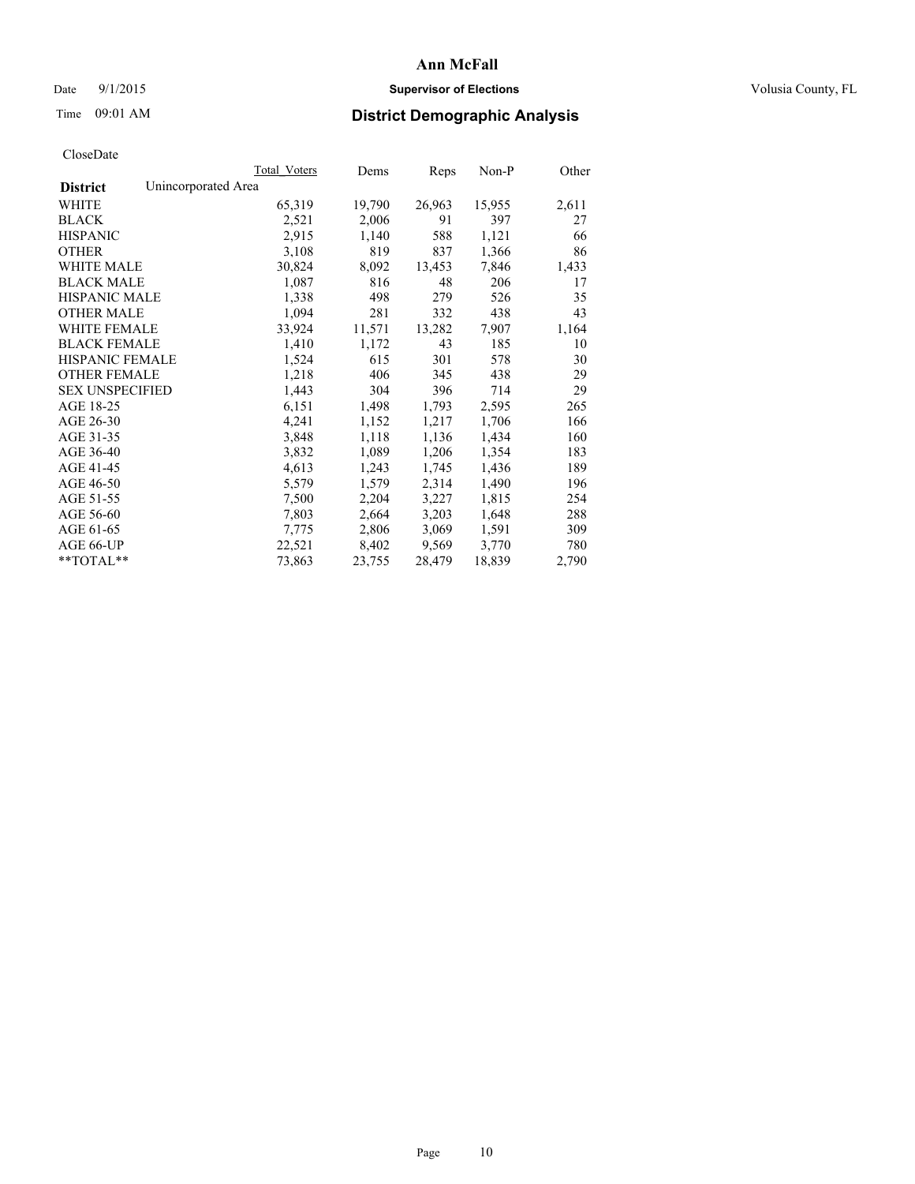# Ann McFall

Date 9/1/2015 **Supervisor of Elections** Volusia County, FL

Time 09:01 AM **District Demographic Analysis**

CloseDate

| | Total Voters | Dems | Reps | Non-P | Other |
|---|---|---|---|---|---|
| **District** Unincorporated Area | | | | | |
| WHITE | 65,319 | 19,790 | 26,963 | 15,955 | 2,611 |
| BLACK | 2,521 | 2,006 | 91 | 397 | 27 |
| HISPANIC | 2,915 | 1,140 | 588 | 1,121 | 66 |
| OTHER | 3,108 | 819 | 837 | 1,366 | 86 |
| WHITE MALE | 30,824 | 8,092 | 13,453 | 7,846 | 1,433 |
| BLACK MALE | 1,087 | 816 | 48 | 206 | 17 |
| HISPANIC MALE | 1,338 | 498 | 279 | 526 | 35 |
| OTHER MALE | 1,094 | 281 | 332 | 438 | 43 |
| WHITE FEMALE | 33,924 | 11,571 | 13,282 | 7,907 | 1,164 |
| BLACK FEMALE | 1,410 | 1,172 | 43 | 185 | 10 |
| HISPANIC FEMALE | 1,524 | 615 | 301 | 578 | 30 |
| OTHER FEMALE | 1,218 | 406 | 345 | 438 | 29 |
| SEX UNSPECIFIED | 1,443 | 304 | 396 | 714 | 29 |
| AGE 18-25 | 6,151 | 1,498 | 1,793 | 2,595 | 265 |
| AGE 26-30 | 4,241 | 1,152 | 1,217 | 1,706 | 166 |
| AGE 31-35 | 3,848 | 1,118 | 1,136 | 1,434 | 160 |
| AGE 36-40 | 3,832 | 1,089 | 1,206 | 1,354 | 183 |
| AGE 41-45 | 4,613 | 1,243 | 1,745 | 1,436 | 189 |
| AGE 46-50 | 5,579 | 1,579 | 2,314 | 1,490 | 196 |
| AGE 51-55 | 7,500 | 2,204 | 3,227 | 1,815 | 254 |
| AGE 56-60 | 7,803 | 2,664 | 3,203 | 1,648 | 288 |
| AGE 61-65 | 7,775 | 2,806 | 3,069 | 1,591 | 309 |
| AGE 66-UP | 22,521 | 8,402 | 9,569 | 3,770 | 780 |
| **TOTAL** | 73,863 | 23,755 | 28,479 | 18,839 | 2,790 |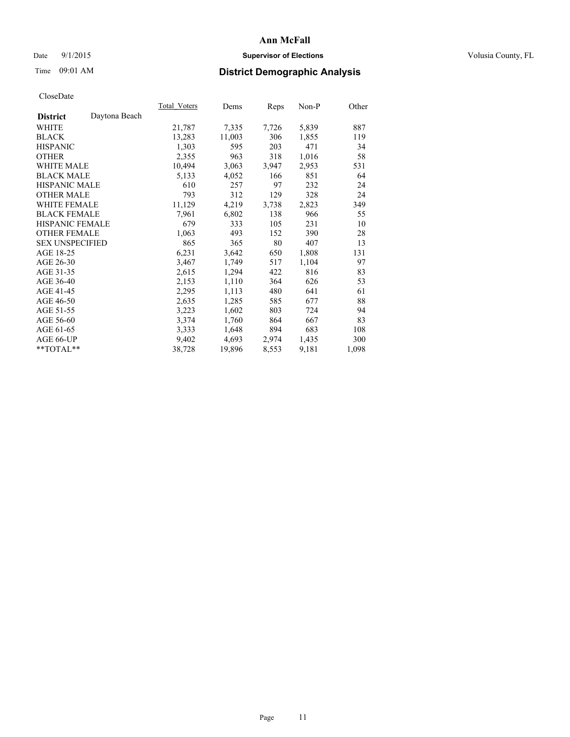# Ann McFall

Date 9/1/2015 **Supervisor of Elections** Volusia County, FL

Time 09:01 AM **District Demographic Analysis**

CloseDate

| | Total_Voters | Dems | Reps | Non-P | Other |
|---|---|---|---|---|---|
| **District** Daytona Beach | | | | | |
| WHITE | 21,787 | 7,335 | 7,726 | 5,839 | 887 |
| BLACK | 13,283 | 11,003 | 306 | 1,855 | 119 |
| HISPANIC | 1,303 | 595 | 203 | 471 | 34 |
| OTHER | 2,355 | 963 | 318 | 1,016 | 58 |
| WHITE MALE | 10,494 | 3,063 | 3,947 | 2,953 | 531 |
| BLACK MALE | 5,133 | 4,052 | 166 | 851 | 64 |
| HISPANIC MALE | 610 | 257 | 97 | 232 | 24 |
| OTHER MALE | 793 | 312 | 129 | 328 | 24 |
| WHITE FEMALE | 11,129 | 4,219 | 3,738 | 2,823 | 349 |
| BLACK FEMALE | 7,961 | 6,802 | 138 | 966 | 55 |
| HISPANIC FEMALE | 679 | 333 | 105 | 231 | 10 |
| OTHER FEMALE | 1,063 | 493 | 152 | 390 | 28 |
| SEX UNSPECIFIED | 865 | 365 | 80 | 407 | 13 |
| AGE 18-25 | 6,231 | 3,642 | 650 | 1,808 | 131 |
| AGE 26-30 | 3,467 | 1,749 | 517 | 1,104 | 97 |
| AGE 31-35 | 2,615 | 1,294 | 422 | 816 | 83 |
| AGE 36-40 | 2,153 | 1,110 | 364 | 626 | 53 |
| AGE 41-45 | 2,295 | 1,113 | 480 | 641 | 61 |
| AGE 46-50 | 2,635 | 1,285 | 585 | 677 | 88 |
| AGE 51-55 | 3,223 | 1,602 | 803 | 724 | 94 |
| AGE 56-60 | 3,374 | 1,760 | 864 | 667 | 83 |
| AGE 61-65 | 3,333 | 1,648 | 894 | 683 | 108 |
| AGE 66-UP | 9,402 | 4,693 | 2,974 | 1,435 | 300 |
| **TOTAL** | 38,728 | 19,896 | 8,553 | 9,181 | 1,098 |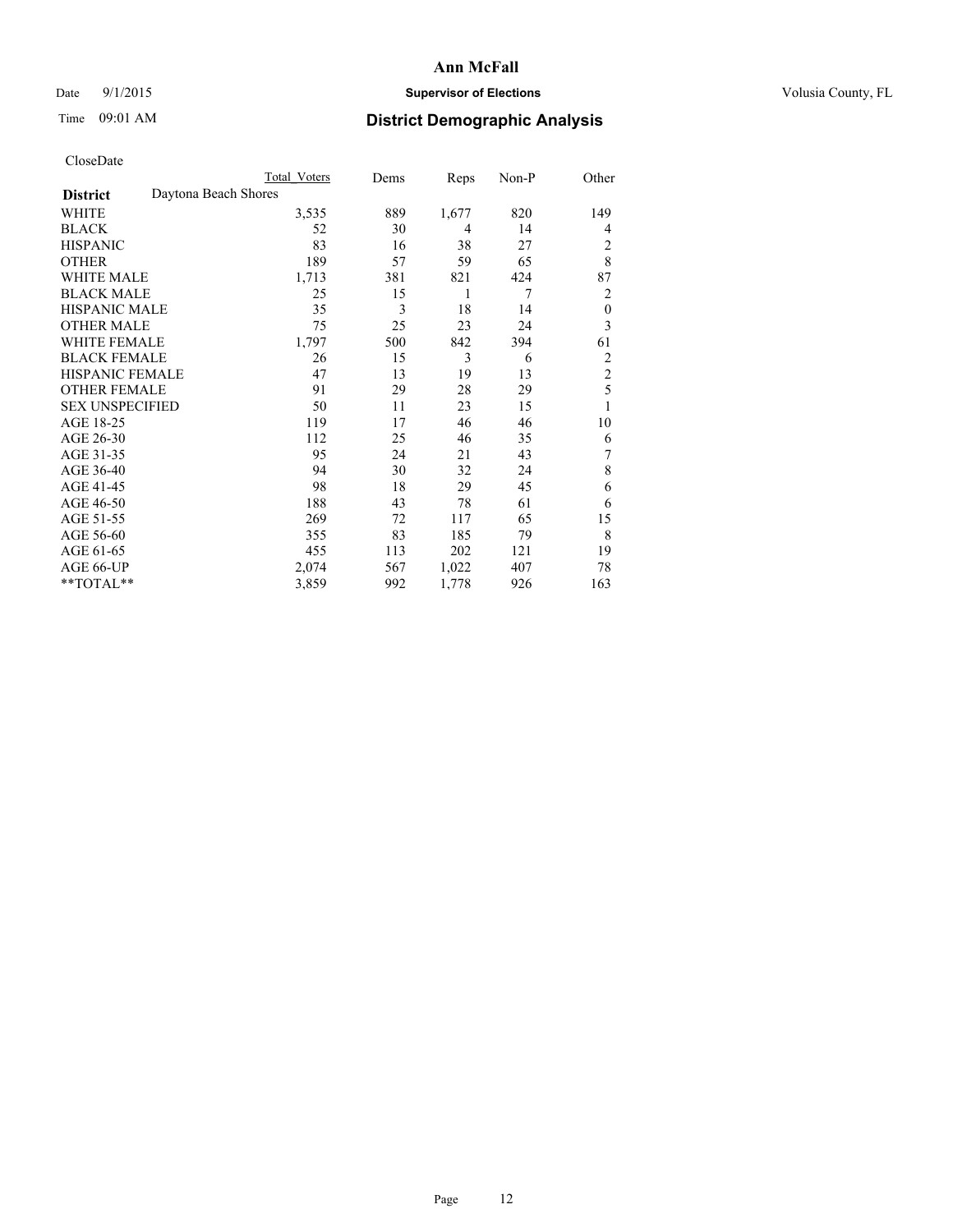# Ann McFall

Date 9/1/2015 **Supervisor of Elections** Volusia County, FL

Time 09:01 AM **District Demographic Analysis**

CloseDate

| | Total Voters | Dems | Reps | Non-P | Other |
|---|---|---|---|---|---|
| **District** Daytona Beach Shores | | | | | |
| WHITE | 3,535 | 889 | 1,677 | 820 | 149 |
| BLACK | 52 | 30 | 4 | 14 | 4 |
| HISPANIC | 83 | 16 | 38 | 27 | 2 |
| OTHER | 189 | 57 | 59 | 65 | 8 |
| WHITE MALE | 1,713 | 381 | 821 | 424 | 87 |
| BLACK MALE | 25 | 15 | 1 | 7 | 2 |
| HISPANIC MALE | 35 | 3 | 18 | 14 | 0 |
| OTHER MALE | 75 | 25 | 23 | 24 | 3 |
| WHITE FEMALE | 1,797 | 500 | 842 | 394 | 61 |
| BLACK FEMALE | 26 | 15 | 3 | 6 | 2 |
| HISPANIC FEMALE | 47 | 13 | 19 | 13 | 2 |
| OTHER FEMALE | 91 | 29 | 28 | 29 | 5 |
| SEX UNSPECIFIED | 50 | 11 | 23 | 15 | 1 |
| AGE 18-25 | 119 | 17 | 46 | 46 | 10 |
| AGE 26-30 | 112 | 25 | 46 | 35 | 6 |
| AGE 31-35 | 95 | 24 | 21 | 43 | 7 |
| AGE 36-40 | 94 | 30 | 32 | 24 | 8 |
| AGE 41-45 | 98 | 18 | 29 | 45 | 6 |
| AGE 46-50 | 188 | 43 | 78 | 61 | 6 |
| AGE 51-55 | 269 | 72 | 117 | 65 | 15 |
| AGE 56-60 | 355 | 83 | 185 | 79 | 8 |
| AGE 61-65 | 455 | 113 | 202 | 121 | 19 |
| AGE 66-UP | 2,074 | 567 | 1,022 | 407 | 78 |
| **TOTAL** | 3,859 | 992 | 1,778 | 926 | 163 |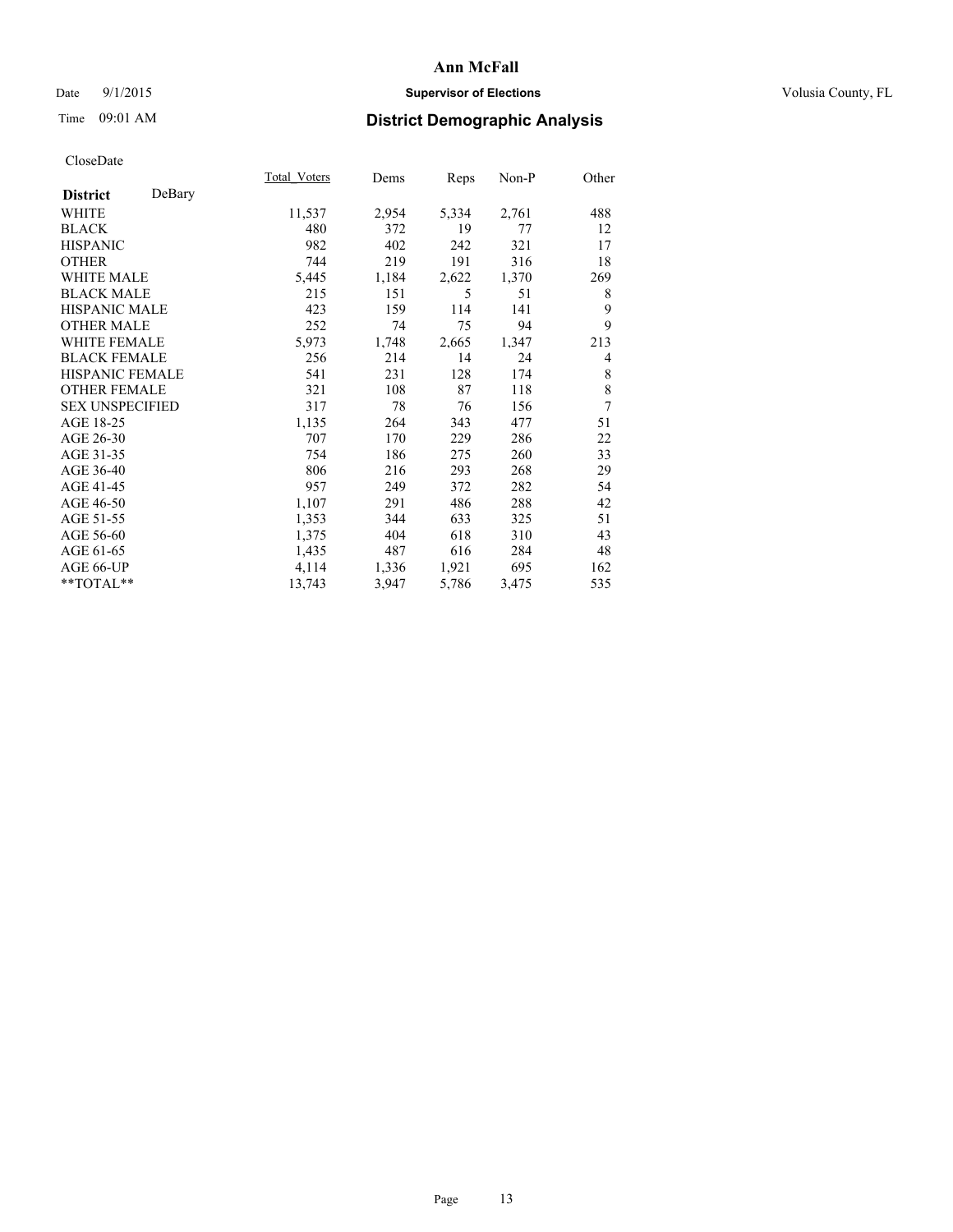# Ann McFall

Date 9/1/2015 **Supervisor of Elections** Volusia County, FL

Time 09:01 AM **District Demographic Analysis**

CloseDate

| | Total_Voters | Dems | Reps | Non-P | Other |
|---|---|---|---|---|---|
| **District** DeBary | | | | | |
| WHITE | 11,537 | 2,954 | 5,334 | 2,761 | 488 |
| BLACK | 480 | 372 | 19 | 77 | 12 |
| HISPANIC | 982 | 402 | 242 | 321 | 17 |
| OTHER | 744 | 219 | 191 | 316 | 18 |
| WHITE MALE | 5,445 | 1,184 | 2,622 | 1,370 | 269 |
| BLACK MALE | 215 | 151 | 5 | 51 | 8 |
| HISPANIC MALE | 423 | 159 | 114 | 141 | 9 |
| OTHER MALE | 252 | 74 | 75 | 94 | 9 |
| WHITE FEMALE | 5,973 | 1,748 | 2,665 | 1,347 | 213 |
| BLACK FEMALE | 256 | 214 | 14 | 24 | 4 |
| HISPANIC FEMALE | 541 | 231 | 128 | 174 | 8 |
| OTHER FEMALE | 321 | 108 | 87 | 118 | 8 |
| SEX UNSPECIFIED | 317 | 78 | 76 | 156 | 7 |
| AGE 18-25 | 1,135 | 264 | 343 | 477 | 51 |
| AGE 26-30 | 707 | 170 | 229 | 286 | 22 |
| AGE 31-35 | 754 | 186 | 275 | 260 | 33 |
| AGE 36-40 | 806 | 216 | 293 | 268 | 29 |
| AGE 41-45 | 957 | 249 | 372 | 282 | 54 |
| AGE 46-50 | 1,107 | 291 | 486 | 288 | 42 |
| AGE 51-55 | 1,353 | 344 | 633 | 325 | 51 |
| AGE 56-60 | 1,375 | 404 | 618 | 310 | 43 |
| AGE 61-65 | 1,435 | 487 | 616 | 284 | 48 |
| AGE 66-UP | 4,114 | 1,336 | 1,921 | 695 | 162 |
| **TOTAL** | 13,743 | 3,947 | 5,786 | 3,475 | 535 |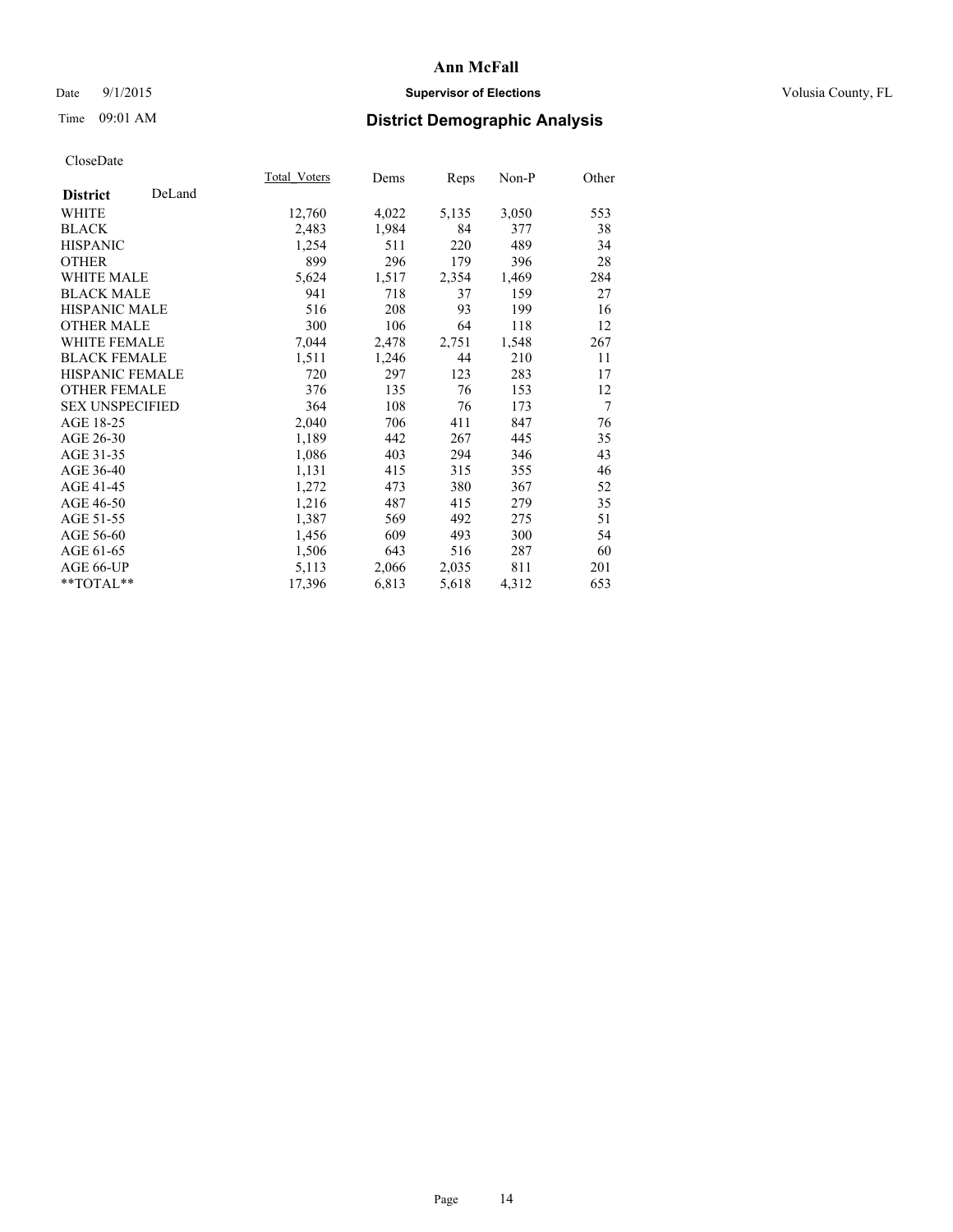# Ann McFall

Date 9/1/2015 **Supervisor of Elections** Volusia County, FL

Time 09:01 AM **District Demographic Analysis**

CloseDate

| | Total_Voters | Dems | Reps | Non-P | Other |
|---|---|---|---|---|---|
| **District** DeLand | | | | | |
| WHITE | 12,760 | 4,022 | 5,135 | 3,050 | 553 |
| BLACK | 2,483 | 1,984 | 84 | 377 | 38 |
| HISPANIC | 1,254 | 511 | 220 | 489 | 34 |
| OTHER | 899 | 296 | 179 | 396 | 28 |
| WHITE MALE | 5,624 | 1,517 | 2,354 | 1,469 | 284 |
| BLACK MALE | 941 | 718 | 37 | 159 | 27 |
| HISPANIC MALE | 516 | 208 | 93 | 199 | 16 |
| OTHER MALE | 300 | 106 | 64 | 118 | 12 |
| WHITE FEMALE | 7,044 | 2,478 | 2,751 | 1,548 | 267 |
| BLACK FEMALE | 1,511 | 1,246 | 44 | 210 | 11 |
| HISPANIC FEMALE | 720 | 297 | 123 | 283 | 17 |
| OTHER FEMALE | 376 | 135 | 76 | 153 | 12 |
| SEX UNSPECIFIED | 364 | 108 | 76 | 173 | 7 |
| AGE 18-25 | 2,040 | 706 | 411 | 847 | 76 |
| AGE 26-30 | 1,189 | 442 | 267 | 445 | 35 |
| AGE 31-35 | 1,086 | 403 | 294 | 346 | 43 |
| AGE 36-40 | 1,131 | 415 | 315 | 355 | 46 |
| AGE 41-45 | 1,272 | 473 | 380 | 367 | 52 |
| AGE 46-50 | 1,216 | 487 | 415 | 279 | 35 |
| AGE 51-55 | 1,387 | 569 | 492 | 275 | 51 |
| AGE 56-60 | 1,456 | 609 | 493 | 300 | 54 |
| AGE 61-65 | 1,506 | 643 | 516 | 287 | 60 |
| AGE 66-UP | 5,113 | 2,066 | 2,035 | 811 | 201 |
| **TOTAL** | 17,396 | 6,813 | 5,618 | 4,312 | 653 |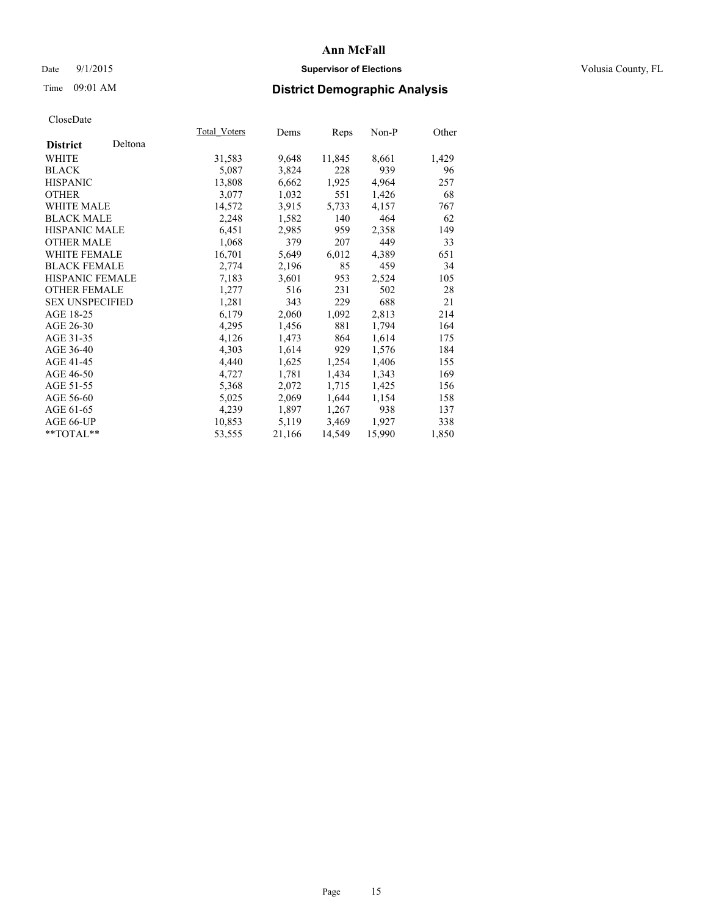# Ann McFall

Date 9/1/2015 **Supervisor of Elections** Volusia County, FL

Time 09:01 AM **District Demographic Analysis**

CloseDate

| **District** Deltona | Total_Voters | Dems | Reps | Non-P | Other |
|---|---|---|---|---|---|
| WHITE | 31,583 | 9,648 | 11,845 | 8,661 | 1,429 |
| BLACK | 5,087 | 3,824 | 228 | 939 | 96 |
| HISPANIC | 13,808 | 6,662 | 1,925 | 4,964 | 257 |
| OTHER | 3,077 | 1,032 | 551 | 1,426 | 68 |
| WHITE MALE | 14,572 | 3,915 | 5,733 | 4,157 | 767 |
| BLACK MALE | 2,248 | 1,582 | 140 | 464 | 62 |
| HISPANIC MALE | 6,451 | 2,985 | 959 | 2,358 | 149 |
| OTHER MALE | 1,068 | 379 | 207 | 449 | 33 |
| WHITE FEMALE | 16,701 | 5,649 | 6,012 | 4,389 | 651 |
| BLACK FEMALE | 2,774 | 2,196 | 85 | 459 | 34 |
| HISPANIC FEMALE | 7,183 | 3,601 | 953 | 2,524 | 105 |
| OTHER FEMALE | 1,277 | 516 | 231 | 502 | 28 |
| SEX UNSPECIFIED | 1,281 | 343 | 229 | 688 | 21 |
| AGE 18-25 | 6,179 | 2,060 | 1,092 | 2,813 | 214 |
| AGE 26-30 | 4,295 | 1,456 | 881 | 1,794 | 164 |
| AGE 31-35 | 4,126 | 1,473 | 864 | 1,614 | 175 |
| AGE 36-40 | 4,303 | 1,614 | 929 | 1,576 | 184 |
| AGE 41-45 | 4,440 | 1,625 | 1,254 | 1,406 | 155 |
| AGE 46-50 | 4,727 | 1,781 | 1,434 | 1,343 | 169 |
| AGE 51-55 | 5,368 | 2,072 | 1,715 | 1,425 | 156 |
| AGE 56-60 | 5,025 | 2,069 | 1,644 | 1,154 | 158 |
| AGE 61-65 | 4,239 | 1,897 | 1,267 | 938 | 137 |
| AGE 66-UP | 10,853 | 5,119 | 3,469 | 1,927 | 338 |
| **TOTAL** | 53,555 | 21,166 | 14,549 | 15,990 | 1,850 |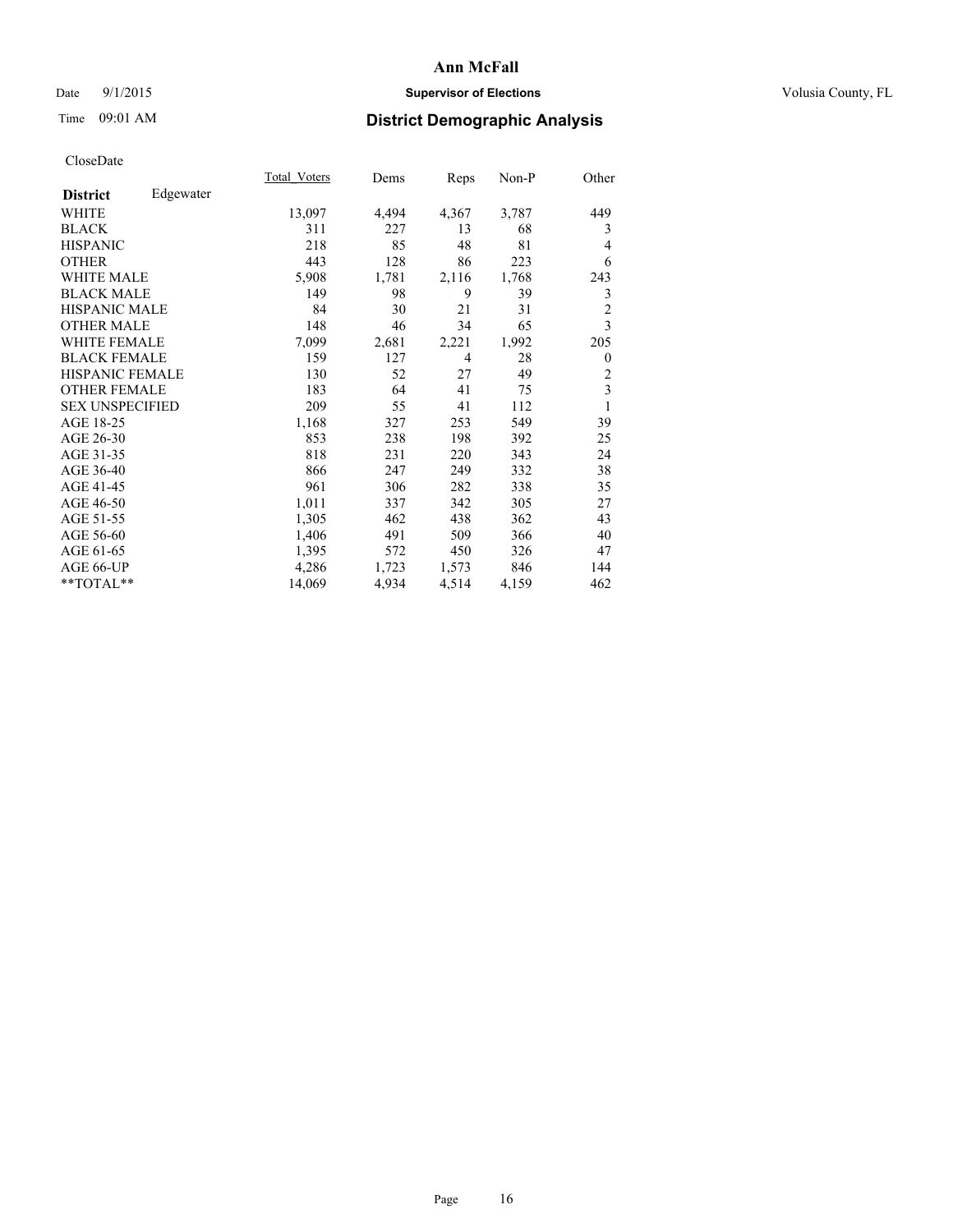Date 9/1/2015

Time 09:01 AM

# Ann McFall

## Supervisor of Elections

Volusia County, FL

## District Demographic Analysis

CloseDate

| District | Edgewater | Total_Voters | Dems | Reps | Non-P | Other |
|---|---|---|---|---|---|---|
| WHITE | | 13,097 | 4,494 | 4,367 | 3,787 | 449 |
| BLACK | | 311 | 227 | 13 | 68 | 3 |
| HISPANIC | | 218 | 85 | 48 | 81 | 4 |
| OTHER | | 443 | 128 | 86 | 223 | 6 |
| WHITE MALE | | 5,908 | 1,781 | 2,116 | 1,768 | 243 |
| BLACK MALE | | 149 | 98 | 9 | 39 | 3 |
| HISPANIC MALE | | 84 | 30 | 21 | 31 | 2 |
| OTHER MALE | | 148 | 46 | 34 | 65 | 3 |
| WHITE FEMALE | | 7,099 | 2,681 | 2,221 | 1,992 | 205 |
| BLACK FEMALE | | 159 | 127 | 4 | 28 | 0 |
| HISPANIC FEMALE | | 130 | 52 | 27 | 49 | 2 |
| OTHER FEMALE | | 183 | 64 | 41 | 75 | 3 |
| SEX UNSPECIFIED | | 209 | 55 | 41 | 112 | 1 |
| AGE 18-25 | | 1,168 | 327 | 253 | 549 | 39 |
| AGE 26-30 | | 853 | 238 | 198 | 392 | 25 |
| AGE 31-35 | | 818 | 231 | 220 | 343 | 24 |
| AGE 36-40 | | 866 | 247 | 249 | 332 | 38 |
| AGE 41-45 | | 961 | 306 | 282 | 338 | 35 |
| AGE 46-50 | | 1,011 | 337 | 342 | 305 | 27 |
| AGE 51-55 | | 1,305 | 462 | 438 | 362 | 43 |
| AGE 56-60 | | 1,406 | 491 | 509 | 366 | 40 |
| AGE 61-65 | | 1,395 | 572 | 450 | 326 | 47 |
| AGE 66-UP | | 4,286 | 1,723 | 1,573 | 846 | 144 |
| **TOTAL** | | 14,069 | 4,934 | 4,514 | 4,159 | 462 |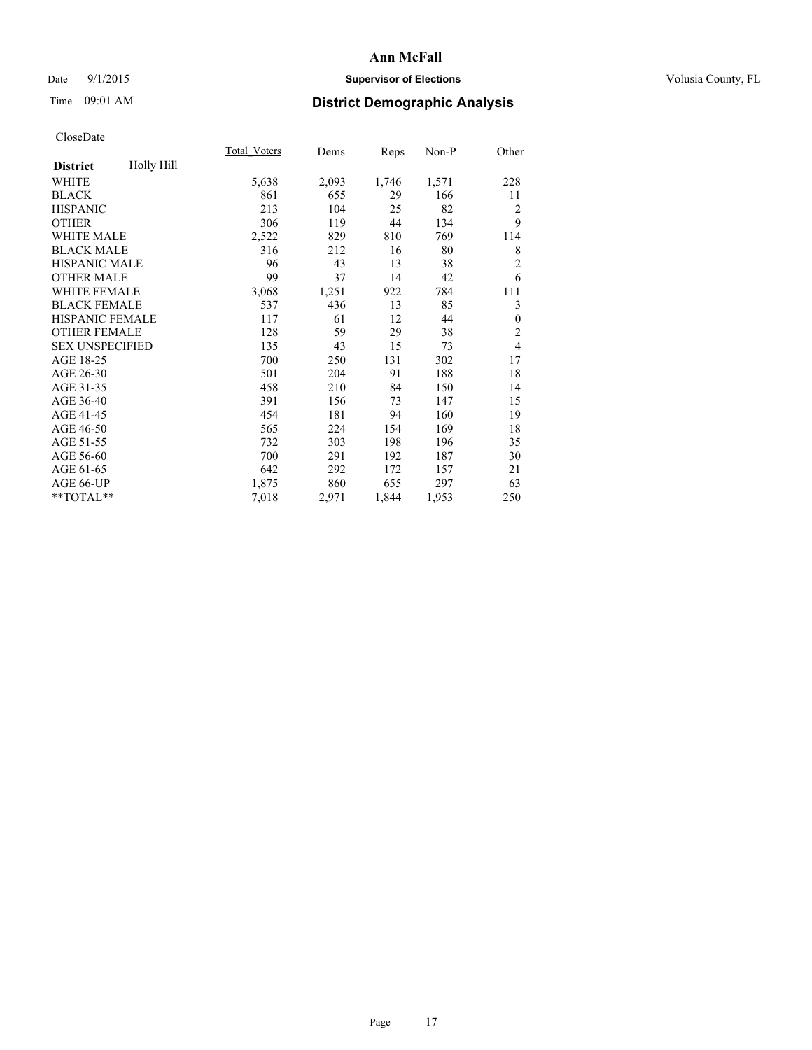# Ann McFall

Date 9/1/2015 **Supervisor of Elections** Volusia County, FL

Time 09:01 AM

## District Demographic Analysis

CloseDate

| **District** Holly Hill | Total_Voters | Dems | Reps | Non-P | Other |
|---|---|---|---|---|---|
| WHITE | 5,638 | 2,093 | 1,746 | 1,571 | 228 |
| BLACK | 861 | 655 | 29 | 166 | 11 |
| HISPANIC | 213 | 104 | 25 | 82 | 2 |
| OTHER | 306 | 119 | 44 | 134 | 9 |
| WHITE MALE | 2,522 | 829 | 810 | 769 | 114 |
| BLACK MALE | 316 | 212 | 16 | 80 | 8 |
| HISPANIC MALE | 96 | 43 | 13 | 38 | 2 |
| OTHER MALE | 99 | 37 | 14 | 42 | 6 |
| WHITE FEMALE | 3,068 | 1,251 | 922 | 784 | 111 |
| BLACK FEMALE | 537 | 436 | 13 | 85 | 3 |
| HISPANIC FEMALE | 117 | 61 | 12 | 44 | 0 |
| OTHER FEMALE | 128 | 59 | 29 | 38 | 2 |
| SEX UNSPECIFIED | 135 | 43 | 15 | 73 | 4 |
| AGE 18-25 | 700 | 250 | 131 | 302 | 17 |
| AGE 26-30 | 501 | 204 | 91 | 188 | 18 |
| AGE 31-35 | 458 | 210 | 84 | 150 | 14 |
| AGE 36-40 | 391 | 156 | 73 | 147 | 15 |
| AGE 41-45 | 454 | 181 | 94 | 160 | 19 |
| AGE 46-50 | 565 | 224 | 154 | 169 | 18 |
| AGE 51-55 | 732 | 303 | 198 | 196 | 35 |
| AGE 56-60 | 700 | 291 | 192 | 187 | 30 |
| AGE 61-65 | 642 | 292 | 172 | 157 | 21 |
| AGE 66-UP | 1,875 | 860 | 655 | 297 | 63 |
| **TOTAL** | 7,018 | 2,971 | 1,844 | 1,953 | 250 |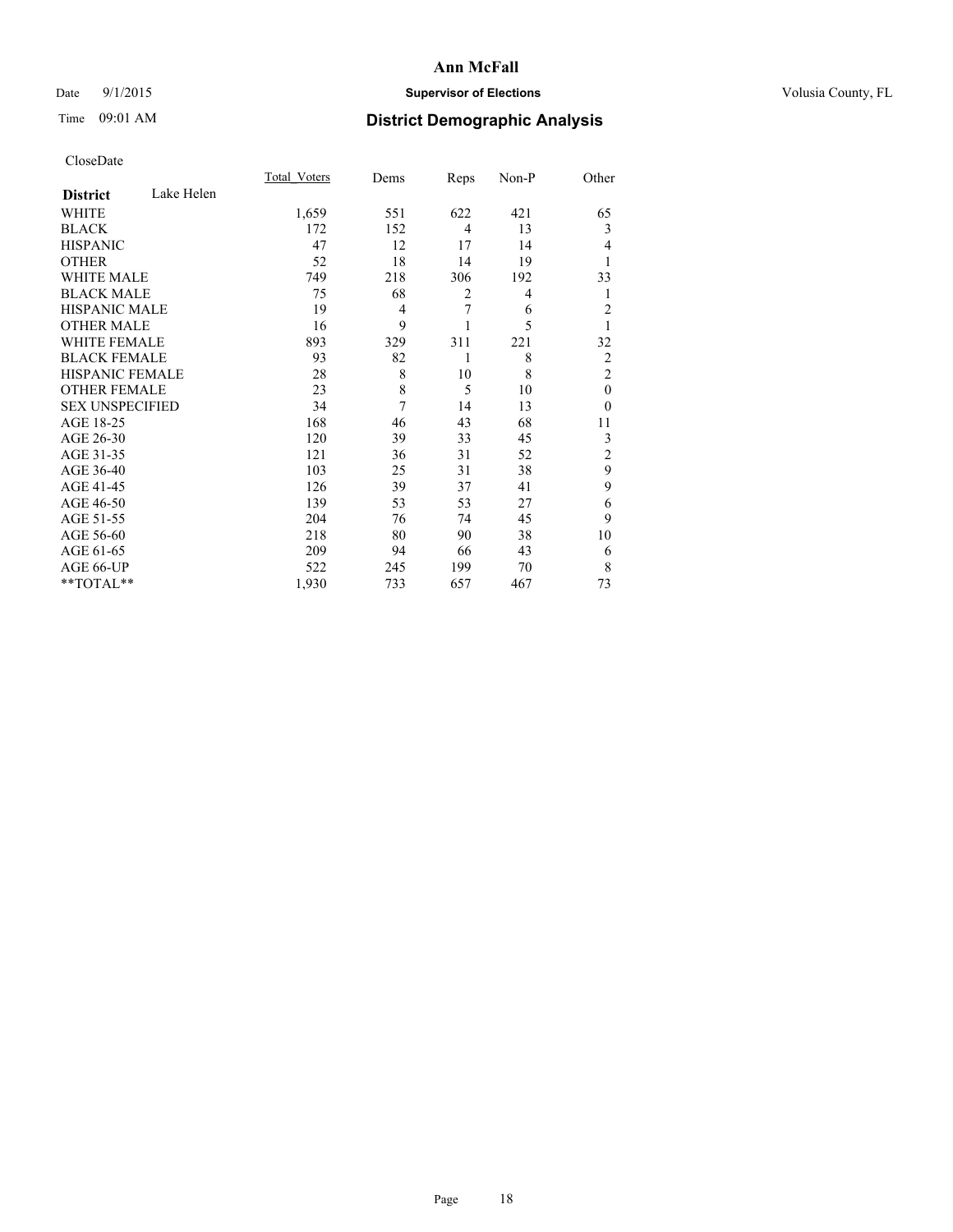Date 9/1/2015

Time 09:01 AM

# Ann McFall

## Supervisor of Elections

## District Demographic Analysis

Volusia County, FL

CloseDate

| District: Lake Helen | Total_Voters | Dems | Reps | Non-P | Other |
|---|---|---|---|---|---|
| WHITE | 1,659 | 551 | 622 | 421 | 65 |
| BLACK | 172 | 152 | 4 | 13 | 3 |
| HISPANIC | 47 | 12 | 17 | 14 | 4 |
| OTHER | 52 | 18 | 14 | 19 | 1 |
| WHITE MALE | 749 | 218 | 306 | 192 | 33 |
| BLACK MALE | 75 | 68 | 2 | 4 | 1 |
| HISPANIC MALE | 19 | 4 | 7 | 6 | 2 |
| OTHER MALE | 16 | 9 | 1 | 5 | 1 |
| WHITE FEMALE | 893 | 329 | 311 | 221 | 32 |
| BLACK FEMALE | 93 | 82 | 1 | 8 | 2 |
| HISPANIC FEMALE | 28 | 8 | 10 | 8 | 2 |
| OTHER FEMALE | 23 | 8 | 5 | 10 | 0 |
| SEX UNSPECIFIED | 34 | 7 | 14 | 13 | 0 |
| AGE 18-25 | 168 | 46 | 43 | 68 | 11 |
| AGE 26-30 | 120 | 39 | 33 | 45 | 3 |
| AGE 31-35 | 121 | 36 | 31 | 52 | 2 |
| AGE 36-40 | 103 | 25 | 31 | 38 | 9 |
| AGE 41-45 | 126 | 39 | 37 | 41 | 9 |
| AGE 46-50 | 139 | 53 | 53 | 27 | 6 |
| AGE 51-55 | 204 | 76 | 74 | 45 | 9 |
| AGE 56-60 | 218 | 80 | 90 | 38 | 10 |
| AGE 61-65 | 209 | 94 | 66 | 43 | 6 |
| AGE 66-UP | 522 | 245 | 199 | 70 | 8 |
| **TOTAL** | 1,930 | 733 | 657 | 467 | 73 |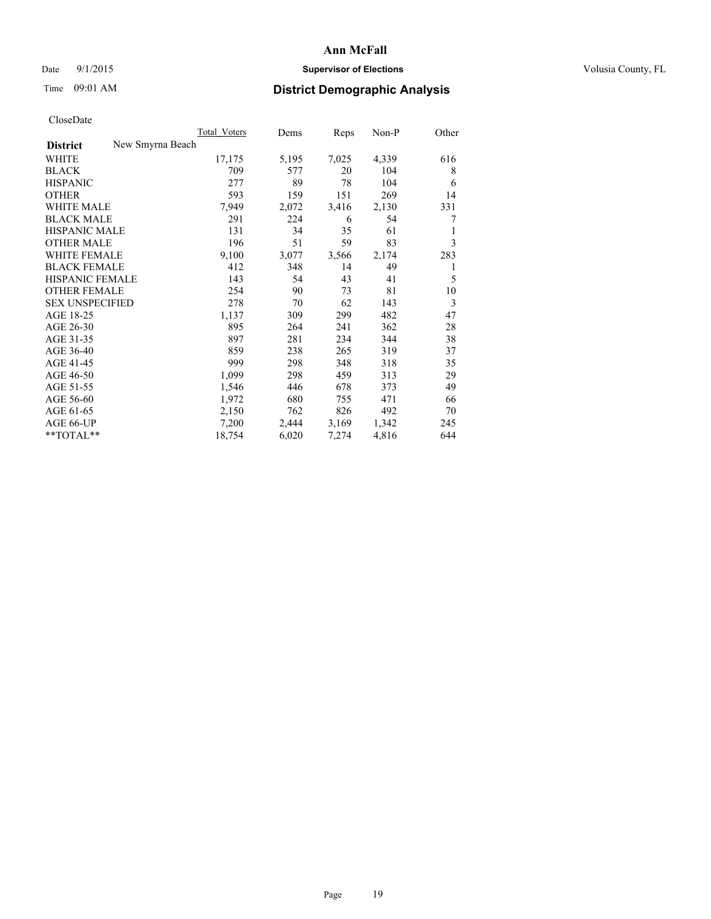CloseDate

| District | New Smyrna Beach | Total_Voters | Dems | Reps | Non-P | Other |
|---|---|---|---|---|---|---|
| WHITE | | 17,175 | 5,195 | 7,025 | 4,339 | 616 |
| BLACK | | 709 | 577 | 20 | 104 | 8 |
| HISPANIC | | 277 | 89 | 78 | 104 | 6 |
| OTHER | | 593 | 159 | 151 | 269 | 14 |
| WHITE MALE | | 7,949 | 2,072 | 3,416 | 2,130 | 331 |
| BLACK MALE | | 291 | 224 | 6 | 54 | 7 |
| HISPANIC MALE | | 131 | 34 | 35 | 61 | 1 |
| OTHER MALE | | 196 | 51 | 59 | 83 | 3 |
| WHITE FEMALE | | 9,100 | 3,077 | 3,566 | 2,174 | 283 |
| BLACK FEMALE | | 412 | 348 | 14 | 49 | 1 |
| HISPANIC FEMALE | | 143 | 54 | 43 | 41 | 5 |
| OTHER FEMALE | | 254 | 90 | 73 | 81 | 10 |
| SEX UNSPECIFIED | | 278 | 70 | 62 | 143 | 3 |
| AGE 18-25 | | 1,137 | 309 | 299 | 482 | 47 |
| AGE 26-30 | | 895 | 264 | 241 | 362 | 28 |
| AGE 31-35 | | 897 | 281 | 234 | 344 | 38 |
| AGE 36-40 | | 859 | 238 | 265 | 319 | 37 |
| AGE 41-45 | | 999 | 298 | 348 | 318 | 35 |
| AGE 46-50 | | 1,099 | 298 | 459 | 313 | 29 |
| AGE 51-55 | | 1,546 | 446 | 678 | 373 | 49 |
| AGE 56-60 | | 1,972 | 680 | 755 | 471 | 66 |
| AGE 61-65 | | 2,150 | 762 | 826 | 492 | 70 |
| AGE 66-UP | | 7,200 | 2,444 | 3,169 | 1,342 | 245 |
| **TOTAL** | | 18,754 | 6,020 | 7,274 | 4,816 | 644 |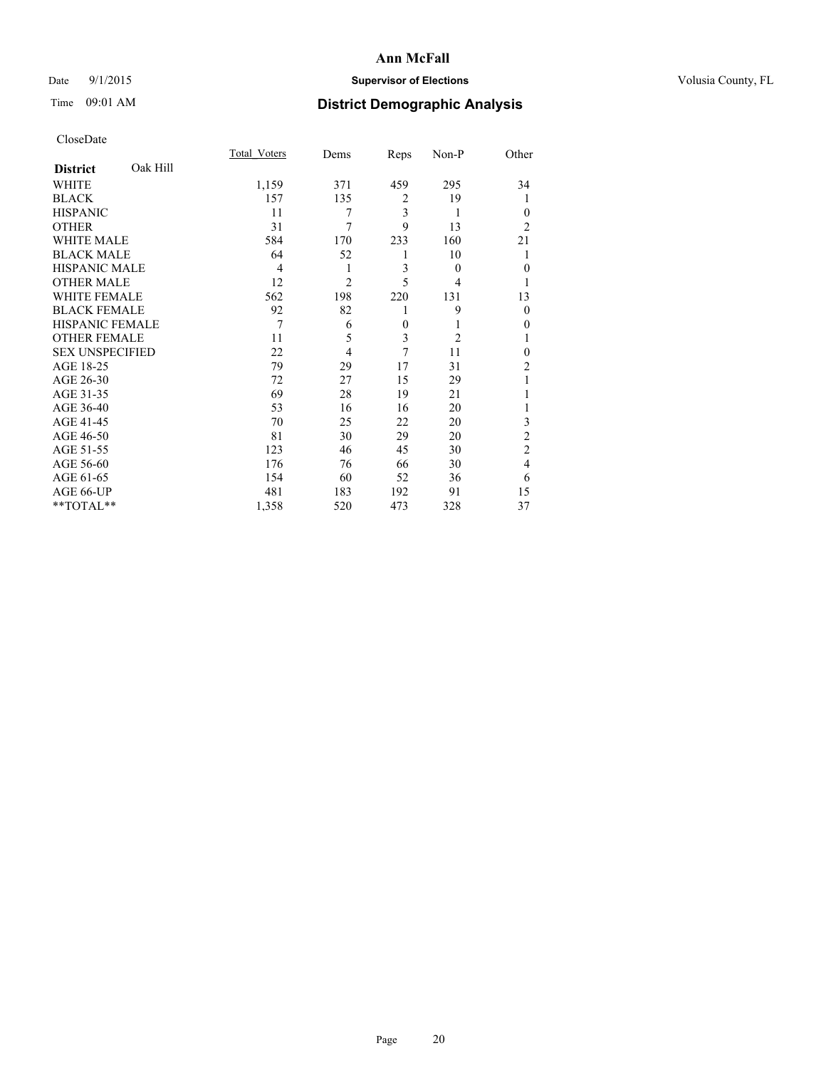**Ann McFall**

Date 9/1/2015 **Supervisor of Elections** Volusia County, FL

Time 09:01 AM **District Demographic Analysis**

CloseDate

| **District** Oak Hill | Total_Voters | Dems | Reps | Non-P | Other |
|---|---|---|---|---|---|
| WHITE | 1,159 | 371 | 459 | 295 | 34 |
| BLACK | 157 | 135 | 2 | 19 | 1 |
| HISPANIC | 11 | 7 | 3 | 1 | 0 |
| OTHER | 31 | 7 | 9 | 13 | 2 |
| WHITE MALE | 584 | 170 | 233 | 160 | 21 |
| BLACK MALE | 64 | 52 | 1 | 10 | 1 |
| HISPANIC MALE | 4 | 1 | 3 | 0 | 0 |
| OTHER MALE | 12 | 2 | 5 | 4 | 1 |
| WHITE FEMALE | 562 | 198 | 220 | 131 | 13 |
| BLACK FEMALE | 92 | 82 | 1 | 9 | 0 |
| HISPANIC FEMALE | 7 | 6 | 0 | 1 | 0 |
| OTHER FEMALE | 11 | 5 | 3 | 2 | 1 |
| SEX UNSPECIFIED | 22 | 4 | 7 | 11 | 0 |
| AGE 18-25 | 79 | 29 | 17 | 31 | 2 |
| AGE 26-30 | 72 | 27 | 15 | 29 | 1 |
| AGE 31-35 | 69 | 28 | 19 | 21 | 1 |
| AGE 36-40 | 53 | 16 | 16 | 20 | 1 |
| AGE 41-45 | 70 | 25 | 22 | 20 | 3 |
| AGE 46-50 | 81 | 30 | 29 | 20 | 2 |
| AGE 51-55 | 123 | 46 | 45 | 30 | 2 |
| AGE 56-60 | 176 | 76 | 66 | 30 | 4 |
| AGE 61-65 | 154 | 60 | 52 | 36 | 6 |
| AGE 66-UP | 481 | 183 | 192 | 91 | 15 |
| **TOTAL** | 1,358 | 520 | 473 | 328 | 37 |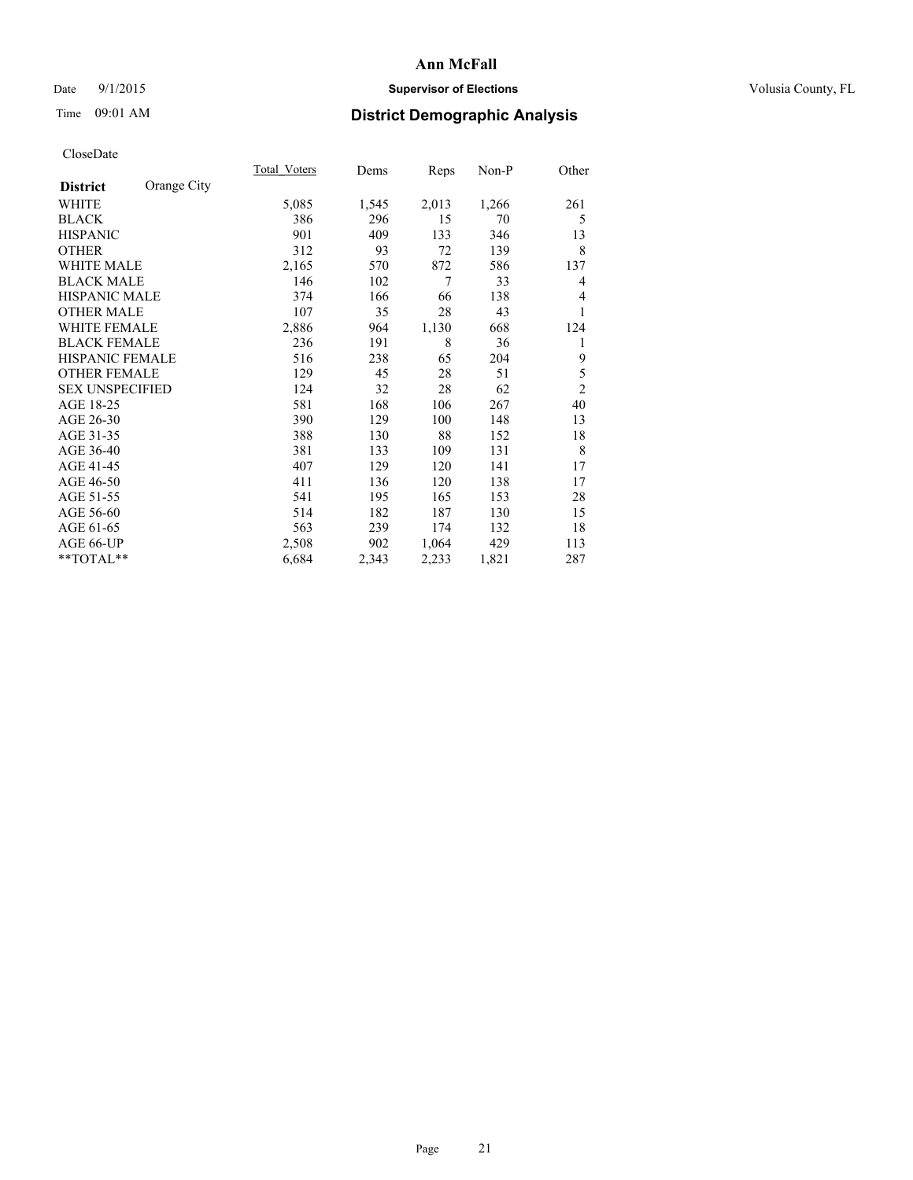Date 9/1/2015

**Supervisor of Elections**

Volusia County, FL

Time 09:01 AM

## District Demographic Analysis

CloseDate

| District | Orange City | Total_Voters | Dems | Reps | Non-P | Other |
|---|---|---|---|---|---|---|
| WHITE | | 5,085 | 1,545 | 2,013 | 1,266 | 261 |
| BLACK | | 386 | 296 | 15 | 70 | 5 |
| HISPANIC | | 901 | 409 | 133 | 346 | 13 |
| OTHER | | 312 | 93 | 72 | 139 | 8 |
| WHITE MALE | | 2,165 | 570 | 872 | 586 | 137 |
| BLACK MALE | | 146 | 102 | 7 | 33 | 4 |
| HISPANIC MALE | | 374 | 166 | 66 | 138 | 4 |
| OTHER MALE | | 107 | 35 | 28 | 43 | 1 |
| WHITE FEMALE | | 2,886 | 964 | 1,130 | 668 | 124 |
| BLACK FEMALE | | 236 | 191 | 8 | 36 | 1 |
| HISPANIC FEMALE | | 516 | 238 | 65 | 204 | 9 |
| OTHER FEMALE | | 129 | 45 | 28 | 51 | 5 |
| SEX UNSPECIFIED | | 124 | 32 | 28 | 62 | 2 |
| AGE 18-25 | | 581 | 168 | 106 | 267 | 40 |
| AGE 26-30 | | 390 | 129 | 100 | 148 | 13 |
| AGE 31-35 | | 388 | 130 | 88 | 152 | 18 |
| AGE 36-40 | | 381 | 133 | 109 | 131 | 8 |
| AGE 41-45 | | 407 | 129 | 120 | 141 | 17 |
| AGE 46-50 | | 411 | 136 | 120 | 138 | 17 |
| AGE 51-55 | | 541 | 195 | 165 | 153 | 28 |
| AGE 56-60 | | 514 | 182 | 187 | 130 | 15 |
| AGE 61-65 | | 563 | 239 | 174 | 132 | 18 |
| AGE 66-UP | | 2,508 | 902 | 1,064 | 429 | 113 |
| **TOTAL** | | 6,684 | 2,343 | 2,233 | 1,821 | 287 |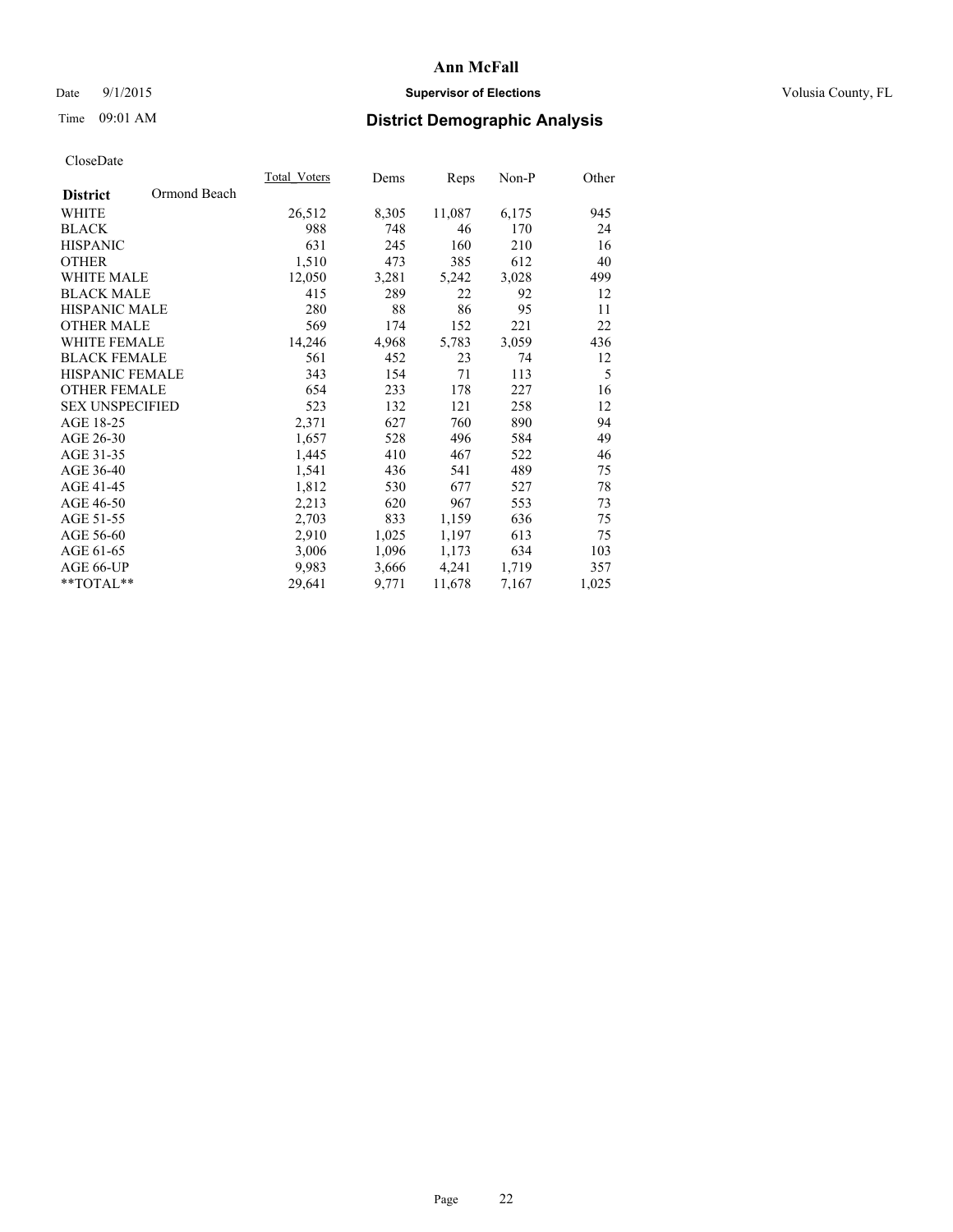**Ann McFall**

Date 9/1/2015 **Supervisor of Elections** Volusia County, FL

Time 09:01 AM **District Demographic Analysis**

CloseDate

| **District** Ormond Beach | Total_Voters | Dems | Reps | Non-P | Other |
|---|---|---|---|---|---|
| WHITE | 26,512 | 8,305 | 11,087 | 6,175 | 945 |
| BLACK | 988 | 748 | 46 | 170 | 24 |
| HISPANIC | 631 | 245 | 160 | 210 | 16 |
| OTHER | 1,510 | 473 | 385 | 612 | 40 |
| WHITE MALE | 12,050 | 3,281 | 5,242 | 3,028 | 499 |
| BLACK MALE | 415 | 289 | 22 | 92 | 12 |
| HISPANIC MALE | 280 | 88 | 86 | 95 | 11 |
| OTHER MALE | 569 | 174 | 152 | 221 | 22 |
| WHITE FEMALE | 14,246 | 4,968 | 5,783 | 3,059 | 436 |
| BLACK FEMALE | 561 | 452 | 23 | 74 | 12 |
| HISPANIC FEMALE | 343 | 154 | 71 | 113 | 5 |
| OTHER FEMALE | 654 | 233 | 178 | 227 | 16 |
| SEX UNSPECIFIED | 523 | 132 | 121 | 258 | 12 |
| AGE 18-25 | 2,371 | 627 | 760 | 890 | 94 |
| AGE 26-30 | 1,657 | 528 | 496 | 584 | 49 |
| AGE 31-35 | 1,445 | 410 | 467 | 522 | 46 |
| AGE 36-40 | 1,541 | 436 | 541 | 489 | 75 |
| AGE 41-45 | 1,812 | 530 | 677 | 527 | 78 |
| AGE 46-50 | 2,213 | 620 | 967 | 553 | 73 |
| AGE 51-55 | 2,703 | 833 | 1,159 | 636 | 75 |
| AGE 56-60 | 2,910 | 1,025 | 1,197 | 613 | 75 |
| AGE 61-65 | 3,006 | 1,096 | 1,173 | 634 | 103 |
| AGE 66-UP | 9,983 | 3,666 | 4,241 | 1,719 | 357 |
| **TOTAL** | 29,641 | 9,771 | 11,678 | 7,167 | 1,025 |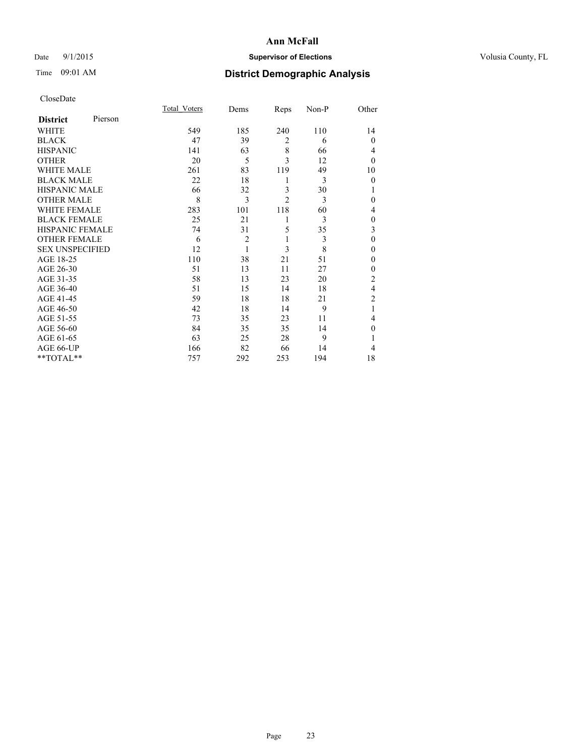# Ann McFall

Date 9/1/2015 **Supervisor of Elections** Volusia County, FL

Time 09:01 AM **District Demographic Analysis**

CloseDate

| **District** Pierson | Total_Voters | Dems | Reps | Non-P | Other |
|---|---|---|---|---|---|
| WHITE | 549 | 185 | 240 | 110 | 14 |
| BLACK | 47 | 39 | 2 | 6 | 0 |
| HISPANIC | 141 | 63 | 8 | 66 | 4 |
| OTHER | 20 | 5 | 3 | 12 | 0 |
| WHITE MALE | 261 | 83 | 119 | 49 | 10 |
| BLACK MALE | 22 | 18 | 1 | 3 | 0 |
| HISPANIC MALE | 66 | 32 | 3 | 30 | 1 |
| OTHER MALE | 8 | 3 | 2 | 3 | 0 |
| WHITE FEMALE | 283 | 101 | 118 | 60 | 4 |
| BLACK FEMALE | 25 | 21 | 1 | 3 | 0 |
| HISPANIC FEMALE | 74 | 31 | 5 | 35 | 3 |
| OTHER FEMALE | 6 | 2 | 1 | 3 | 0 |
| SEX UNSPECIFIED | 12 | 1 | 3 | 8 | 0 |
| AGE 18-25 | 110 | 38 | 21 | 51 | 0 |
| AGE 26-30 | 51 | 13 | 11 | 27 | 0 |
| AGE 31-35 | 58 | 13 | 23 | 20 | 2 |
| AGE 36-40 | 51 | 15 | 14 | 18 | 4 |
| AGE 41-45 | 59 | 18 | 18 | 21 | 2 |
| AGE 46-50 | 42 | 18 | 14 | 9 | 1 |
| AGE 51-55 | 73 | 35 | 23 | 11 | 4 |
| AGE 56-60 | 84 | 35 | 35 | 14 | 0 |
| AGE 61-65 | 63 | 25 | 28 | 9 | 1 |
| AGE 66-UP | 166 | 82 | 66 | 14 | 4 |
| **TOTAL** | 757 | 292 | 253 | 194 | 18 |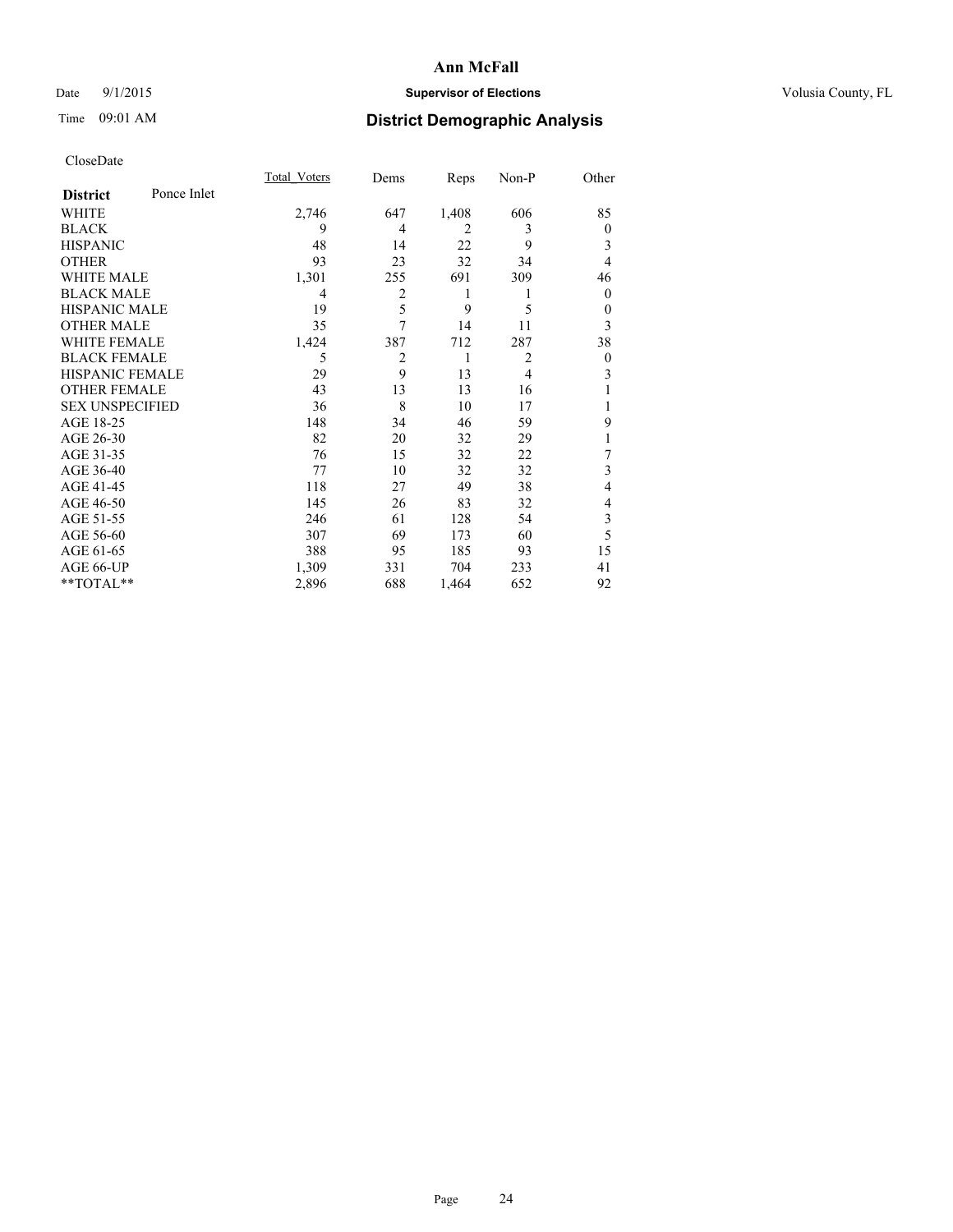**Ann McFall**

Date 9/1/2015 **Supervisor of Elections** Volusia County, FL

Time 09:01 AM **District Demographic Analysis**

CloseDate

| **District** Ponce Inlet | Total_Voters | Dems | Reps | Non-P | Other |
|---|---|---|---|---|---|
| WHITE | 2,746 | 647 | 1,408 | 606 | 85 |
| BLACK | 9 | 4 | 2 | 3 | 0 |
| HISPANIC | 48 | 14 | 22 | 9 | 3 |
| OTHER | 93 | 23 | 32 | 34 | 4 |
| WHITE MALE | 1,301 | 255 | 691 | 309 | 46 |
| BLACK MALE | 4 | 2 | 1 | 1 | 0 |
| HISPANIC MALE | 19 | 5 | 9 | 5 | 0 |
| OTHER MALE | 35 | 7 | 14 | 11 | 3 |
| WHITE FEMALE | 1,424 | 387 | 712 | 287 | 38 |
| BLACK FEMALE | 5 | 2 | 1 | 2 | 0 |
| HISPANIC FEMALE | 29 | 9 | 13 | 4 | 3 |
| OTHER FEMALE | 43 | 13 | 13 | 16 | 1 |
| SEX UNSPECIFIED | 36 | 8 | 10 | 17 | 1 |
| AGE 18-25 | 148 | 34 | 46 | 59 | 9 |
| AGE 26-30 | 82 | 20 | 32 | 29 | 1 |
| AGE 31-35 | 76 | 15 | 32 | 22 | 7 |
| AGE 36-40 | 77 | 10 | 32 | 32 | 3 |
| AGE 41-45 | 118 | 27 | 49 | 38 | 4 |
| AGE 46-50 | 145 | 26 | 83 | 32 | 4 |
| AGE 51-55 | 246 | 61 | 128 | 54 | 3 |
| AGE 56-60 | 307 | 69 | 173 | 60 | 5 |
| AGE 61-65 | 388 | 95 | 185 | 93 | 15 |
| AGE 66-UP | 1,309 | 331 | 704 | 233 | 41 |
| **TOTAL** | 2,896 | 688 | 1,464 | 652 | 92 |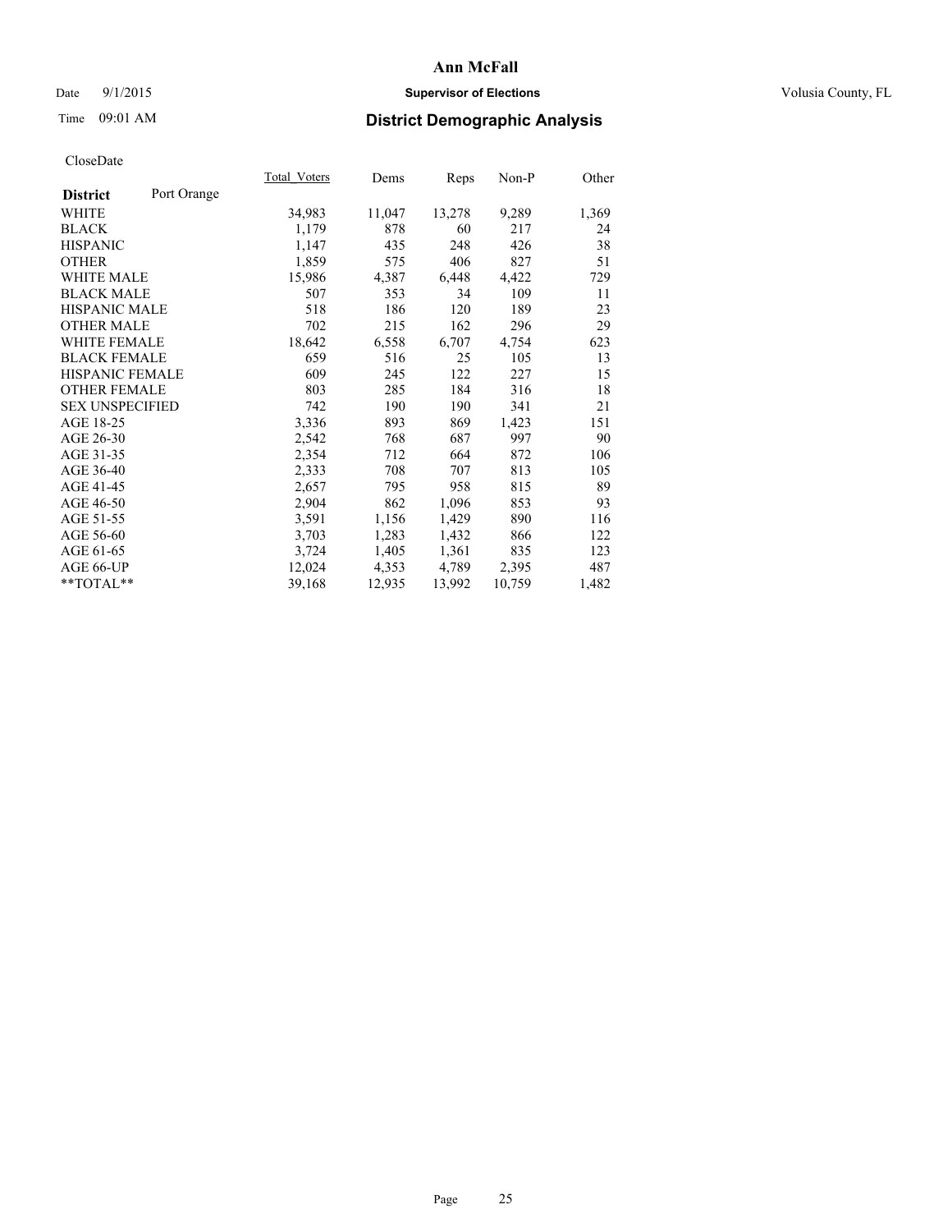**Ann McFall**

Date 9/1/2015 **Supervisor of Elections** Volusia County, FL

Time 09:01 AM **District Demographic Analysis**

CloseDate

| **District** Port Orange | Total_Voters | Dems | Reps | Non-P | Other |
|---|---|---|---|---|---|
| WHITE | 34,983 | 11,047 | 13,278 | 9,289 | 1,369 |
| BLACK | 1,179 | 878 | 60 | 217 | 24 |
| HISPANIC | 1,147 | 435 | 248 | 426 | 38 |
| OTHER | 1,859 | 575 | 406 | 827 | 51 |
| WHITE MALE | 15,986 | 4,387 | 6,448 | 4,422 | 729 |
| BLACK MALE | 507 | 353 | 34 | 109 | 11 |
| HISPANIC MALE | 518 | 186 | 120 | 189 | 23 |
| OTHER MALE | 702 | 215 | 162 | 296 | 29 |
| WHITE FEMALE | 18,642 | 6,558 | 6,707 | 4,754 | 623 |
| BLACK FEMALE | 659 | 516 | 25 | 105 | 13 |
| HISPANIC FEMALE | 609 | 245 | 122 | 227 | 15 |
| OTHER FEMALE | 803 | 285 | 184 | 316 | 18 |
| SEX UNSPECIFIED | 742 | 190 | 190 | 341 | 21 |
| AGE 18-25 | 3,336 | 893 | 869 | 1,423 | 151 |
| AGE 26-30 | 2,542 | 768 | 687 | 997 | 90 |
| AGE 31-35 | 2,354 | 712 | 664 | 872 | 106 |
| AGE 36-40 | 2,333 | 708 | 707 | 813 | 105 |
| AGE 41-45 | 2,657 | 795 | 958 | 815 | 89 |
| AGE 46-50 | 2,904 | 862 | 1,096 | 853 | 93 |
| AGE 51-55 | 3,591 | 1,156 | 1,429 | 890 | 116 |
| AGE 56-60 | 3,703 | 1,283 | 1,432 | 866 | 122 |
| AGE 61-65 | 3,724 | 1,405 | 1,361 | 835 | 123 |
| AGE 66-UP | 12,024 | 4,353 | 4,789 | 2,395 | 487 |
| **TOTAL** | 39,168 | 12,935 | 13,992 | 10,759 | 1,482 |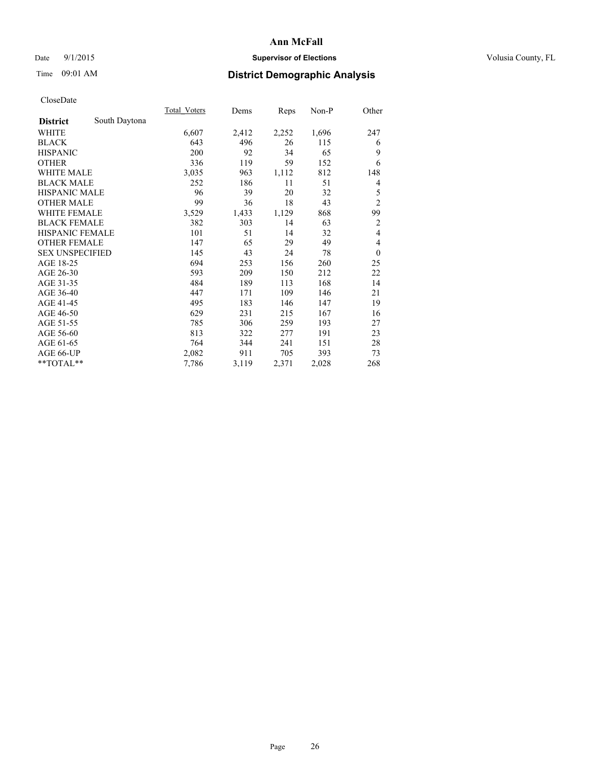# Ann McFall

Date 9/1/2015 **Supervisor of Elections** Volusia County, FL

Time 09:01 AM **District Demographic Analysis**

CloseDate

| **District** South Daytona | Total_Voters | Dems | Reps | Non-P | Other |
|---|---|---|---|---|---|
| WHITE | 6,607 | 2,412 | 2,252 | 1,696 | 247 |
| BLACK | 643 | 496 | 26 | 115 | 6 |
| HISPANIC | 200 | 92 | 34 | 65 | 9 |
| OTHER | 336 | 119 | 59 | 152 | 6 |
| WHITE MALE | 3,035 | 963 | 1,112 | 812 | 148 |
| BLACK MALE | 252 | 186 | 11 | 51 | 4 |
| HISPANIC MALE | 96 | 39 | 20 | 32 | 5 |
| OTHER MALE | 99 | 36 | 18 | 43 | 2 |
| WHITE FEMALE | 3,529 | 1,433 | 1,129 | 868 | 99 |
| BLACK FEMALE | 382 | 303 | 14 | 63 | 2 |
| HISPANIC FEMALE | 101 | 51 | 14 | 32 | 4 |
| OTHER FEMALE | 147 | 65 | 29 | 49 | 4 |
| SEX UNSPECIFIED | 145 | 43 | 24 | 78 | 0 |
| AGE 18-25 | 694 | 253 | 156 | 260 | 25 |
| AGE 26-30 | 593 | 209 | 150 | 212 | 22 |
| AGE 31-35 | 484 | 189 | 113 | 168 | 14 |
| AGE 36-40 | 447 | 171 | 109 | 146 | 21 |
| AGE 41-45 | 495 | 183 | 146 | 147 | 19 |
| AGE 46-50 | 629 | 231 | 215 | 167 | 16 |
| AGE 51-55 | 785 | 306 | 259 | 193 | 27 |
| AGE 56-60 | 813 | 322 | 277 | 191 | 23 |
| AGE 61-65 | 764 | 344 | 241 | 151 | 28 |
| AGE 66-UP | 2,082 | 911 | 705 | 393 | 73 |
| **TOTAL** | 7,786 | 3,119 | 2,371 | 2,028 | 268 |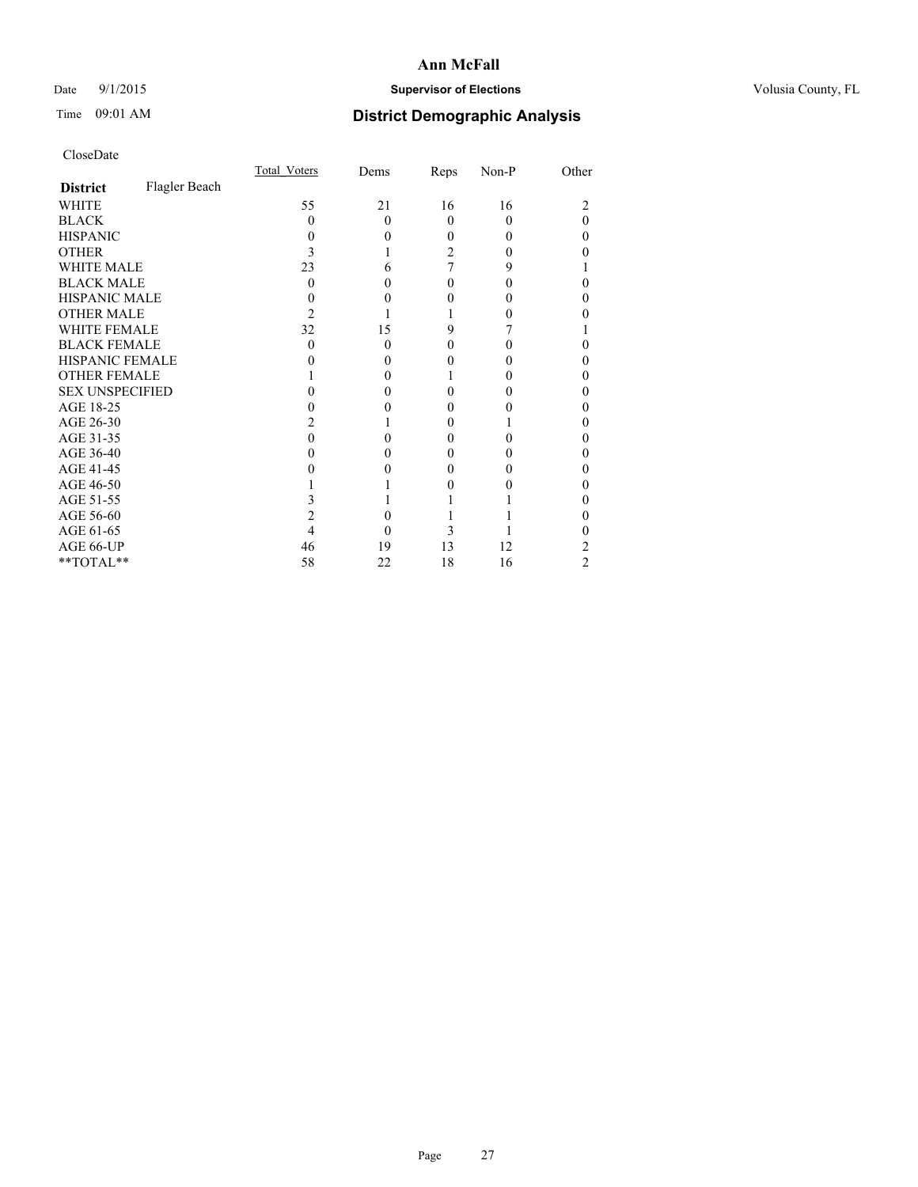# Ann McFall

Date 9/1/2015 **Supervisor of Elections** Volusia County, FL

Time 09:01 AM **District Demographic Analysis**

CloseDate

| **District** Flagler Beach | Total_Voters | Dems | Reps | Non-P | Other |
|---|---|---|---|---|---|
| WHITE | 55 | 21 | 16 | 16 | 2 |
| BLACK | 0 | 0 | 0 | 0 | 0 |
| HISPANIC | 0 | 0 | 0 | 0 | 0 |
| OTHER | 3 | 1 | 2 | 0 | 0 |
| WHITE MALE | 23 | 6 | 7 | 9 | 1 |
| BLACK MALE | 0 | 0 | 0 | 0 | 0 |
| HISPANIC MALE | 0 | 0 | 0 | 0 | 0 |
| OTHER MALE | 2 | 1 | 1 | 0 | 0 |
| WHITE FEMALE | 32 | 15 | 9 | 7 | 1 |
| BLACK FEMALE | 0 | 0 | 0 | 0 | 0 |
| HISPANIC FEMALE | 0 | 0 | 0 | 0 | 0 |
| OTHER FEMALE | 1 | 0 | 1 | 0 | 0 |
| SEX UNSPECIFIED | 0 | 0 | 0 | 0 | 0 |
| AGE 18-25 | 0 | 0 | 0 | 0 | 0 |
| AGE 26-30 | 2 | 1 | 0 | 1 | 0 |
| AGE 31-35 | 0 | 0 | 0 | 0 | 0 |
| AGE 36-40 | 0 | 0 | 0 | 0 | 0 |
| AGE 41-45 | 0 | 0 | 0 | 0 | 0 |
| AGE 46-50 | 1 | 1 | 0 | 0 | 0 |
| AGE 51-55 | 3 | 1 | 1 | 1 | 0 |
| AGE 56-60 | 2 | 0 | 1 | 1 | 0 |
| AGE 61-65 | 4 | 0 | 3 | 1 | 0 |
| AGE 66-UP | 46 | 19 | 13 | 12 | 2 |
| **TOTAL** | 58 | 22 | 18 | 16 | 2 |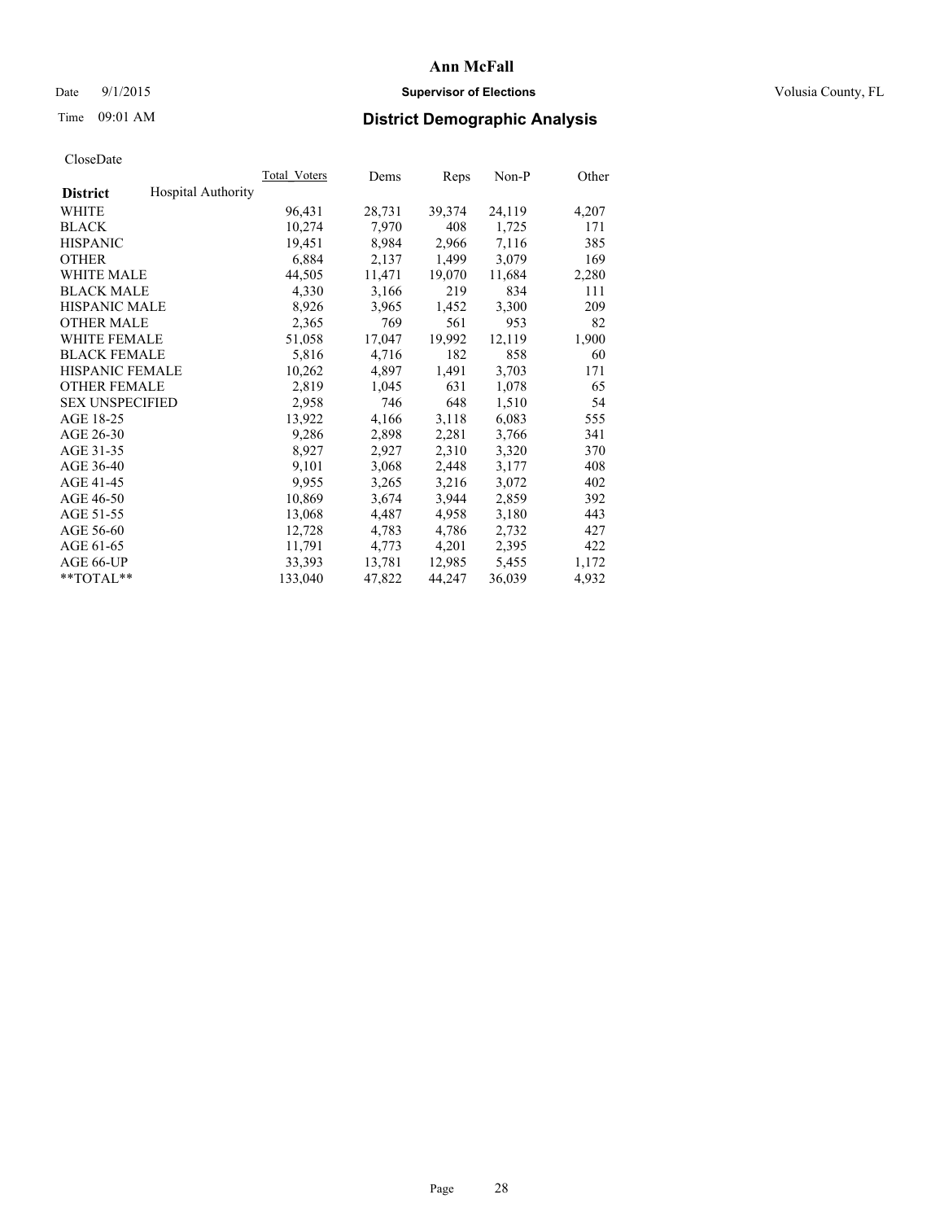# Ann McFall

Date 9/1/2015 **Supervisor of Elections** Volusia County, FL

Time 09:01 AM **District Demographic Analysis**

CloseDate

| **District** Hospital Authority | Total_Voters | Dems | Reps | Non-P | Other |
|---|---|---|---|---|---|
| WHITE | 96,431 | 28,731 | 39,374 | 24,119 | 4,207 |
| BLACK | 10,274 | 7,970 | 408 | 1,725 | 171 |
| HISPANIC | 19,451 | 8,984 | 2,966 | 7,116 | 385 |
| OTHER | 6,884 | 2,137 | 1,499 | 3,079 | 169 |
| WHITE MALE | 44,505 | 11,471 | 19,070 | 11,684 | 2,280 |
| BLACK MALE | 4,330 | 3,166 | 219 | 834 | 111 |
| HISPANIC MALE | 8,926 | 3,965 | 1,452 | 3,300 | 209 |
| OTHER MALE | 2,365 | 769 | 561 | 953 | 82 |
| WHITE FEMALE | 51,058 | 17,047 | 19,992 | 12,119 | 1,900 |
| BLACK FEMALE | 5,816 | 4,716 | 182 | 858 | 60 |
| HISPANIC FEMALE | 10,262 | 4,897 | 1,491 | 3,703 | 171 |
| OTHER FEMALE | 2,819 | 1,045 | 631 | 1,078 | 65 |
| SEX UNSPECIFIED | 2,958 | 746 | 648 | 1,510 | 54 |
| AGE 18-25 | 13,922 | 4,166 | 3,118 | 6,083 | 555 |
| AGE 26-30 | 9,286 | 2,898 | 2,281 | 3,766 | 341 |
| AGE 31-35 | 8,927 | 2,927 | 2,310 | 3,320 | 370 |
| AGE 36-40 | 9,101 | 3,068 | 2,448 | 3,177 | 408 |
| AGE 41-45 | 9,955 | 3,265 | 3,216 | 3,072 | 402 |
| AGE 46-50 | 10,869 | 3,674 | 3,944 | 2,859 | 392 |
| AGE 51-55 | 13,068 | 4,487 | 4,958 | 3,180 | 443 |
| AGE 56-60 | 12,728 | 4,783 | 4,786 | 2,732 | 427 |
| AGE 61-65 | 11,791 | 4,773 | 4,201 | 2,395 | 422 |
| AGE 66-UP | 33,393 | 13,781 | 12,985 | 5,455 | 1,172 |
| **TOTAL** | 133,040 | 47,822 | 44,247 | 36,039 | 4,932 |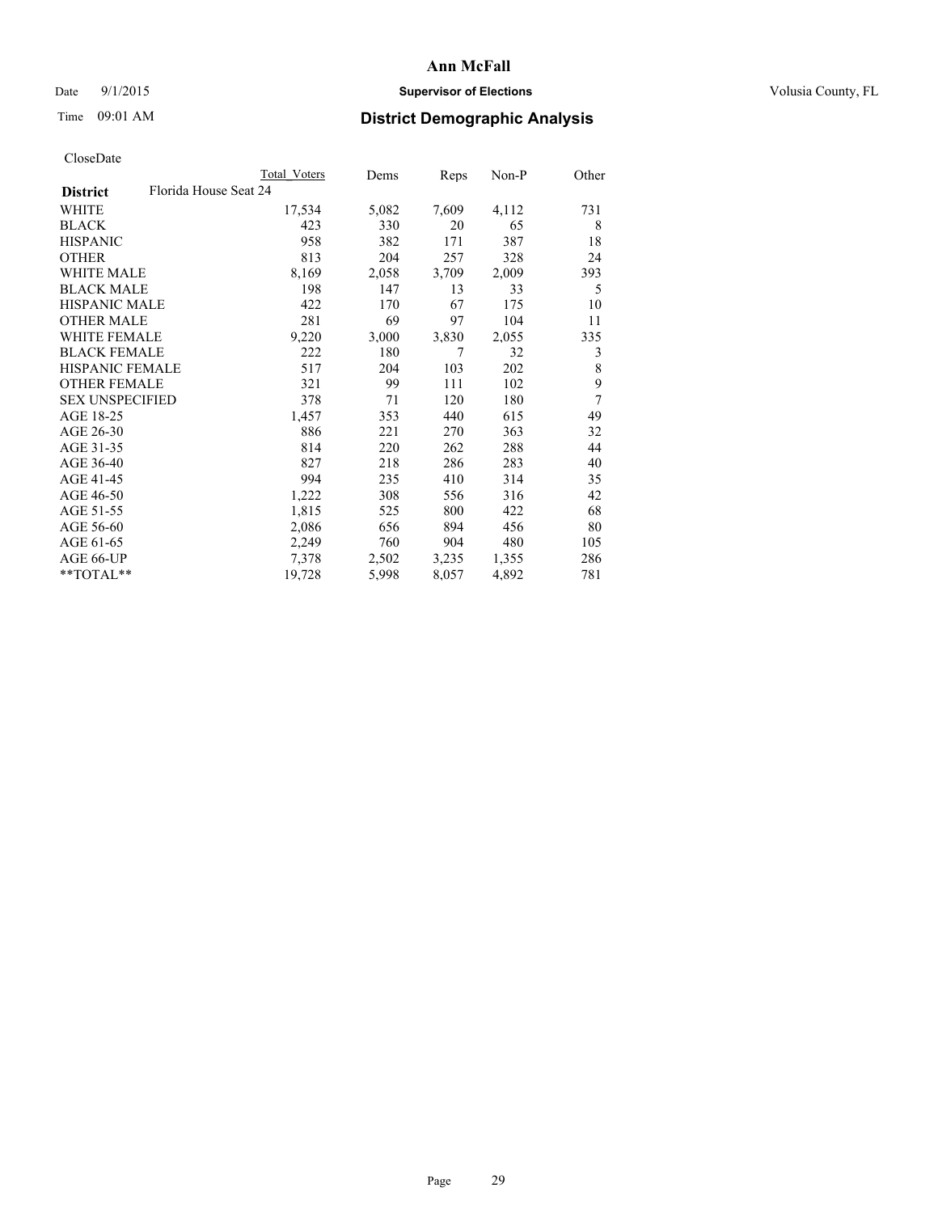# Ann McFall

Date 9/1/2015 **Supervisor of Elections** Volusia County, FL

Time 09:01 AM **District Demographic Analysis**

CloseDate

| | Total Voters | Dems | Reps | Non-P | Other |
|---|---|---|---|---|---|
| **District** Florida House Seat 24 | | | | | |
| WHITE | 17,534 | 5,082 | 7,609 | 4,112 | 731 |
| BLACK | 423 | 330 | 20 | 65 | 8 |
| HISPANIC | 958 | 382 | 171 | 387 | 18 |
| OTHER | 813 | 204 | 257 | 328 | 24 |
| WHITE MALE | 8,169 | 2,058 | 3,709 | 2,009 | 393 |
| BLACK MALE | 198 | 147 | 13 | 33 | 5 |
| HISPANIC MALE | 422 | 170 | 67 | 175 | 10 |
| OTHER MALE | 281 | 69 | 97 | 104 | 11 |
| WHITE FEMALE | 9,220 | 3,000 | 3,830 | 2,055 | 335 |
| BLACK FEMALE | 222 | 180 | 7 | 32 | 3 |
| HISPANIC FEMALE | 517 | 204 | 103 | 202 | 8 |
| OTHER FEMALE | 321 | 99 | 111 | 102 | 9 |
| SEX UNSPECIFIED | 378 | 71 | 120 | 180 | 7 |
| AGE 18-25 | 1,457 | 353 | 440 | 615 | 49 |
| AGE 26-30 | 886 | 221 | 270 | 363 | 32 |
| AGE 31-35 | 814 | 220 | 262 | 288 | 44 |
| AGE 36-40 | 827 | 218 | 286 | 283 | 40 |
| AGE 41-45 | 994 | 235 | 410 | 314 | 35 |
| AGE 46-50 | 1,222 | 308 | 556 | 316 | 42 |
| AGE 51-55 | 1,815 | 525 | 800 | 422 | 68 |
| AGE 56-60 | 2,086 | 656 | 894 | 456 | 80 |
| AGE 61-65 | 2,249 | 760 | 904 | 480 | 105 |
| AGE 66-UP | 7,378 | 2,502 | 3,235 | 1,355 | 286 |
| **TOTAL** | 19,728 | 5,998 | 8,057 | 4,892 | 781 |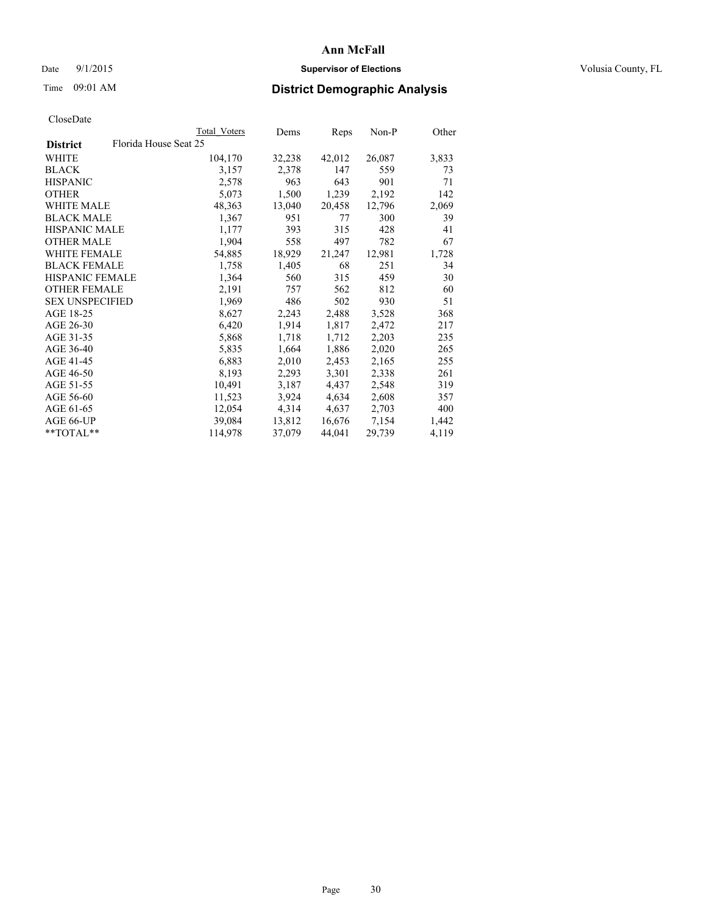# Ann McFall

Date 9/1/2015 **Supervisor of Elections** Volusia County, FL

Time 09:01 AM **District Demographic Analysis**

CloseDate

| | Total Voters | Dems | Reps | Non-P | Other |
|---|---|---|---|---|---|
| **District** Florida House Seat 25 | | | | | |
| WHITE | 104,170 | 32,238 | 42,012 | 26,087 | 3,833 |
| BLACK | 3,157 | 2,378 | 147 | 559 | 73 |
| HISPANIC | 2,578 | 963 | 643 | 901 | 71 |
| OTHER | 5,073 | 1,500 | 1,239 | 2,192 | 142 |
| WHITE MALE | 48,363 | 13,040 | 20,458 | 12,796 | 2,069 |
| BLACK MALE | 1,367 | 951 | 77 | 300 | 39 |
| HISPANIC MALE | 1,177 | 393 | 315 | 428 | 41 |
| OTHER MALE | 1,904 | 558 | 497 | 782 | 67 |
| WHITE FEMALE | 54,885 | 18,929 | 21,247 | 12,981 | 1,728 |
| BLACK FEMALE | 1,758 | 1,405 | 68 | 251 | 34 |
| HISPANIC FEMALE | 1,364 | 560 | 315 | 459 | 30 |
| OTHER FEMALE | 2,191 | 757 | 562 | 812 | 60 |
| SEX UNSPECIFIED | 1,969 | 486 | 502 | 930 | 51 |
| AGE 18-25 | 8,627 | 2,243 | 2,488 | 3,528 | 368 |
| AGE 26-30 | 6,420 | 1,914 | 1,817 | 2,472 | 217 |
| AGE 31-35 | 5,868 | 1,718 | 1,712 | 2,203 | 235 |
| AGE 36-40 | 5,835 | 1,664 | 1,886 | 2,020 | 265 |
| AGE 41-45 | 6,883 | 2,010 | 2,453 | 2,165 | 255 |
| AGE 46-50 | 8,193 | 2,293 | 3,301 | 2,338 | 261 |
| AGE 51-55 | 10,491 | 3,187 | 4,437 | 2,548 | 319 |
| AGE 56-60 | 11,523 | 3,924 | 4,634 | 2,608 | 357 |
| AGE 61-65 | 12,054 | 4,314 | 4,637 | 2,703 | 400 |
| AGE 66-UP | 39,084 | 13,812 | 16,676 | 7,154 | 1,442 |
| **TOTAL** | 114,978 | 37,079 | 44,041 | 29,739 | 4,119 |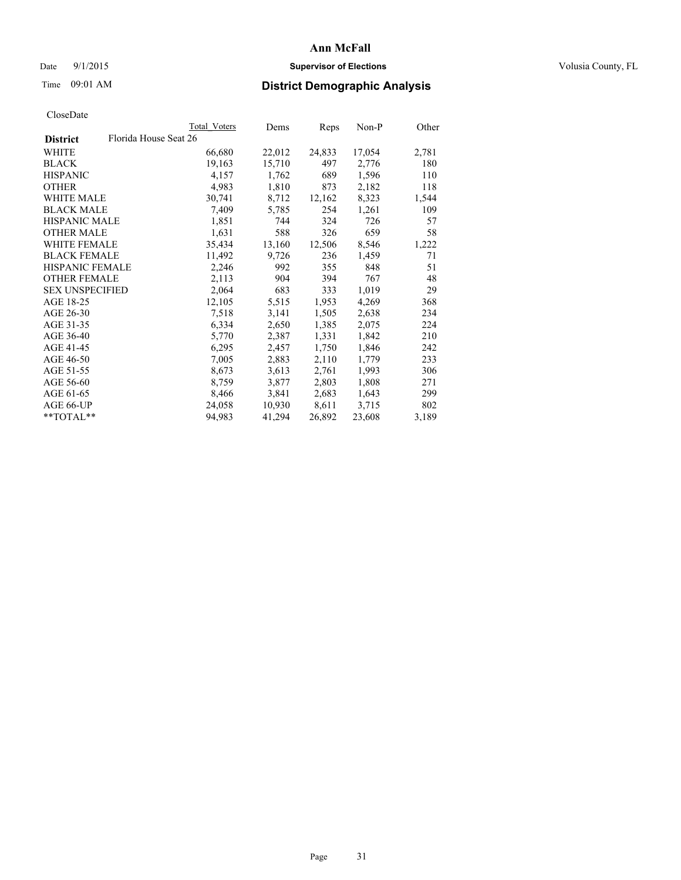# Ann McFall

Date 9/1/2015 **Supervisor of Elections** Volusia County, FL

Time 09:01 AM **District Demographic Analysis**

CloseDate

| | Total Voters | Dems | Reps | Non-P | Other |
|---|---|---|---|---|---|
| **District** Florida House Seat 26 | | | | | |
| WHITE | 66,680 | 22,012 | 24,833 | 17,054 | 2,781 |
| BLACK | 19,163 | 15,710 | 497 | 2,776 | 180 |
| HISPANIC | 4,157 | 1,762 | 689 | 1,596 | 110 |
| OTHER | 4,983 | 1,810 | 873 | 2,182 | 118 |
| WHITE MALE | 30,741 | 8,712 | 12,162 | 8,323 | 1,544 |
| BLACK MALE | 7,409 | 5,785 | 254 | 1,261 | 109 |
| HISPANIC MALE | 1,851 | 744 | 324 | 726 | 57 |
| OTHER MALE | 1,631 | 588 | 326 | 659 | 58 |
| WHITE FEMALE | 35,434 | 13,160 | 12,506 | 8,546 | 1,222 |
| BLACK FEMALE | 11,492 | 9,726 | 236 | 1,459 | 71 |
| HISPANIC FEMALE | 2,246 | 992 | 355 | 848 | 51 |
| OTHER FEMALE | 2,113 | 904 | 394 | 767 | 48 |
| SEX UNSPECIFIED | 2,064 | 683 | 333 | 1,019 | 29 |
| AGE 18-25 | 12,105 | 5,515 | 1,953 | 4,269 | 368 |
| AGE 26-30 | 7,518 | 3,141 | 1,505 | 2,638 | 234 |
| AGE 31-35 | 6,334 | 2,650 | 1,385 | 2,075 | 224 |
| AGE 36-40 | 5,770 | 2,387 | 1,331 | 1,842 | 210 |
| AGE 41-45 | 6,295 | 2,457 | 1,750 | 1,846 | 242 |
| AGE 46-50 | 7,005 | 2,883 | 2,110 | 1,779 | 233 |
| AGE 51-55 | 8,673 | 3,613 | 2,761 | 1,993 | 306 |
| AGE 56-60 | 8,759 | 3,877 | 2,803 | 1,808 | 271 |
| AGE 61-65 | 8,466 | 3,841 | 2,683 | 1,643 | 299 |
| AGE 66-UP | 24,058 | 10,930 | 8,611 | 3,715 | 802 |
| **TOTAL** | 94,983 | 41,294 | 26,892 | 23,608 | 3,189 |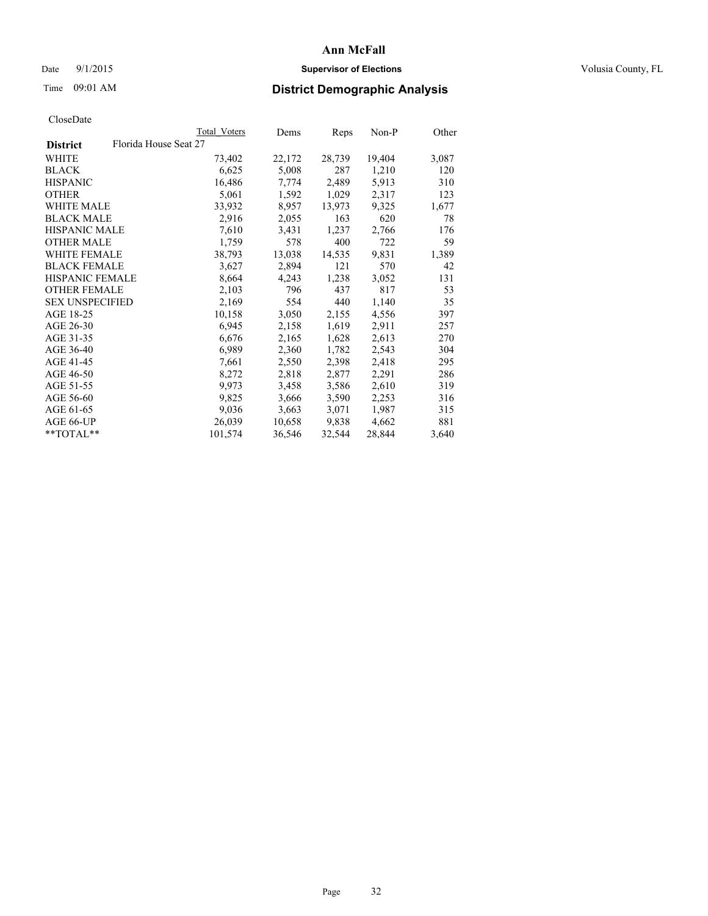# Ann McFall

Date 9/1/2015 **Supervisor of Elections** Volusia County, FL

Time 09:01 AM **District Demographic Analysis**

CloseDate

| **District** Florida House Seat 27 | Total Voters | Dems | Reps | Non-P | Other |
|---|---|---|---|---|---|
| WHITE | 73,402 | 22,172 | 28,739 | 19,404 | 3,087 |
| BLACK | 6,625 | 5,008 | 287 | 1,210 | 120 |
| HISPANIC | 16,486 | 7,774 | 2,489 | 5,913 | 310 |
| OTHER | 5,061 | 1,592 | 1,029 | 2,317 | 123 |
| WHITE MALE | 33,932 | 8,957 | 13,973 | 9,325 | 1,677 |
| BLACK MALE | 2,916 | 2,055 | 163 | 620 | 78 |
| HISPANIC MALE | 7,610 | 3,431 | 1,237 | 2,766 | 176 |
| OTHER MALE | 1,759 | 578 | 400 | 722 | 59 |
| WHITE FEMALE | 38,793 | 13,038 | 14,535 | 9,831 | 1,389 |
| BLACK FEMALE | 3,627 | 2,894 | 121 | 570 | 42 |
| HISPANIC FEMALE | 8,664 | 4,243 | 1,238 | 3,052 | 131 |
| OTHER FEMALE | 2,103 | 796 | 437 | 817 | 53 |
| SEX UNSPECIFIED | 2,169 | 554 | 440 | 1,140 | 35 |
| AGE 18-25 | 10,158 | 3,050 | 2,155 | 4,556 | 397 |
| AGE 26-30 | 6,945 | 2,158 | 1,619 | 2,911 | 257 |
| AGE 31-35 | 6,676 | 2,165 | 1,628 | 2,613 | 270 |
| AGE 36-40 | 6,989 | 2,360 | 1,782 | 2,543 | 304 |
| AGE 41-45 | 7,661 | 2,550 | 2,398 | 2,418 | 295 |
| AGE 46-50 | 8,272 | 2,818 | 2,877 | 2,291 | 286 |
| AGE 51-55 | 9,973 | 3,458 | 3,586 | 2,610 | 319 |
| AGE 56-60 | 9,825 | 3,666 | 3,590 | 2,253 | 316 |
| AGE 61-65 | 9,036 | 3,663 | 3,071 | 1,987 | 315 |
| AGE 66-UP | 26,039 | 10,658 | 9,838 | 4,662 | 881 |
| **TOTAL** | 101,574 | 36,546 | 32,544 | 28,844 | 3,640 |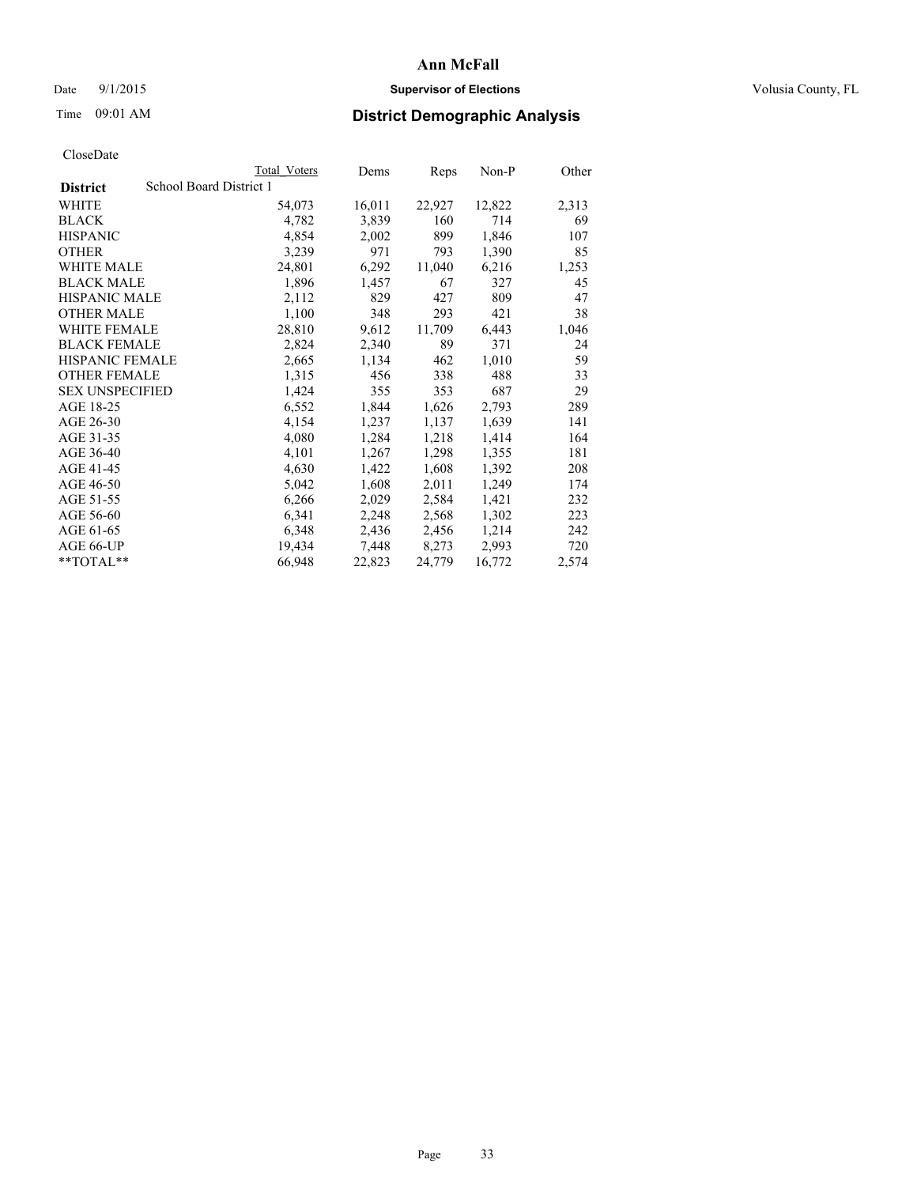# Ann McFall

Date 9/1/2015 **Supervisor of Elections** Volusia County, FL

Time 09:01 AM **District Demographic Analysis**

CloseDate

| **District** | School Board District 1 | Total Voters | Dems | Reps | Non-P | Other |
|---|---|---|---|---|---|---|
| WHITE | | 54,073 | 16,011 | 22,927 | 12,822 | 2,313 |
| BLACK | | 4,782 | 3,839 | 160 | 714 | 69 |
| HISPANIC | | 4,854 | 2,002 | 899 | 1,846 | 107 |
| OTHER | | 3,239 | 971 | 793 | 1,390 | 85 |
| WHITE MALE | | 24,801 | 6,292 | 11,040 | 6,216 | 1,253 |
| BLACK MALE | | 1,896 | 1,457 | 67 | 327 | 45 |
| HISPANIC MALE | | 2,112 | 829 | 427 | 809 | 47 |
| OTHER MALE | | 1,100 | 348 | 293 | 421 | 38 |
| WHITE FEMALE | | 28,810 | 9,612 | 11,709 | 6,443 | 1,046 |
| BLACK FEMALE | | 2,824 | 2,340 | 89 | 371 | 24 |
| HISPANIC FEMALE | | 2,665 | 1,134 | 462 | 1,010 | 59 |
| OTHER FEMALE | | 1,315 | 456 | 338 | 488 | 33 |
| SEX UNSPECIFIED | | 1,424 | 355 | 353 | 687 | 29 |
| AGE 18-25 | | 6,552 | 1,844 | 1,626 | 2,793 | 289 |
| AGE 26-30 | | 4,154 | 1,237 | 1,137 | 1,639 | 141 |
| AGE 31-35 | | 4,080 | 1,284 | 1,218 | 1,414 | 164 |
| AGE 36-40 | | 4,101 | 1,267 | 1,298 | 1,355 | 181 |
| AGE 41-45 | | 4,630 | 1,422 | 1,608 | 1,392 | 208 |
| AGE 46-50 | | 5,042 | 1,608 | 2,011 | 1,249 | 174 |
| AGE 51-55 | | 6,266 | 2,029 | 2,584 | 1,421 | 232 |
| AGE 56-60 | | 6,341 | 2,248 | 2,568 | 1,302 | 223 |
| AGE 61-65 | | 6,348 | 2,436 | 2,456 | 1,214 | 242 |
| AGE 66-UP | | 19,434 | 7,448 | 8,273 | 2,993 | 720 |
| **TOTAL** | | 66,948 | 22,823 | 24,779 | 16,772 | 2,574 |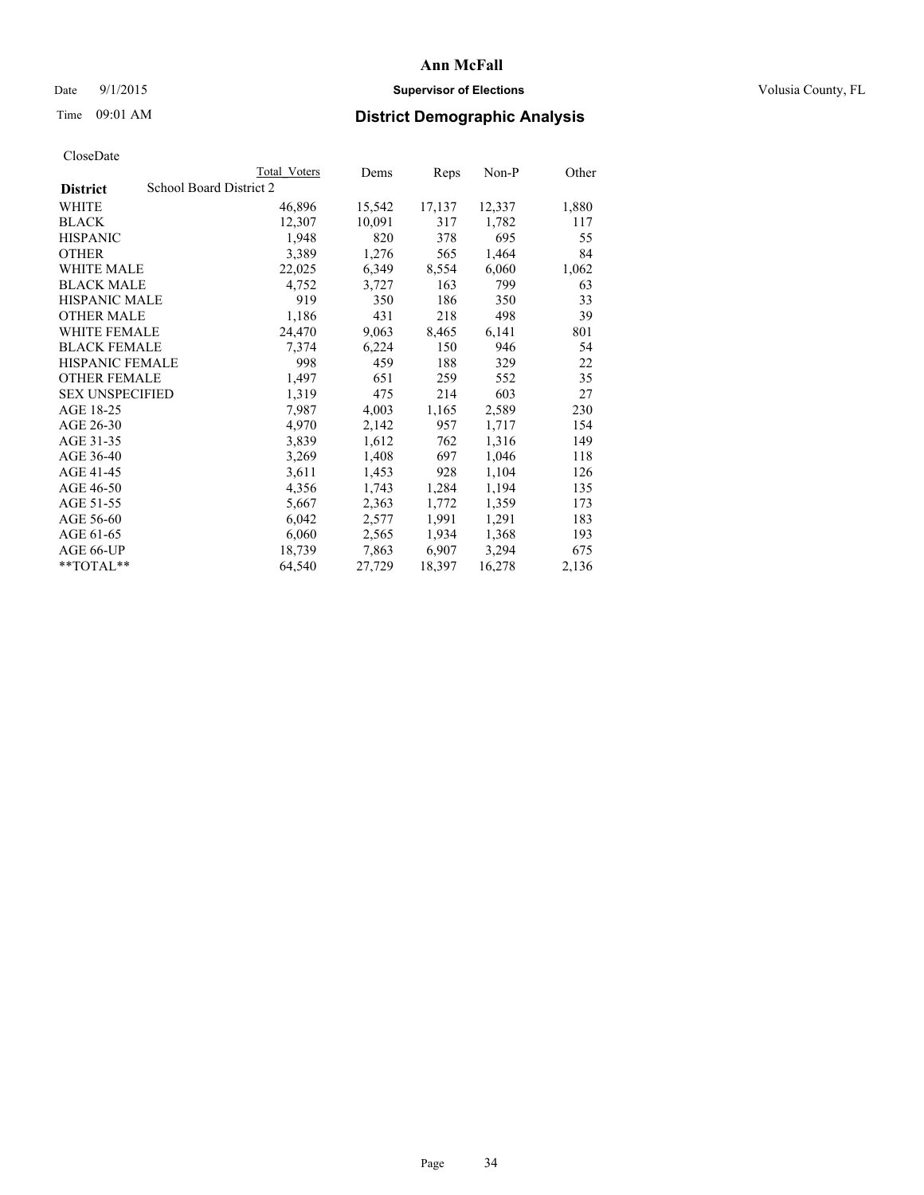**Ann McFall**

Date 9/1/2015 **Supervisor of Elections** Volusia County, FL

Time 09:01 AM **District Demographic Analysis**

CloseDate

| | Total Voters | Dems | Reps | Non-P | Other |
|---|---|---|---|---|---|
| **District** School Board District 2 | | | | | |
| WHITE | 46,896 | 15,542 | 17,137 | 12,337 | 1,880 |
| BLACK | 12,307 | 10,091 | 317 | 1,782 | 117 |
| HISPANIC | 1,948 | 820 | 378 | 695 | 55 |
| OTHER | 3,389 | 1,276 | 565 | 1,464 | 84 |
| WHITE MALE | 22,025 | 6,349 | 8,554 | 6,060 | 1,062 |
| BLACK MALE | 4,752 | 3,727 | 163 | 799 | 63 |
| HISPANIC MALE | 919 | 350 | 186 | 350 | 33 |
| OTHER MALE | 1,186 | 431 | 218 | 498 | 39 |
| WHITE FEMALE | 24,470 | 9,063 | 8,465 | 6,141 | 801 |
| BLACK FEMALE | 7,374 | 6,224 | 150 | 946 | 54 |
| HISPANIC FEMALE | 998 | 459 | 188 | 329 | 22 |
| OTHER FEMALE | 1,497 | 651 | 259 | 552 | 35 |
| SEX UNSPECIFIED | 1,319 | 475 | 214 | 603 | 27 |
| AGE 18-25 | 7,987 | 4,003 | 1,165 | 2,589 | 230 |
| AGE 26-30 | 4,970 | 2,142 | 957 | 1,717 | 154 |
| AGE 31-35 | 3,839 | 1,612 | 762 | 1,316 | 149 |
| AGE 36-40 | 3,269 | 1,408 | 697 | 1,046 | 118 |
| AGE 41-45 | 3,611 | 1,453 | 928 | 1,104 | 126 |
| AGE 46-50 | 4,356 | 1,743 | 1,284 | 1,194 | 135 |
| AGE 51-55 | 5,667 | 2,363 | 1,772 | 1,359 | 173 |
| AGE 56-60 | 6,042 | 2,577 | 1,991 | 1,291 | 183 |
| AGE 61-65 | 6,060 | 2,565 | 1,934 | 1,368 | 193 |
| AGE 66-UP | 18,739 | 7,863 | 6,907 | 3,294 | 675 |
| **TOTAL** | 64,540 | 27,729 | 18,397 | 16,278 | 2,136 |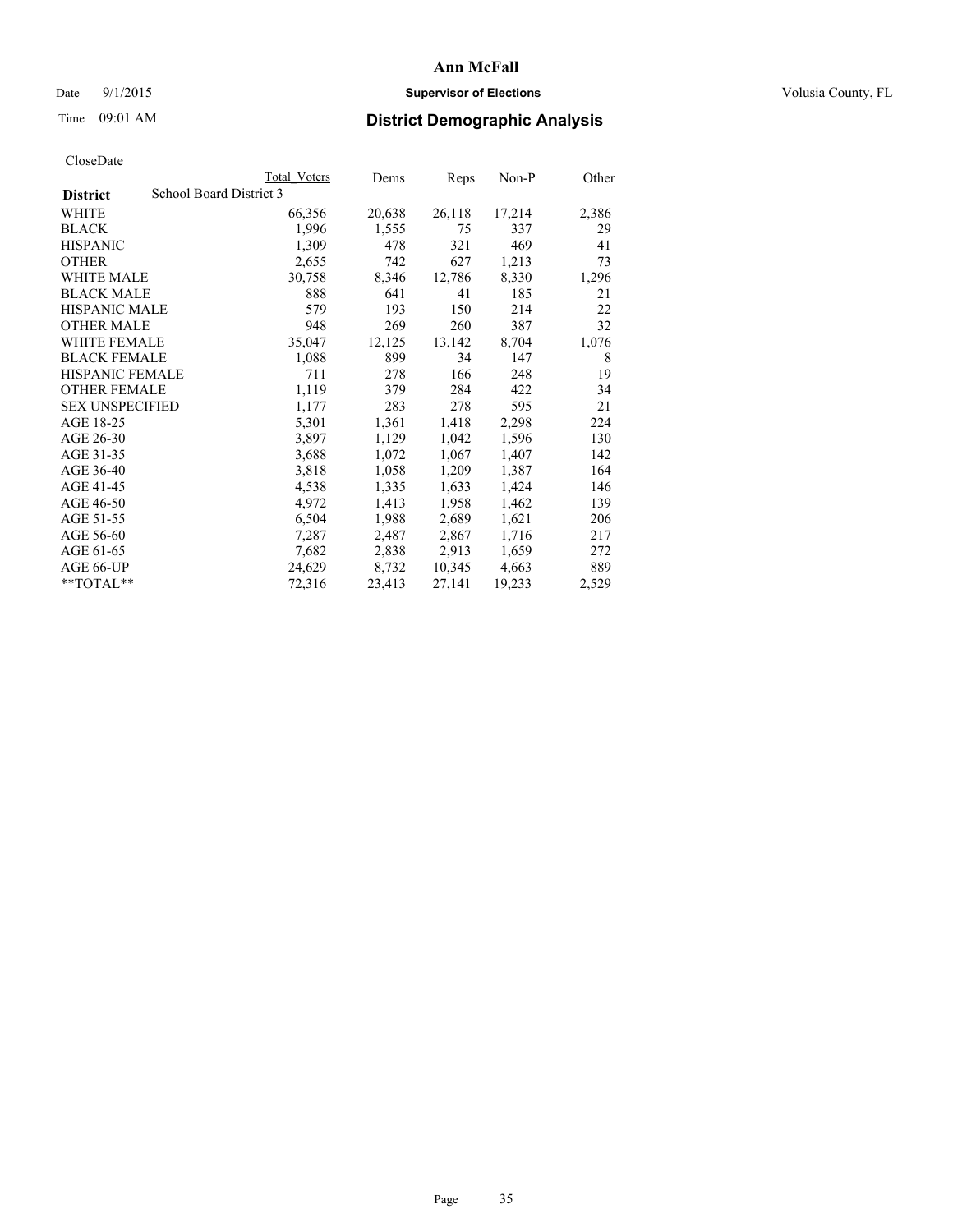# Ann McFall

Date 9/1/2015 **Supervisor of Elections** Volusia County, FL

Time 09:01 AM **District Demographic Analysis**

CloseDate

| | Total Voters | Dems | Reps | Non-P | Other |
|---|---|---|---|---|---|
| **District** School Board District 3 | | | | | |
| WHITE | 66,356 | 20,638 | 26,118 | 17,214 | 2,386 |
| BLACK | 1,996 | 1,555 | 75 | 337 | 29 |
| HISPANIC | 1,309 | 478 | 321 | 469 | 41 |
| OTHER | 2,655 | 742 | 627 | 1,213 | 73 |
| WHITE MALE | 30,758 | 8,346 | 12,786 | 8,330 | 1,296 |
| BLACK MALE | 888 | 641 | 41 | 185 | 21 |
| HISPANIC MALE | 579 | 193 | 150 | 214 | 22 |
| OTHER MALE | 948 | 269 | 260 | 387 | 32 |
| WHITE FEMALE | 35,047 | 12,125 | 13,142 | 8,704 | 1,076 |
| BLACK FEMALE | 1,088 | 899 | 34 | 147 | 8 |
| HISPANIC FEMALE | 711 | 278 | 166 | 248 | 19 |
| OTHER FEMALE | 1,119 | 379 | 284 | 422 | 34 |
| SEX UNSPECIFIED | 1,177 | 283 | 278 | 595 | 21 |
| AGE 18-25 | 5,301 | 1,361 | 1,418 | 2,298 | 224 |
| AGE 26-30 | 3,897 | 1,129 | 1,042 | 1,596 | 130 |
| AGE 31-35 | 3,688 | 1,072 | 1,067 | 1,407 | 142 |
| AGE 36-40 | 3,818 | 1,058 | 1,209 | 1,387 | 164 |
| AGE 41-45 | 4,538 | 1,335 | 1,633 | 1,424 | 146 |
| AGE 46-50 | 4,972 | 1,413 | 1,958 | 1,462 | 139 |
| AGE 51-55 | 6,504 | 1,988 | 2,689 | 1,621 | 206 |
| AGE 56-60 | 7,287 | 2,487 | 2,867 | 1,716 | 217 |
| AGE 61-65 | 7,682 | 2,838 | 2,913 | 1,659 | 272 |
| AGE 66-UP | 24,629 | 8,732 | 10,345 | 4,663 | 889 |
| **TOTAL** | 72,316 | 23,413 | 27,141 | 19,233 | 2,529 |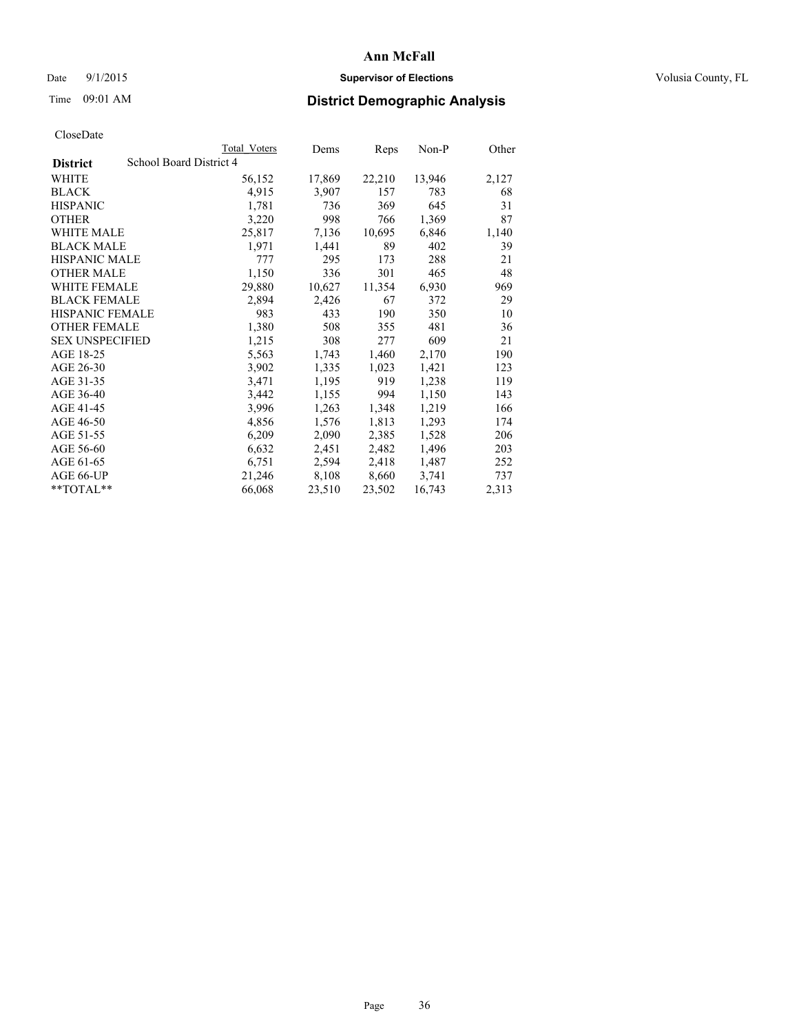# Ann McFall

Date 9/1/2015 **Supervisor of Elections** Volusia County, FL

Time 09:01 AM **District Demographic Analysis**

CloseDate

| | Total Voters | Dems | Reps | Non-P | Other |
|---|---|---|---|---|---|
| **District** School Board District 4 | | | | | |
| WHITE | 56,152 | 17,869 | 22,210 | 13,946 | 2,127 |
| BLACK | 4,915 | 3,907 | 157 | 783 | 68 |
| HISPANIC | 1,781 | 736 | 369 | 645 | 31 |
| OTHER | 3,220 | 998 | 766 | 1,369 | 87 |
| WHITE MALE | 25,817 | 7,136 | 10,695 | 6,846 | 1,140 |
| BLACK MALE | 1,971 | 1,441 | 89 | 402 | 39 |
| HISPANIC MALE | 777 | 295 | 173 | 288 | 21 |
| OTHER MALE | 1,150 | 336 | 301 | 465 | 48 |
| WHITE FEMALE | 29,880 | 10,627 | 11,354 | 6,930 | 969 |
| BLACK FEMALE | 2,894 | 2,426 | 67 | 372 | 29 |
| HISPANIC FEMALE | 983 | 433 | 190 | 350 | 10 |
| OTHER FEMALE | 1,380 | 508 | 355 | 481 | 36 |
| SEX UNSPECIFIED | 1,215 | 308 | 277 | 609 | 21 |
| AGE 18-25 | 5,563 | 1,743 | 1,460 | 2,170 | 190 |
| AGE 26-30 | 3,902 | 1,335 | 1,023 | 1,421 | 123 |
| AGE 31-35 | 3,471 | 1,195 | 919 | 1,238 | 119 |
| AGE 36-40 | 3,442 | 1,155 | 994 | 1,150 | 143 |
| AGE 41-45 | 3,996 | 1,263 | 1,348 | 1,219 | 166 |
| AGE 46-50 | 4,856 | 1,576 | 1,813 | 1,293 | 174 |
| AGE 51-55 | 6,209 | 2,090 | 2,385 | 1,528 | 206 |
| AGE 56-60 | 6,632 | 2,451 | 2,482 | 1,496 | 203 |
| AGE 61-65 | 6,751 | 2,594 | 2,418 | 1,487 | 252 |
| AGE 66-UP | 21,246 | 8,108 | 8,660 | 3,741 | 737 |
| **TOTAL** | 66,068 | 23,510 | 23,502 | 16,743 | 2,313 |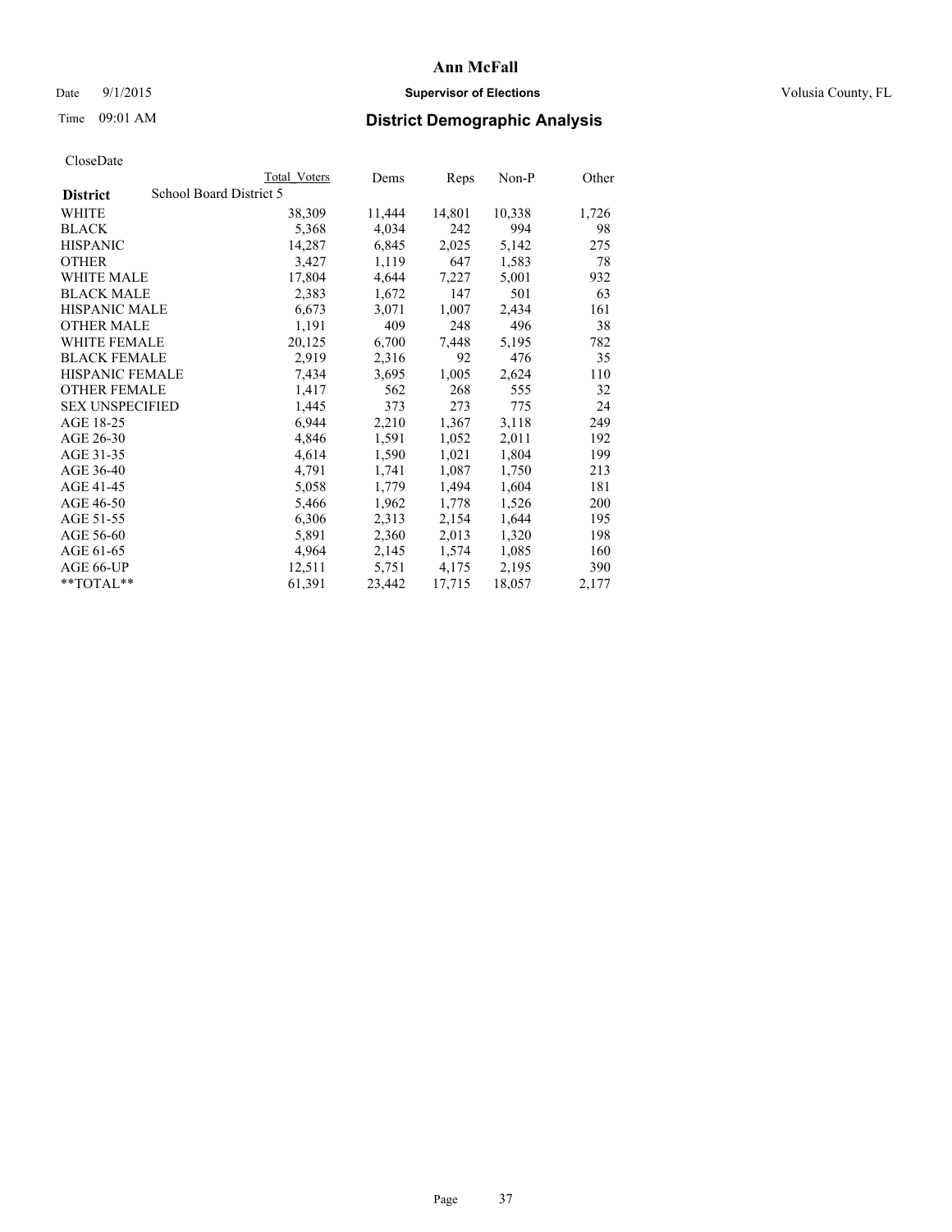# Ann McFall

Date 9/1/2015 **Supervisor of Elections** Volusia County, FL

Time 09:01 AM

## District Demographic Analysis

CloseDate

| District: School Board District 5 | Total Voters | Dems | Reps | Non-P | Other |
|---|---|---|---|---|---|
| WHITE | 38,309 | 11,444 | 14,801 | 10,338 | 1,726 |
| BLACK | 5,368 | 4,034 | 242 | 994 | 98 |
| HISPANIC | 14,287 | 6,845 | 2,025 | 5,142 | 275 |
| OTHER | 3,427 | 1,119 | 647 | 1,583 | 78 |
| WHITE MALE | 17,804 | 4,644 | 7,227 | 5,001 | 932 |
| BLACK MALE | 2,383 | 1,672 | 147 | 501 | 63 |
| HISPANIC MALE | 6,673 | 3,071 | 1,007 | 2,434 | 161 |
| OTHER MALE | 1,191 | 409 | 248 | 496 | 38 |
| WHITE FEMALE | 20,125 | 6,700 | 7,448 | 5,195 | 782 |
| BLACK FEMALE | 2,919 | 2,316 | 92 | 476 | 35 |
| HISPANIC FEMALE | 7,434 | 3,695 | 1,005 | 2,624 | 110 |
| OTHER FEMALE | 1,417 | 562 | 268 | 555 | 32 |
| SEX UNSPECIFIED | 1,445 | 373 | 273 | 775 | 24 |
| AGE 18-25 | 6,944 | 2,210 | 1,367 | 3,118 | 249 |
| AGE 26-30 | 4,846 | 1,591 | 1,052 | 2,011 | 192 |
| AGE 31-35 | 4,614 | 1,590 | 1,021 | 1,804 | 199 |
| AGE 36-40 | 4,791 | 1,741 | 1,087 | 1,750 | 213 |
| AGE 41-45 | 5,058 | 1,779 | 1,494 | 1,604 | 181 |
| AGE 46-50 | 5,466 | 1,962 | 1,778 | 1,526 | 200 |
| AGE 51-55 | 6,306 | 2,313 | 2,154 | 1,644 | 195 |
| AGE 56-60 | 5,891 | 2,360 | 2,013 | 1,320 | 198 |
| AGE 61-65 | 4,964 | 2,145 | 1,574 | 1,085 | 160 |
| AGE 66-UP | 12,511 | 5,751 | 4,175 | 2,195 | 390 |
| **TOTAL** | 61,391 | 23,442 | 17,715 | 18,057 | 2,177 |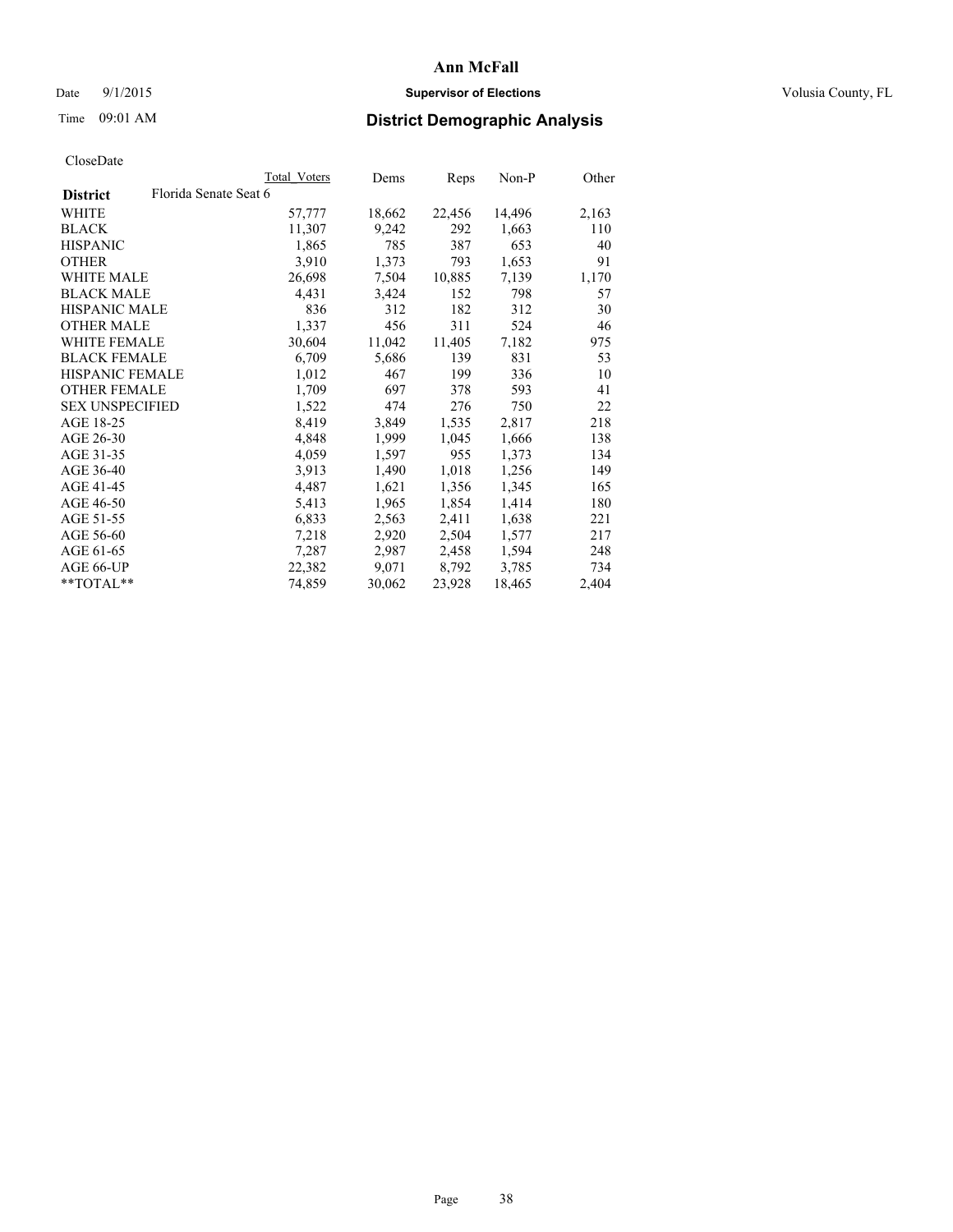# Ann McFall

Date 9/1/2015 **Supervisor of Elections** Volusia County, FL

Time 09:01 AM **District Demographic Analysis**

CloseDate

| | Total Voters | Dems | Reps | Non-P | Other |
|---|---|---|---|---|---|
| **District** Florida Senate Seat 6 | | | | | |
| WHITE | 57,777 | 18,662 | 22,456 | 14,496 | 2,163 |
| BLACK | 11,307 | 9,242 | 292 | 1,663 | 110 |
| HISPANIC | 1,865 | 785 | 387 | 653 | 40 |
| OTHER | 3,910 | 1,373 | 793 | 1,653 | 91 |
| WHITE MALE | 26,698 | 7,504 | 10,885 | 7,139 | 1,170 |
| BLACK MALE | 4,431 | 3,424 | 152 | 798 | 57 |
| HISPANIC MALE | 836 | 312 | 182 | 312 | 30 |
| OTHER MALE | 1,337 | 456 | 311 | 524 | 46 |
| WHITE FEMALE | 30,604 | 11,042 | 11,405 | 7,182 | 975 |
| BLACK FEMALE | 6,709 | 5,686 | 139 | 831 | 53 |
| HISPANIC FEMALE | 1,012 | 467 | 199 | 336 | 10 |
| OTHER FEMALE | 1,709 | 697 | 378 | 593 | 41 |
| SEX UNSPECIFIED | 1,522 | 474 | 276 | 750 | 22 |
| AGE 18-25 | 8,419 | 3,849 | 1,535 | 2,817 | 218 |
| AGE 26-30 | 4,848 | 1,999 | 1,045 | 1,666 | 138 |
| AGE 31-35 | 4,059 | 1,597 | 955 | 1,373 | 134 |
| AGE 36-40 | 3,913 | 1,490 | 1,018 | 1,256 | 149 |
| AGE 41-45 | 4,487 | 1,621 | 1,356 | 1,345 | 165 |
| AGE 46-50 | 5,413 | 1,965 | 1,854 | 1,414 | 180 |
| AGE 51-55 | 6,833 | 2,563 | 2,411 | 1,638 | 221 |
| AGE 56-60 | 7,218 | 2,920 | 2,504 | 1,577 | 217 |
| AGE 61-65 | 7,287 | 2,987 | 2,458 | 1,594 | 248 |
| AGE 66-UP | 22,382 | 9,071 | 8,792 | 3,785 | 734 |
| **TOTAL** | 74,859 | 30,062 | 23,928 | 18,465 | 2,404 |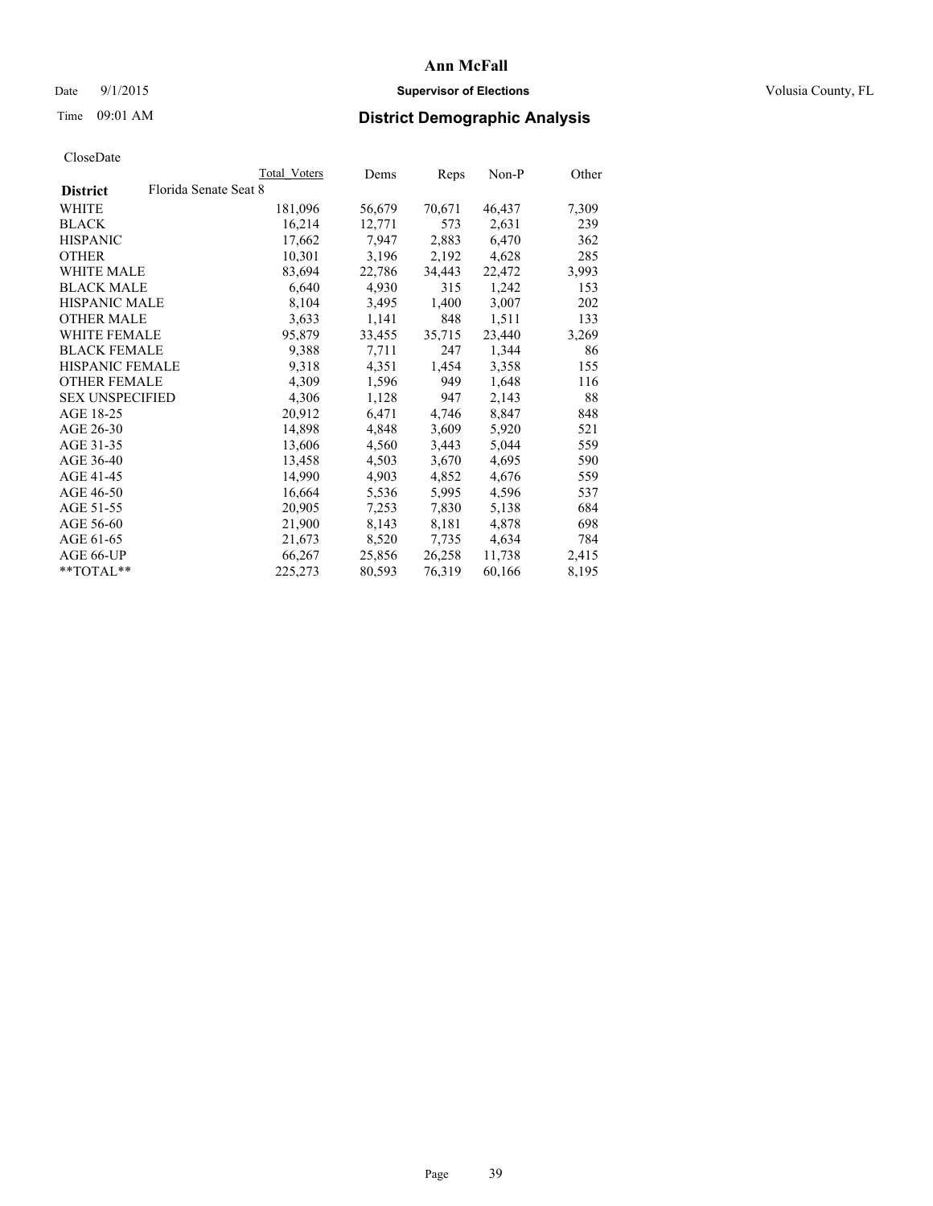**Ann McFall**

Date 9/1/2015 **Supervisor of Elections** Volusia County, FL

Time 09:01 AM **District Demographic Analysis**

CloseDate

| District | Florida Senate Seat 8 | Total Voters | Dems | Reps | Non-P | Other |
|---|---|---|---|---|---|---|
| WHITE | | 181,096 | 56,679 | 70,671 | 46,437 | 7,309 |
| BLACK | | 16,214 | 12,771 | 573 | 2,631 | 239 |
| HISPANIC | | 17,662 | 7,947 | 2,883 | 6,470 | 362 |
| OTHER | | 10,301 | 3,196 | 2,192 | 4,628 | 285 |
| WHITE MALE | | 83,694 | 22,786 | 34,443 | 22,472 | 3,993 |
| BLACK MALE | | 6,640 | 4,930 | 315 | 1,242 | 153 |
| HISPANIC MALE | | 8,104 | 3,495 | 1,400 | 3,007 | 202 |
| OTHER MALE | | 3,633 | 1,141 | 848 | 1,511 | 133 |
| WHITE FEMALE | | 95,879 | 33,455 | 35,715 | 23,440 | 3,269 |
| BLACK FEMALE | | 9,388 | 7,711 | 247 | 1,344 | 86 |
| HISPANIC FEMALE | | 9,318 | 4,351 | 1,454 | 3,358 | 155 |
| OTHER FEMALE | | 4,309 | 1,596 | 949 | 1,648 | 116 |
| SEX UNSPECIFIED | | 4,306 | 1,128 | 947 | 2,143 | 88 |
| AGE 18-25 | | 20,912 | 6,471 | 4,746 | 8,847 | 848 |
| AGE 26-30 | | 14,898 | 4,848 | 3,609 | 5,920 | 521 |
| AGE 31-35 | | 13,606 | 4,560 | 3,443 | 5,044 | 559 |
| AGE 36-40 | | 13,458 | 4,503 | 3,670 | 4,695 | 590 |
| AGE 41-45 | | 14,990 | 4,903 | 4,852 | 4,676 | 559 |
| AGE 46-50 | | 16,664 | 5,536 | 5,995 | 4,596 | 537 |
| AGE 51-55 | | 20,905 | 7,253 | 7,830 | 5,138 | 684 |
| AGE 56-60 | | 21,900 | 8,143 | 8,181 | 4,878 | 698 |
| AGE 61-65 | | 21,673 | 8,520 | 7,735 | 4,634 | 784 |
| AGE 66-UP | | 66,267 | 25,856 | 26,258 | 11,738 | 2,415 |
| **TOTAL** | | 225,273 | 80,593 | 76,319 | 60,166 | 8,195 |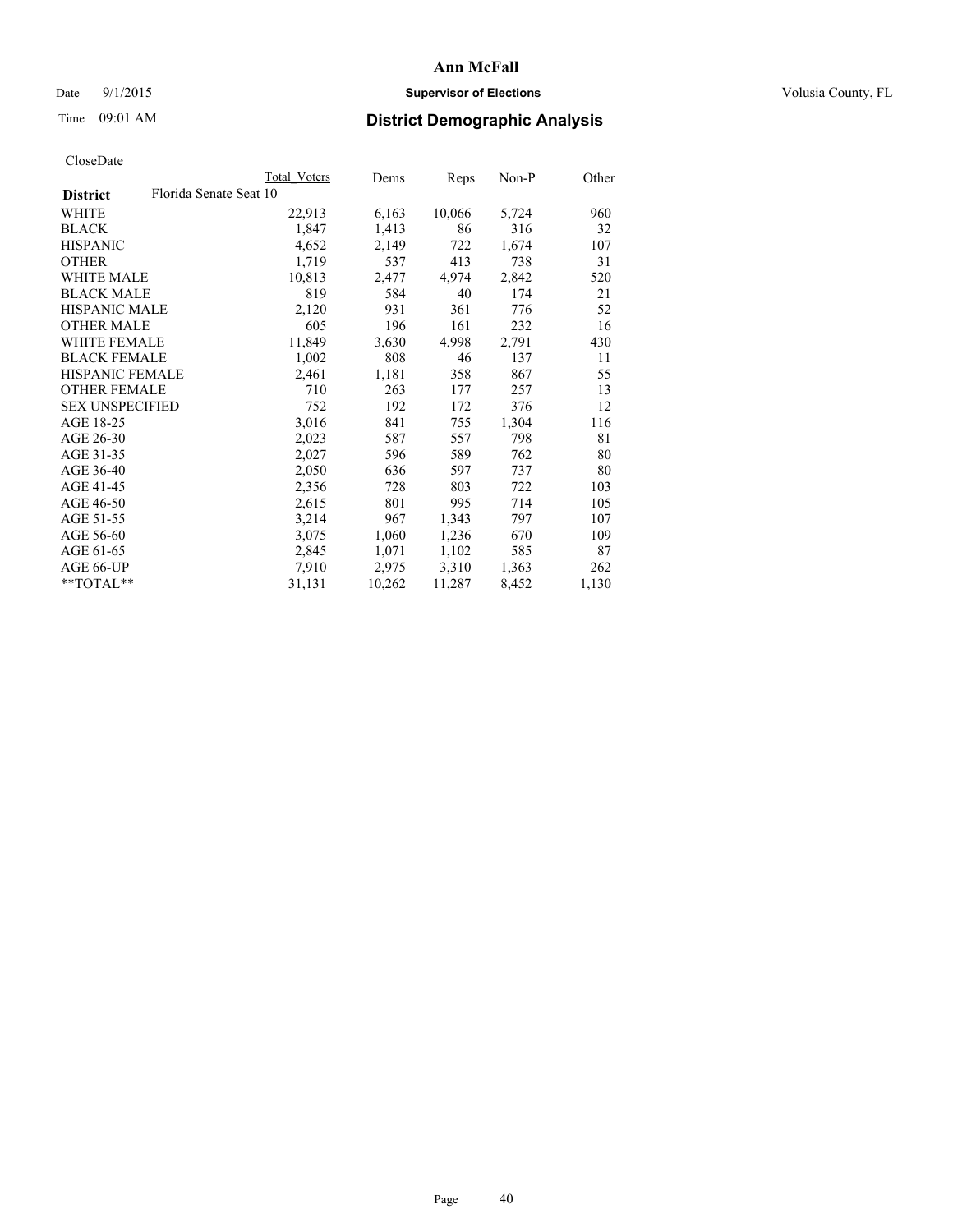# Ann McFall

Date 9/1/2015 **Supervisor of Elections** Volusia County, FL

Time 09:01 AM **District Demographic Analysis**

CloseDate

| **District** Florida Senate Seat 10 | Total Voters | Dems | Reps | Non-P | Other |
|---|---|---|---|---|---|
| WHITE | 22,913 | 6,163 | 10,066 | 5,724 | 960 |
| BLACK | 1,847 | 1,413 | 86 | 316 | 32 |
| HISPANIC | 4,652 | 2,149 | 722 | 1,674 | 107 |
| OTHER | 1,719 | 537 | 413 | 738 | 31 |
| WHITE MALE | 10,813 | 2,477 | 4,974 | 2,842 | 520 |
| BLACK MALE | 819 | 584 | 40 | 174 | 21 |
| HISPANIC MALE | 2,120 | 931 | 361 | 776 | 52 |
| OTHER MALE | 605 | 196 | 161 | 232 | 16 |
| WHITE FEMALE | 11,849 | 3,630 | 4,998 | 2,791 | 430 |
| BLACK FEMALE | 1,002 | 808 | 46 | 137 | 11 |
| HISPANIC FEMALE | 2,461 | 1,181 | 358 | 867 | 55 |
| OTHER FEMALE | 710 | 263 | 177 | 257 | 13 |
| SEX UNSPECIFIED | 752 | 192 | 172 | 376 | 12 |
| AGE 18-25 | 3,016 | 841 | 755 | 1,304 | 116 |
| AGE 26-30 | 2,023 | 587 | 557 | 798 | 81 |
| AGE 31-35 | 2,027 | 596 | 589 | 762 | 80 |
| AGE 36-40 | 2,050 | 636 | 597 | 737 | 80 |
| AGE 41-45 | 2,356 | 728 | 803 | 722 | 103 |
| AGE 46-50 | 2,615 | 801 | 995 | 714 | 105 |
| AGE 51-55 | 3,214 | 967 | 1,343 | 797 | 107 |
| AGE 56-60 | 3,075 | 1,060 | 1,236 | 670 | 109 |
| AGE 61-65 | 2,845 | 1,071 | 1,102 | 585 | 87 |
| AGE 66-UP | 7,910 | 2,975 | 3,310 | 1,363 | 262 |
| **TOTAL** | 31,131 | 10,262 | 11,287 | 8,452 | 1,130 |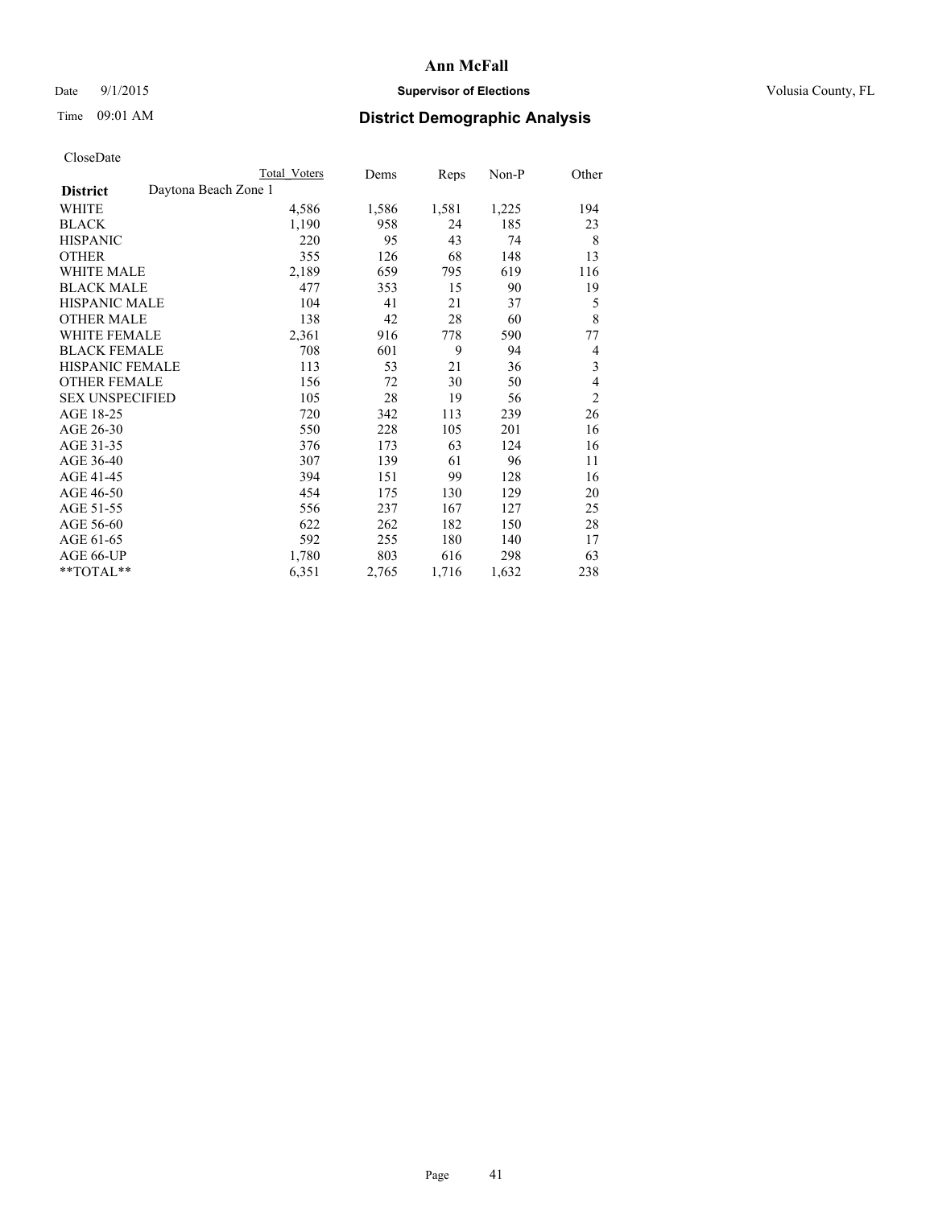**Ann McFall**

Date 9/1/2015 **Supervisor of Elections** Volusia County, FL

Time 09:01 AM **District Demographic Analysis**

CloseDate

| | Total Voters | Dems | Reps | Non-P | Other |
|---|---|---|---|---|---|
| **District** Daytona Beach Zone 1 | | | | | |
| WHITE | 4,586 | 1,586 | 1,581 | 1,225 | 194 |
| BLACK | 1,190 | 958 | 24 | 185 | 23 |
| HISPANIC | 220 | 95 | 43 | 74 | 8 |
| OTHER | 355 | 126 | 68 | 148 | 13 |
| WHITE MALE | 2,189 | 659 | 795 | 619 | 116 |
| BLACK MALE | 477 | 353 | 15 | 90 | 19 |
| HISPANIC MALE | 104 | 41 | 21 | 37 | 5 |
| OTHER MALE | 138 | 42 | 28 | 60 | 8 |
| WHITE FEMALE | 2,361 | 916 | 778 | 590 | 77 |
| BLACK FEMALE | 708 | 601 | 9 | 94 | 4 |
| HISPANIC FEMALE | 113 | 53 | 21 | 36 | 3 |
| OTHER FEMALE | 156 | 72 | 30 | 50 | 4 |
| SEX UNSPECIFIED | 105 | 28 | 19 | 56 | 2 |
| AGE 18-25 | 720 | 342 | 113 | 239 | 26 |
| AGE 26-30 | 550 | 228 | 105 | 201 | 16 |
| AGE 31-35 | 376 | 173 | 63 | 124 | 16 |
| AGE 36-40 | 307 | 139 | 61 | 96 | 11 |
| AGE 41-45 | 394 | 151 | 99 | 128 | 16 |
| AGE 46-50 | 454 | 175 | 130 | 129 | 20 |
| AGE 51-55 | 556 | 237 | 167 | 127 | 25 |
| AGE 56-60 | 622 | 262 | 182 | 150 | 28 |
| AGE 61-65 | 592 | 255 | 180 | 140 | 17 |
| AGE 66-UP | 1,780 | 803 | 616 | 298 | 63 |
| **TOTAL** | 6,351 | 2,765 | 1,716 | 1,632 | 238 |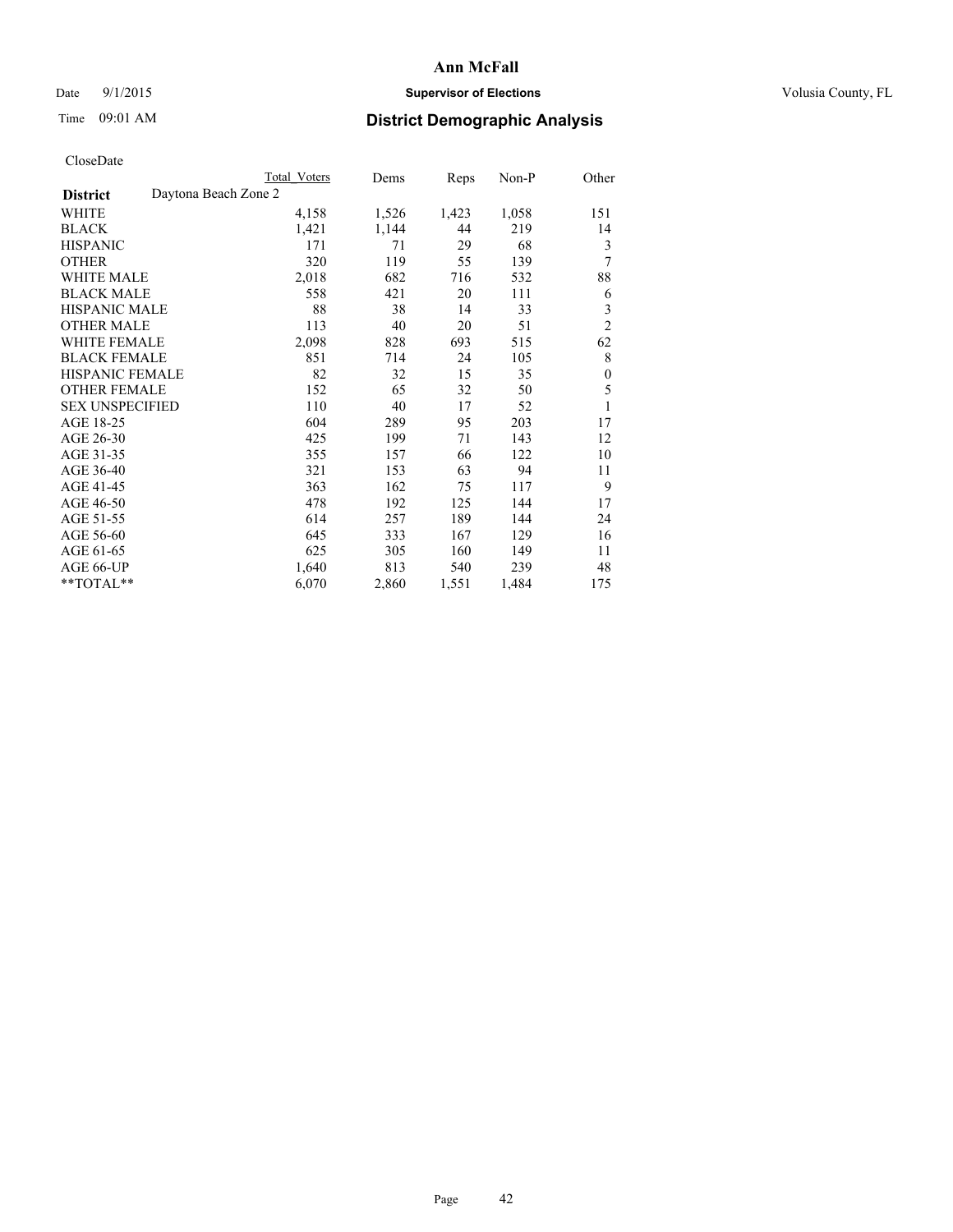# Ann McFall

Date 9/1/2015 **Supervisor of Elections** Volusia County, FL

Time 09:01 AM **District Demographic Analysis**

CloseDate

| | Total Voters | Dems | Reps | Non-P | Other |
|---|---|---|---|---|---|
| **District** Daytona Beach Zone 2 | | | | | |
| WHITE | 4,158 | 1,526 | 1,423 | 1,058 | 151 |
| BLACK | 1,421 | 1,144 | 44 | 219 | 14 |
| HISPANIC | 171 | 71 | 29 | 68 | 3 |
| OTHER | 320 | 119 | 55 | 139 | 7 |
| WHITE MALE | 2,018 | 682 | 716 | 532 | 88 |
| BLACK MALE | 558 | 421 | 20 | 111 | 6 |
| HISPANIC MALE | 88 | 38 | 14 | 33 | 3 |
| OTHER MALE | 113 | 40 | 20 | 51 | 2 |
| WHITE FEMALE | 2,098 | 828 | 693 | 515 | 62 |
| BLACK FEMALE | 851 | 714 | 24 | 105 | 8 |
| HISPANIC FEMALE | 82 | 32 | 15 | 35 | 0 |
| OTHER FEMALE | 152 | 65 | 32 | 50 | 5 |
| SEX UNSPECIFIED | 110 | 40 | 17 | 52 | 1 |
| AGE 18-25 | 604 | 289 | 95 | 203 | 17 |
| AGE 26-30 | 425 | 199 | 71 | 143 | 12 |
| AGE 31-35 | 355 | 157 | 66 | 122 | 10 |
| AGE 36-40 | 321 | 153 | 63 | 94 | 11 |
| AGE 41-45 | 363 | 162 | 75 | 117 | 9 |
| AGE 46-50 | 478 | 192 | 125 | 144 | 17 |
| AGE 51-55 | 614 | 257 | 189 | 144 | 24 |
| AGE 56-60 | 645 | 333 | 167 | 129 | 16 |
| AGE 61-65 | 625 | 305 | 160 | 149 | 11 |
| AGE 66-UP | 1,640 | 813 | 540 | 239 | 48 |
| **TOTAL** | 6,070 | 2,860 | 1,551 | 1,484 | 175 |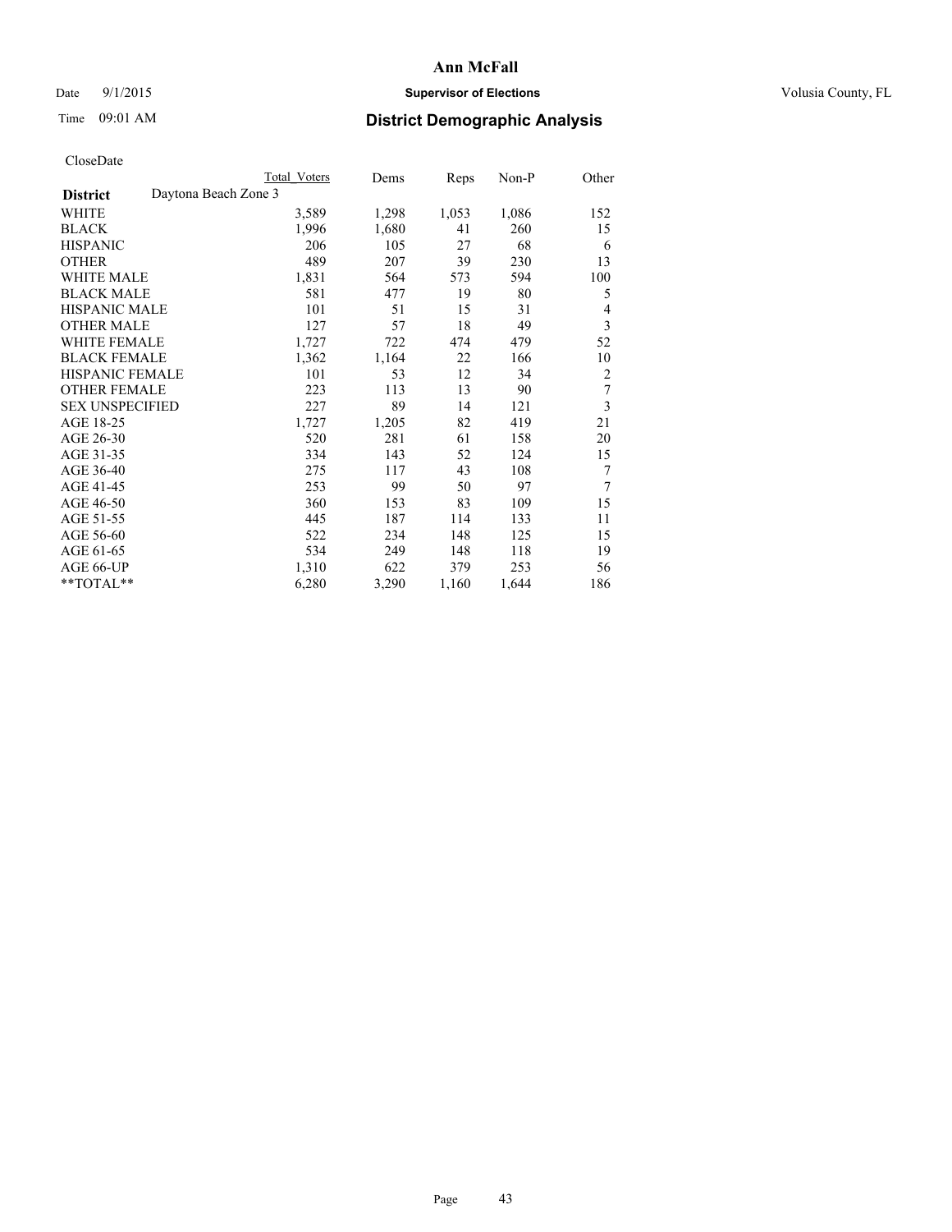# Ann McFall

Date 9/1/2015 **Supervisor of Elections** Volusia County, FL

Time 09:01 AM **District Demographic Analysis**

CloseDate

| District | Total Voters | Dems | Reps | Non-P | Other |
|---|---|---|---|---|---|
| Daytona Beach Zone 3 | | | | | |
| WHITE | 3,589 | 1,298 | 1,053 | 1,086 | 152 |
| BLACK | 1,996 | 1,680 | 41 | 260 | 15 |
| HISPANIC | 206 | 105 | 27 | 68 | 6 |
| OTHER | 489 | 207 | 39 | 230 | 13 |
| WHITE MALE | 1,831 | 564 | 573 | 594 | 100 |
| BLACK MALE | 581 | 477 | 19 | 80 | 5 |
| HISPANIC MALE | 101 | 51 | 15 | 31 | 4 |
| OTHER MALE | 127 | 57 | 18 | 49 | 3 |
| WHITE FEMALE | 1,727 | 722 | 474 | 479 | 52 |
| BLACK FEMALE | 1,362 | 1,164 | 22 | 166 | 10 |
| HISPANIC FEMALE | 101 | 53 | 12 | 34 | 2 |
| OTHER FEMALE | 223 | 113 | 13 | 90 | 7 |
| SEX UNSPECIFIED | 227 | 89 | 14 | 121 | 3 |
| AGE 18-25 | 1,727 | 1,205 | 82 | 419 | 21 |
| AGE 26-30 | 520 | 281 | 61 | 158 | 20 |
| AGE 31-35 | 334 | 143 | 52 | 124 | 15 |
| AGE 36-40 | 275 | 117 | 43 | 108 | 7 |
| AGE 41-45 | 253 | 99 | 50 | 97 | 7 |
| AGE 46-50 | 360 | 153 | 83 | 109 | 15 |
| AGE 51-55 | 445 | 187 | 114 | 133 | 11 |
| AGE 56-60 | 522 | 234 | 148 | 125 | 15 |
| AGE 61-65 | 534 | 249 | 148 | 118 | 19 |
| AGE 66-UP | 1,310 | 622 | 379 | 253 | 56 |
| **TOTAL** | 6,280 | 3,290 | 1,160 | 1,644 | 186 |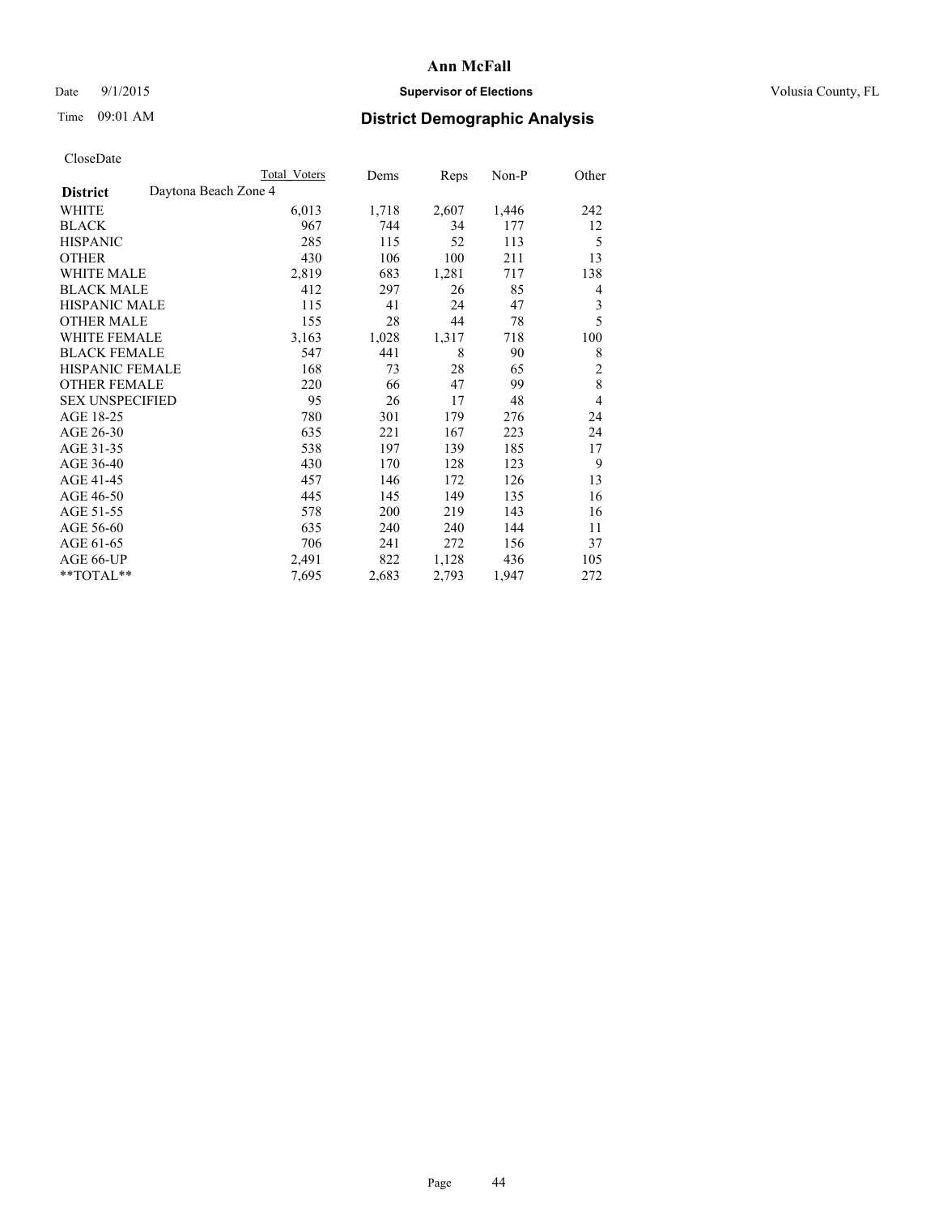# Ann McFall

Date 9/1/2015 **Supervisor of Elections** Volusia County, FL

Time 09:01 AM **District Demographic Analysis**

CloseDate

| | Total Voters | Dems | Reps | Non-P | Other |
|---|---|---|---|---|---|
| **District** Daytona Beach Zone 4 | | | | | |
| WHITE | 6,013 | 1,718 | 2,607 | 1,446 | 242 |
| BLACK | 967 | 744 | 34 | 177 | 12 |
| HISPANIC | 285 | 115 | 52 | 113 | 5 |
| OTHER | 430 | 106 | 100 | 211 | 13 |
| WHITE MALE | 2,819 | 683 | 1,281 | 717 | 138 |
| BLACK MALE | 412 | 297 | 26 | 85 | 4 |
| HISPANIC MALE | 115 | 41 | 24 | 47 | 3 |
| OTHER MALE | 155 | 28 | 44 | 78 | 5 |
| WHITE FEMALE | 3,163 | 1,028 | 1,317 | 718 | 100 |
| BLACK FEMALE | 547 | 441 | 8 | 90 | 8 |
| HISPANIC FEMALE | 168 | 73 | 28 | 65 | 2 |
| OTHER FEMALE | 220 | 66 | 47 | 99 | 8 |
| SEX UNSPECIFIED | 95 | 26 | 17 | 48 | 4 |
| AGE 18-25 | 780 | 301 | 179 | 276 | 24 |
| AGE 26-30 | 635 | 221 | 167 | 223 | 24 |
| AGE 31-35 | 538 | 197 | 139 | 185 | 17 |
| AGE 36-40 | 430 | 170 | 128 | 123 | 9 |
| AGE 41-45 | 457 | 146 | 172 | 126 | 13 |
| AGE 46-50 | 445 | 145 | 149 | 135 | 16 |
| AGE 51-55 | 578 | 200 | 219 | 143 | 16 |
| AGE 56-60 | 635 | 240 | 240 | 144 | 11 |
| AGE 61-65 | 706 | 241 | 272 | 156 | 37 |
| AGE 66-UP | 2,491 | 822 | 1,128 | 436 | 105 |
| **TOTAL** | 7,695 | 2,683 | 2,793 | 1,947 | 272 |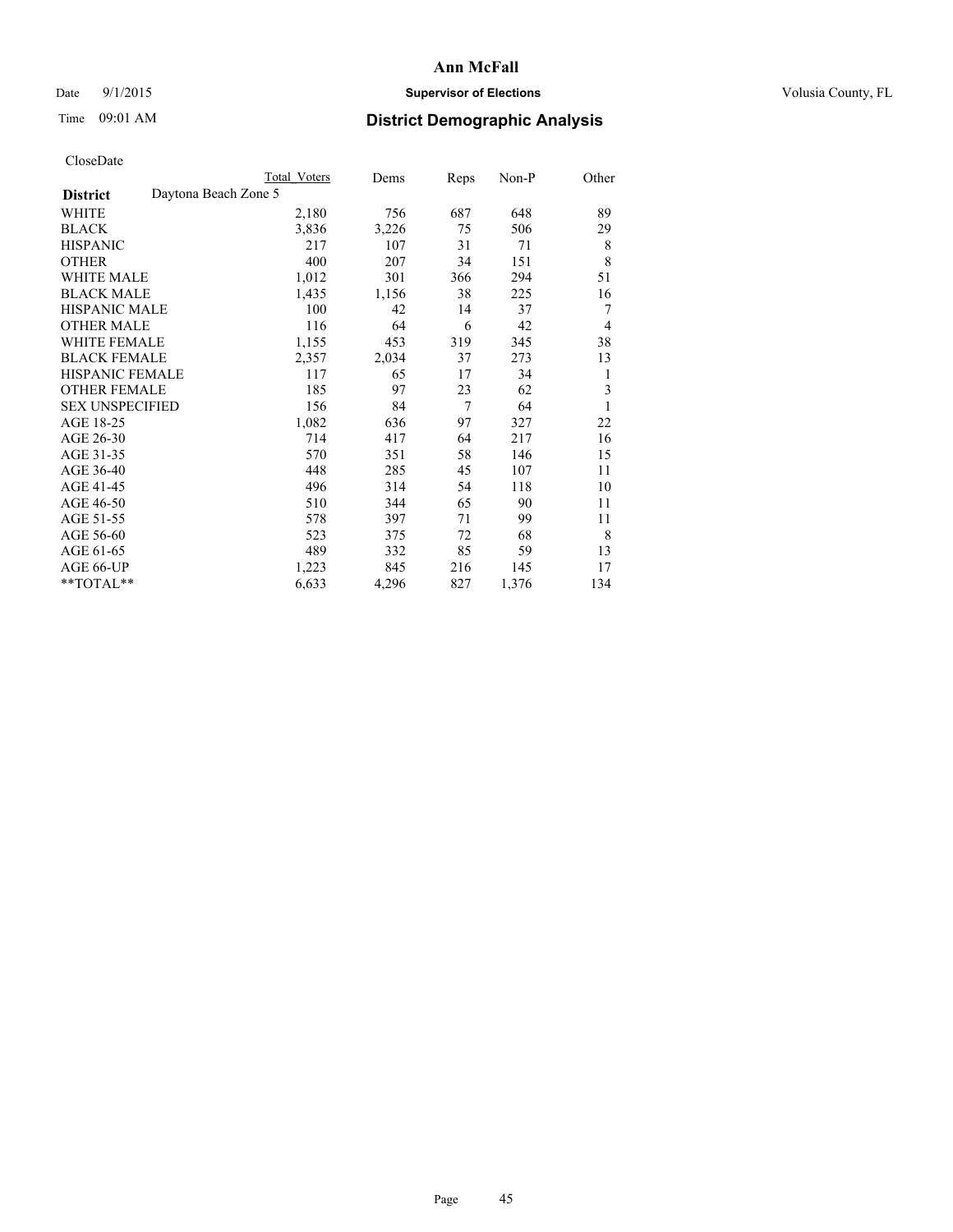# Ann McFall

Date 9/1/2015 **Supervisor of Elections** Volusia County, FL

Time 09:01 AM **District Demographic Analysis**

CloseDate

| | Total Voters | Dems | Reps | Non-P | Other |
|---|---|---|---|---|---|
| **District** Daytona Beach Zone 5 | | | | | |
| WHITE | 2,180 | 756 | 687 | 648 | 89 |
| BLACK | 3,836 | 3,226 | 75 | 506 | 29 |
| HISPANIC | 217 | 107 | 31 | 71 | 8 |
| OTHER | 400 | 207 | 34 | 151 | 8 |
| WHITE MALE | 1,012 | 301 | 366 | 294 | 51 |
| BLACK MALE | 1,435 | 1,156 | 38 | 225 | 16 |
| HISPANIC MALE | 100 | 42 | 14 | 37 | 7 |
| OTHER MALE | 116 | 64 | 6 | 42 | 4 |
| WHITE FEMALE | 1,155 | 453 | 319 | 345 | 38 |
| BLACK FEMALE | 2,357 | 2,034 | 37 | 273 | 13 |
| HISPANIC FEMALE | 117 | 65 | 17 | 34 | 1 |
| OTHER FEMALE | 185 | 97 | 23 | 62 | 3 |
| SEX UNSPECIFIED | 156 | 84 | 7 | 64 | 1 |
| AGE 18-25 | 1,082 | 636 | 97 | 327 | 22 |
| AGE 26-30 | 714 | 417 | 64 | 217 | 16 |
| AGE 31-35 | 570 | 351 | 58 | 146 | 15 |
| AGE 36-40 | 448 | 285 | 45 | 107 | 11 |
| AGE 41-45 | 496 | 314 | 54 | 118 | 10 |
| AGE 46-50 | 510 | 344 | 65 | 90 | 11 |
| AGE 51-55 | 578 | 397 | 71 | 99 | 11 |
| AGE 56-60 | 523 | 375 | 72 | 68 | 8 |
| AGE 61-65 | 489 | 332 | 85 | 59 | 13 |
| AGE 66-UP | 1,223 | 845 | 216 | 145 | 17 |
| **TOTAL** | 6,633 | 4,296 | 827 | 1,376 | 134 |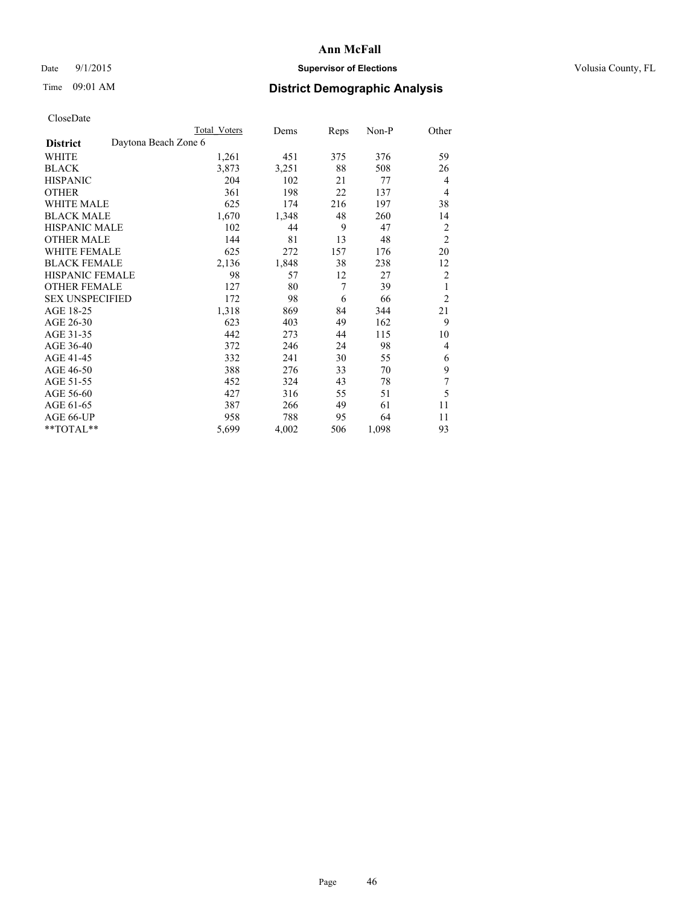CloseDate

| District | Daytona Beach Zone 6 | Total Voters | Dems | Reps | Non-P | Other |
|---|---|---|---|---|---|---|
| WHITE | | 1,261 | 451 | 375 | 376 | 59 |
| BLACK | | 3,873 | 3,251 | 88 | 508 | 26 |
| HISPANIC | | 204 | 102 | 21 | 77 | 4 |
| OTHER | | 361 | 198 | 22 | 137 | 4 |
| WHITE MALE | | 625 | 174 | 216 | 197 | 38 |
| BLACK MALE | | 1,670 | 1,348 | 48 | 260 | 14 |
| HISPANIC MALE | | 102 | 44 | 9 | 47 | 2 |
| OTHER MALE | | 144 | 81 | 13 | 48 | 2 |
| WHITE FEMALE | | 625 | 272 | 157 | 176 | 20 |
| BLACK FEMALE | | 2,136 | 1,848 | 38 | 238 | 12 |
| HISPANIC FEMALE | | 98 | 57 | 12 | 27 | 2 |
| OTHER FEMALE | | 127 | 80 | 7 | 39 | 1 |
| SEX UNSPECIFIED | | 172 | 98 | 6 | 66 | 2 |
| AGE 18-25 | | 1,318 | 869 | 84 | 344 | 21 |
| AGE 26-30 | | 623 | 403 | 49 | 162 | 9 |
| AGE 31-35 | | 442 | 273 | 44 | 115 | 10 |
| AGE 36-40 | | 372 | 246 | 24 | 98 | 4 |
| AGE 41-45 | | 332 | 241 | 30 | 55 | 6 |
| AGE 46-50 | | 388 | 276 | 33 | 70 | 9 |
| AGE 51-55 | | 452 | 324 | 43 | 78 | 7 |
| AGE 56-60 | | 427 | 316 | 55 | 51 | 5 |
| AGE 61-65 | | 387 | 266 | 49 | 61 | 11 |
| AGE 66-UP | | 958 | 788 | 95 | 64 | 11 |
| **TOTAL** | | 5,699 | 4,002 | 506 | 1,098 | 93 |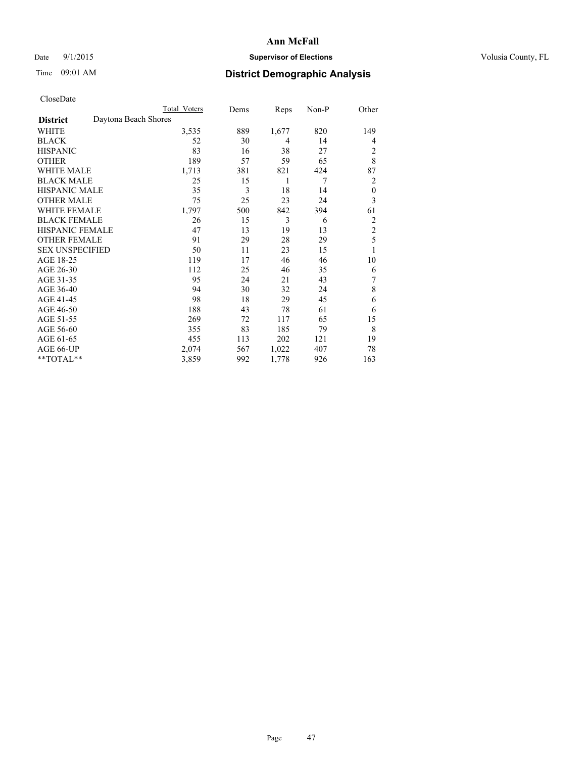# Ann McFall

Date 9/1/2015 **Supervisor of Elections** Volusia County, FL

Time 09:01 AM **District Demographic Analysis**

CloseDate

| | Total Voters | Dems | Reps | Non-P | Other |
|---|---|---|---|---|---|
| **District** Daytona Beach Shores | | | | | |
| WHITE | 3,535 | 889 | 1,677 | 820 | 149 |
| BLACK | 52 | 30 | 4 | 14 | 4 |
| HISPANIC | 83 | 16 | 38 | 27 | 2 |
| OTHER | 189 | 57 | 59 | 65 | 8 |
| WHITE MALE | 1,713 | 381 | 821 | 424 | 87 |
| BLACK MALE | 25 | 15 | 1 | 7 | 2 |
| HISPANIC MALE | 35 | 3 | 18 | 14 | 0 |
| OTHER MALE | 75 | 25 | 23 | 24 | 3 |
| WHITE FEMALE | 1,797 | 500 | 842 | 394 | 61 |
| BLACK FEMALE | 26 | 15 | 3 | 6 | 2 |
| HISPANIC FEMALE | 47 | 13 | 19 | 13 | 2 |
| OTHER FEMALE | 91 | 29 | 28 | 29 | 5 |
| SEX UNSPECIFIED | 50 | 11 | 23 | 15 | 1 |
| AGE 18-25 | 119 | 17 | 46 | 46 | 10 |
| AGE 26-30 | 112 | 25 | 46 | 35 | 6 |
| AGE 31-35 | 95 | 24 | 21 | 43 | 7 |
| AGE 36-40 | 94 | 30 | 32 | 24 | 8 |
| AGE 41-45 | 98 | 18 | 29 | 45 | 6 |
| AGE 46-50 | 188 | 43 | 78 | 61 | 6 |
| AGE 51-55 | 269 | 72 | 117 | 65 | 15 |
| AGE 56-60 | 355 | 83 | 185 | 79 | 8 |
| AGE 61-65 | 455 | 113 | 202 | 121 | 19 |
| AGE 66-UP | 2,074 | 567 | 1,022 | 407 | 78 |
| **TOTAL** | 3,859 | 992 | 1,778 | 926 | 163 |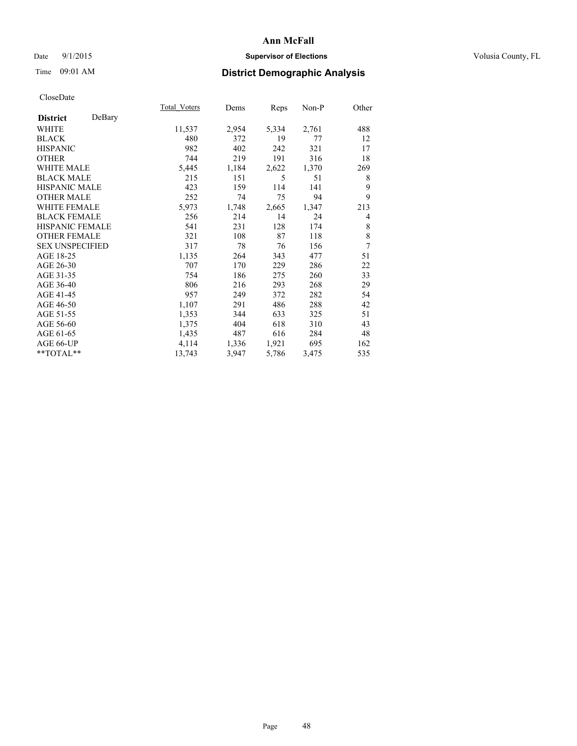# Ann McFall

Date 9/1/2015 **Supervisor of Elections** Volusia County, FL

Time 09:01 AM **District Demographic Analysis**

CloseDate

| **District** DeBary | Total_Voters | Dems | Reps | Non-P | Other |
|---|---|---|---|---|---|
| WHITE | 11,537 | 2,954 | 5,334 | 2,761 | 488 |
| BLACK | 480 | 372 | 19 | 77 | 12 |
| HISPANIC | 982 | 402 | 242 | 321 | 17 |
| OTHER | 744 | 219 | 191 | 316 | 18 |
| WHITE MALE | 5,445 | 1,184 | 2,622 | 1,370 | 269 |
| BLACK MALE | 215 | 151 | 5 | 51 | 8 |
| HISPANIC MALE | 423 | 159 | 114 | 141 | 9 |
| OTHER MALE | 252 | 74 | 75 | 94 | 9 |
| WHITE FEMALE | 5,973 | 1,748 | 2,665 | 1,347 | 213 |
| BLACK FEMALE | 256 | 214 | 14 | 24 | 4 |
| HISPANIC FEMALE | 541 | 231 | 128 | 174 | 8 |
| OTHER FEMALE | 321 | 108 | 87 | 118 | 8 |
| SEX UNSPECIFIED | 317 | 78 | 76 | 156 | 7 |
| AGE 18-25 | 1,135 | 264 | 343 | 477 | 51 |
| AGE 26-30 | 707 | 170 | 229 | 286 | 22 |
| AGE 31-35 | 754 | 186 | 275 | 260 | 33 |
| AGE 36-40 | 806 | 216 | 293 | 268 | 29 |
| AGE 41-45 | 957 | 249 | 372 | 282 | 54 |
| AGE 46-50 | 1,107 | 291 | 486 | 288 | 42 |
| AGE 51-55 | 1,353 | 344 | 633 | 325 | 51 |
| AGE 56-60 | 1,375 | 404 | 618 | 310 | 43 |
| AGE 61-65 | 1,435 | 487 | 616 | 284 | 48 |
| AGE 66-UP | 4,114 | 1,336 | 1,921 | 695 | 162 |
| **TOTAL** | 13,743 | 3,947 | 5,786 | 3,475 | 535 |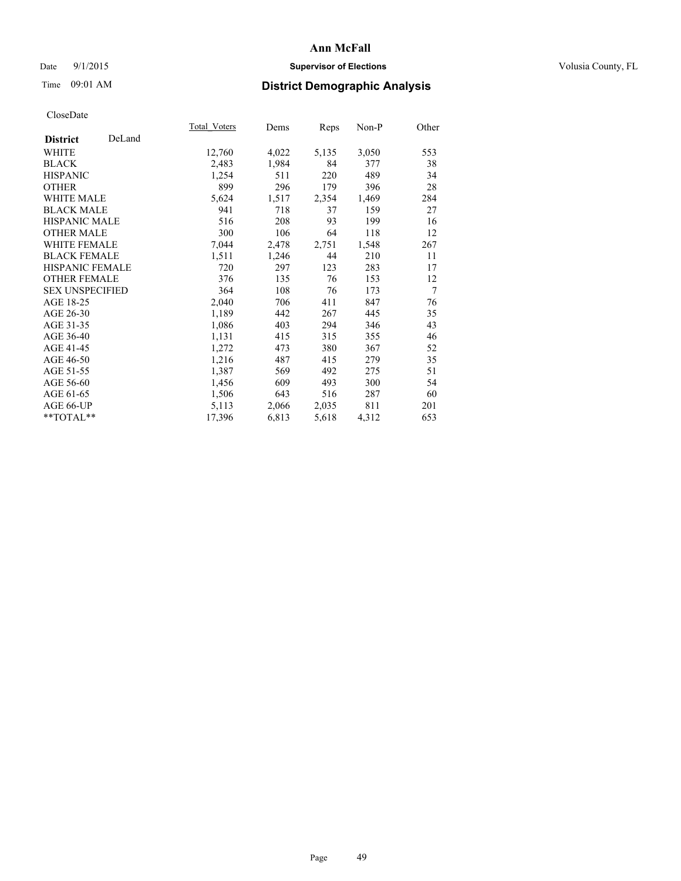# Ann McFall

Date 9/1/2015 **Supervisor of Elections** Volusia County, FL

Time 09:01 AM **District Demographic Analysis**

CloseDate

| **District** DeLand | Total_Voters | Dems | Reps | Non-P | Other |
|---|---|---|---|---|---|
| WHITE | 12,760 | 4,022 | 5,135 | 3,050 | 553 |
| BLACK | 2,483 | 1,984 | 84 | 377 | 38 |
| HISPANIC | 1,254 | 511 | 220 | 489 | 34 |
| OTHER | 899 | 296 | 179 | 396 | 28 |
| WHITE MALE | 5,624 | 1,517 | 2,354 | 1,469 | 284 |
| BLACK MALE | 941 | 718 | 37 | 159 | 27 |
| HISPANIC MALE | 516 | 208 | 93 | 199 | 16 |
| OTHER MALE | 300 | 106 | 64 | 118 | 12 |
| WHITE FEMALE | 7,044 | 2,478 | 2,751 | 1,548 | 267 |
| BLACK FEMALE | 1,511 | 1,246 | 44 | 210 | 11 |
| HISPANIC FEMALE | 720 | 297 | 123 | 283 | 17 |
| OTHER FEMALE | 376 | 135 | 76 | 153 | 12 |
| SEX UNSPECIFIED | 364 | 108 | 76 | 173 | 7 |
| AGE 18-25 | 2,040 | 706 | 411 | 847 | 76 |
| AGE 26-30 | 1,189 | 442 | 267 | 445 | 35 |
| AGE 31-35 | 1,086 | 403 | 294 | 346 | 43 |
| AGE 36-40 | 1,131 | 415 | 315 | 355 | 46 |
| AGE 41-45 | 1,272 | 473 | 380 | 367 | 52 |
| AGE 46-50 | 1,216 | 487 | 415 | 279 | 35 |
| AGE 51-55 | 1,387 | 569 | 492 | 275 | 51 |
| AGE 56-60 | 1,456 | 609 | 493 | 300 | 54 |
| AGE 61-65 | 1,506 | 643 | 516 | 287 | 60 |
| AGE 66-UP | 5,113 | 2,066 | 2,035 | 811 | 201 |
| **TOTAL** | 17,396 | 6,813 | 5,618 | 4,312 | 653 |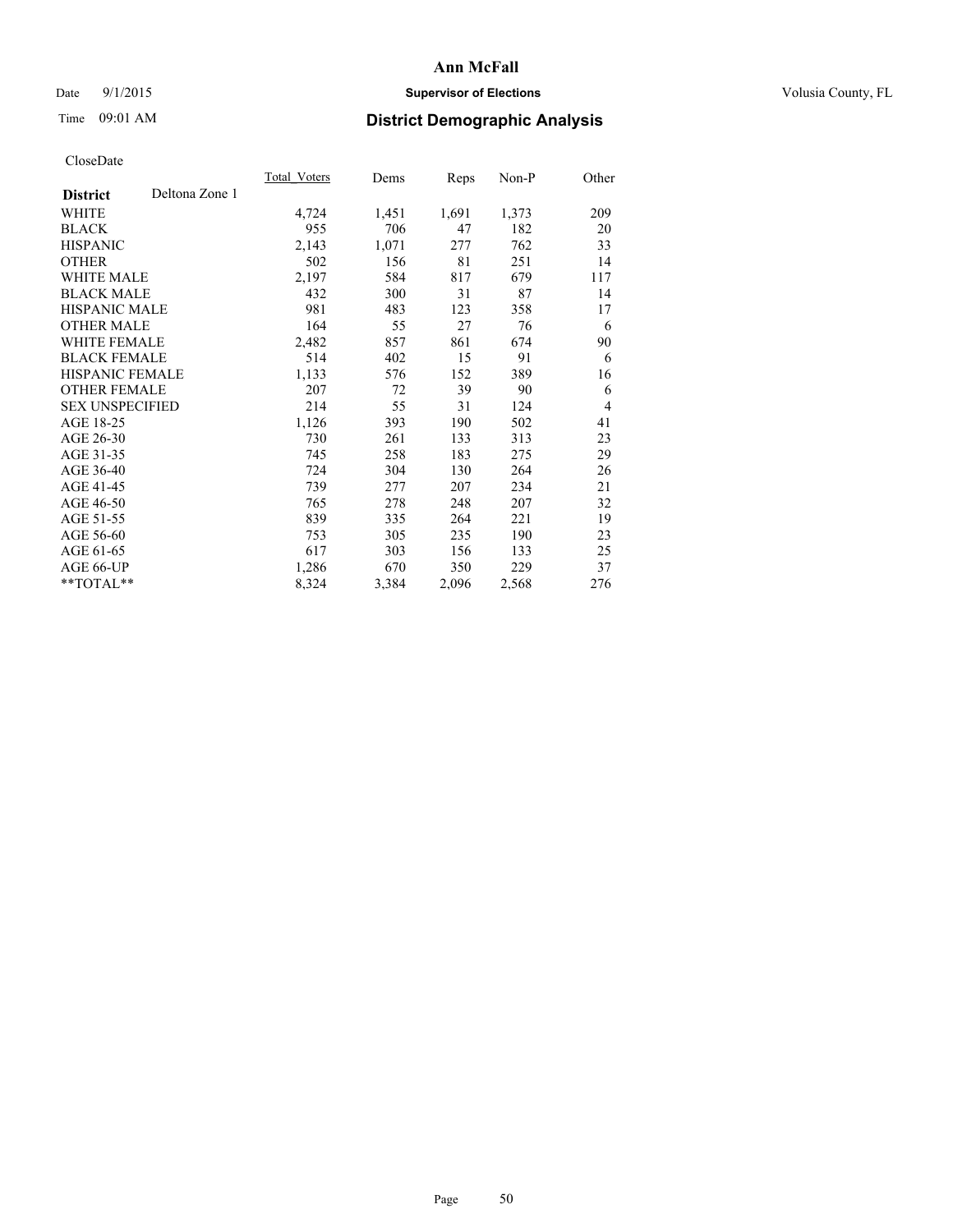# Ann McFall

Date 9/1/2015 **Supervisor of Elections** Volusia County, FL

Time 09:01 AM **District Demographic Analysis**

CloseDate

| **District** Deltona Zone 1 | Total_Voters | Dems | Reps | Non-P | Other |
|---|---|---|---|---|---|
| WHITE | 4,724 | 1,451 | 1,691 | 1,373 | 209 |
| BLACK | 955 | 706 | 47 | 182 | 20 |
| HISPANIC | 2,143 | 1,071 | 277 | 762 | 33 |
| OTHER | 502 | 156 | 81 | 251 | 14 |
| WHITE MALE | 2,197 | 584 | 817 | 679 | 117 |
| BLACK MALE | 432 | 300 | 31 | 87 | 14 |
| HISPANIC MALE | 981 | 483 | 123 | 358 | 17 |
| OTHER MALE | 164 | 55 | 27 | 76 | 6 |
| WHITE FEMALE | 2,482 | 857 | 861 | 674 | 90 |
| BLACK FEMALE | 514 | 402 | 15 | 91 | 6 |
| HISPANIC FEMALE | 1,133 | 576 | 152 | 389 | 16 |
| OTHER FEMALE | 207 | 72 | 39 | 90 | 6 |
| SEX UNSPECIFIED | 214 | 55 | 31 | 124 | 4 |
| AGE 18-25 | 1,126 | 393 | 190 | 502 | 41 |
| AGE 26-30 | 730 | 261 | 133 | 313 | 23 |
| AGE 31-35 | 745 | 258 | 183 | 275 | 29 |
| AGE 36-40 | 724 | 304 | 130 | 264 | 26 |
| AGE 41-45 | 739 | 277 | 207 | 234 | 21 |
| AGE 46-50 | 765 | 278 | 248 | 207 | 32 |
| AGE 51-55 | 839 | 335 | 264 | 221 | 19 |
| AGE 56-60 | 753 | 305 | 235 | 190 | 23 |
| AGE 61-65 | 617 | 303 | 156 | 133 | 25 |
| AGE 66-UP | 1,286 | 670 | 350 | 229 | 37 |
| **TOTAL** | 8,324 | 3,384 | 2,096 | 2,568 | 276 |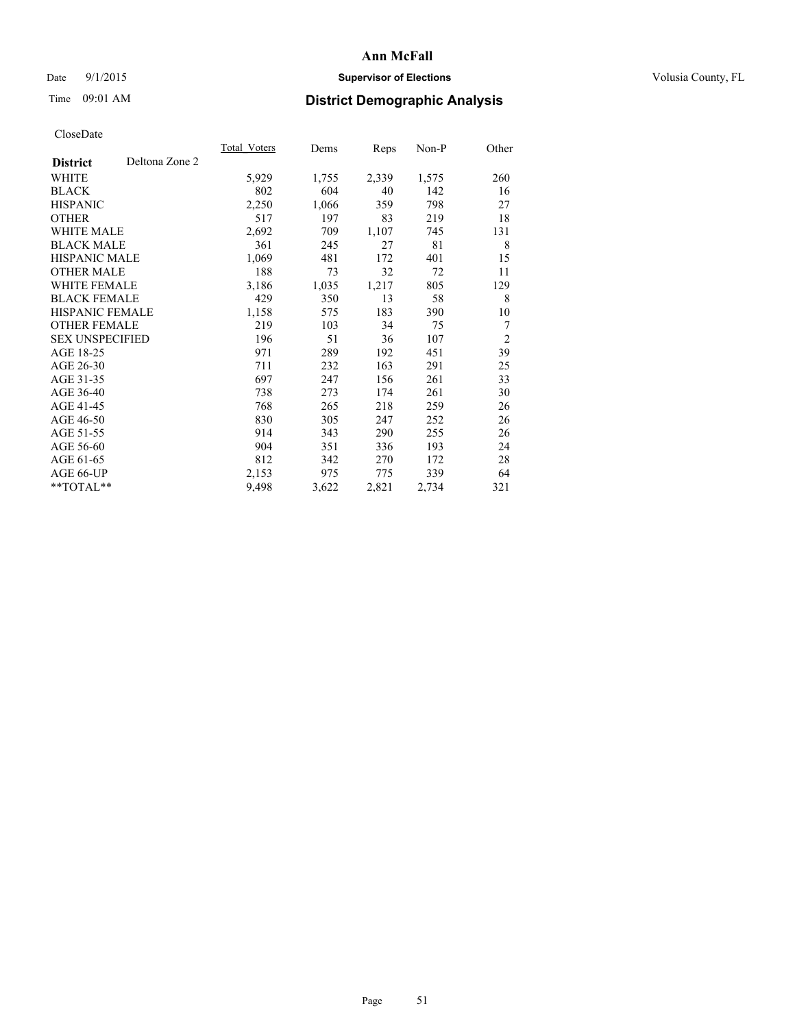# Ann McFall

Date 9/1/2015 **Supervisor of Elections** Volusia County, FL

Time 09:01 AM **District Demographic Analysis**

CloseDate

| **District** Deltona Zone 2 | Total_Voters | Dems | Reps | Non-P | Other |
|---|---|---|---|---|---|
| WHITE | 5,929 | 1,755 | 2,339 | 1,575 | 260 |
| BLACK | 802 | 604 | 40 | 142 | 16 |
| HISPANIC | 2,250 | 1,066 | 359 | 798 | 27 |
| OTHER | 517 | 197 | 83 | 219 | 18 |
| WHITE MALE | 2,692 | 709 | 1,107 | 745 | 131 |
| BLACK MALE | 361 | 245 | 27 | 81 | 8 |
| HISPANIC MALE | 1,069 | 481 | 172 | 401 | 15 |
| OTHER MALE | 188 | 73 | 32 | 72 | 11 |
| WHITE FEMALE | 3,186 | 1,035 | 1,217 | 805 | 129 |
| BLACK FEMALE | 429 | 350 | 13 | 58 | 8 |
| HISPANIC FEMALE | 1,158 | 575 | 183 | 390 | 10 |
| OTHER FEMALE | 219 | 103 | 34 | 75 | 7 |
| SEX UNSPECIFIED | 196 | 51 | 36 | 107 | 2 |
| AGE 18-25 | 971 | 289 | 192 | 451 | 39 |
| AGE 26-30 | 711 | 232 | 163 | 291 | 25 |
| AGE 31-35 | 697 | 247 | 156 | 261 | 33 |
| AGE 36-40 | 738 | 273 | 174 | 261 | 30 |
| AGE 41-45 | 768 | 265 | 218 | 259 | 26 |
| AGE 46-50 | 830 | 305 | 247 | 252 | 26 |
| AGE 51-55 | 914 | 343 | 290 | 255 | 26 |
| AGE 56-60 | 904 | 351 | 336 | 193 | 24 |
| AGE 61-65 | 812 | 342 | 270 | 172 | 28 |
| AGE 66-UP | 2,153 | 975 | 775 | 339 | 64 |
| **TOTAL** | 9,498 | 3,622 | 2,821 | 2,734 | 321 |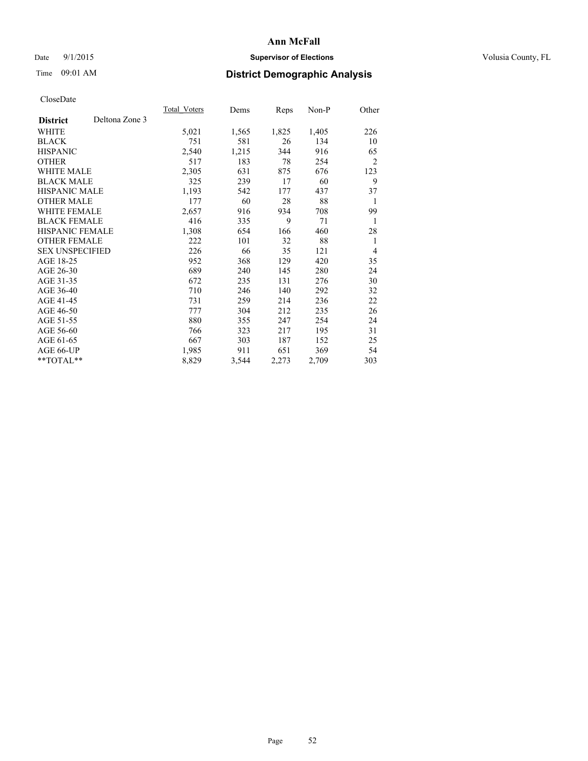**Ann McFall**

Date 9/1/2015 **Supervisor of Elections** Volusia County, FL

Time 09:01 AM **District Demographic Analysis**

CloseDate

| District | Deltona Zone 3 | Total_Voters | Dems | Reps | Non-P | Other |
|---|---|---|---|---|---|---|
| WHITE | | 5,021 | 1,565 | 1,825 | 1,405 | 226 |
| BLACK | | 751 | 581 | 26 | 134 | 10 |
| HISPANIC | | 2,540 | 1,215 | 344 | 916 | 65 |
| OTHER | | 517 | 183 | 78 | 254 | 2 |
| WHITE MALE | | 2,305 | 631 | 875 | 676 | 123 |
| BLACK MALE | | 325 | 239 | 17 | 60 | 9 |
| HISPANIC MALE | | 1,193 | 542 | 177 | 437 | 37 |
| OTHER MALE | | 177 | 60 | 28 | 88 | 1 |
| WHITE FEMALE | | 2,657 | 916 | 934 | 708 | 99 |
| BLACK FEMALE | | 416 | 335 | 9 | 71 | 1 |
| HISPANIC FEMALE | | 1,308 | 654 | 166 | 460 | 28 |
| OTHER FEMALE | | 222 | 101 | 32 | 88 | 1 |
| SEX UNSPECIFIED | | 226 | 66 | 35 | 121 | 4 |
| AGE 18-25 | | 952 | 368 | 129 | 420 | 35 |
| AGE 26-30 | | 689 | 240 | 145 | 280 | 24 |
| AGE 31-35 | | 672 | 235 | 131 | 276 | 30 |
| AGE 36-40 | | 710 | 246 | 140 | 292 | 32 |
| AGE 41-45 | | 731 | 259 | 214 | 236 | 22 |
| AGE 46-50 | | 777 | 304 | 212 | 235 | 26 |
| AGE 51-55 | | 880 | 355 | 247 | 254 | 24 |
| AGE 56-60 | | 766 | 323 | 217 | 195 | 31 |
| AGE 61-65 | | 667 | 303 | 187 | 152 | 25 |
| AGE 66-UP | | 1,985 | 911 | 651 | 369 | 54 |
| **TOTAL** | | 8,829 | 3,544 | 2,273 | 2,709 | 303 |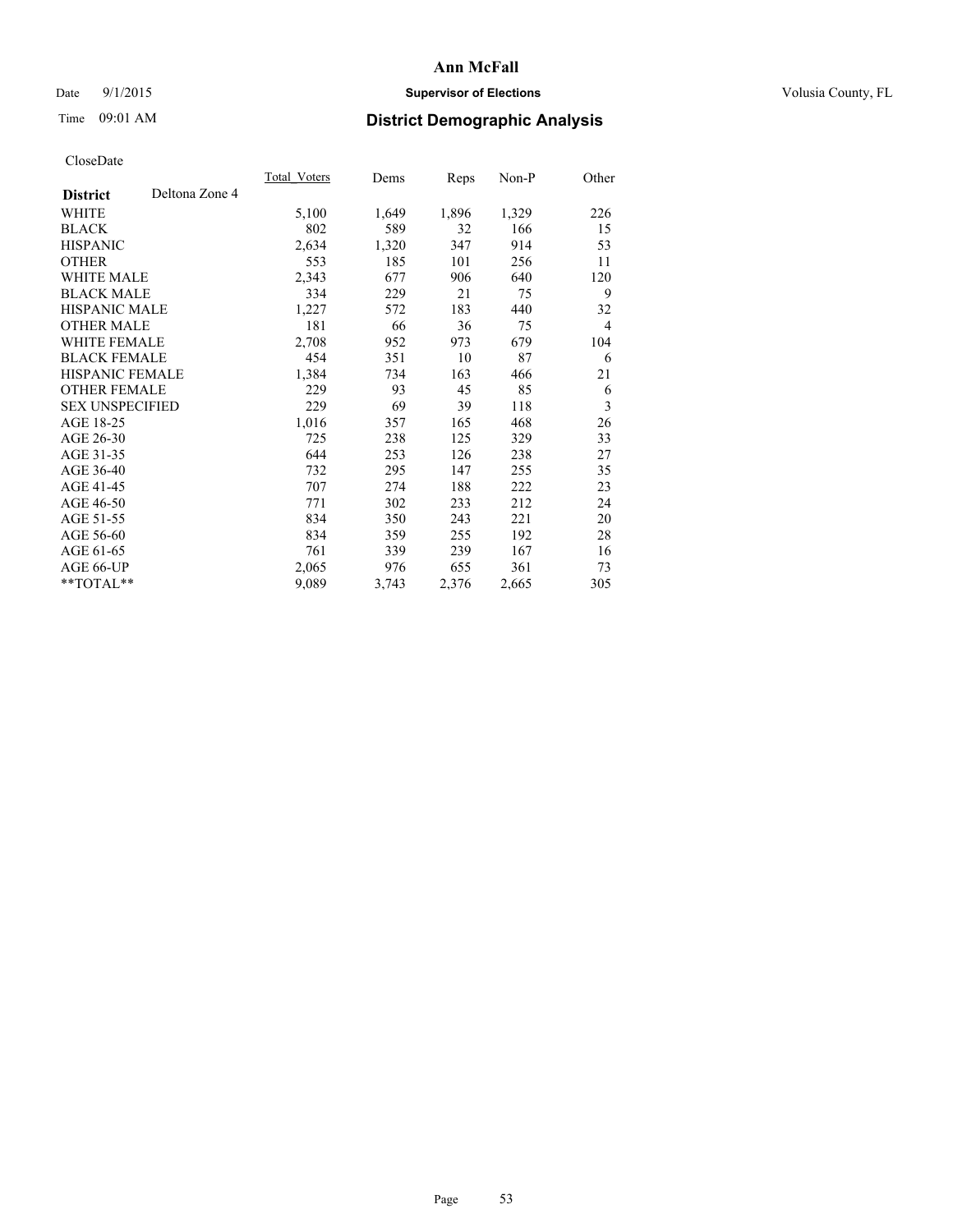# Ann McFall

Date 9/1/2015 **Supervisor of Elections** Volusia County, FL

Time 09:01 AM **District Demographic Analysis**

CloseDate

| **District** Deltona Zone 4 | Total_Voters | Dems | Reps | Non-P | Other |
|---|---|---|---|---|---|
| WHITE | 5,100 | 1,649 | 1,896 | 1,329 | 226 |
| BLACK | 802 | 589 | 32 | 166 | 15 |
| HISPANIC | 2,634 | 1,320 | 347 | 914 | 53 |
| OTHER | 553 | 185 | 101 | 256 | 11 |
| WHITE MALE | 2,343 | 677 | 906 | 640 | 120 |
| BLACK MALE | 334 | 229 | 21 | 75 | 9 |
| HISPANIC MALE | 1,227 | 572 | 183 | 440 | 32 |
| OTHER MALE | 181 | 66 | 36 | 75 | 4 |
| WHITE FEMALE | 2,708 | 952 | 973 | 679 | 104 |
| BLACK FEMALE | 454 | 351 | 10 | 87 | 6 |
| HISPANIC FEMALE | 1,384 | 734 | 163 | 466 | 21 |
| OTHER FEMALE | 229 | 93 | 45 | 85 | 6 |
| SEX UNSPECIFIED | 229 | 69 | 39 | 118 | 3 |
| AGE 18-25 | 1,016 | 357 | 165 | 468 | 26 |
| AGE 26-30 | 725 | 238 | 125 | 329 | 33 |
| AGE 31-35 | 644 | 253 | 126 | 238 | 27 |
| AGE 36-40 | 732 | 295 | 147 | 255 | 35 |
| AGE 41-45 | 707 | 274 | 188 | 222 | 23 |
| AGE 46-50 | 771 | 302 | 233 | 212 | 24 |
| AGE 51-55 | 834 | 350 | 243 | 221 | 20 |
| AGE 56-60 | 834 | 359 | 255 | 192 | 28 |
| AGE 61-65 | 761 | 339 | 239 | 167 | 16 |
| AGE 66-UP | 2,065 | 976 | 655 | 361 | 73 |
| **TOTAL** | 9,089 | 3,743 | 2,376 | 2,665 | 305 |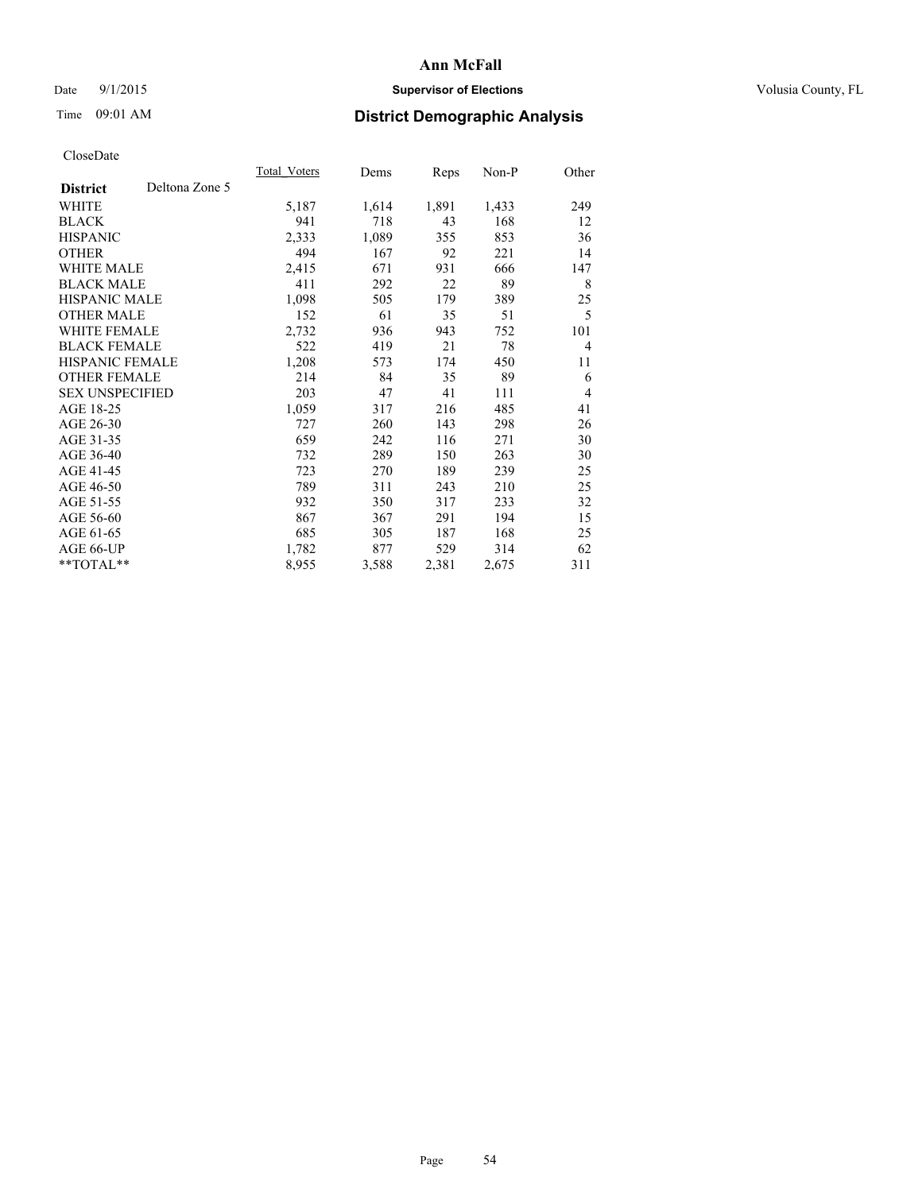**Ann McFall**

Date 9/1/2015 **Supervisor of Elections** Volusia County, FL

Time 09:01 AM **District Demographic Analysis**

CloseDate

| **District** Deltona Zone 5 | Total_Voters | Dems | Reps | Non-P | Other |
|---|---|---|---|---|---|
| WHITE | 5,187 | 1,614 | 1,891 | 1,433 | 249 |
| BLACK | 941 | 718 | 43 | 168 | 12 |
| HISPANIC | 2,333 | 1,089 | 355 | 853 | 36 |
| OTHER | 494 | 167 | 92 | 221 | 14 |
| WHITE MALE | 2,415 | 671 | 931 | 666 | 147 |
| BLACK MALE | 411 | 292 | 22 | 89 | 8 |
| HISPANIC MALE | 1,098 | 505 | 179 | 389 | 25 |
| OTHER MALE | 152 | 61 | 35 | 51 | 5 |
| WHITE FEMALE | 2,732 | 936 | 943 | 752 | 101 |
| BLACK FEMALE | 522 | 419 | 21 | 78 | 4 |
| HISPANIC FEMALE | 1,208 | 573 | 174 | 450 | 11 |
| OTHER FEMALE | 214 | 84 | 35 | 89 | 6 |
| SEX UNSPECIFIED | 203 | 47 | 41 | 111 | 4 |
| AGE 18-25 | 1,059 | 317 | 216 | 485 | 41 |
| AGE 26-30 | 727 | 260 | 143 | 298 | 26 |
| AGE 31-35 | 659 | 242 | 116 | 271 | 30 |
| AGE 36-40 | 732 | 289 | 150 | 263 | 30 |
| AGE 41-45 | 723 | 270 | 189 | 239 | 25 |
| AGE 46-50 | 789 | 311 | 243 | 210 | 25 |
| AGE 51-55 | 932 | 350 | 317 | 233 | 32 |
| AGE 56-60 | 867 | 367 | 291 | 194 | 15 |
| AGE 61-65 | 685 | 305 | 187 | 168 | 25 |
| AGE 66-UP | 1,782 | 877 | 529 | 314 | 62 |
| **TOTAL** | 8,955 | 3,588 | 2,381 | 2,675 | 311 |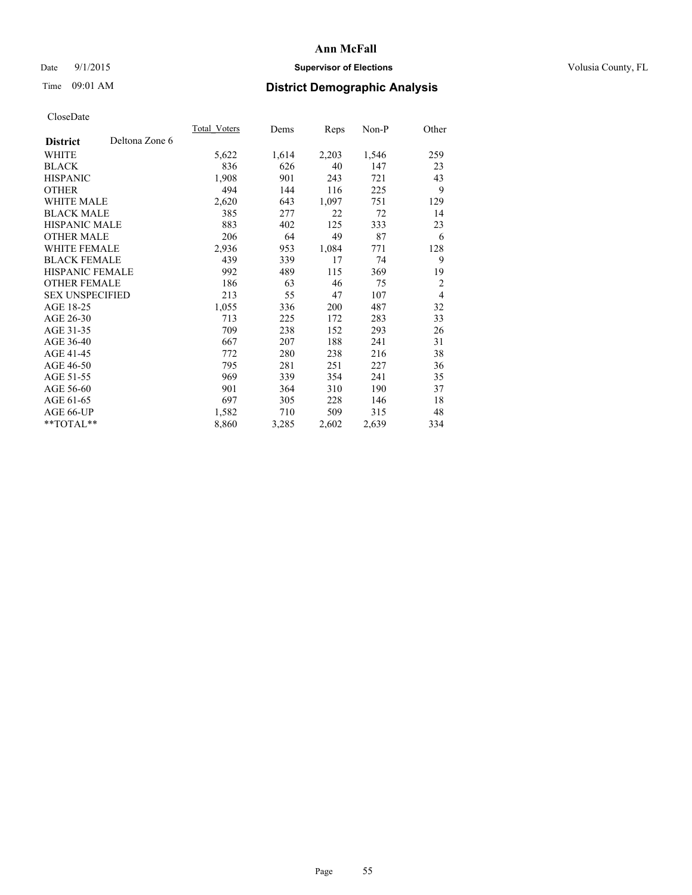# Ann McFall

Date 9/1/2015 **Supervisor of Elections** Volusia County, FL

Time 09:01 AM **District Demographic Analysis**

CloseDate

| **District** Deltona Zone 6 | Total_Voters | Dems | Reps | Non-P | Other |
|---|---|---|---|---|---|
| WHITE | 5,622 | 1,614 | 2,203 | 1,546 | 259 |
| BLACK | 836 | 626 | 40 | 147 | 23 |
| HISPANIC | 1,908 | 901 | 243 | 721 | 43 |
| OTHER | 494 | 144 | 116 | 225 | 9 |
| WHITE MALE | 2,620 | 643 | 1,097 | 751 | 129 |
| BLACK MALE | 385 | 277 | 22 | 72 | 14 |
| HISPANIC MALE | 883 | 402 | 125 | 333 | 23 |
| OTHER MALE | 206 | 64 | 49 | 87 | 6 |
| WHITE FEMALE | 2,936 | 953 | 1,084 | 771 | 128 |
| BLACK FEMALE | 439 | 339 | 17 | 74 | 9 |
| HISPANIC FEMALE | 992 | 489 | 115 | 369 | 19 |
| OTHER FEMALE | 186 | 63 | 46 | 75 | 2 |
| SEX UNSPECIFIED | 213 | 55 | 47 | 107 | 4 |
| AGE 18-25 | 1,055 | 336 | 200 | 487 | 32 |
| AGE 26-30 | 713 | 225 | 172 | 283 | 33 |
| AGE 31-35 | 709 | 238 | 152 | 293 | 26 |
| AGE 36-40 | 667 | 207 | 188 | 241 | 31 |
| AGE 41-45 | 772 | 280 | 238 | 216 | 38 |
| AGE 46-50 | 795 | 281 | 251 | 227 | 36 |
| AGE 51-55 | 969 | 339 | 354 | 241 | 35 |
| AGE 56-60 | 901 | 364 | 310 | 190 | 37 |
| AGE 61-65 | 697 | 305 | 228 | 146 | 18 |
| AGE 66-UP | 1,582 | 710 | 509 | 315 | 48 |
| **TOTAL** | 8,860 | 3,285 | 2,602 | 2,639 | 334 |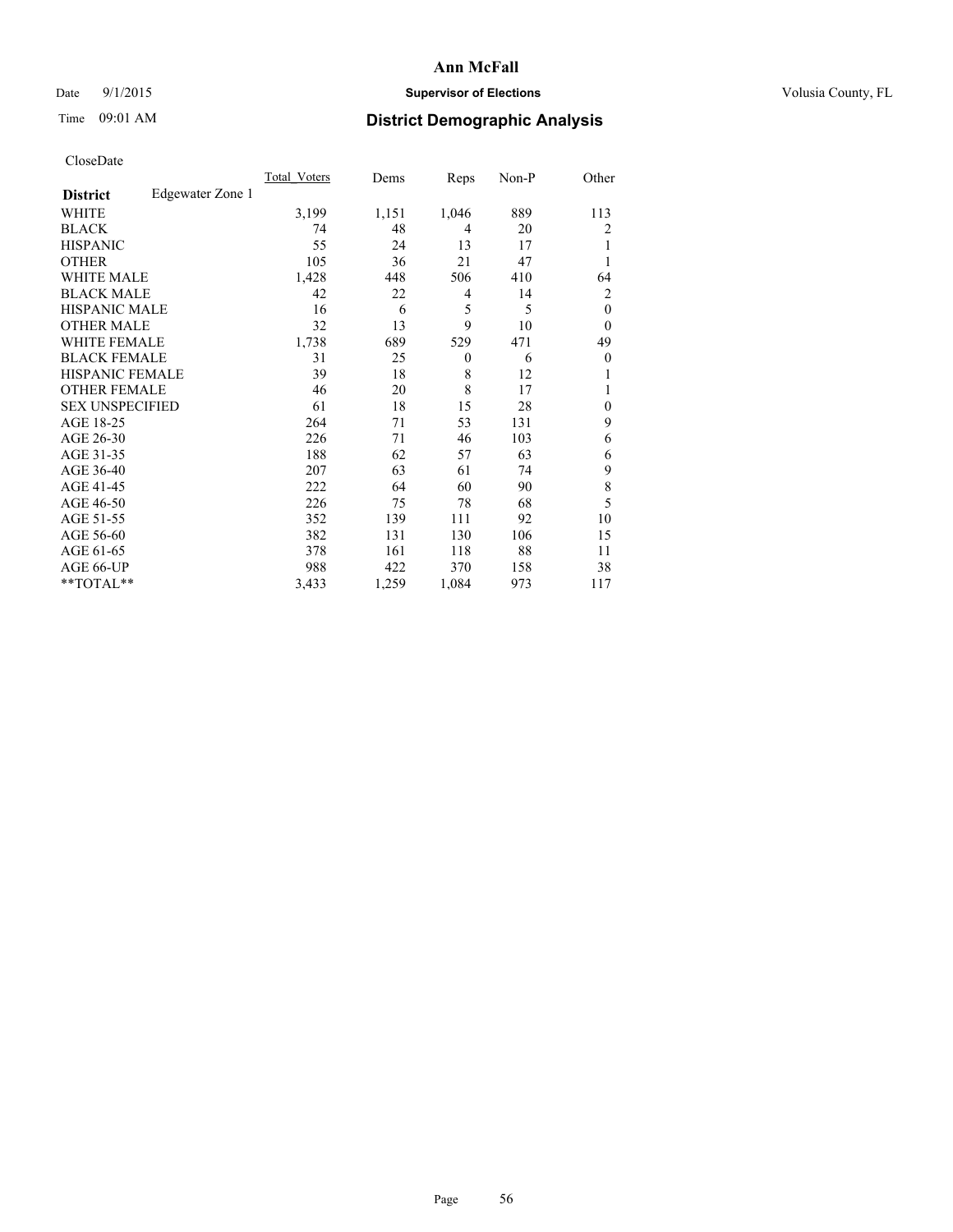# Ann McFall

Date 9/1/2015 **Supervisor of Elections** Volusia County, FL

Time 09:01 AM **District Demographic Analysis**

CloseDate

| **District** | Edgewater Zone 1 | Total_Voters | Dems | Reps | Non-P | Other |
|---|---|---|---|---|---|---|
| WHITE | | 3,199 | 1,151 | 1,046 | 889 | 113 |
| BLACK | | 74 | 48 | 4 | 20 | 2 |
| HISPANIC | | 55 | 24 | 13 | 17 | 1 |
| OTHER | | 105 | 36 | 21 | 47 | 1 |
| WHITE MALE | | 1,428 | 448 | 506 | 410 | 64 |
| BLACK MALE | | 42 | 22 | 4 | 14 | 2 |
| HISPANIC MALE | | 16 | 6 | 5 | 5 | 0 |
| OTHER MALE | | 32 | 13 | 9 | 10 | 0 |
| WHITE FEMALE | | 1,738 | 689 | 529 | 471 | 49 |
| BLACK FEMALE | | 31 | 25 | 0 | 6 | 0 |
| HISPANIC FEMALE | | 39 | 18 | 8 | 12 | 1 |
| OTHER FEMALE | | 46 | 20 | 8 | 17 | 1 |
| SEX UNSPECIFIED | | 61 | 18 | 15 | 28 | 0 |
| AGE 18-25 | | 264 | 71 | 53 | 131 | 9 |
| AGE 26-30 | | 226 | 71 | 46 | 103 | 6 |
| AGE 31-35 | | 188 | 62 | 57 | 63 | 6 |
| AGE 36-40 | | 207 | 63 | 61 | 74 | 9 |
| AGE 41-45 | | 222 | 64 | 60 | 90 | 8 |
| AGE 46-50 | | 226 | 75 | 78 | 68 | 5 |
| AGE 51-55 | | 352 | 139 | 111 | 92 | 10 |
| AGE 56-60 | | 382 | 131 | 130 | 106 | 15 |
| AGE 61-65 | | 378 | 161 | 118 | 88 | 11 |
| AGE 66-UP | | 988 | 422 | 370 | 158 | 38 |
| **TOTAL** | | 3,433 | 1,259 | 1,084 | 973 | 117 |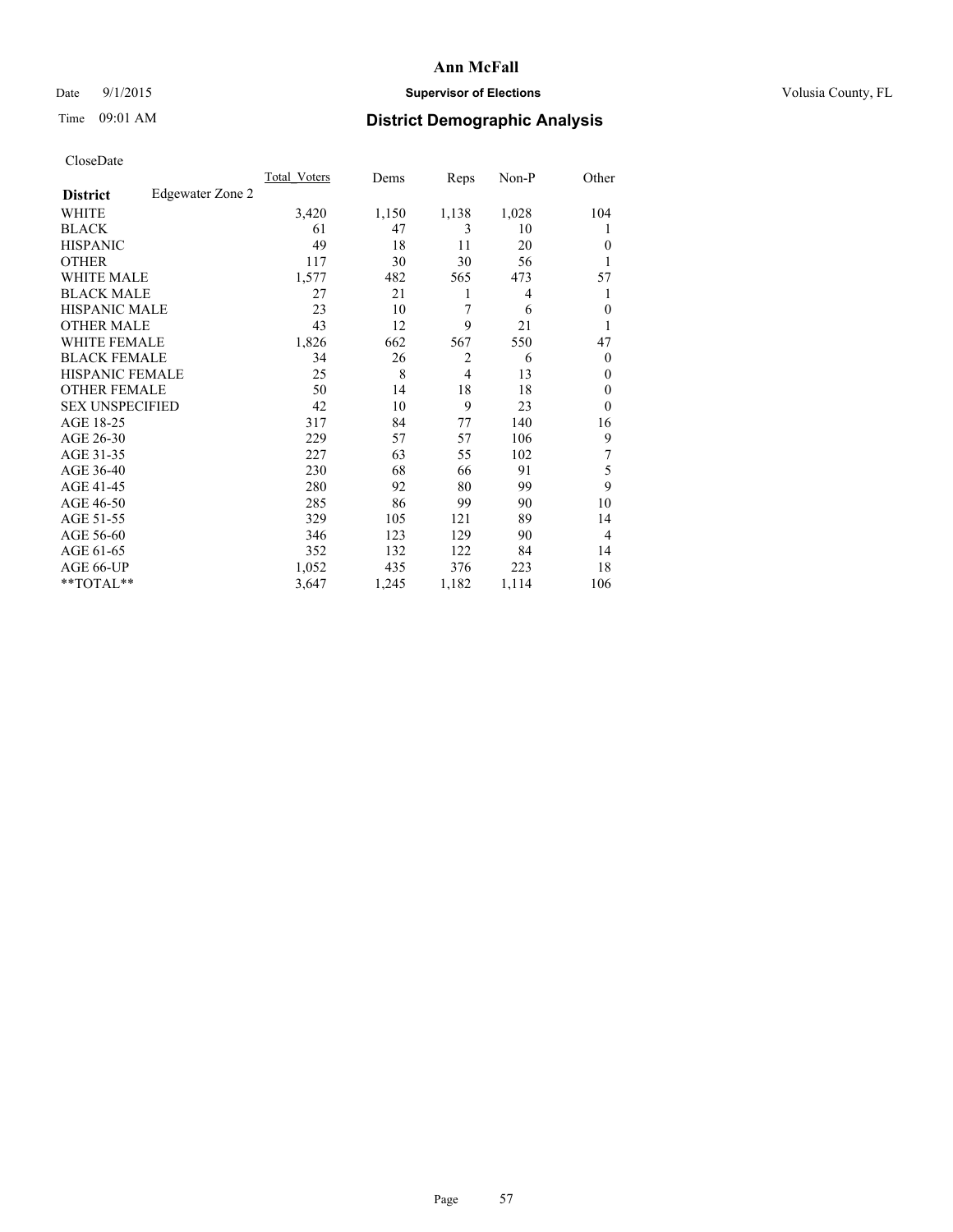**Ann McFall**

Date 9/1/2015 **Supervisor of Elections** Volusia County, FL

Time 09:01 AM **District Demographic Analysis**

CloseDate

| **District** Edgewater Zone 2 | Total_Voters | Dems | Reps | Non-P | Other |
|---|---|---|---|---|---|
| WHITE | 3,420 | 1,150 | 1,138 | 1,028 | 104 |
| BLACK | 61 | 47 | 3 | 10 | 1 |
| HISPANIC | 49 | 18 | 11 | 20 | 0 |
| OTHER | 117 | 30 | 30 | 56 | 1 |
| WHITE MALE | 1,577 | 482 | 565 | 473 | 57 |
| BLACK MALE | 27 | 21 | 1 | 4 | 1 |
| HISPANIC MALE | 23 | 10 | 7 | 6 | 0 |
| OTHER MALE | 43 | 12 | 9 | 21 | 1 |
| WHITE FEMALE | 1,826 | 662 | 567 | 550 | 47 |
| BLACK FEMALE | 34 | 26 | 2 | 6 | 0 |
| HISPANIC FEMALE | 25 | 8 | 4 | 13 | 0 |
| OTHER FEMALE | 50 | 14 | 18 | 18 | 0 |
| SEX UNSPECIFIED | 42 | 10 | 9 | 23 | 0 |
| AGE 18-25 | 317 | 84 | 77 | 140 | 16 |
| AGE 26-30 | 229 | 57 | 57 | 106 | 9 |
| AGE 31-35 | 227 | 63 | 55 | 102 | 7 |
| AGE 36-40 | 230 | 68 | 66 | 91 | 5 |
| AGE 41-45 | 280 | 92 | 80 | 99 | 9 |
| AGE 46-50 | 285 | 86 | 99 | 90 | 10 |
| AGE 51-55 | 329 | 105 | 121 | 89 | 14 |
| AGE 56-60 | 346 | 123 | 129 | 90 | 4 |
| AGE 61-65 | 352 | 132 | 122 | 84 | 14 |
| AGE 66-UP | 1,052 | 435 | 376 | 223 | 18 |
| **TOTAL** | 3,647 | 1,245 | 1,182 | 1,114 | 106 |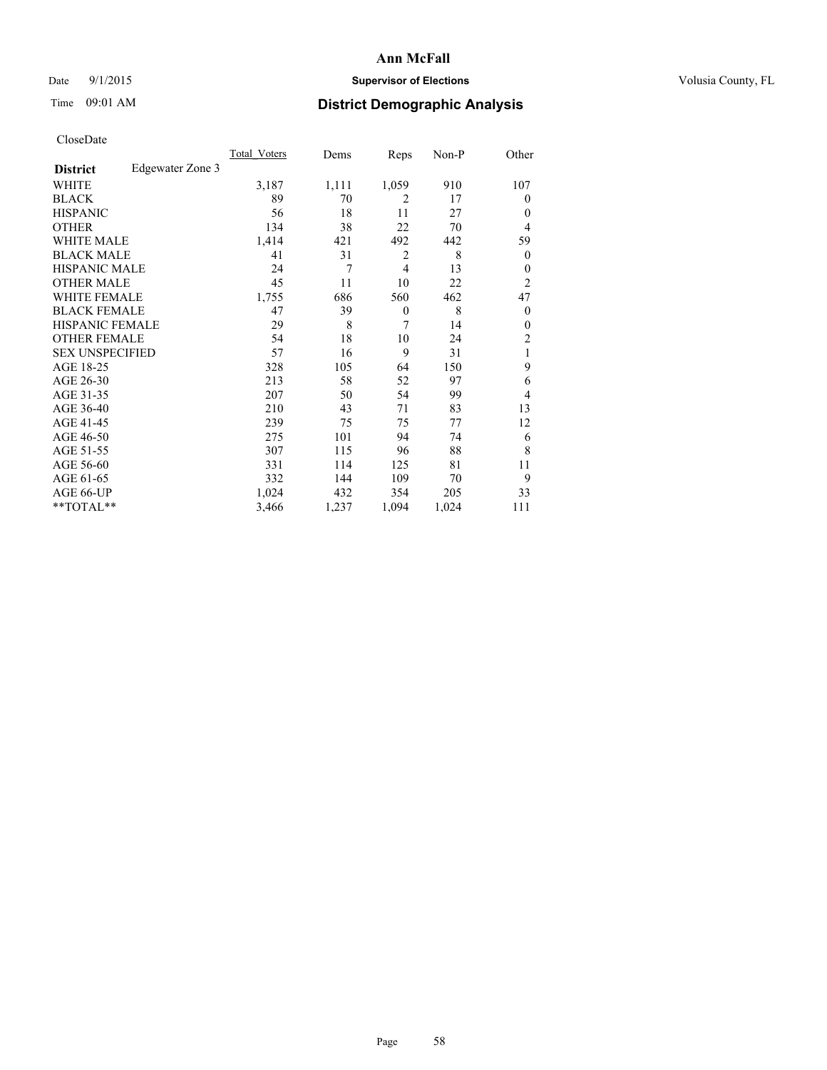# Ann McFall

Date 9/1/2015 **Supervisor of Elections** Volusia County, FL

Time 09:01 AM **District Demographic Analysis**

CloseDate

| **District** Edgewater Zone 3 | Total_Voters | Dems | Reps | Non-P | Other |
|---|---|---|---|---|---|
| WHITE | 3,187 | 1,111 | 1,059 | 910 | 107 |
| BLACK | 89 | 70 | 2 | 17 | 0 |
| HISPANIC | 56 | 18 | 11 | 27 | 0 |
| OTHER | 134 | 38 | 22 | 70 | 4 |
| WHITE MALE | 1,414 | 421 | 492 | 442 | 59 |
| BLACK MALE | 41 | 31 | 2 | 8 | 0 |
| HISPANIC MALE | 24 | 7 | 4 | 13 | 0 |
| OTHER MALE | 45 | 11 | 10 | 22 | 2 |
| WHITE FEMALE | 1,755 | 686 | 560 | 462 | 47 |
| BLACK FEMALE | 47 | 39 | 0 | 8 | 0 |
| HISPANIC FEMALE | 29 | 8 | 7 | 14 | 0 |
| OTHER FEMALE | 54 | 18 | 10 | 24 | 2 |
| SEX UNSPECIFIED | 57 | 16 | 9 | 31 | 1 |
| AGE 18-25 | 328 | 105 | 64 | 150 | 9 |
| AGE 26-30 | 213 | 58 | 52 | 97 | 6 |
| AGE 31-35 | 207 | 50 | 54 | 99 | 4 |
| AGE 36-40 | 210 | 43 | 71 | 83 | 13 |
| AGE 41-45 | 239 | 75 | 75 | 77 | 12 |
| AGE 46-50 | 275 | 101 | 94 | 74 | 6 |
| AGE 51-55 | 307 | 115 | 96 | 88 | 8 |
| AGE 56-60 | 331 | 114 | 125 | 81 | 11 |
| AGE 61-65 | 332 | 144 | 109 | 70 | 9 |
| AGE 66-UP | 1,024 | 432 | 354 | 205 | 33 |
| **TOTAL** | 3,466 | 1,237 | 1,094 | 1,024 | 111 |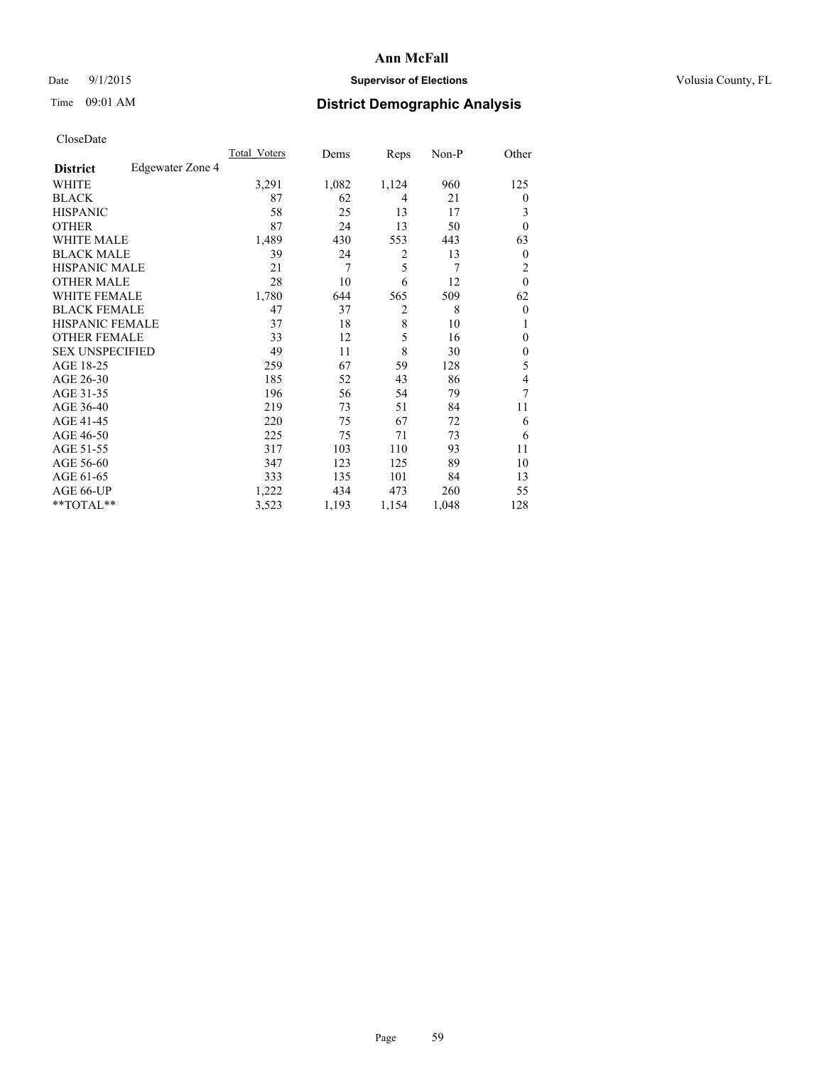# Ann McFall

Date 9/1/2015 **Supervisor of Elections** Volusia County, FL

Time 09:01 AM **District Demographic Analysis**

CloseDate

| **District** Edgewater Zone 4 | Total_Voters | Dems | Reps | Non-P | Other |
|---|---|---|---|---|---|
| WHITE | 3,291 | 1,082 | 1,124 | 960 | 125 |
| BLACK | 87 | 62 | 4 | 21 | 0 |
| HISPANIC | 58 | 25 | 13 | 17 | 3 |
| OTHER | 87 | 24 | 13 | 50 | 0 |
| WHITE MALE | 1,489 | 430 | 553 | 443 | 63 |
| BLACK MALE | 39 | 24 | 2 | 13 | 0 |
| HISPANIC MALE | 21 | 7 | 5 | 7 | 2 |
| OTHER MALE | 28 | 10 | 6 | 12 | 0 |
| WHITE FEMALE | 1,780 | 644 | 565 | 509 | 62 |
| BLACK FEMALE | 47 | 37 | 2 | 8 | 0 |
| HISPANIC FEMALE | 37 | 18 | 8 | 10 | 1 |
| OTHER FEMALE | 33 | 12 | 5 | 16 | 0 |
| SEX UNSPECIFIED | 49 | 11 | 8 | 30 | 0 |
| AGE 18-25 | 259 | 67 | 59 | 128 | 5 |
| AGE 26-30 | 185 | 52 | 43 | 86 | 4 |
| AGE 31-35 | 196 | 56 | 54 | 79 | 7 |
| AGE 36-40 | 219 | 73 | 51 | 84 | 11 |
| AGE 41-45 | 220 | 75 | 67 | 72 | 6 |
| AGE 46-50 | 225 | 75 | 71 | 73 | 6 |
| AGE 51-55 | 317 | 103 | 110 | 93 | 11 |
| AGE 56-60 | 347 | 123 | 125 | 89 | 10 |
| AGE 61-65 | 333 | 135 | 101 | 84 | 13 |
| AGE 66-UP | 1,222 | 434 | 473 | 260 | 55 |
| **TOTAL** | 3,523 | 1,193 | 1,154 | 1,048 | 128 |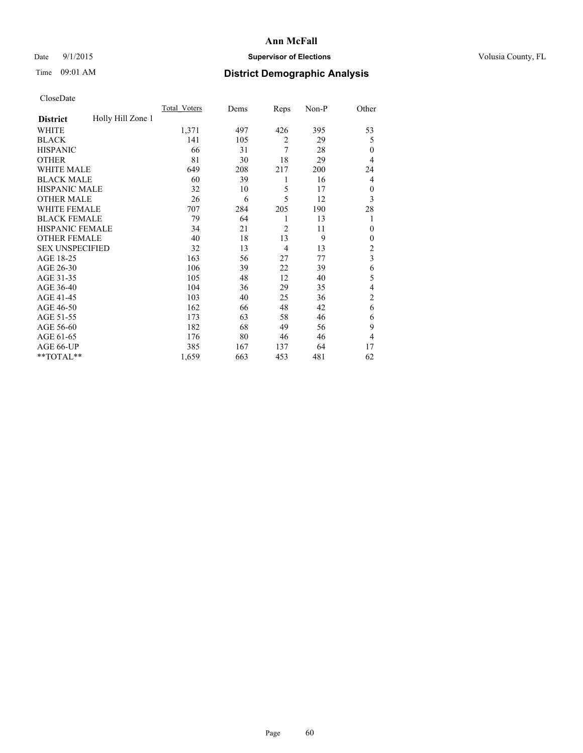# Ann McFall

Date 9/1/2015 **Supervisor of Elections** Volusia County, FL

Time 09:01 AM **District Demographic Analysis**

CloseDate

| **District** Holly Hill Zone 1 | Total_Voters | Dems | Reps | Non-P | Other |
|---|---|---|---|---|---|
| WHITE | 1,371 | 497 | 426 | 395 | 53 |
| BLACK | 141 | 105 | 2 | 29 | 5 |
| HISPANIC | 66 | 31 | 7 | 28 | 0 |
| OTHER | 81 | 30 | 18 | 29 | 4 |
| WHITE MALE | 649 | 208 | 217 | 200 | 24 |
| BLACK MALE | 60 | 39 | 1 | 16 | 4 |
| HISPANIC MALE | 32 | 10 | 5 | 17 | 0 |
| OTHER MALE | 26 | 6 | 5 | 12 | 3 |
| WHITE FEMALE | 707 | 284 | 205 | 190 | 28 |
| BLACK FEMALE | 79 | 64 | 1 | 13 | 1 |
| HISPANIC FEMALE | 34 | 21 | 2 | 11 | 0 |
| OTHER FEMALE | 40 | 18 | 13 | 9 | 0 |
| SEX UNSPECIFIED | 32 | 13 | 4 | 13 | 2 |
| AGE 18-25 | 163 | 56 | 27 | 77 | 3 |
| AGE 26-30 | 106 | 39 | 22 | 39 | 6 |
| AGE 31-35 | 105 | 48 | 12 | 40 | 5 |
| AGE 36-40 | 104 | 36 | 29 | 35 | 4 |
| AGE 41-45 | 103 | 40 | 25 | 36 | 2 |
| AGE 46-50 | 162 | 66 | 48 | 42 | 6 |
| AGE 51-55 | 173 | 63 | 58 | 46 | 6 |
| AGE 56-60 | 182 | 68 | 49 | 56 | 9 |
| AGE 61-65 | 176 | 80 | 46 | 46 | 4 |
| AGE 66-UP | 385 | 167 | 137 | 64 | 17 |
| **TOTAL** | 1,659 | 663 | 453 | 481 | 62 |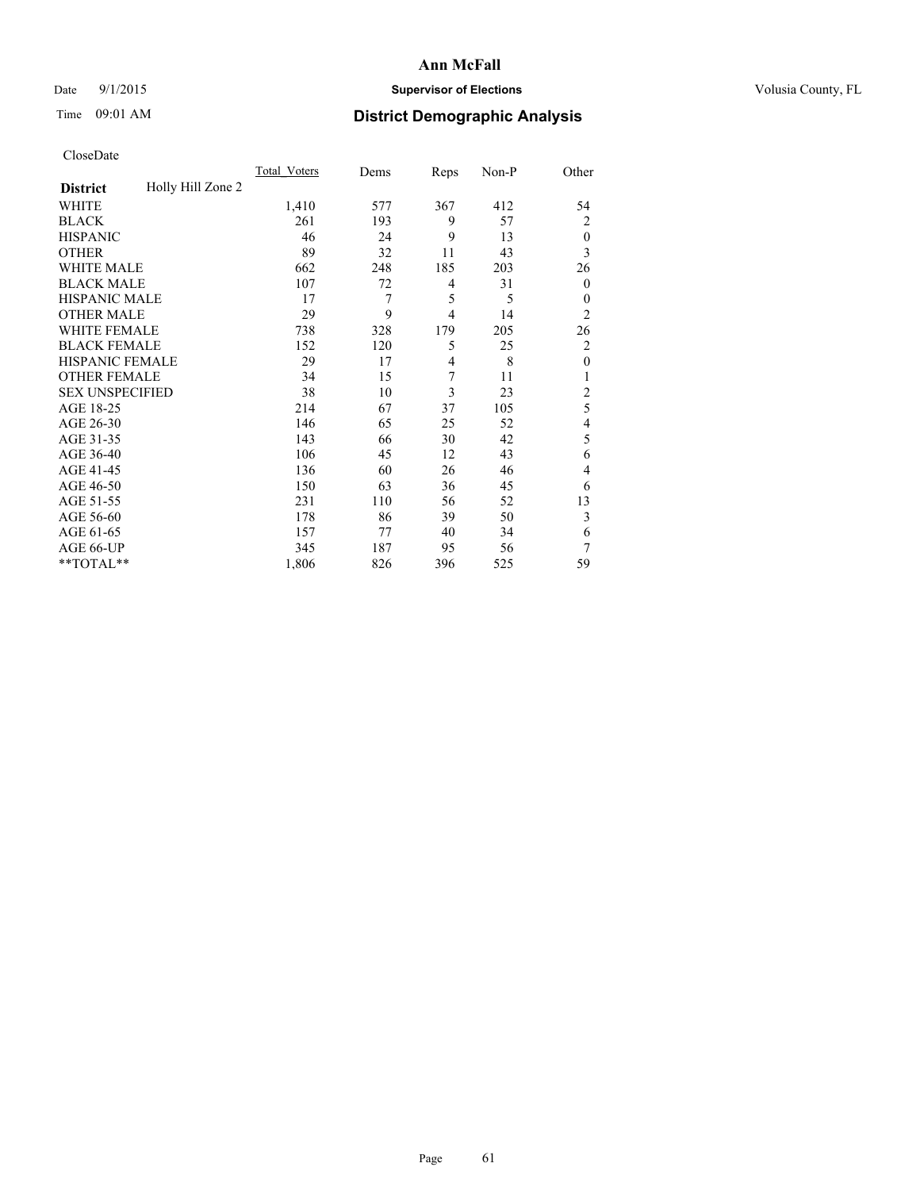# Ann McFall

Date 9/1/2015 **Supervisor of Elections** Volusia County, FL

Time 09:01 AM **District Demographic Analysis**

CloseDate

| **District** | Holly Hill Zone 2 | Total_Voters | Dems | Reps | Non-P | Other |
|---|---|---|---|---|---|---|
| WHITE | | 1,410 | 577 | 367 | 412 | 54 |
| BLACK | | 261 | 193 | 9 | 57 | 2 |
| HISPANIC | | 46 | 24 | 9 | 13 | 0 |
| OTHER | | 89 | 32 | 11 | 43 | 3 |
| WHITE MALE | | 662 | 248 | 185 | 203 | 26 |
| BLACK MALE | | 107 | 72 | 4 | 31 | 0 |
| HISPANIC MALE | | 17 | 7 | 5 | 5 | 0 |
| OTHER MALE | | 29 | 9 | 4 | 14 | 2 |
| WHITE FEMALE | | 738 | 328 | 179 | 205 | 26 |
| BLACK FEMALE | | 152 | 120 | 5 | 25 | 2 |
| HISPANIC FEMALE | | 29 | 17 | 4 | 8 | 0 |
| OTHER FEMALE | | 34 | 15 | 7 | 11 | 1 |
| SEX UNSPECIFIED | | 38 | 10 | 3 | 23 | 2 |
| AGE 18-25 | | 214 | 67 | 37 | 105 | 5 |
| AGE 26-30 | | 146 | 65 | 25 | 52 | 4 |
| AGE 31-35 | | 143 | 66 | 30 | 42 | 5 |
| AGE 36-40 | | 106 | 45 | 12 | 43 | 6 |
| AGE 41-45 | | 136 | 60 | 26 | 46 | 4 |
| AGE 46-50 | | 150 | 63 | 36 | 45 | 6 |
| AGE 51-55 | | 231 | 110 | 56 | 52 | 13 |
| AGE 56-60 | | 178 | 86 | 39 | 50 | 3 |
| AGE 61-65 | | 157 | 77 | 40 | 34 | 6 |
| AGE 66-UP | | 345 | 187 | 95 | 56 | 7 |
| **TOTAL** | | 1,806 | 826 | 396 | 525 | 59 |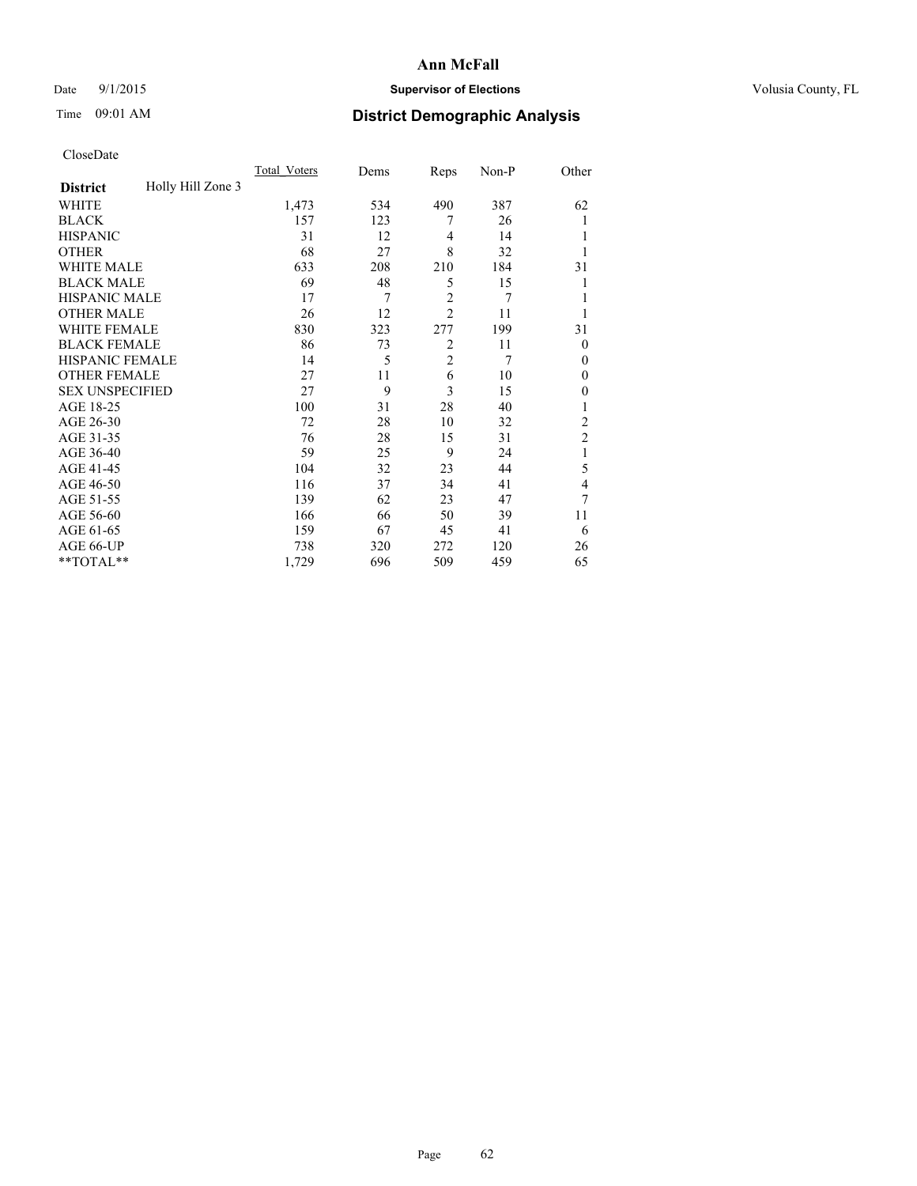CloseDate

| District | Holly Hill Zone 3 | Total_Voters | Dems | Reps | Non-P | Other |
|---|---|---|---|---|---|---|
| WHITE | | 1,473 | 534 | 490 | 387 | 62 |
| BLACK | | 157 | 123 | 7 | 26 | 1 |
| HISPANIC | | 31 | 12 | 4 | 14 | 1 |
| OTHER | | 68 | 27 | 8 | 32 | 1 |
| WHITE MALE | | 633 | 208 | 210 | 184 | 31 |
| BLACK MALE | | 69 | 48 | 5 | 15 | 1 |
| HISPANIC MALE | | 17 | 7 | 2 | 7 | 1 |
| OTHER MALE | | 26 | 12 | 2 | 11 | 1 |
| WHITE FEMALE | | 830 | 323 | 277 | 199 | 31 |
| BLACK FEMALE | | 86 | 73 | 2 | 11 | 0 |
| HISPANIC FEMALE | | 14 | 5 | 2 | 7 | 0 |
| OTHER FEMALE | | 27 | 11 | 6 | 10 | 0 |
| SEX UNSPECIFIED | | 27 | 9 | 3 | 15 | 0 |
| AGE 18-25 | | 100 | 31 | 28 | 40 | 1 |
| AGE 26-30 | | 72 | 28 | 10 | 32 | 2 |
| AGE 31-35 | | 76 | 28 | 15 | 31 | 2 |
| AGE 36-40 | | 59 | 25 | 9 | 24 | 1 |
| AGE 41-45 | | 104 | 32 | 23 | 44 | 5 |
| AGE 46-50 | | 116 | 37 | 34 | 41 | 4 |
| AGE 51-55 | | 139 | 62 | 23 | 47 | 7 |
| AGE 56-60 | | 166 | 66 | 50 | 39 | 11 |
| AGE 61-65 | | 159 | 67 | 45 | 41 | 6 |
| AGE 66-UP | | 738 | 320 | 272 | 120 | 26 |
| **TOTAL** | | 1,729 | 696 | 509 | 459 | 65 |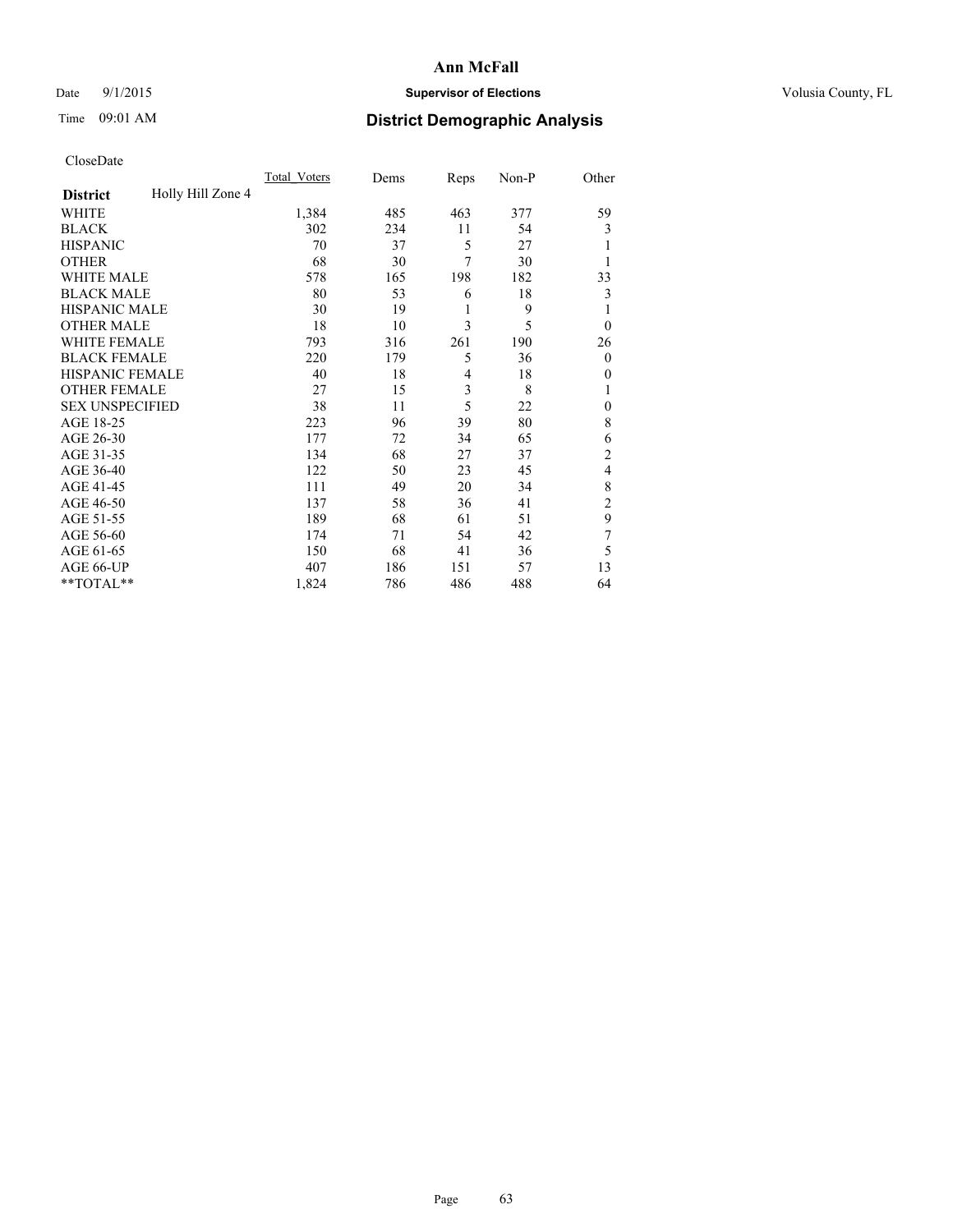**Ann McFall**

Date 9/1/2015 **Supervisor of Elections** Volusia County, FL

Time 09:01 AM **District Demographic Analysis**

CloseDate

| **District** | Holly Hill Zone 4 | Total_Voters | Dems | Reps | Non-P | Other |
|---|---|---|---|---|---|---|
| WHITE | | 1,384 | 485 | 463 | 377 | 59 |
| BLACK | | 302 | 234 | 11 | 54 | 3 |
| HISPANIC | | 70 | 37 | 5 | 27 | 1 |
| OTHER | | 68 | 30 | 7 | 30 | 1 |
| WHITE MALE | | 578 | 165 | 198 | 182 | 33 |
| BLACK MALE | | 80 | 53 | 6 | 18 | 3 |
| HISPANIC MALE | | 30 | 19 | 1 | 9 | 1 |
| OTHER MALE | | 18 | 10 | 3 | 5 | 0 |
| WHITE FEMALE | | 793 | 316 | 261 | 190 | 26 |
| BLACK FEMALE | | 220 | 179 | 5 | 36 | 0 |
| HISPANIC FEMALE | | 40 | 18 | 4 | 18 | 0 |
| OTHER FEMALE | | 27 | 15 | 3 | 8 | 1 |
| SEX UNSPECIFIED | | 38 | 11 | 5 | 22 | 0 |
| AGE 18-25 | | 223 | 96 | 39 | 80 | 8 |
| AGE 26-30 | | 177 | 72 | 34 | 65 | 6 |
| AGE 31-35 | | 134 | 68 | 27 | 37 | 2 |
| AGE 36-40 | | 122 | 50 | 23 | 45 | 4 |
| AGE 41-45 | | 111 | 49 | 20 | 34 | 8 |
| AGE 46-50 | | 137 | 58 | 36 | 41 | 2 |
| AGE 51-55 | | 189 | 68 | 61 | 51 | 9 |
| AGE 56-60 | | 174 | 71 | 54 | 42 | 7 |
| AGE 61-65 | | 150 | 68 | 41 | 36 | 5 |
| AGE 66-UP | | 407 | 186 | 151 | 57 | 13 |
| **TOTAL** | | 1,824 | 786 | 486 | 488 | 64 |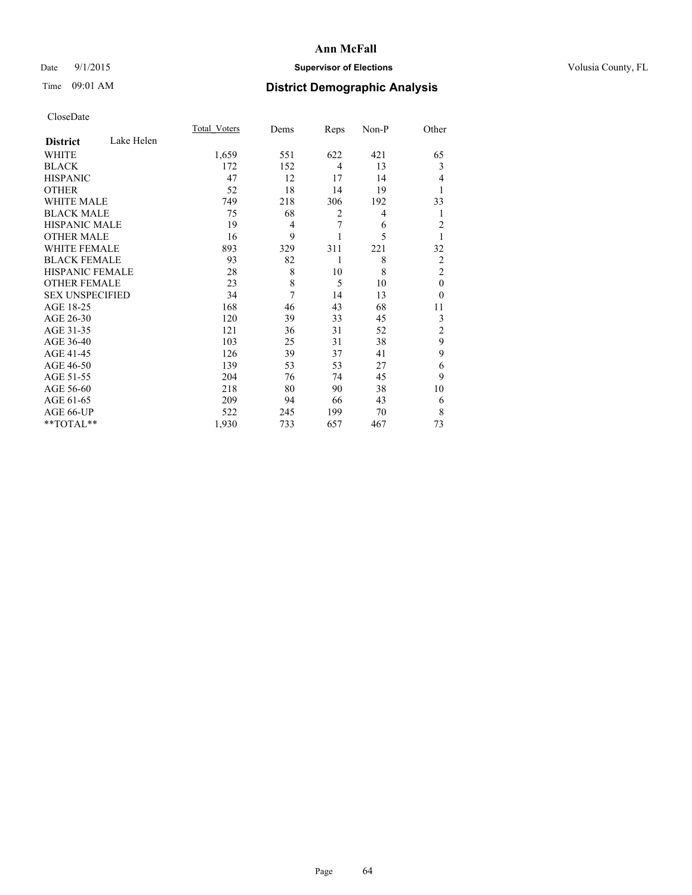CloseDate

| District | Lake Helen | Total_Voters | Dems | Reps | Non-P | Other |
|---|---|---|---|---|---|---|
| WHITE | | 1,659 | 551 | 622 | 421 | 65 |
| BLACK | | 172 | 152 | 4 | 13 | 3 |
| HISPANIC | | 47 | 12 | 17 | 14 | 4 |
| OTHER | | 52 | 18 | 14 | 19 | 1 |
| WHITE MALE | | 749 | 218 | 306 | 192 | 33 |
| BLACK MALE | | 75 | 68 | 2 | 4 | 1 |
| HISPANIC MALE | | 19 | 4 | 7 | 6 | 2 |
| OTHER MALE | | 16 | 9 | 1 | 5 | 1 |
| WHITE FEMALE | | 893 | 329 | 311 | 221 | 32 |
| BLACK FEMALE | | 93 | 82 | 1 | 8 | 2 |
| HISPANIC FEMALE | | 28 | 8 | 10 | 8 | 2 |
| OTHER FEMALE | | 23 | 8 | 5 | 10 | 0 |
| SEX UNSPECIFIED | | 34 | 7 | 14 | 13 | 0 |
| AGE 18-25 | | 168 | 46 | 43 | 68 | 11 |
| AGE 26-30 | | 120 | 39 | 33 | 45 | 3 |
| AGE 31-35 | | 121 | 36 | 31 | 52 | 2 |
| AGE 36-40 | | 103 | 25 | 31 | 38 | 9 |
| AGE 41-45 | | 126 | 39 | 37 | 41 | 9 |
| AGE 46-50 | | 139 | 53 | 53 | 27 | 6 |
| AGE 51-55 | | 204 | 76 | 74 | 45 | 9 |
| AGE 56-60 | | 218 | 80 | 90 | 38 | 10 |
| AGE 61-65 | | 209 | 94 | 66 | 43 | 6 |
| AGE 66-UP | | 522 | 245 | 199 | 70 | 8 |
| **TOTAL** | | 1,930 | 733 | 657 | 467 | 73 |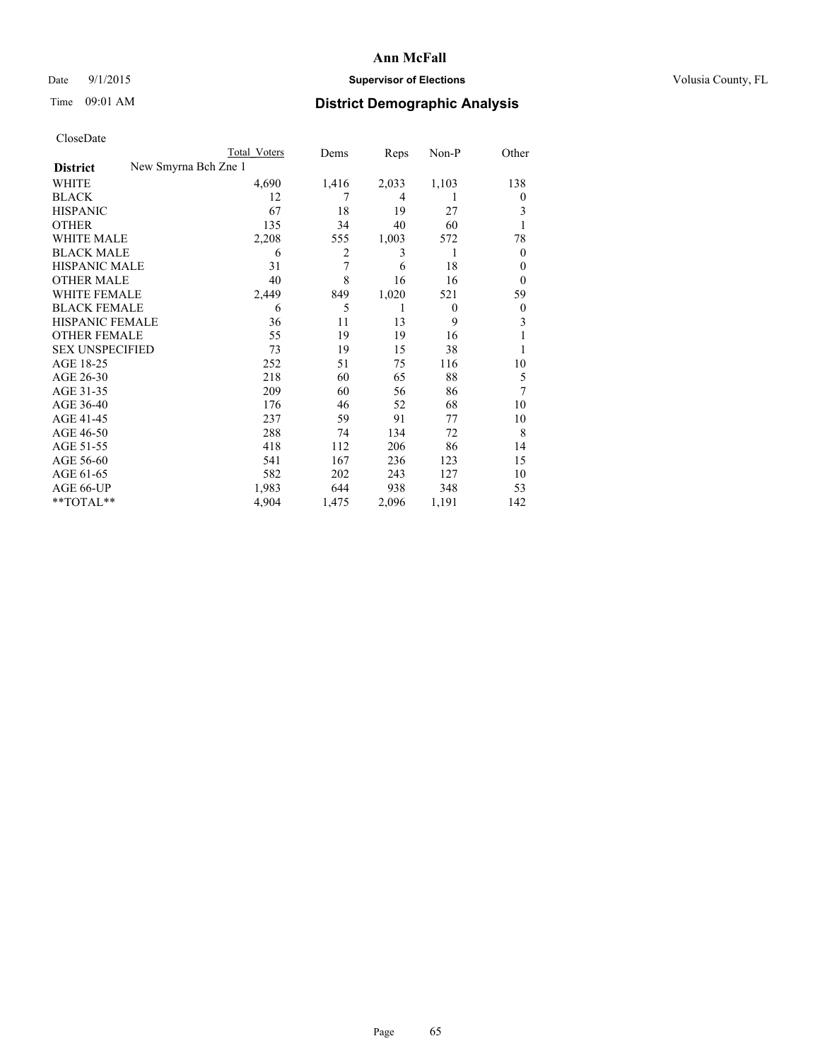# Ann McFall

Date 9/1/2015 **Supervisor of Elections** Volusia County, FL

Time 09:01 AM **District Demographic Analysis**

CloseDate

| | Total Voters | Dems | Reps | Non-P | Other |
|---|---|---|---|---|---|
| **District** New Smyrna Bch Zne 1 | | | | | |
| WHITE | 4,690 | 1,416 | 2,033 | 1,103 | 138 |
| BLACK | 12 | 7 | 4 | 1 | 0 |
| HISPANIC | 67 | 18 | 19 | 27 | 3 |
| OTHER | 135 | 34 | 40 | 60 | 1 |
| WHITE MALE | 2,208 | 555 | 1,003 | 572 | 78 |
| BLACK MALE | 6 | 2 | 3 | 1 | 0 |
| HISPANIC MALE | 31 | 7 | 6 | 18 | 0 |
| OTHER MALE | 40 | 8 | 16 | 16 | 0 |
| WHITE FEMALE | 2,449 | 849 | 1,020 | 521 | 59 |
| BLACK FEMALE | 6 | 5 | 1 | 0 | 0 |
| HISPANIC FEMALE | 36 | 11 | 13 | 9 | 3 |
| OTHER FEMALE | 55 | 19 | 19 | 16 | 1 |
| SEX UNSPECIFIED | 73 | 19 | 15 | 38 | 1 |
| AGE 18-25 | 252 | 51 | 75 | 116 | 10 |
| AGE 26-30 | 218 | 60 | 65 | 88 | 5 |
| AGE 31-35 | 209 | 60 | 56 | 86 | 7 |
| AGE 36-40 | 176 | 46 | 52 | 68 | 10 |
| AGE 41-45 | 237 | 59 | 91 | 77 | 10 |
| AGE 46-50 | 288 | 74 | 134 | 72 | 8 |
| AGE 51-55 | 418 | 112 | 206 | 86 | 14 |
| AGE 56-60 | 541 | 167 | 236 | 123 | 15 |
| AGE 61-65 | 582 | 202 | 243 | 127 | 10 |
| AGE 66-UP | 1,983 | 644 | 938 | 348 | 53 |
| **TOTAL** | 4,904 | 1,475 | 2,096 | 1,191 | 142 |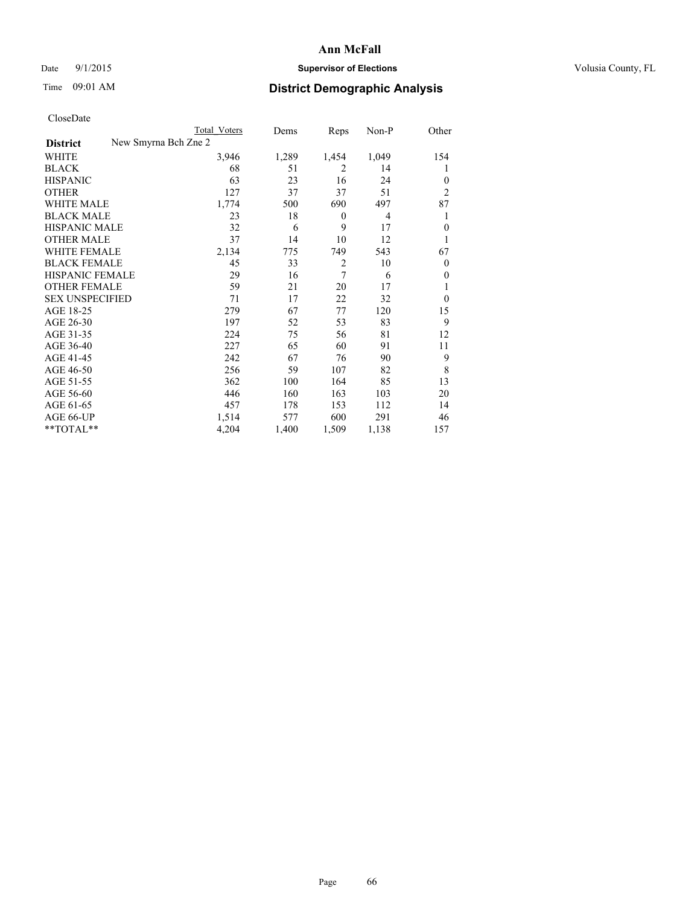**Ann McFall**

Date 9/1/2015 **Supervisor of Elections** Volusia County, FL

Time 09:01 AM **District Demographic Analysis**

CloseDate

| | Total Voters | Dems | Reps | Non-P | Other |
|---|---|---|---|---|---|
| **District** New Smyrna Bch Zne 2 | | | | | |
| WHITE | 3,946 | 1,289 | 1,454 | 1,049 | 154 |
| BLACK | 68 | 51 | 2 | 14 | 1 |
| HISPANIC | 63 | 23 | 16 | 24 | 0 |
| OTHER | 127 | 37 | 37 | 51 | 2 |
| WHITE MALE | 1,774 | 500 | 690 | 497 | 87 |
| BLACK MALE | 23 | 18 | 0 | 4 | 1 |
| HISPANIC MALE | 32 | 6 | 9 | 17 | 0 |
| OTHER MALE | 37 | 14 | 10 | 12 | 1 |
| WHITE FEMALE | 2,134 | 775 | 749 | 543 | 67 |
| BLACK FEMALE | 45 | 33 | 2 | 10 | 0 |
| HISPANIC FEMALE | 29 | 16 | 7 | 6 | 0 |
| OTHER FEMALE | 59 | 21 | 20 | 17 | 1 |
| SEX UNSPECIFIED | 71 | 17 | 22 | 32 | 0 |
| AGE 18-25 | 279 | 67 | 77 | 120 | 15 |
| AGE 26-30 | 197 | 52 | 53 | 83 | 9 |
| AGE 31-35 | 224 | 75 | 56 | 81 | 12 |
| AGE 36-40 | 227 | 65 | 60 | 91 | 11 |
| AGE 41-45 | 242 | 67 | 76 | 90 | 9 |
| AGE 46-50 | 256 | 59 | 107 | 82 | 8 |
| AGE 51-55 | 362 | 100 | 164 | 85 | 13 |
| AGE 56-60 | 446 | 160 | 163 | 103 | 20 |
| AGE 61-65 | 457 | 178 | 153 | 112 | 14 |
| AGE 66-UP | 1,514 | 577 | 600 | 291 | 46 |
| **TOTAL** | 4,204 | 1,400 | 1,509 | 1,138 | 157 |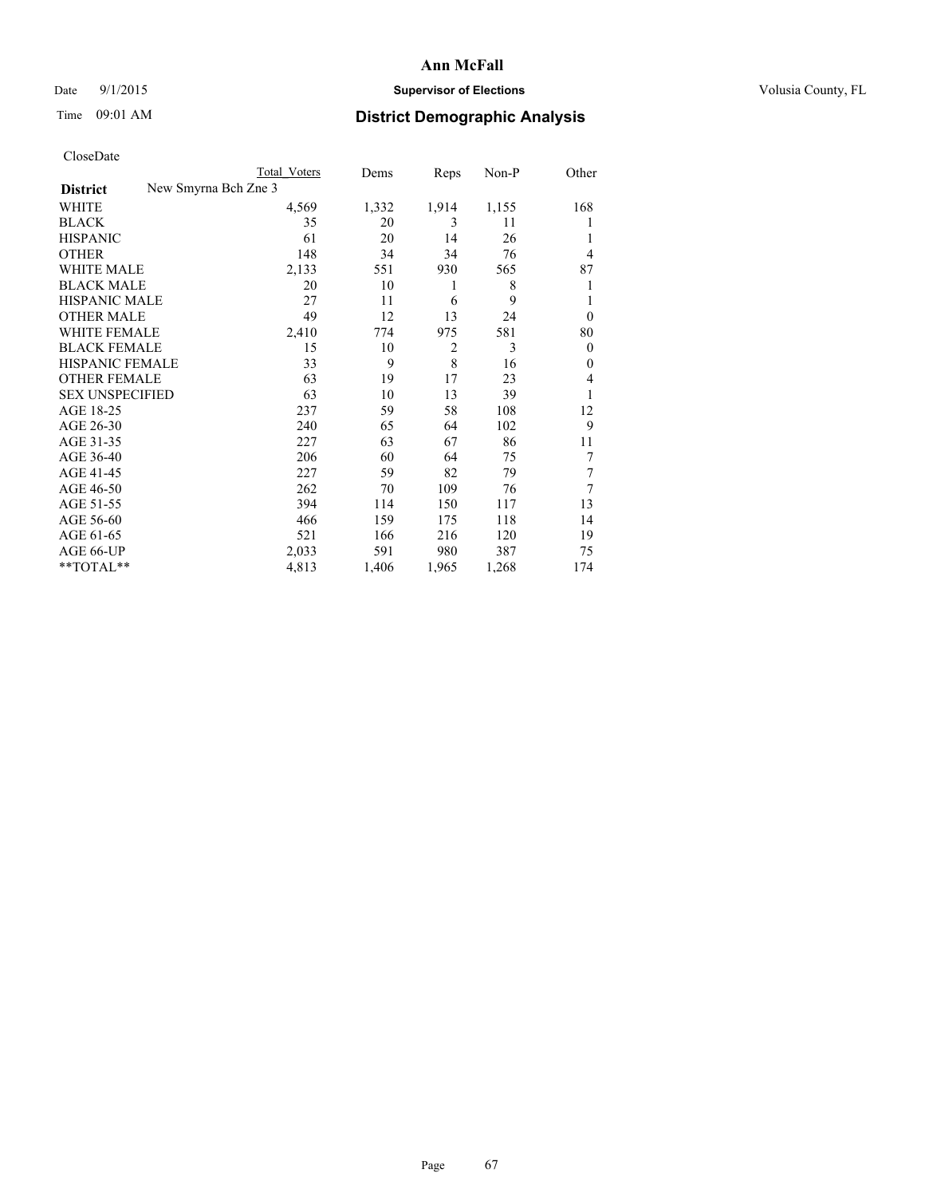# Ann McFall

Date 9/1/2015 **Supervisor of Elections** Volusia County, FL

Time 09:01 AM **District Demographic Analysis**

CloseDate

| | Total Voters | Dems | Reps | Non-P | Other |
|---|---|---|---|---|---|
| **District** New Smyrna Bch Zne 3 | | | | | |
| WHITE | 4,569 | 1,332 | 1,914 | 1,155 | 168 |
| BLACK | 35 | 20 | 3 | 11 | 1 |
| HISPANIC | 61 | 20 | 14 | 26 | 1 |
| OTHER | 148 | 34 | 34 | 76 | 4 |
| WHITE MALE | 2,133 | 551 | 930 | 565 | 87 |
| BLACK MALE | 20 | 10 | 1 | 8 | 1 |
| HISPANIC MALE | 27 | 11 | 6 | 9 | 1 |
| OTHER MALE | 49 | 12 | 13 | 24 | 0 |
| WHITE FEMALE | 2,410 | 774 | 975 | 581 | 80 |
| BLACK FEMALE | 15 | 10 | 2 | 3 | 0 |
| HISPANIC FEMALE | 33 | 9 | 8 | 16 | 0 |
| OTHER FEMALE | 63 | 19 | 17 | 23 | 4 |
| SEX UNSPECIFIED | 63 | 10 | 13 | 39 | 1 |
| AGE 18-25 | 237 | 59 | 58 | 108 | 12 |
| AGE 26-30 | 240 | 65 | 64 | 102 | 9 |
| AGE 31-35 | 227 | 63 | 67 | 86 | 11 |
| AGE 36-40 | 206 | 60 | 64 | 75 | 7 |
| AGE 41-45 | 227 | 59 | 82 | 79 | 7 |
| AGE 46-50 | 262 | 70 | 109 | 76 | 7 |
| AGE 51-55 | 394 | 114 | 150 | 117 | 13 |
| AGE 56-60 | 466 | 159 | 175 | 118 | 14 |
| AGE 61-65 | 521 | 166 | 216 | 120 | 19 |
| AGE 66-UP | 2,033 | 591 | 980 | 387 | 75 |
| **TOTAL** | 4,813 | 1,406 | 1,965 | 1,268 | 174 |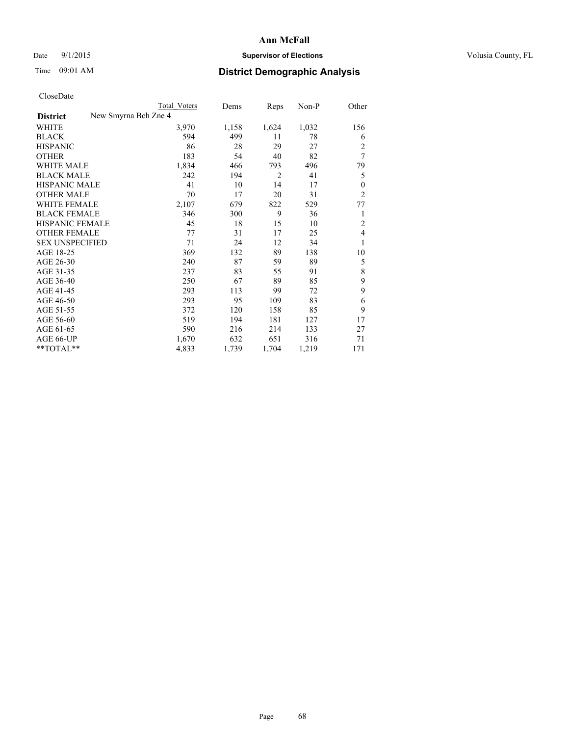**Ann McFall**

Date 9/1/2015 **Supervisor of Elections** Volusia County, FL

Time 09:01 AM **District Demographic Analysis**

CloseDate

| | Total Voters | Dems | Reps | Non-P | Other |
|---|---|---|---|---|---|
| **District** New Smyrna Bch Zne 4 | | | | | |
| WHITE | 3,970 | 1,158 | 1,624 | 1,032 | 156 |
| BLACK | 594 | 499 | 11 | 78 | 6 |
| HISPANIC | 86 | 28 | 29 | 27 | 2 |
| OTHER | 183 | 54 | 40 | 82 | 7 |
| WHITE MALE | 1,834 | 466 | 793 | 496 | 79 |
| BLACK MALE | 242 | 194 | 2 | 41 | 5 |
| HISPANIC MALE | 41 | 10 | 14 | 17 | 0 |
| OTHER MALE | 70 | 17 | 20 | 31 | 2 |
| WHITE FEMALE | 2,107 | 679 | 822 | 529 | 77 |
| BLACK FEMALE | 346 | 300 | 9 | 36 | 1 |
| HISPANIC FEMALE | 45 | 18 | 15 | 10 | 2 |
| OTHER FEMALE | 77 | 31 | 17 | 25 | 4 |
| SEX UNSPECIFIED | 71 | 24 | 12 | 34 | 1 |
| AGE 18-25 | 369 | 132 | 89 | 138 | 10 |
| AGE 26-30 | 240 | 87 | 59 | 89 | 5 |
| AGE 31-35 | 237 | 83 | 55 | 91 | 8 |
| AGE 36-40 | 250 | 67 | 89 | 85 | 9 |
| AGE 41-45 | 293 | 113 | 99 | 72 | 9 |
| AGE 46-50 | 293 | 95 | 109 | 83 | 6 |
| AGE 51-55 | 372 | 120 | 158 | 85 | 9 |
| AGE 56-60 | 519 | 194 | 181 | 127 | 17 |
| AGE 61-65 | 590 | 216 | 214 | 133 | 27 |
| AGE 66-UP | 1,670 | 632 | 651 | 316 | 71 |
| **TOTAL** | 4,833 | 1,739 | 1,704 | 1,219 | 171 |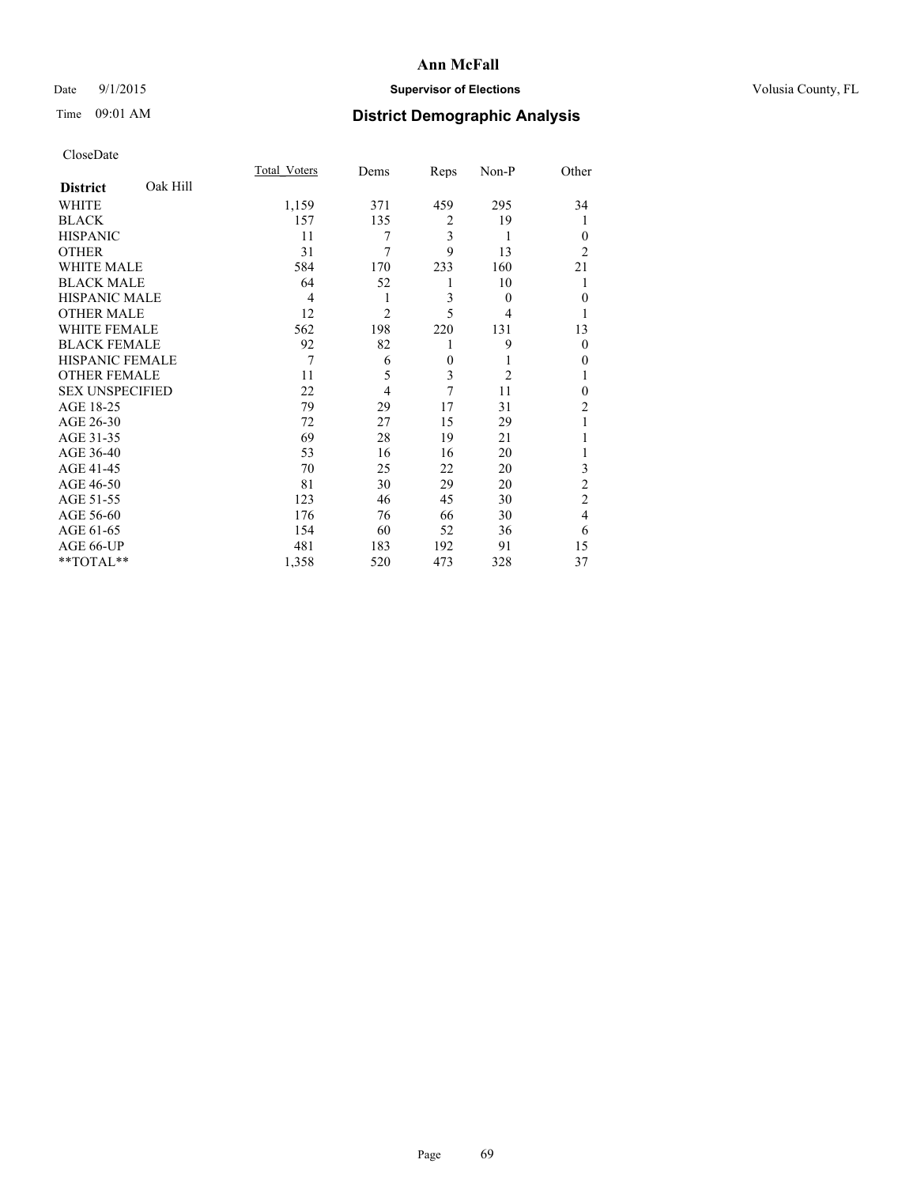**Ann McFall**

Date 9/1/2015 **Supervisor of Elections** Volusia County, FL

Time 09:01 AM **District Demographic Analysis**

CloseDate

| **District** Oak Hill | Total_Voters | Dems | Reps | Non-P | Other |
|---|---|---|---|---|---|
| WHITE | 1,159 | 371 | 459 | 295 | 34 |
| BLACK | 157 | 135 | 2 | 19 | 1 |
| HISPANIC | 11 | 7 | 3 | 1 | 0 |
| OTHER | 31 | 7 | 9 | 13 | 2 |
| WHITE MALE | 584 | 170 | 233 | 160 | 21 |
| BLACK MALE | 64 | 52 | 1 | 10 | 1 |
| HISPANIC MALE | 4 | 1 | 3 | 0 | 0 |
| OTHER MALE | 12 | 2 | 5 | 4 | 1 |
| WHITE FEMALE | 562 | 198 | 220 | 131 | 13 |
| BLACK FEMALE | 92 | 82 | 1 | 9 | 0 |
| HISPANIC FEMALE | 7 | 6 | 0 | 1 | 0 |
| OTHER FEMALE | 11 | 5 | 3 | 2 | 1 |
| SEX UNSPECIFIED | 22 | 4 | 7 | 11 | 0 |
| AGE 18-25 | 79 | 29 | 17 | 31 | 2 |
| AGE 26-30 | 72 | 27 | 15 | 29 | 1 |
| AGE 31-35 | 69 | 28 | 19 | 21 | 1 |
| AGE 36-40 | 53 | 16 | 16 | 20 | 1 |
| AGE 41-45 | 70 | 25 | 22 | 20 | 3 |
| AGE 46-50 | 81 | 30 | 29 | 20 | 2 |
| AGE 51-55 | 123 | 46 | 45 | 30 | 2 |
| AGE 56-60 | 176 | 76 | 66 | 30 | 4 |
| AGE 61-65 | 154 | 60 | 52 | 36 | 6 |
| AGE 66-UP | 481 | 183 | 192 | 91 | 15 |
| **TOTAL** | 1,358 | 520 | 473 | 328 | 37 |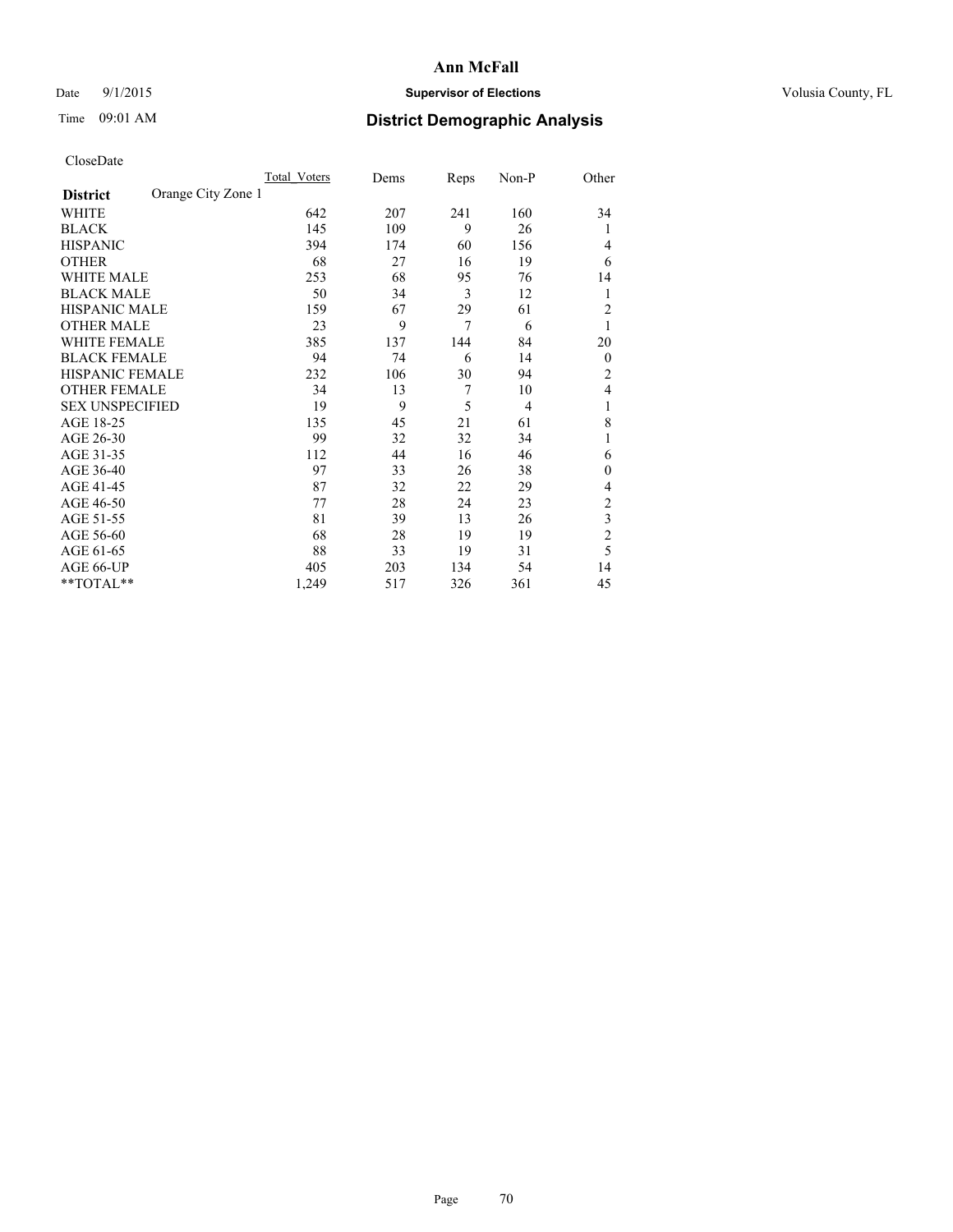**Ann McFall**

Date 9/1/2015 **Supervisor of Elections** Volusia County, FL

Time 09:01 AM **District Demographic Analysis**

CloseDate

| **District** Orange City Zone 1 | Total_Voters | Dems | Reps | Non-P | Other |
|---|---|---|---|---|---|
| WHITE | 642 | 207 | 241 | 160 | 34 |
| BLACK | 145 | 109 | 9 | 26 | 1 |
| HISPANIC | 394 | 174 | 60 | 156 | 4 |
| OTHER | 68 | 27 | 16 | 19 | 6 |
| WHITE MALE | 253 | 68 | 95 | 76 | 14 |
| BLACK MALE | 50 | 34 | 3 | 12 | 1 |
| HISPANIC MALE | 159 | 67 | 29 | 61 | 2 |
| OTHER MALE | 23 | 9 | 7 | 6 | 1 |
| WHITE FEMALE | 385 | 137 | 144 | 84 | 20 |
| BLACK FEMALE | 94 | 74 | 6 | 14 | 0 |
| HISPANIC FEMALE | 232 | 106 | 30 | 94 | 2 |
| OTHER FEMALE | 34 | 13 | 7 | 10 | 4 |
| SEX UNSPECIFIED | 19 | 9 | 5 | 4 | 1 |
| AGE 18-25 | 135 | 45 | 21 | 61 | 8 |
| AGE 26-30 | 99 | 32 | 32 | 34 | 1 |
| AGE 31-35 | 112 | 44 | 16 | 46 | 6 |
| AGE 36-40 | 97 | 33 | 26 | 38 | 0 |
| AGE 41-45 | 87 | 32 | 22 | 29 | 4 |
| AGE 46-50 | 77 | 28 | 24 | 23 | 2 |
| AGE 51-55 | 81 | 39 | 13 | 26 | 3 |
| AGE 56-60 | 68 | 28 | 19 | 19 | 2 |
| AGE 61-65 | 88 | 33 | 19 | 31 | 5 |
| AGE 66-UP | 405 | 203 | 134 | 54 | 14 |
| **TOTAL** | 1,249 | 517 | 326 | 361 | 45 |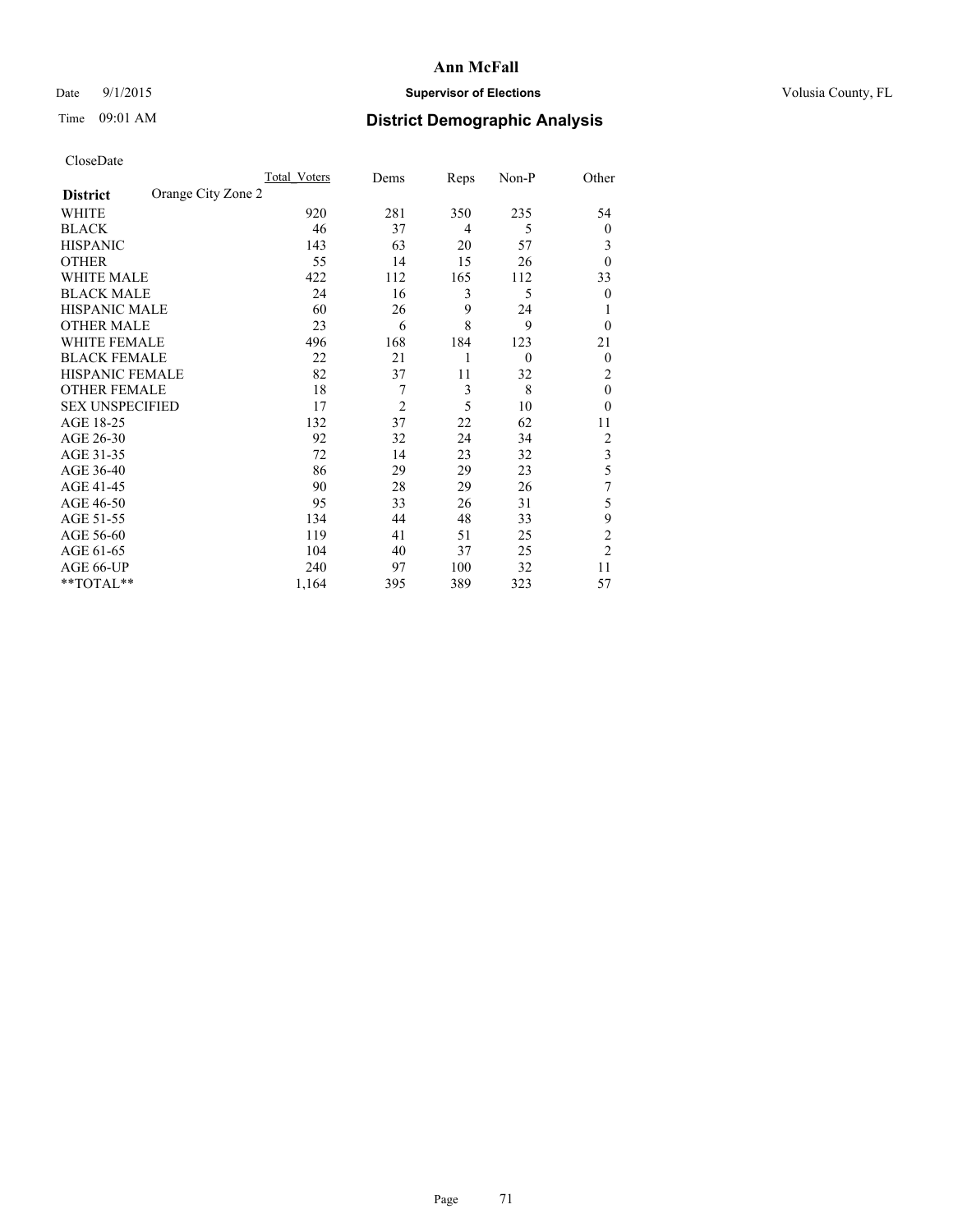CloseDate

| | Total_Voters | Dems | Reps | Non-P | Other |
|---|---|---|---|---|---|
| **District** Orange City Zone 2 | | | | | |
| WHITE | 920 | 281 | 350 | 235 | 54 |
| BLACK | 46 | 37 | 4 | 5 | 0 |
| HISPANIC | 143 | 63 | 20 | 57 | 3 |
| OTHER | 55 | 14 | 15 | 26 | 0 |
| WHITE MALE | 422 | 112 | 165 | 112 | 33 |
| BLACK MALE | 24 | 16 | 3 | 5 | 0 |
| HISPANIC MALE | 60 | 26 | 9 | 24 | 1 |
| OTHER MALE | 23 | 6 | 8 | 9 | 0 |
| WHITE FEMALE | 496 | 168 | 184 | 123 | 21 |
| BLACK FEMALE | 22 | 21 | 1 | 0 | 0 |
| HISPANIC FEMALE | 82 | 37 | 11 | 32 | 2 |
| OTHER FEMALE | 18 | 7 | 3 | 8 | 0 |
| SEX UNSPECIFIED | 17 | 2 | 5 | 10 | 0 |
| AGE 18-25 | 132 | 37 | 22 | 62 | 11 |
| AGE 26-30 | 92 | 32 | 24 | 34 | 2 |
| AGE 31-35 | 72 | 14 | 23 | 32 | 3 |
| AGE 36-40 | 86 | 29 | 29 | 23 | 5 |
| AGE 41-45 | 90 | 28 | 29 | 26 | 7 |
| AGE 46-50 | 95 | 33 | 26 | 31 | 5 |
| AGE 51-55 | 134 | 44 | 48 | 33 | 9 |
| AGE 56-60 | 119 | 41 | 51 | 25 | 2 |
| AGE 61-65 | 104 | 40 | 37 | 25 | 2 |
| AGE 66-UP | 240 | 97 | 100 | 32 | 11 |
| **TOTAL** | 1,164 | 395 | 389 | 323 | 57 |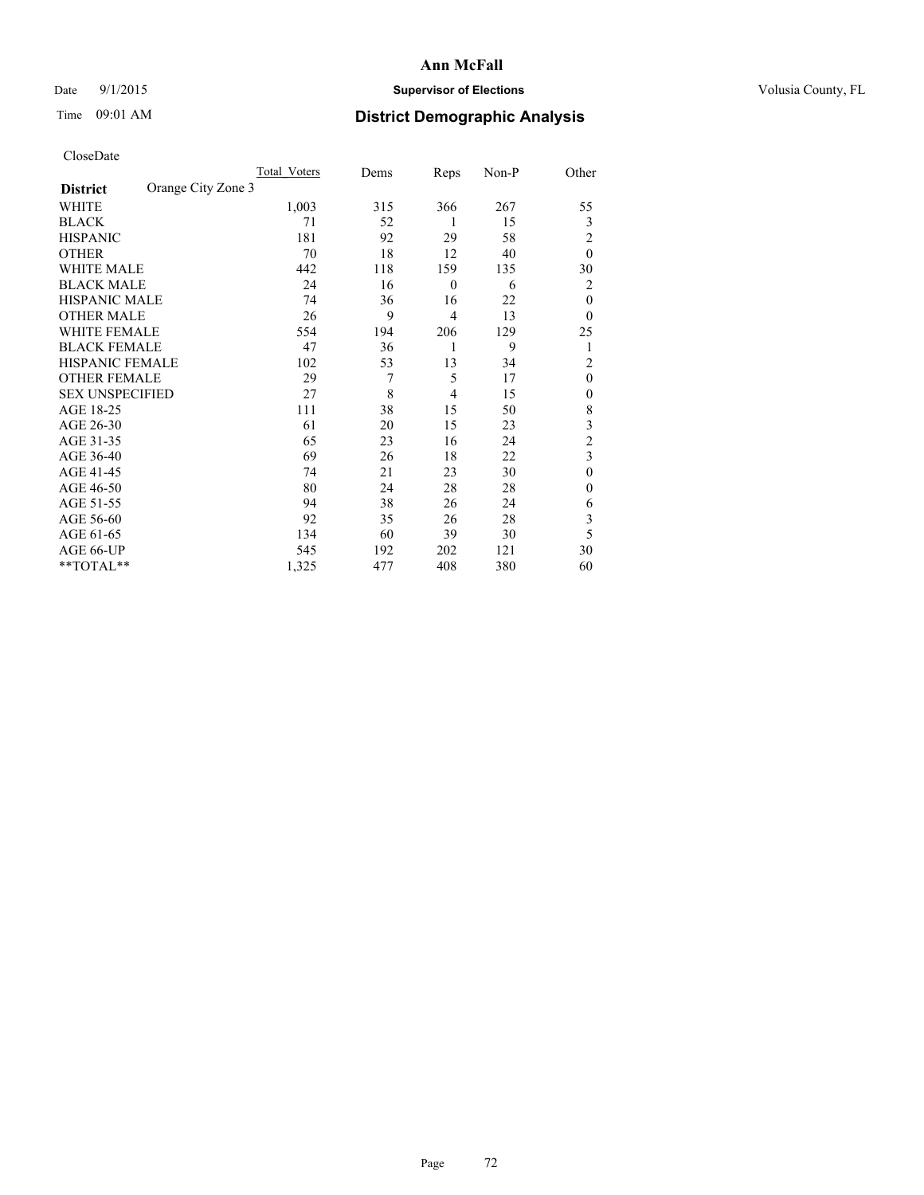CloseDate

| District | Orange City Zone 3 | Total_Voters | Dems | Reps | Non-P | Other |
|---|---|---|---|---|---|---|
| WHITE | | 1,003 | 315 | 366 | 267 | 55 |
| BLACK | | 71 | 52 | 1 | 15 | 3 |
| HISPANIC | | 181 | 92 | 29 | 58 | 2 |
| OTHER | | 70 | 18 | 12 | 40 | 0 |
| WHITE MALE | | 442 | 118 | 159 | 135 | 30 |
| BLACK MALE | | 24 | 16 | 0 | 6 | 2 |
| HISPANIC MALE | | 74 | 36 | 16 | 22 | 0 |
| OTHER MALE | | 26 | 9 | 4 | 13 | 0 |
| WHITE FEMALE | | 554 | 194 | 206 | 129 | 25 |
| BLACK FEMALE | | 47 | 36 | 1 | 9 | 1 |
| HISPANIC FEMALE | | 102 | 53 | 13 | 34 | 2 |
| OTHER FEMALE | | 29 | 7 | 5 | 17 | 0 |
| SEX UNSPECIFIED | | 27 | 8 | 4 | 15 | 0 |
| AGE 18-25 | | 111 | 38 | 15 | 50 | 8 |
| AGE 26-30 | | 61 | 20 | 15 | 23 | 3 |
| AGE 31-35 | | 65 | 23 | 16 | 24 | 2 |
| AGE 36-40 | | 69 | 26 | 18 | 22 | 3 |
| AGE 41-45 | | 74 | 21 | 23 | 30 | 0 |
| AGE 46-50 | | 80 | 24 | 28 | 28 | 0 |
| AGE 51-55 | | 94 | 38 | 26 | 24 | 6 |
| AGE 56-60 | | 92 | 35 | 26 | 28 | 3 |
| AGE 61-65 | | 134 | 60 | 39 | 30 | 5 |
| AGE 66-UP | | 545 | 192 | 202 | 121 | 30 |
| **TOTAL** | | 1,325 | 477 | 408 | 380 | 60 |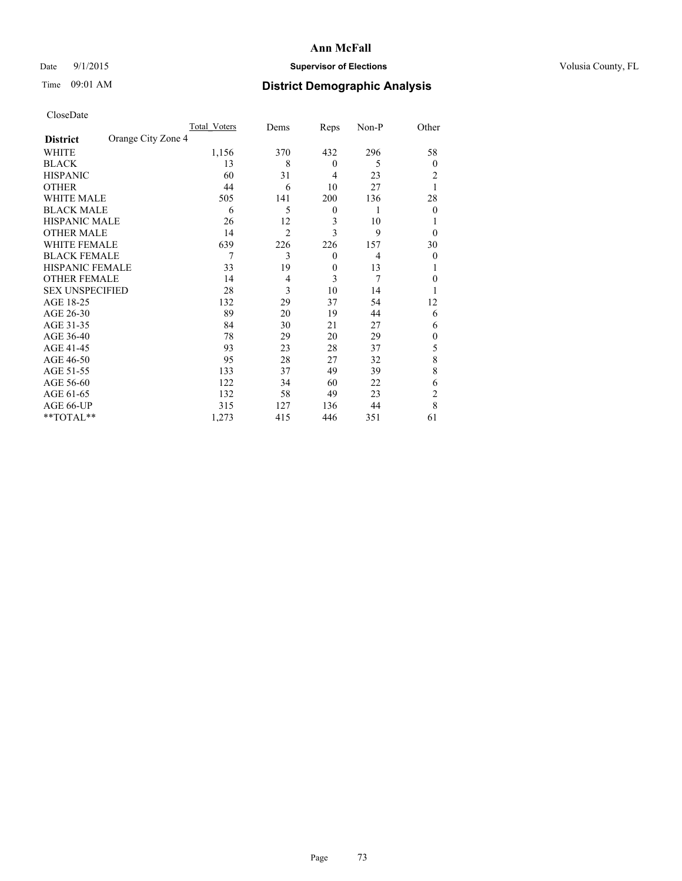# Ann McFall

Date 9/1/2015 **Supervisor of Elections** Volusia County, FL

Time 09:01 AM **District Demographic Analysis**

CloseDate

| | Total_Voters | Dems | Reps | Non-P | Other |
|---|---|---|---|---|---|
| **District** Orange City Zone 4 | | | | | |
| WHITE | 1,156 | 370 | 432 | 296 | 58 |
| BLACK | 13 | 8 | 0 | 5 | 0 |
| HISPANIC | 60 | 31 | 4 | 23 | 2 |
| OTHER | 44 | 6 | 10 | 27 | 1 |
| WHITE MALE | 505 | 141 | 200 | 136 | 28 |
| BLACK MALE | 6 | 5 | 0 | 1 | 0 |
| HISPANIC MALE | 26 | 12 | 3 | 10 | 1 |
| OTHER MALE | 14 | 2 | 3 | 9 | 0 |
| WHITE FEMALE | 639 | 226 | 226 | 157 | 30 |
| BLACK FEMALE | 7 | 3 | 0 | 4 | 0 |
| HISPANIC FEMALE | 33 | 19 | 0 | 13 | 1 |
| OTHER FEMALE | 14 | 4 | 3 | 7 | 0 |
| SEX UNSPECIFIED | 28 | 3 | 10 | 14 | 1 |
| AGE 18-25 | 132 | 29 | 37 | 54 | 12 |
| AGE 26-30 | 89 | 20 | 19 | 44 | 6 |
| AGE 31-35 | 84 | 30 | 21 | 27 | 6 |
| AGE 36-40 | 78 | 29 | 20 | 29 | 0 |
| AGE 41-45 | 93 | 23 | 28 | 37 | 5 |
| AGE 46-50 | 95 | 28 | 27 | 32 | 8 |
| AGE 51-55 | 133 | 37 | 49 | 39 | 8 |
| AGE 56-60 | 122 | 34 | 60 | 22 | 6 |
| AGE 61-65 | 132 | 58 | 49 | 23 | 2 |
| AGE 66-UP | 315 | 127 | 136 | 44 | 8 |
| **TOTAL** | 1,273 | 415 | 446 | 351 | 61 |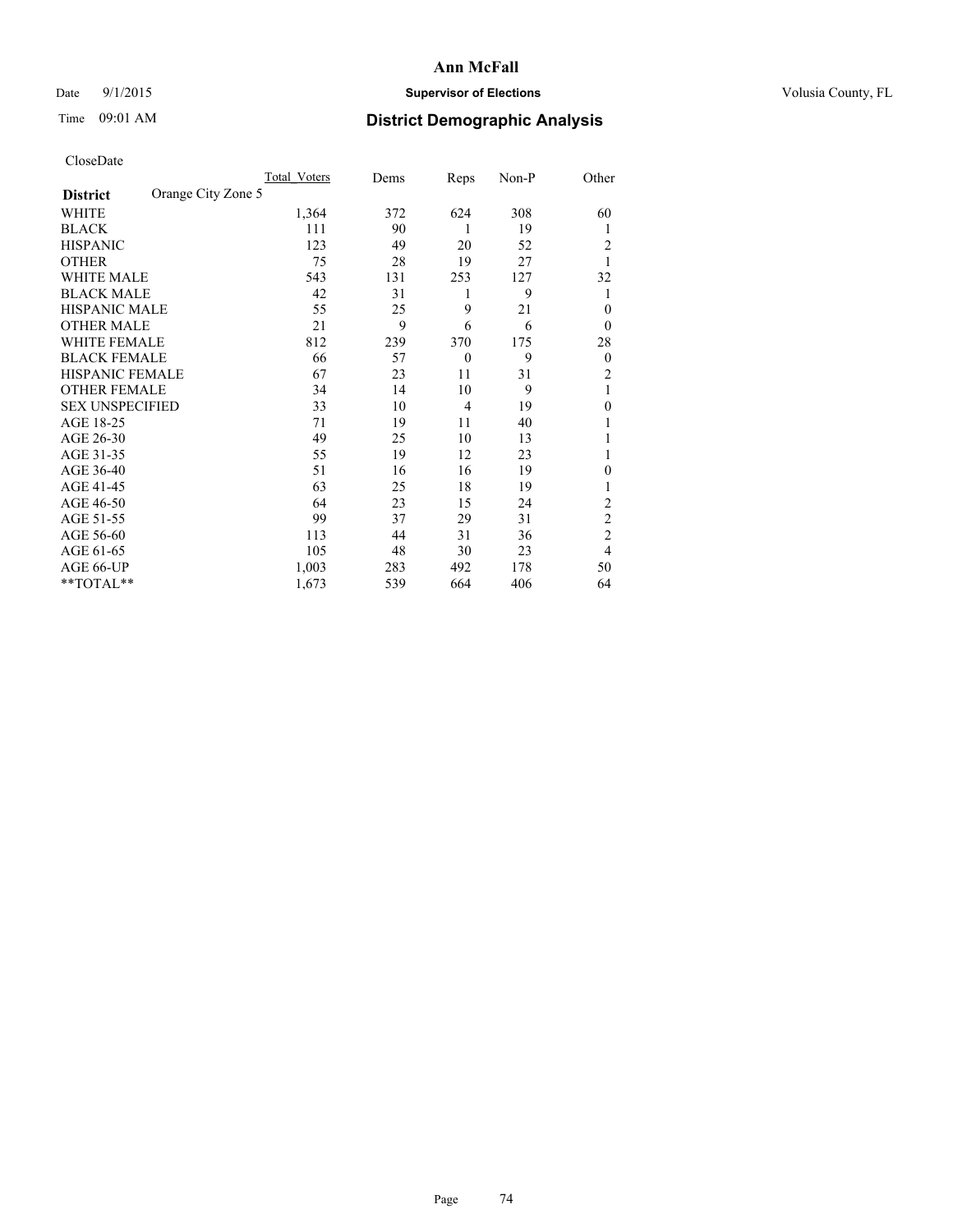# Ann McFall

Date 9/1/2015 **Supervisor of Elections** Volusia County, FL

Time 09:01 AM **District Demographic Analysis**

CloseDate

| **District** Orange City Zone 5 | Total Voters | Dems | Reps | Non-P | Other |
|---|---|---|---|---|---|
| WHITE | 1,364 | 372 | 624 | 308 | 60 |
| BLACK | 111 | 90 | 1 | 19 | 1 |
| HISPANIC | 123 | 49 | 20 | 52 | 2 |
| OTHER | 75 | 28 | 19 | 27 | 1 |
| WHITE MALE | 543 | 131 | 253 | 127 | 32 |
| BLACK MALE | 42 | 31 | 1 | 9 | 1 |
| HISPANIC MALE | 55 | 25 | 9 | 21 | 0 |
| OTHER MALE | 21 | 9 | 6 | 6 | 0 |
| WHITE FEMALE | 812 | 239 | 370 | 175 | 28 |
| BLACK FEMALE | 66 | 57 | 0 | 9 | 0 |
| HISPANIC FEMALE | 67 | 23 | 11 | 31 | 2 |
| OTHER FEMALE | 34 | 14 | 10 | 9 | 1 |
| SEX UNSPECIFIED | 33 | 10 | 4 | 19 | 0 |
| AGE 18-25 | 71 | 19 | 11 | 40 | 1 |
| AGE 26-30 | 49 | 25 | 10 | 13 | 1 |
| AGE 31-35 | 55 | 19 | 12 | 23 | 1 |
| AGE 36-40 | 51 | 16 | 16 | 19 | 0 |
| AGE 41-45 | 63 | 25 | 18 | 19 | 1 |
| AGE 46-50 | 64 | 23 | 15 | 24 | 2 |
| AGE 51-55 | 99 | 37 | 29 | 31 | 2 |
| AGE 56-60 | 113 | 44 | 31 | 36 | 2 |
| AGE 61-65 | 105 | 48 | 30 | 23 | 4 |
| AGE 66-UP | 1,003 | 283 | 492 | 178 | 50 |
| **TOTAL** | 1,673 | 539 | 664 | 406 | 64 |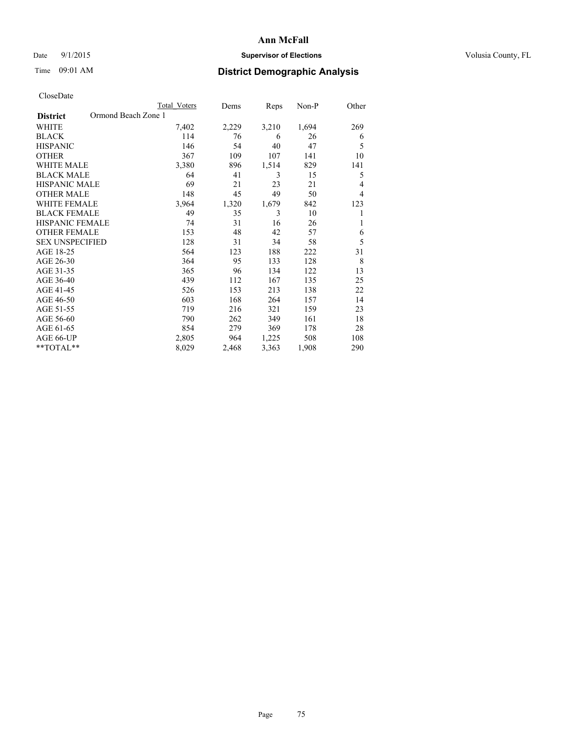# Ann McFall

Date 9/1/2015 **Supervisor of Elections** Volusia County, FL

Time 09:01 AM

## District Demographic Analysis

CloseDate

| **District** Ormond Beach Zone 1 | Total Voters | Dems | Reps | Non-P | Other |
|---|---|---|---|---|---|
| WHITE | 7,402 | 2,229 | 3,210 | 1,694 | 269 |
| BLACK | 114 | 76 | 6 | 26 | 6 |
| HISPANIC | 146 | 54 | 40 | 47 | 5 |
| OTHER | 367 | 109 | 107 | 141 | 10 |
| WHITE MALE | 3,380 | 896 | 1,514 | 829 | 141 |
| BLACK MALE | 64 | 41 | 3 | 15 | 5 |
| HISPANIC MALE | 69 | 21 | 23 | 21 | 4 |
| OTHER MALE | 148 | 45 | 49 | 50 | 4 |
| WHITE FEMALE | 3,964 | 1,320 | 1,679 | 842 | 123 |
| BLACK FEMALE | 49 | 35 | 3 | 10 | 1 |
| HISPANIC FEMALE | 74 | 31 | 16 | 26 | 1 |
| OTHER FEMALE | 153 | 48 | 42 | 57 | 6 |
| SEX UNSPECIFIED | 128 | 31 | 34 | 58 | 5 |
| AGE 18-25 | 564 | 123 | 188 | 222 | 31 |
| AGE 26-30 | 364 | 95 | 133 | 128 | 8 |
| AGE 31-35 | 365 | 96 | 134 | 122 | 13 |
| AGE 36-40 | 439 | 112 | 167 | 135 | 25 |
| AGE 41-45 | 526 | 153 | 213 | 138 | 22 |
| AGE 46-50 | 603 | 168 | 264 | 157 | 14 |
| AGE 51-55 | 719 | 216 | 321 | 159 | 23 |
| AGE 56-60 | 790 | 262 | 349 | 161 | 18 |
| AGE 61-65 | 854 | 279 | 369 | 178 | 28 |
| AGE 66-UP | 2,805 | 964 | 1,225 | 508 | 108 |
| **TOTAL** | 8,029 | 2,468 | 3,363 | 1,908 | 290 |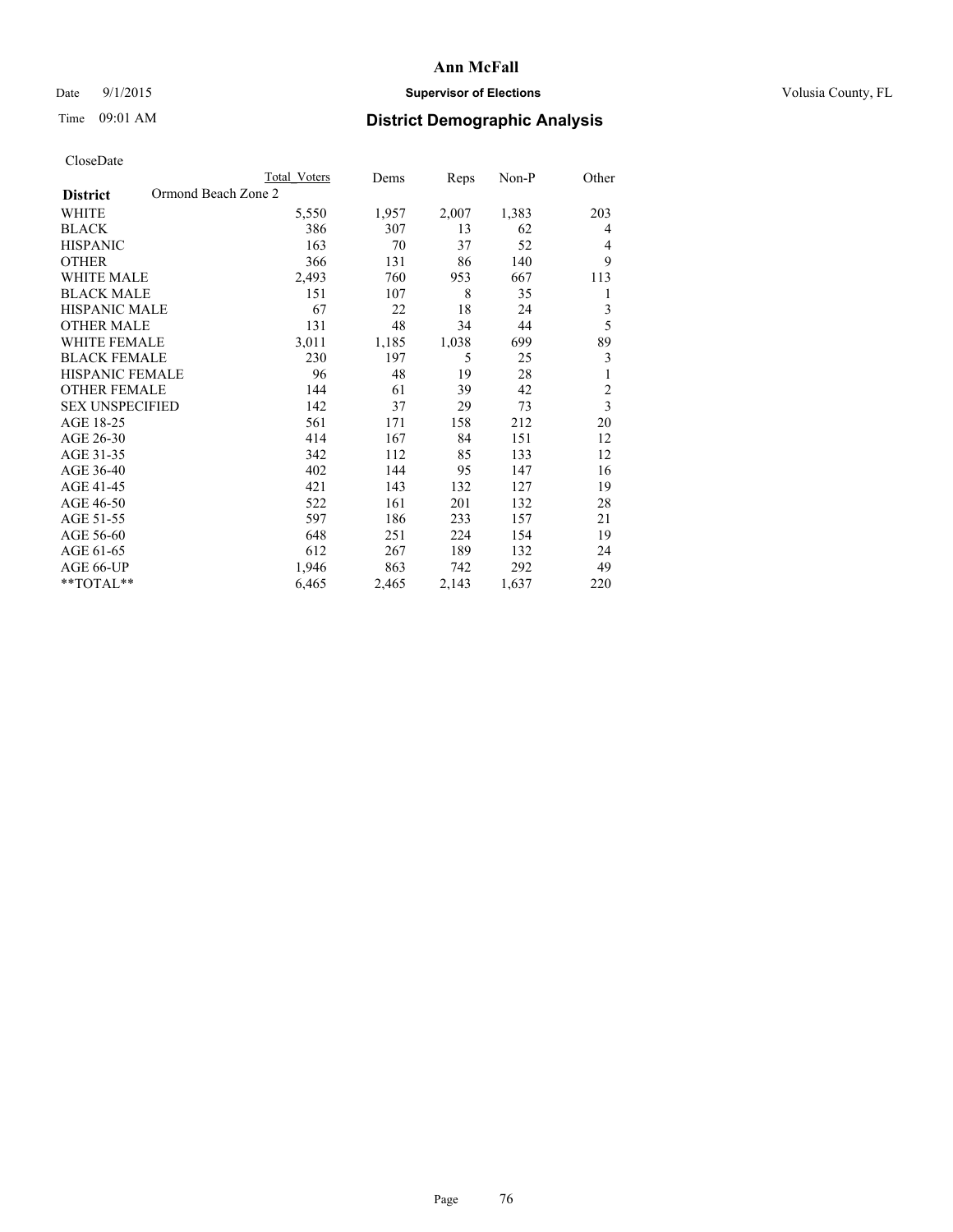**Ann McFall**

Date 9/1/2015 **Supervisor of Elections** Volusia County, FL

Time 09:01 AM **District Demographic Analysis**

CloseDate

| **District** Ormond Beach Zone 2 | Total Voters | Dems | Reps | Non-P | Other |
|---|---|---|---|---|---|
| WHITE | 5,550 | 1,957 | 2,007 | 1,383 | 203 |
| BLACK | 386 | 307 | 13 | 62 | 4 |
| HISPANIC | 163 | 70 | 37 | 52 | 4 |
| OTHER | 366 | 131 | 86 | 140 | 9 |
| WHITE MALE | 2,493 | 760 | 953 | 667 | 113 |
| BLACK MALE | 151 | 107 | 8 | 35 | 1 |
| HISPANIC MALE | 67 | 22 | 18 | 24 | 3 |
| OTHER MALE | 131 | 48 | 34 | 44 | 5 |
| WHITE FEMALE | 3,011 | 1,185 | 1,038 | 699 | 89 |
| BLACK FEMALE | 230 | 197 | 5 | 25 | 3 |
| HISPANIC FEMALE | 96 | 48 | 19 | 28 | 1 |
| OTHER FEMALE | 144 | 61 | 39 | 42 | 2 |
| SEX UNSPECIFIED | 142 | 37 | 29 | 73 | 3 |
| AGE 18-25 | 561 | 171 | 158 | 212 | 20 |
| AGE 26-30 | 414 | 167 | 84 | 151 | 12 |
| AGE 31-35 | 342 | 112 | 85 | 133 | 12 |
| AGE 36-40 | 402 | 144 | 95 | 147 | 16 |
| AGE 41-45 | 421 | 143 | 132 | 127 | 19 |
| AGE 46-50 | 522 | 161 | 201 | 132 | 28 |
| AGE 51-55 | 597 | 186 | 233 | 157 | 21 |
| AGE 56-60 | 648 | 251 | 224 | 154 | 19 |
| AGE 61-65 | 612 | 267 | 189 | 132 | 24 |
| AGE 66-UP | 1,946 | 863 | 742 | 292 | 49 |
| **TOTAL** | 6,465 | 2,465 | 2,143 | 1,637 | 220 |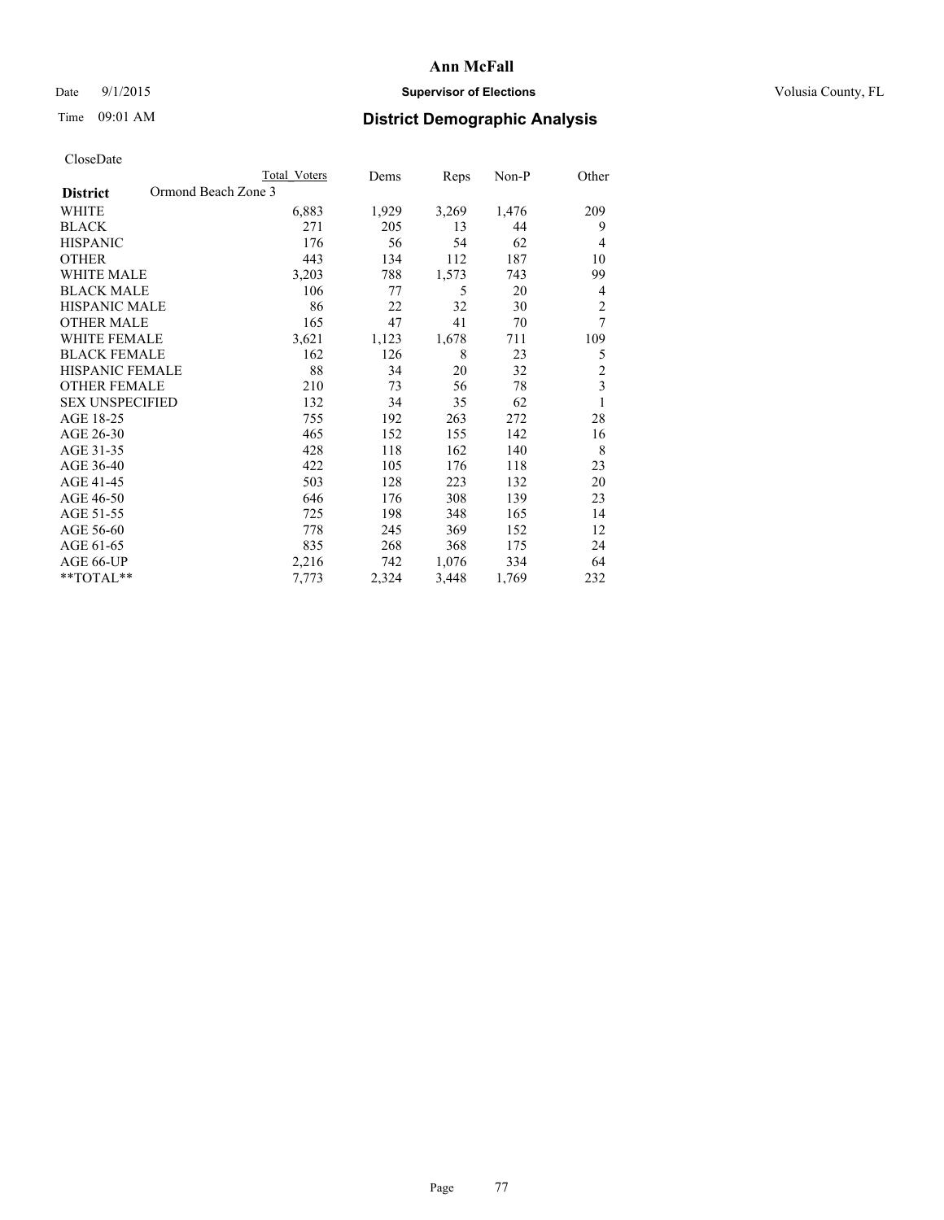# Ann McFall

Date 9/1/2015 **Supervisor of Elections** Volusia County, FL

Time 09:01 AM **District Demographic Analysis**

CloseDate

| | Total Voters | Dems | Reps | Non-P | Other |
|---|---|---|---|---|---|
| **District** Ormond Beach Zone 3 | | | | | |
| WHITE | 6,883 | 1,929 | 3,269 | 1,476 | 209 |
| BLACK | 271 | 205 | 13 | 44 | 9 |
| HISPANIC | 176 | 56 | 54 | 62 | 4 |
| OTHER | 443 | 134 | 112 | 187 | 10 |
| WHITE MALE | 3,203 | 788 | 1,573 | 743 | 99 |
| BLACK MALE | 106 | 77 | 5 | 20 | 4 |
| HISPANIC MALE | 86 | 22 | 32 | 30 | 2 |
| OTHER MALE | 165 | 47 | 41 | 70 | 7 |
| WHITE FEMALE | 3,621 | 1,123 | 1,678 | 711 | 109 |
| BLACK FEMALE | 162 | 126 | 8 | 23 | 5 |
| HISPANIC FEMALE | 88 | 34 | 20 | 32 | 2 |
| OTHER FEMALE | 210 | 73 | 56 | 78 | 3 |
| SEX UNSPECIFIED | 132 | 34 | 35 | 62 | 1 |
| AGE 18-25 | 755 | 192 | 263 | 272 | 28 |
| AGE 26-30 | 465 | 152 | 155 | 142 | 16 |
| AGE 31-35 | 428 | 118 | 162 | 140 | 8 |
| AGE 36-40 | 422 | 105 | 176 | 118 | 23 |
| AGE 41-45 | 503 | 128 | 223 | 132 | 20 |
| AGE 46-50 | 646 | 176 | 308 | 139 | 23 |
| AGE 51-55 | 725 | 198 | 348 | 165 | 14 |
| AGE 56-60 | 778 | 245 | 369 | 152 | 12 |
| AGE 61-65 | 835 | 268 | 368 | 175 | 24 |
| AGE 66-UP | 2,216 | 742 | 1,076 | 334 | 64 |
| **TOTAL** | 7,773 | 2,324 | 3,448 | 1,769 | 232 |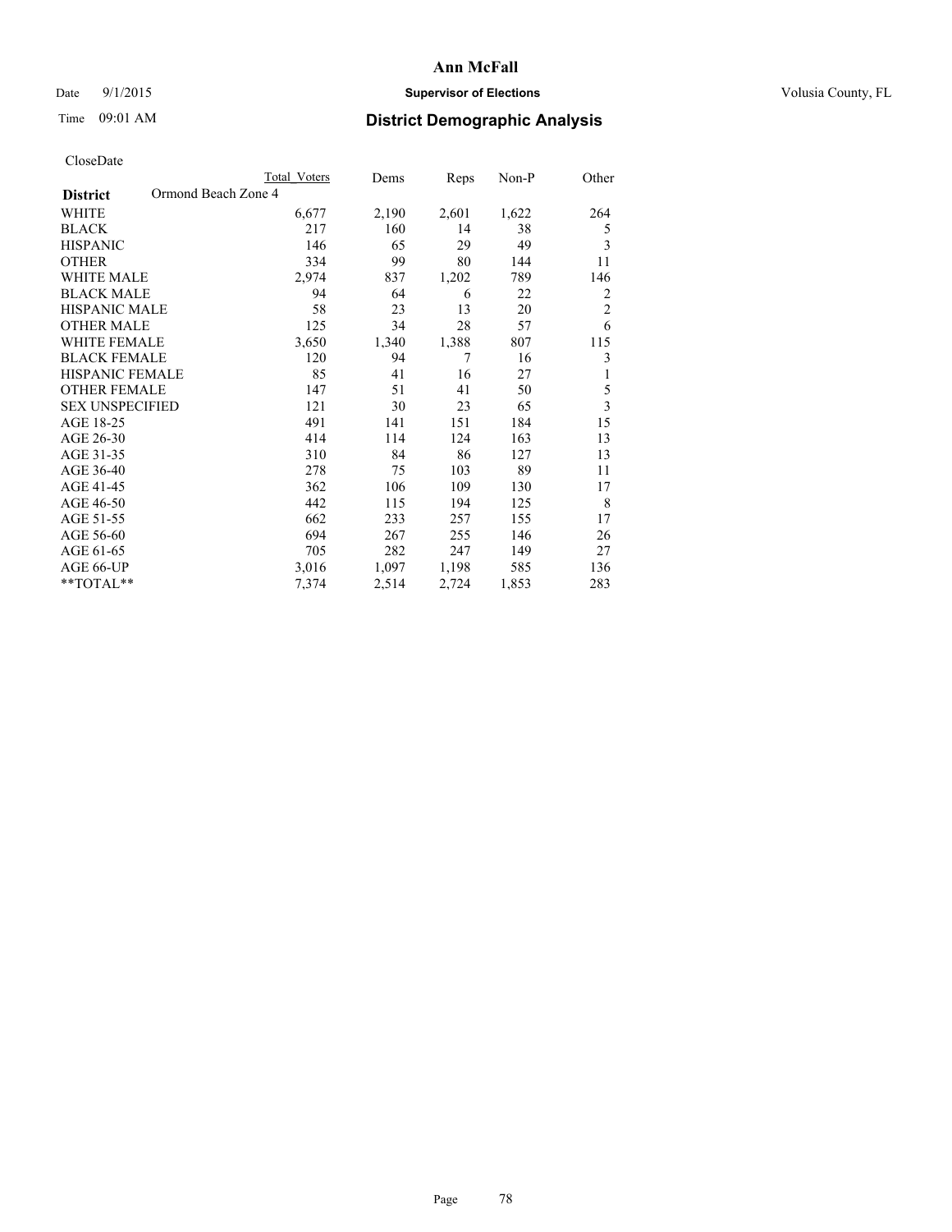# Ann McFall

Date 9/1/2015 **Supervisor of Elections** Volusia County, FL

Time 09:01 AM

## District Demographic Analysis

CloseDate

| District | Ormond Beach Zone 4 | Total Voters | Dems | Reps | Non-P | Other |
|---|---|---|---|---|---|---|
| WHITE | | 6,677 | 2,190 | 2,601 | 1,622 | 264 |
| BLACK | | 217 | 160 | 14 | 38 | 5 |
| HISPANIC | | 146 | 65 | 29 | 49 | 3 |
| OTHER | | 334 | 99 | 80 | 144 | 11 |
| WHITE MALE | | 2,974 | 837 | 1,202 | 789 | 146 |
| BLACK MALE | | 94 | 64 | 6 | 22 | 2 |
| HISPANIC MALE | | 58 | 23 | 13 | 20 | 2 |
| OTHER MALE | | 125 | 34 | 28 | 57 | 6 |
| WHITE FEMALE | | 3,650 | 1,340 | 1,388 | 807 | 115 |
| BLACK FEMALE | | 120 | 94 | 7 | 16 | 3 |
| HISPANIC FEMALE | | 85 | 41 | 16 | 27 | 1 |
| OTHER FEMALE | | 147 | 51 | 41 | 50 | 5 |
| SEX UNSPECIFIED | | 121 | 30 | 23 | 65 | 3 |
| AGE 18-25 | | 491 | 141 | 151 | 184 | 15 |
| AGE 26-30 | | 414 | 114 | 124 | 163 | 13 |
| AGE 31-35 | | 310 | 84 | 86 | 127 | 13 |
| AGE 36-40 | | 278 | 75 | 103 | 89 | 11 |
| AGE 41-45 | | 362 | 106 | 109 | 130 | 17 |
| AGE 46-50 | | 442 | 115 | 194 | 125 | 8 |
| AGE 51-55 | | 662 | 233 | 257 | 155 | 17 |
| AGE 56-60 | | 694 | 267 | 255 | 146 | 26 |
| AGE 61-65 | | 705 | 282 | 247 | 149 | 27 |
| AGE 66-UP | | 3,016 | 1,097 | 1,198 | 585 | 136 |
| **TOTAL** | | 7,374 | 2,514 | 2,724 | 1,853 | 283 |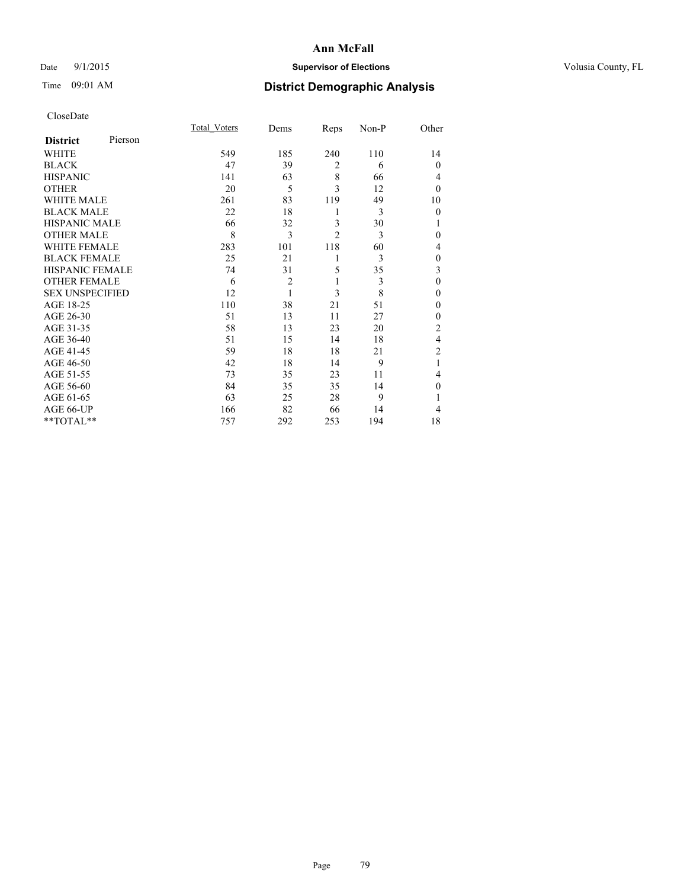# Ann McFall

Date 9/1/2015 **Supervisor of Elections** Volusia County, FL

Time 09:01 AM **District Demographic Analysis**

CloseDate

| **District** Pierson | Total_Voters | Dems | Reps | Non-P | Other |
|---|---|---|---|---|---|
| WHITE | 549 | 185 | 240 | 110 | 14 |
| BLACK | 47 | 39 | 2 | 6 | 0 |
| HISPANIC | 141 | 63 | 8 | 66 | 4 |
| OTHER | 20 | 5 | 3 | 12 | 0 |
| WHITE MALE | 261 | 83 | 119 | 49 | 10 |
| BLACK MALE | 22 | 18 | 1 | 3 | 0 |
| HISPANIC MALE | 66 | 32 | 3 | 30 | 1 |
| OTHER MALE | 8 | 3 | 2 | 3 | 0 |
| WHITE FEMALE | 283 | 101 | 118 | 60 | 4 |
| BLACK FEMALE | 25 | 21 | 1 | 3 | 0 |
| HISPANIC FEMALE | 74 | 31 | 5 | 35 | 3 |
| OTHER FEMALE | 6 | 2 | 1 | 3 | 0 |
| SEX UNSPECIFIED | 12 | 1 | 3 | 8 | 0 |
| AGE 18-25 | 110 | 38 | 21 | 51 | 0 |
| AGE 26-30 | 51 | 13 | 11 | 27 | 0 |
| AGE 31-35 | 58 | 13 | 23 | 20 | 2 |
| AGE 36-40 | 51 | 15 | 14 | 18 | 4 |
| AGE 41-45 | 59 | 18 | 18 | 21 | 2 |
| AGE 46-50 | 42 | 18 | 14 | 9 | 1 |
| AGE 51-55 | 73 | 35 | 23 | 11 | 4 |
| AGE 56-60 | 84 | 35 | 35 | 14 | 0 |
| AGE 61-65 | 63 | 25 | 28 | 9 | 1 |
| AGE 66-UP | 166 | 82 | 66 | 14 | 4 |
| **TOTAL** | 757 | 292 | 253 | 194 | 18 |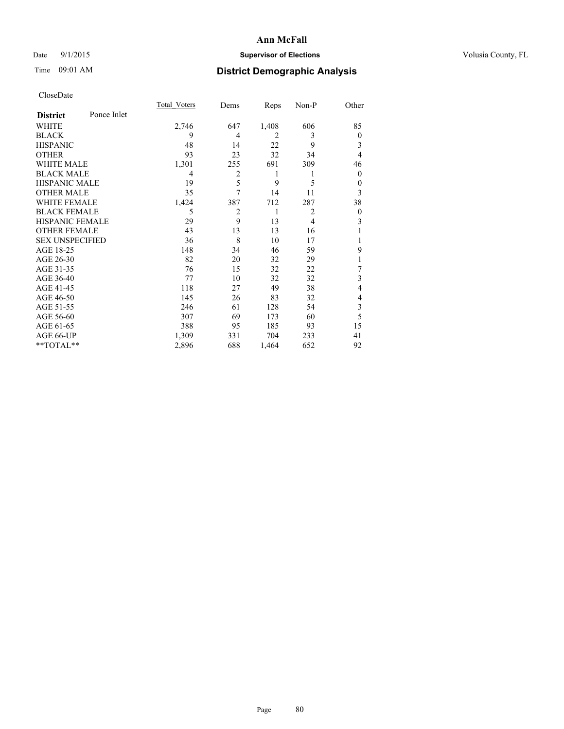# Ann McFall

Date 9/1/2015 **Supervisor of Elections** Volusia County, FL

Time 09:01 AM **District Demographic Analysis**

CloseDate

| **District** Ponce Inlet | Total_Voters | Dems | Reps | Non-P | Other |
|---|---|---|---|---|---|
| WHITE | 2,746 | 647 | 1,408 | 606 | 85 |
| BLACK | 9 | 4 | 2 | 3 | 0 |
| HISPANIC | 48 | 14 | 22 | 9 | 3 |
| OTHER | 93 | 23 | 32 | 34 | 4 |
| WHITE MALE | 1,301 | 255 | 691 | 309 | 46 |
| BLACK MALE | 4 | 2 | 1 | 1 | 0 |
| HISPANIC MALE | 19 | 5 | 9 | 5 | 0 |
| OTHER MALE | 35 | 7 | 14 | 11 | 3 |
| WHITE FEMALE | 1,424 | 387 | 712 | 287 | 38 |
| BLACK FEMALE | 5 | 2 | 1 | 2 | 0 |
| HISPANIC FEMALE | 29 | 9 | 13 | 4 | 3 |
| OTHER FEMALE | 43 | 13 | 13 | 16 | 1 |
| SEX UNSPECIFIED | 36 | 8 | 10 | 17 | 1 |
| AGE 18-25 | 148 | 34 | 46 | 59 | 9 |
| AGE 26-30 | 82 | 20 | 32 | 29 | 1 |
| AGE 31-35 | 76 | 15 | 32 | 22 | 7 |
| AGE 36-40 | 77 | 10 | 32 | 32 | 3 |
| AGE 41-45 | 118 | 27 | 49 | 38 | 4 |
| AGE 46-50 | 145 | 26 | 83 | 32 | 4 |
| AGE 51-55 | 246 | 61 | 128 | 54 | 3 |
| AGE 56-60 | 307 | 69 | 173 | 60 | 5 |
| AGE 61-65 | 388 | 95 | 185 | 93 | 15 |
| AGE 66-UP | 1,309 | 331 | 704 | 233 | 41 |
| **TOTAL** | 2,896 | 688 | 1,464 | 652 | 92 |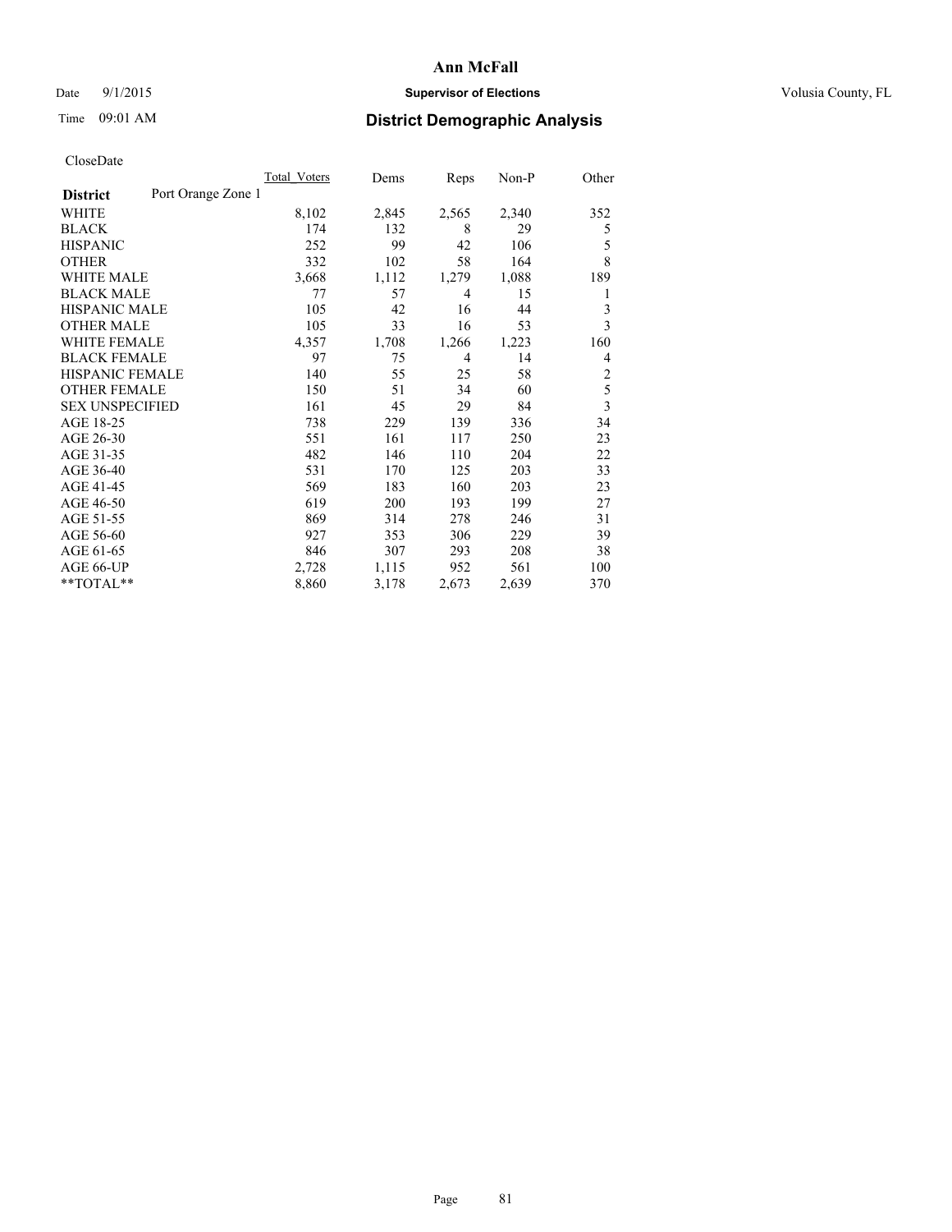CloseDate

| District | Port Orange Zone 1 | Total_Voters | Dems | Reps | Non-P | Other |
|---|---|---|---|---|---|---|
| WHITE | | 8,102 | 2,845 | 2,565 | 2,340 | 352 |
| BLACK | | 174 | 132 | 8 | 29 | 5 |
| HISPANIC | | 252 | 99 | 42 | 106 | 5 |
| OTHER | | 332 | 102 | 58 | 164 | 8 |
| WHITE MALE | | 3,668 | 1,112 | 1,279 | 1,088 | 189 |
| BLACK MALE | | 77 | 57 | 4 | 15 | 1 |
| HISPANIC MALE | | 105 | 42 | 16 | 44 | 3 |
| OTHER MALE | | 105 | 33 | 16 | 53 | 3 |
| WHITE FEMALE | | 4,357 | 1,708 | 1,266 | 1,223 | 160 |
| BLACK FEMALE | | 97 | 75 | 4 | 14 | 4 |
| HISPANIC FEMALE | | 140 | 55 | 25 | 58 | 2 |
| OTHER FEMALE | | 150 | 51 | 34 | 60 | 5 |
| SEX UNSPECIFIED | | 161 | 45 | 29 | 84 | 3 |
| AGE 18-25 | | 738 | 229 | 139 | 336 | 34 |
| AGE 26-30 | | 551 | 161 | 117 | 250 | 23 |
| AGE 31-35 | | 482 | 146 | 110 | 204 | 22 |
| AGE 36-40 | | 531 | 170 | 125 | 203 | 33 |
| AGE 41-45 | | 569 | 183 | 160 | 203 | 23 |
| AGE 46-50 | | 619 | 200 | 193 | 199 | 27 |
| AGE 51-55 | | 869 | 314 | 278 | 246 | 31 |
| AGE 56-60 | | 927 | 353 | 306 | 229 | 39 |
| AGE 61-65 | | 846 | 307 | 293 | 208 | 38 |
| AGE 66-UP | | 2,728 | 1,115 | 952 | 561 | 100 |
| **TOTAL** | | 8,860 | 3,178 | 2,673 | 2,639 | 370 |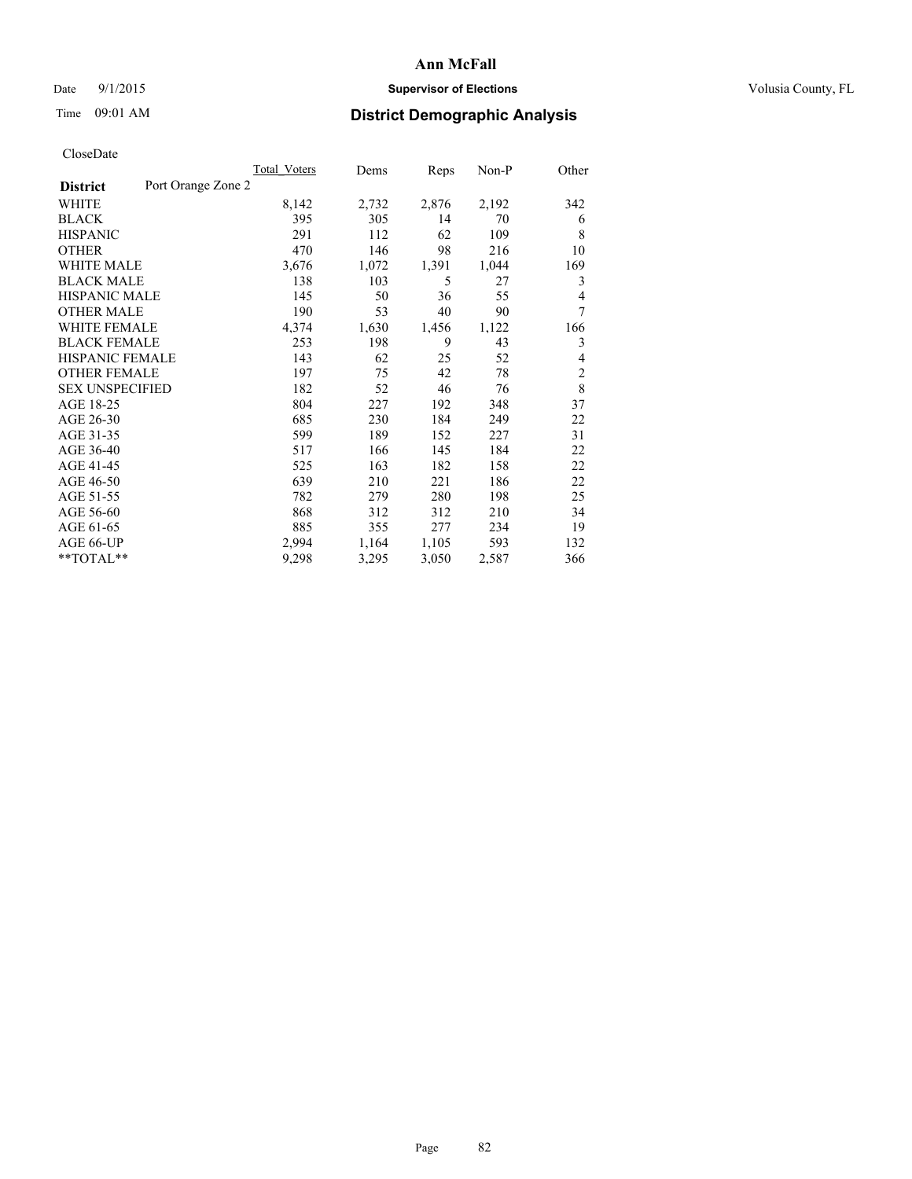**Ann McFall**

Date 9/1/2015 **Supervisor of Elections** Volusia County, FL

Time 09:01 AM **District Demographic Analysis**

CloseDate

| **District** Port Orange Zone 2 | Total Voters | Dems | Reps | Non-P | Other |
|---|---|---|---|---|---|
| WHITE | 8,142 | 2,732 | 2,876 | 2,192 | 342 |
| BLACK | 395 | 305 | 14 | 70 | 6 |
| HISPANIC | 291 | 112 | 62 | 109 | 8 |
| OTHER | 470 | 146 | 98 | 216 | 10 |
| WHITE MALE | 3,676 | 1,072 | 1,391 | 1,044 | 169 |
| BLACK MALE | 138 | 103 | 5 | 27 | 3 |
| HISPANIC MALE | 145 | 50 | 36 | 55 | 4 |
| OTHER MALE | 190 | 53 | 40 | 90 | 7 |
| WHITE FEMALE | 4,374 | 1,630 | 1,456 | 1,122 | 166 |
| BLACK FEMALE | 253 | 198 | 9 | 43 | 3 |
| HISPANIC FEMALE | 143 | 62 | 25 | 52 | 4 |
| OTHER FEMALE | 197 | 75 | 42 | 78 | 2 |
| SEX UNSPECIFIED | 182 | 52 | 46 | 76 | 8 |
| AGE 18-25 | 804 | 227 | 192 | 348 | 37 |
| AGE 26-30 | 685 | 230 | 184 | 249 | 22 |
| AGE 31-35 | 599 | 189 | 152 | 227 | 31 |
| AGE 36-40 | 517 | 166 | 145 | 184 | 22 |
| AGE 41-45 | 525 | 163 | 182 | 158 | 22 |
| AGE 46-50 | 639 | 210 | 221 | 186 | 22 |
| AGE 51-55 | 782 | 279 | 280 | 198 | 25 |
| AGE 56-60 | 868 | 312 | 312 | 210 | 34 |
| AGE 61-65 | 885 | 355 | 277 | 234 | 19 |
| AGE 66-UP | 2,994 | 1,164 | 1,105 | 593 | 132 |
| **TOTAL** | 9,298 | 3,295 | 3,050 | 2,587 | 366 |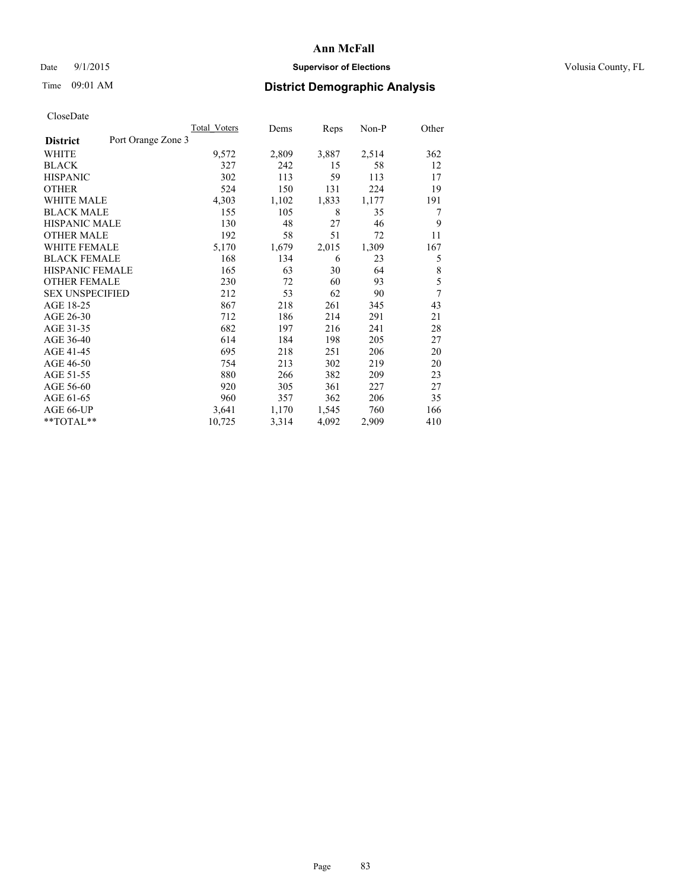# Ann McFall

Date 9/1/2015 **Supervisor of Elections** Volusia County, FL

Time 09:01 AM **District Demographic Analysis**

CloseDate

| **District** Port Orange Zone 3 | Total Voters | Dems | Reps | Non-P | Other |
|---|---|---|---|---|---|
| WHITE | 9,572 | 2,809 | 3,887 | 2,514 | 362 |
| BLACK | 327 | 242 | 15 | 58 | 12 |
| HISPANIC | 302 | 113 | 59 | 113 | 17 |
| OTHER | 524 | 150 | 131 | 224 | 19 |
| WHITE MALE | 4,303 | 1,102 | 1,833 | 1,177 | 191 |
| BLACK MALE | 155 | 105 | 8 | 35 | 7 |
| HISPANIC MALE | 130 | 48 | 27 | 46 | 9 |
| OTHER MALE | 192 | 58 | 51 | 72 | 11 |
| WHITE FEMALE | 5,170 | 1,679 | 2,015 | 1,309 | 167 |
| BLACK FEMALE | 168 | 134 | 6 | 23 | 5 |
| HISPANIC FEMALE | 165 | 63 | 30 | 64 | 8 |
| OTHER FEMALE | 230 | 72 | 60 | 93 | 5 |
| SEX UNSPECIFIED | 212 | 53 | 62 | 90 | 7 |
| AGE 18-25 | 867 | 218 | 261 | 345 | 43 |
| AGE 26-30 | 712 | 186 | 214 | 291 | 21 |
| AGE 31-35 | 682 | 197 | 216 | 241 | 28 |
| AGE 36-40 | 614 | 184 | 198 | 205 | 27 |
| AGE 41-45 | 695 | 218 | 251 | 206 | 20 |
| AGE 46-50 | 754 | 213 | 302 | 219 | 20 |
| AGE 51-55 | 880 | 266 | 382 | 209 | 23 |
| AGE 56-60 | 920 | 305 | 361 | 227 | 27 |
| AGE 61-65 | 960 | 357 | 362 | 206 | 35 |
| AGE 66-UP | 3,641 | 1,170 | 1,545 | 760 | 166 |
| **TOTAL** | 10,725 | 3,314 | 4,092 | 2,909 | 410 |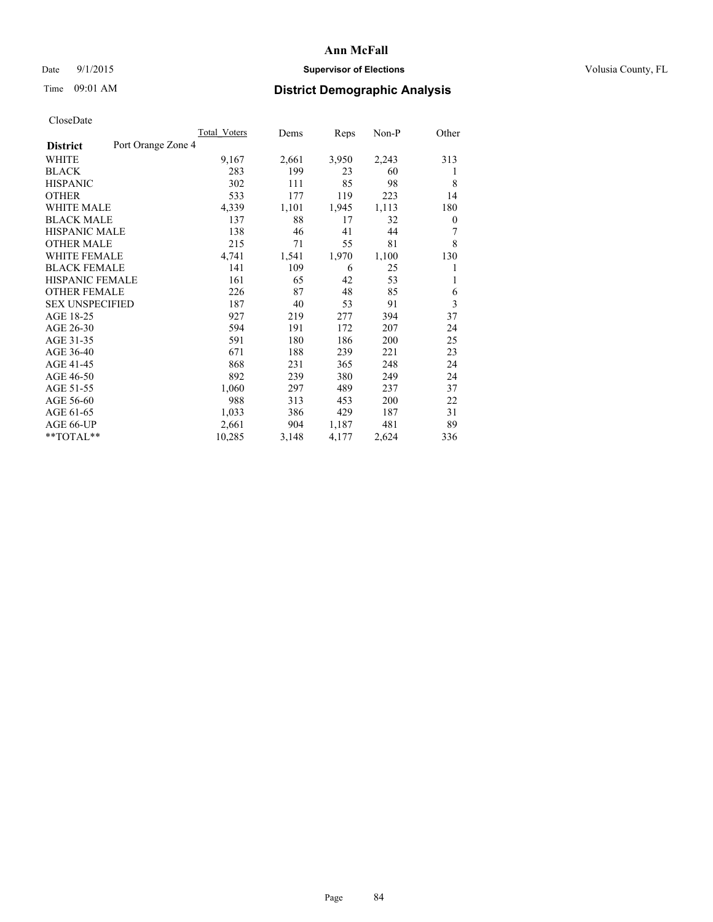# Ann McFall

Date 9/1/2015 **Supervisor of Elections** Volusia County, FL

Time 09:01 AM **District Demographic Analysis**

CloseDate

| District | Port Orange Zone 4 | Total_Voters | Dems | Reps | Non-P | Other |
|---|---|---|---|---|---|---|
| WHITE | | 9,167 | 2,661 | 3,950 | 2,243 | 313 |
| BLACK | | 283 | 199 | 23 | 60 | 1 |
| HISPANIC | | 302 | 111 | 85 | 98 | 8 |
| OTHER | | 533 | 177 | 119 | 223 | 14 |
| WHITE MALE | | 4,339 | 1,101 | 1,945 | 1,113 | 180 |
| BLACK MALE | | 137 | 88 | 17 | 32 | 0 |
| HISPANIC MALE | | 138 | 46 | 41 | 44 | 7 |
| OTHER MALE | | 215 | 71 | 55 | 81 | 8 |
| WHITE FEMALE | | 4,741 | 1,541 | 1,970 | 1,100 | 130 |
| BLACK FEMALE | | 141 | 109 | 6 | 25 | 1 |
| HISPANIC FEMALE | | 161 | 65 | 42 | 53 | 1 |
| OTHER FEMALE | | 226 | 87 | 48 | 85 | 6 |
| SEX UNSPECIFIED | | 187 | 40 | 53 | 91 | 3 |
| AGE 18-25 | | 927 | 219 | 277 | 394 | 37 |
| AGE 26-30 | | 594 | 191 | 172 | 207 | 24 |
| AGE 31-35 | | 591 | 180 | 186 | 200 | 25 |
| AGE 36-40 | | 671 | 188 | 239 | 221 | 23 |
| AGE 41-45 | | 868 | 231 | 365 | 248 | 24 |
| AGE 46-50 | | 892 | 239 | 380 | 249 | 24 |
| AGE 51-55 | | 1,060 | 297 | 489 | 237 | 37 |
| AGE 56-60 | | 988 | 313 | 453 | 200 | 22 |
| AGE 61-65 | | 1,033 | 386 | 429 | 187 | 31 |
| AGE 66-UP | | 2,661 | 904 | 1,187 | 481 | 89 |
| **TOTAL** | | 10,285 | 3,148 | 4,177 | 2,624 | 336 |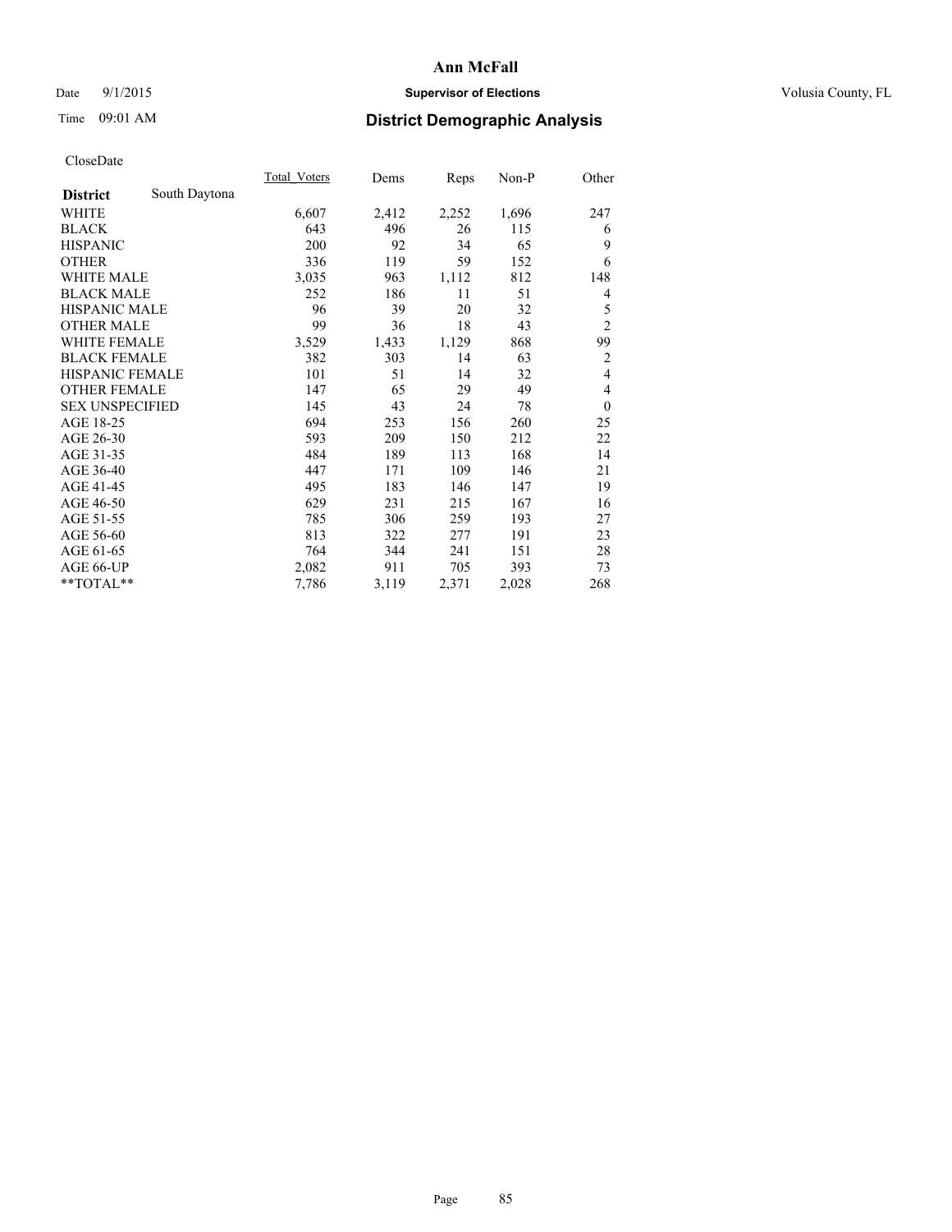# Ann McFall

Date 9/1/2015 **Supervisor of Elections** Volusia County, FL

Time 09:01 AM **District Demographic Analysis**

CloseDate

| | Total_Voters | Dems | Reps | Non-P | Other |
|---|---|---|---|---|---|
| **District** South Daytona | | | | | |
| WHITE | 6,607 | 2,412 | 2,252 | 1,696 | 247 |
| BLACK | 643 | 496 | 26 | 115 | 6 |
| HISPANIC | 200 | 92 | 34 | 65 | 9 |
| OTHER | 336 | 119 | 59 | 152 | 6 |
| WHITE MALE | 3,035 | 963 | 1,112 | 812 | 148 |
| BLACK MALE | 252 | 186 | 11 | 51 | 4 |
| HISPANIC MALE | 96 | 39 | 20 | 32 | 5 |
| OTHER MALE | 99 | 36 | 18 | 43 | 2 |
| WHITE FEMALE | 3,529 | 1,433 | 1,129 | 868 | 99 |
| BLACK FEMALE | 382 | 303 | 14 | 63 | 2 |
| HISPANIC FEMALE | 101 | 51 | 14 | 32 | 4 |
| OTHER FEMALE | 147 | 65 | 29 | 49 | 4 |
| SEX UNSPECIFIED | 145 | 43 | 24 | 78 | 0 |
| AGE 18-25 | 694 | 253 | 156 | 260 | 25 |
| AGE 26-30 | 593 | 209 | 150 | 212 | 22 |
| AGE 31-35 | 484 | 189 | 113 | 168 | 14 |
| AGE 36-40 | 447 | 171 | 109 | 146 | 21 |
| AGE 41-45 | 495 | 183 | 146 | 147 | 19 |
| AGE 46-50 | 629 | 231 | 215 | 167 | 16 |
| AGE 51-55 | 785 | 306 | 259 | 193 | 27 |
| AGE 56-60 | 813 | 322 | 277 | 191 | 23 |
| AGE 61-65 | 764 | 344 | 241 | 151 | 28 |
| AGE 66-UP | 2,082 | 911 | 705 | 393 | 73 |
| **TOTAL** | 7,786 | 3,119 | 2,371 | 2,028 | 268 |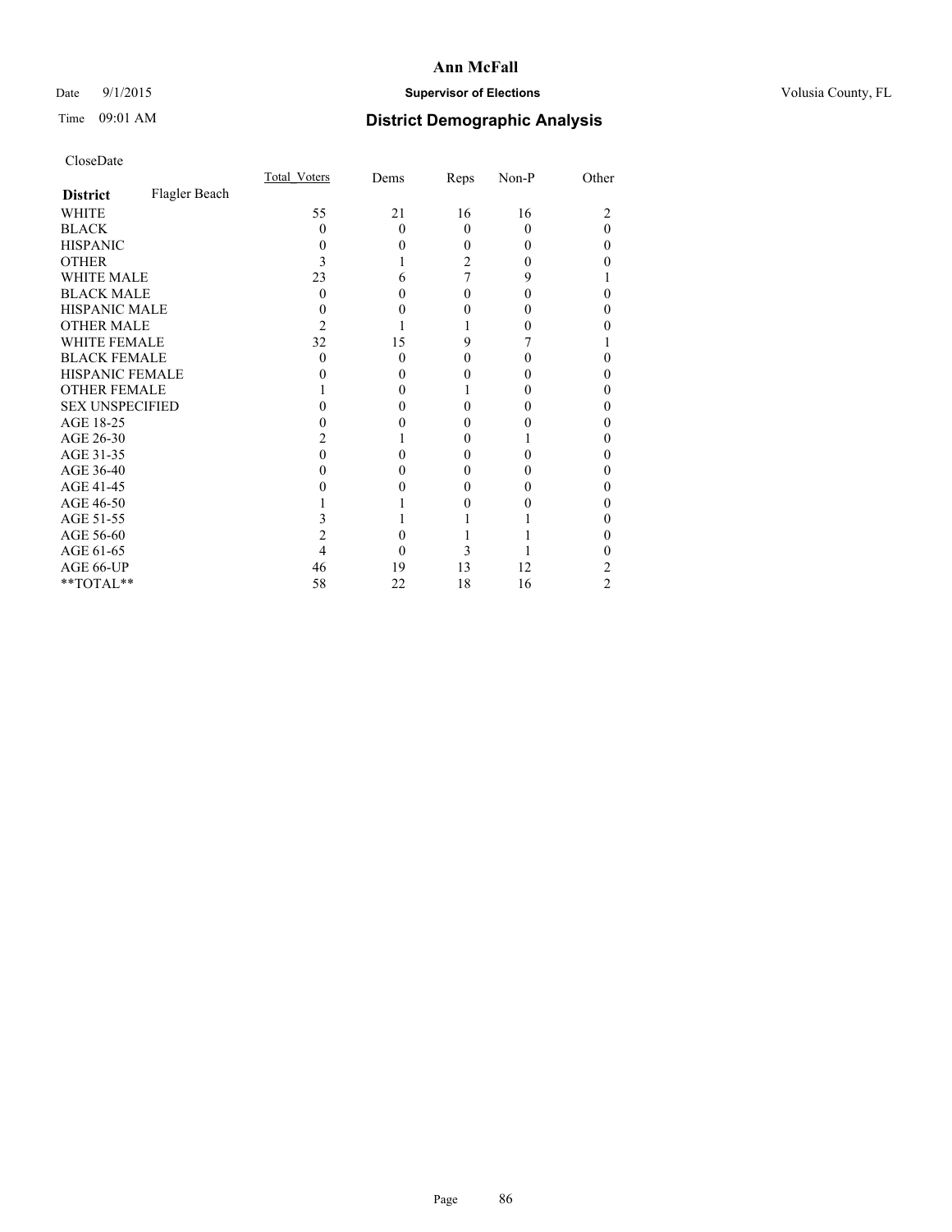# Ann McFall

Date 9/1/2015 **Supervisor of Elections** Volusia County, FL

Time 09:01 AM **District Demographic Analysis**

CloseDate

| | Total_Voters | Dems | Reps | Non-P | Other |
|---|---|---|---|---|---|
| **District** Flagler Beach | | | | | |
| WHITE | 55 | 21 | 16 | 16 | 2 |
| BLACK | 0 | 0 | 0 | 0 | 0 |
| HISPANIC | 0 | 0 | 0 | 0 | 0 |
| OTHER | 3 | 1 | 2 | 0 | 0 |
| WHITE MALE | 23 | 6 | 7 | 9 | 1 |
| BLACK MALE | 0 | 0 | 0 | 0 | 0 |
| HISPANIC MALE | 0 | 0 | 0 | 0 | 0 |
| OTHER MALE | 2 | 1 | 1 | 0 | 0 |
| WHITE FEMALE | 32 | 15 | 9 | 7 | 1 |
| BLACK FEMALE | 0 | 0 | 0 | 0 | 0 |
| HISPANIC FEMALE | 0 | 0 | 0 | 0 | 0 |
| OTHER FEMALE | 1 | 0 | 1 | 0 | 0 |
| SEX UNSPECIFIED | 0 | 0 | 0 | 0 | 0 |
| AGE 18-25 | 0 | 0 | 0 | 0 | 0 |
| AGE 26-30 | 2 | 1 | 0 | 1 | 0 |
| AGE 31-35 | 0 | 0 | 0 | 0 | 0 |
| AGE 36-40 | 0 | 0 | 0 | 0 | 0 |
| AGE 41-45 | 0 | 0 | 0 | 0 | 0 |
| AGE 46-50 | 1 | 1 | 0 | 0 | 0 |
| AGE 51-55 | 3 | 1 | 1 | 1 | 0 |
| AGE 56-60 | 2 | 0 | 1 | 1 | 0 |
| AGE 61-65 | 4 | 0 | 3 | 1 | 0 |
| AGE 66-UP | 46 | 19 | 13 | 12 | 2 |
| **TOTAL** | 58 | 22 | 18 | 16 | 2 |